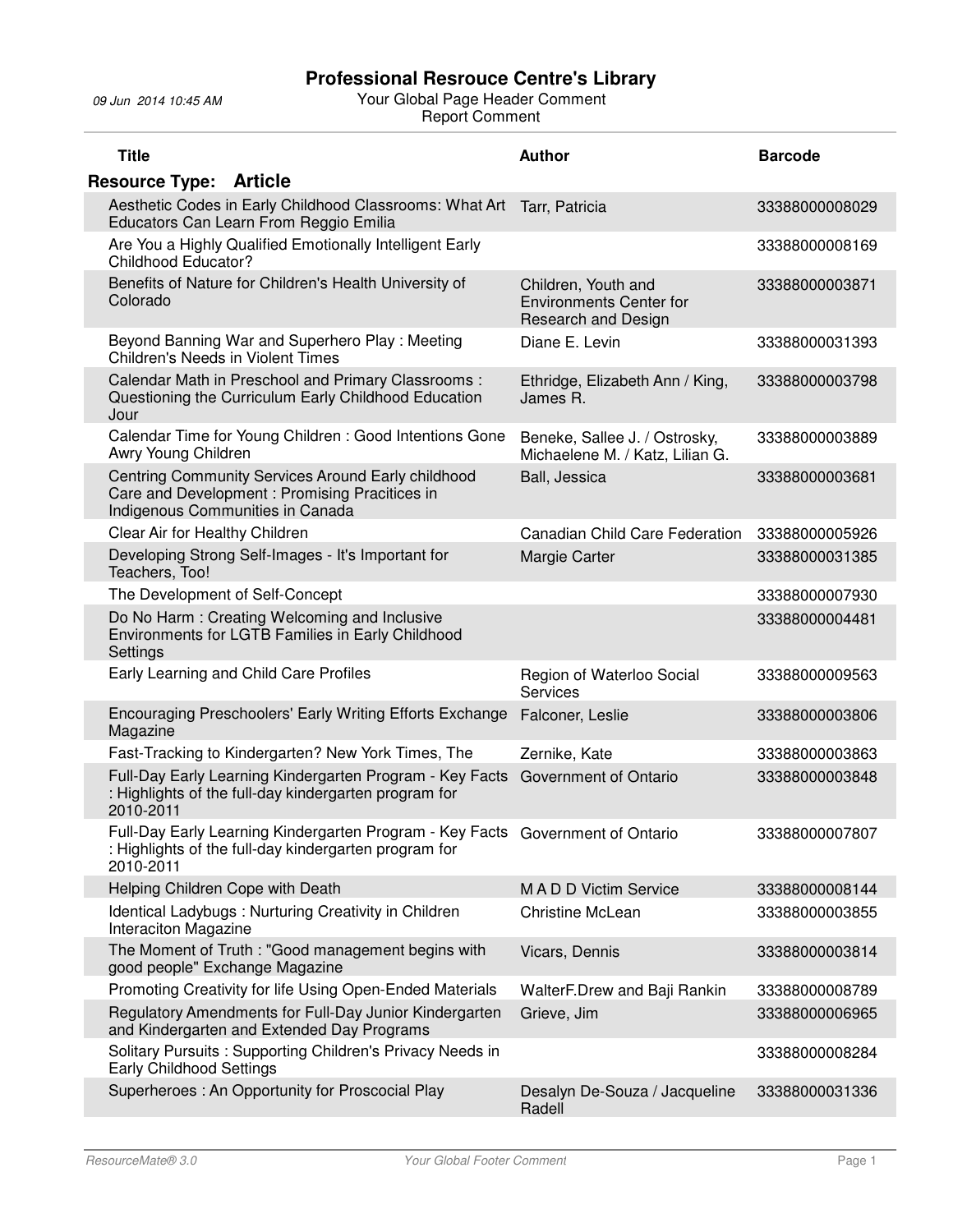# Professional Resrouce Centre's Library

09 Jun 2014 10:45 AM

Your Global Page Header Comment

Report Comment

## Resource Type: Article

| Title | Author | Barcode |
|---|---|---|
| Aesthetic Codes in Early Childhood Classrooms: What Art Educators Can Learn From Reggio Emilia | Tarr, Patricia | 33388000008029 |
| Are You a Highly Qualified Emotionally Intelligent Early Childhood Educator? | | 33388000008169 |
| Benefits of Nature for Children's Health University of Colorado | Children, Youth and Environments Center for Research and Design | 33388000003871 |
| Beyond Banning War and Superhero Play : Meeting Children's Needs in Violent Times | Diane E. Levin | 33388000031393 |
| Calendar Math in Preschool and Primary Classrooms : Questioning the Curriculum Early Childhood Education Jour | Ethridge, Elizabeth Ann / King, James R. | 33388000003798 |
| Calendar Time for Young Children : Good Intentions Gone Awry Young Children | Beneke, Sallee J. / Ostrosky, Michaelene M. / Katz, Lilian G. | 33388000003889 |
| Centring Community Services Around Early childhood Care and Development : Promising Pracitices in Indigenous Communities in Canada | Ball, Jessica | 33388000003681 |
| Clear Air for Healthy Children | Canadian Child Care Federation | 33388000005926 |
| Developing Strong Self-Images - It's Important for Teachers, Too! | Margie Carter | 33388000031385 |
| The Development of Self-Concept | | 33388000007930 |
| Do No Harm : Creating Welcoming and Inclusive Environments for LGTB Families in Early Childhood Settings | | 33388000004481 |
| Early Learning and Child Care Profiles | Region of Waterloo Social Services | 33388000009563 |
| Encouraging Preschoolers' Early Writing Efforts Exchange Magazine | Falconer, Leslie | 33388000003806 |
| Fast-Tracking to Kindergarten? New York Times, The | Zernike, Kate | 33388000003863 |
| Full-Day Early Learning Kindergarten Program - Key Facts : Highlights of the full-day kindergarten program for 2010-2011 | Government of Ontario | 33388000003848 |
| Full-Day Early Learning Kindergarten Program - Key Facts : Highlights of the full-day kindergarten program for 2010-2011 | Government of Ontario | 33388000007807 |
| Helping Children Cope with Death | M A D D Victim Service | 33388000008144 |
| Identical Ladybugs : Nurturing Creativity in Children Interaciton Magazine | Christine McLean | 33388000003855 |
| The Moment of Truth : "Good management begins with good people" Exchange Magazine | Vicars, Dennis | 33388000003814 |
| Promoting Creativity for life Using Open-Ended Materials | WalterF.Drew and Baji Rankin | 33388000008789 |
| Regulatory Amendments for Full-Day Junior Kindergarten and Kindergarten and Extended Day Programs | Grieve, Jim | 33388000006965 |
| Solitary Pursuits : Supporting Children's Privacy Needs in Early Childhood Settings | | 33388000008284 |
| Superheroes : An Opportunity for Proscocial Play | Desalyn De-Souza / Jacqueline Radell | 33388000031336 |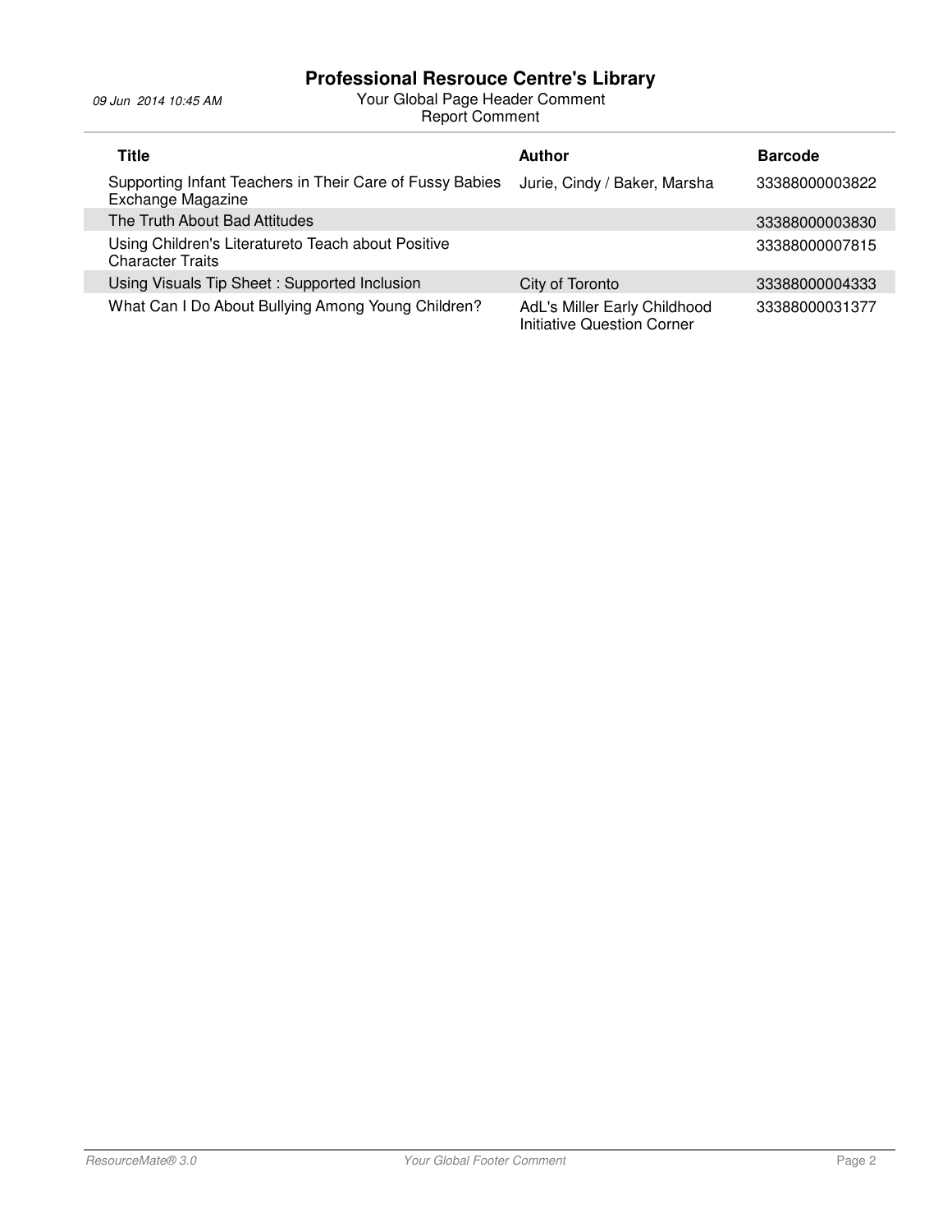# Professional Resrouce Centre's Library

*09 Jun 2014 10:45 AM*

Your Global Page Header Comment
Report Comment

| Title | Author | Barcode |
|---|---|---|
| Supporting Infant Teachers in Their Care of Fussy Babies Exchange Magazine | Jurie, Cindy / Baker, Marsha | 33388000003822 |
| The Truth About Bad Attitudes | | 33388000003830 |
| Using Children's Literatureto Teach about Positive Character Traits | | 33388000007815 |
| Using Visuals Tip Sheet : Supported Inclusion | City of Toronto | 33388000004333 |
| What Can I Do About Bullying Among Young Children? | AdL's Miller Early Childhood Initiative Question Corner | 33388000031377 |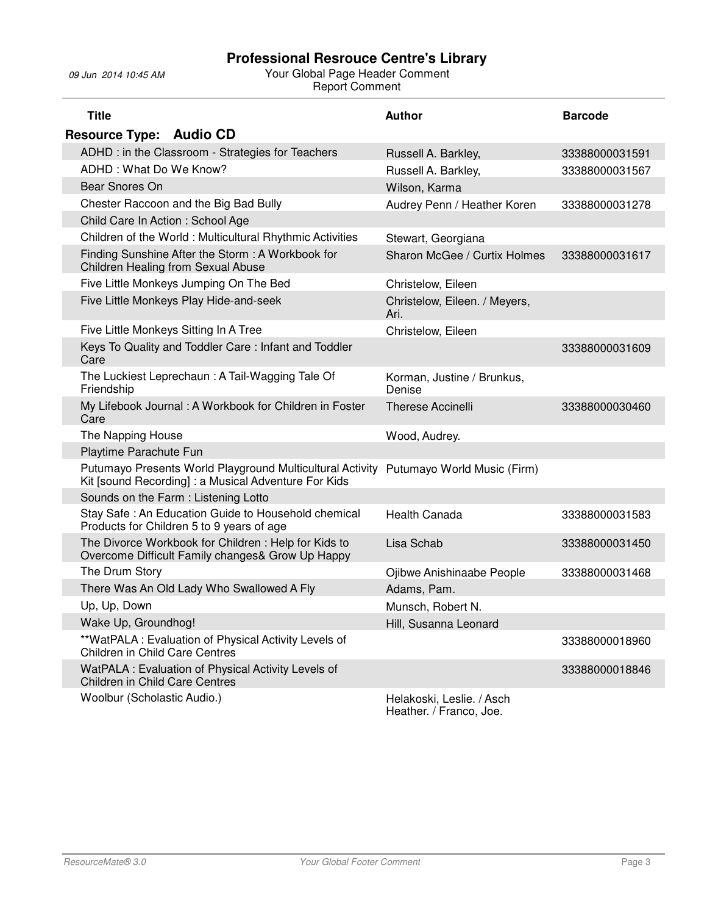# Professional Resrouce Centre's Library

09 Jun 2014 10:45 AM

Your Global Page Header Comment

Report Comment

## Resource Type: Audio CD

| Title | Author | Barcode |
|---|---|---|
| ADHD : in the Classroom - Strategies for Teachers | Russell A. Barkley, | 33388000031591 |
| ADHD : What Do We Know? | Russell A. Barkley, | 33388000031567 |
| Bear Snores On | Wilson, Karma | |
| Chester Raccoon and the Big Bad Bully | Audrey Penn / Heather Koren | 33388000031278 |
| Child Care In Action : School Age | | |
| Children of the World : Multicultural Rhythmic Activities | Stewart, Georgiana | |
| Finding Sunshine After the Storm : A Workbook for Children Healing from Sexual Abuse | Sharon McGee / Curtix Holmes | 33388000031617 |
| Five Little Monkeys Jumping On The Bed | Christelow, Eileen | |
| Five Little Monkeys Play Hide-and-seek | Christelow, Eileen. / Meyers, Ari. | |
| Five Little Monkeys Sitting In A Tree | Christelow, Eileen | |
| Keys To Quality and Toddler Care : Infant and Toddler Care | | 33388000031609 |
| The Luckiest Leprechaun : A Tail-Wagging Tale Of Friendship | Korman, Justine / Brunkus, Denise | |
| My Lifebook Journal : A Workbook for Children in Foster Care | Therese Accinelli | 33388000030460 |
| The Napping House | Wood, Audrey. | |
| Playtime Parachute Fun | | |
| Putumayo Presents World Playground Multicultural Activity Kit [sound Recording] : a Musical Adventure For Kids | Putumayo World Music (Firm) | |
| Sounds on the Farm : Listening Lotto | | |
| Stay Safe : An Education Guide to Household chemical Products for Children 5 to 9 years of age | Health Canada | 33388000031583 |
| The Divorce Workbook for Children : Help for Kids to Overcome Difficult Family changes& Grow Up Happy | Lisa Schab | 33388000031450 |
| The Drum Story | Ojibwe Anishinaabe People | 33388000031468 |
| There Was An Old Lady Who Swallowed A Fly | Adams, Pam. | |
| Up, Up, Down | Munsch, Robert N. | |
| Wake Up, Groundhog! | Hill, Susanna Leonard | |
| **WatPALA : Evaluation of Physical Activity Levels of Children in Child Care Centres | | 33388000018960 |
| WatPALA : Evaluation of Physical Activity Levels of Children in Child Care Centres | | 33388000018846 |
| Woolbur (Scholastic Audio.) | Helakoski, Leslie. / Asch Heather. / Franco, Joe. | |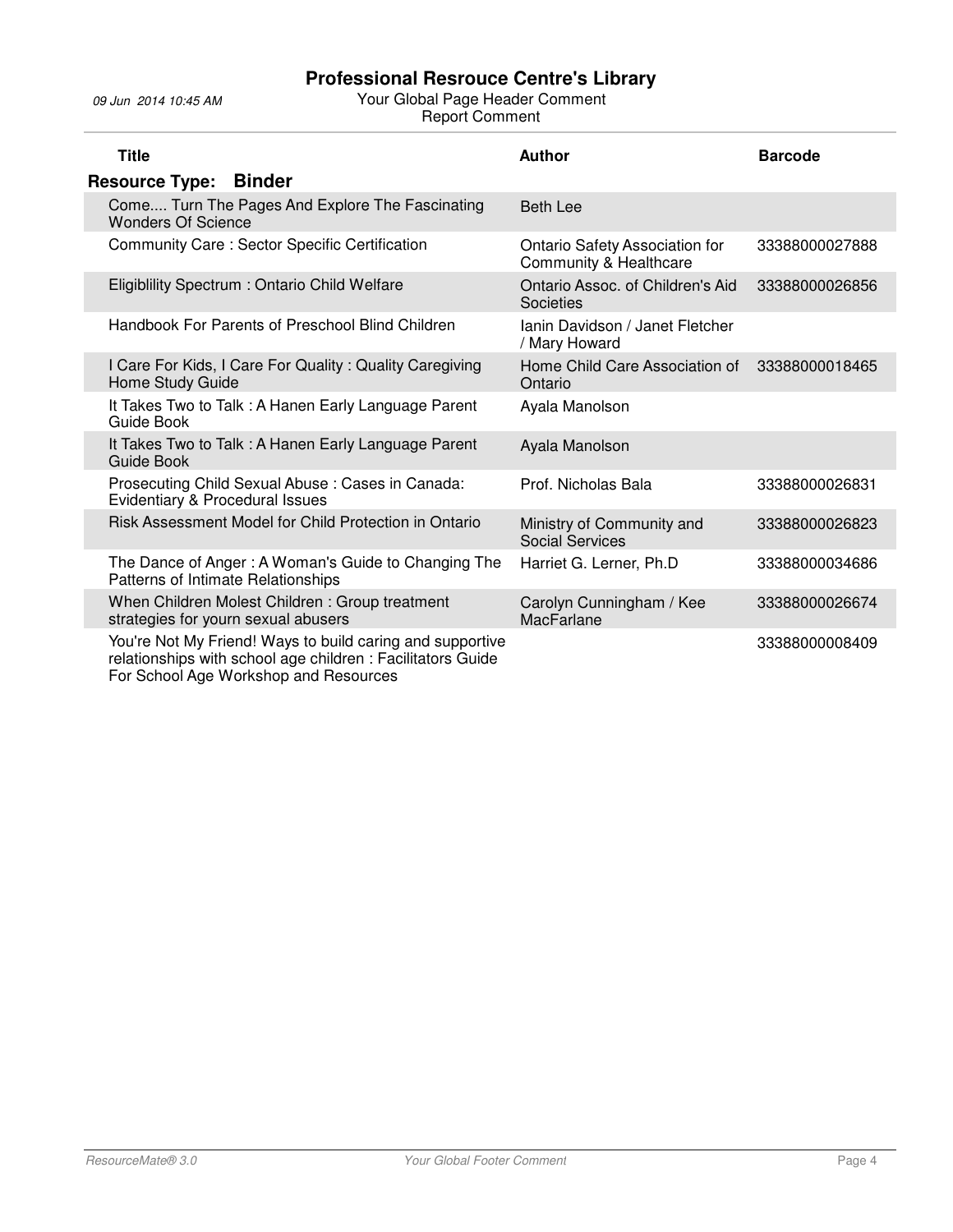# Professional Resrouce Centre's Library

09 Jun 2014 10:45 AM

Your Global Page Header Comment

Report Comment

| Title | Author | Barcode |
|---|---|---|
| **Resource Type: Binder** | | |
| Come.... Turn The Pages And Explore The Fascinating Wonders Of Science | Beth Lee | |
| Community Care : Sector Specific Certification | Ontario Safety Association for Community & Healthcare | 33388000027888 |
| Eligiblility Spectrum : Ontario Child Welfare | Ontario Assoc. of Children's Aid Societies | 33388000026856 |
| Handbook For Parents of Preschool Blind Children | Ianin Davidson / Janet Fletcher / Mary Howard | |
| I Care For Kids, I Care For Quality : Quality Caregiving Home Study Guide | Home Child Care Association of Ontario | 33388000018465 |
| It Takes Two to Talk : A Hanen Early Language Parent Guide Book | Ayala Manolson | |
| It Takes Two to Talk : A Hanen Early Language Parent Guide Book | Ayala Manolson | |
| Prosecuting Child Sexual Abuse : Cases in Canada: Evidentiary & Procedural Issues | Prof. Nicholas Bala | 33388000026831 |
| Risk Assessment Model for Child Protection in Ontario | Ministry of Community and Social Services | 33388000026823 |
| The Dance of Anger : A Woman's Guide to Changing The Patterns of Intimate Relationships | Harriet G. Lerner, Ph.D | 33388000034686 |
| When Children Molest Children : Group treatment strategies for yourn sexual abusers | Carolyn Cunningham / Kee MacFarlane | 33388000026674 |
| You're Not My Friend! Ways to build caring and supportive relationships with school age children : Facilitators Guide For School Age Workshop and Resources | | 33388000008409 |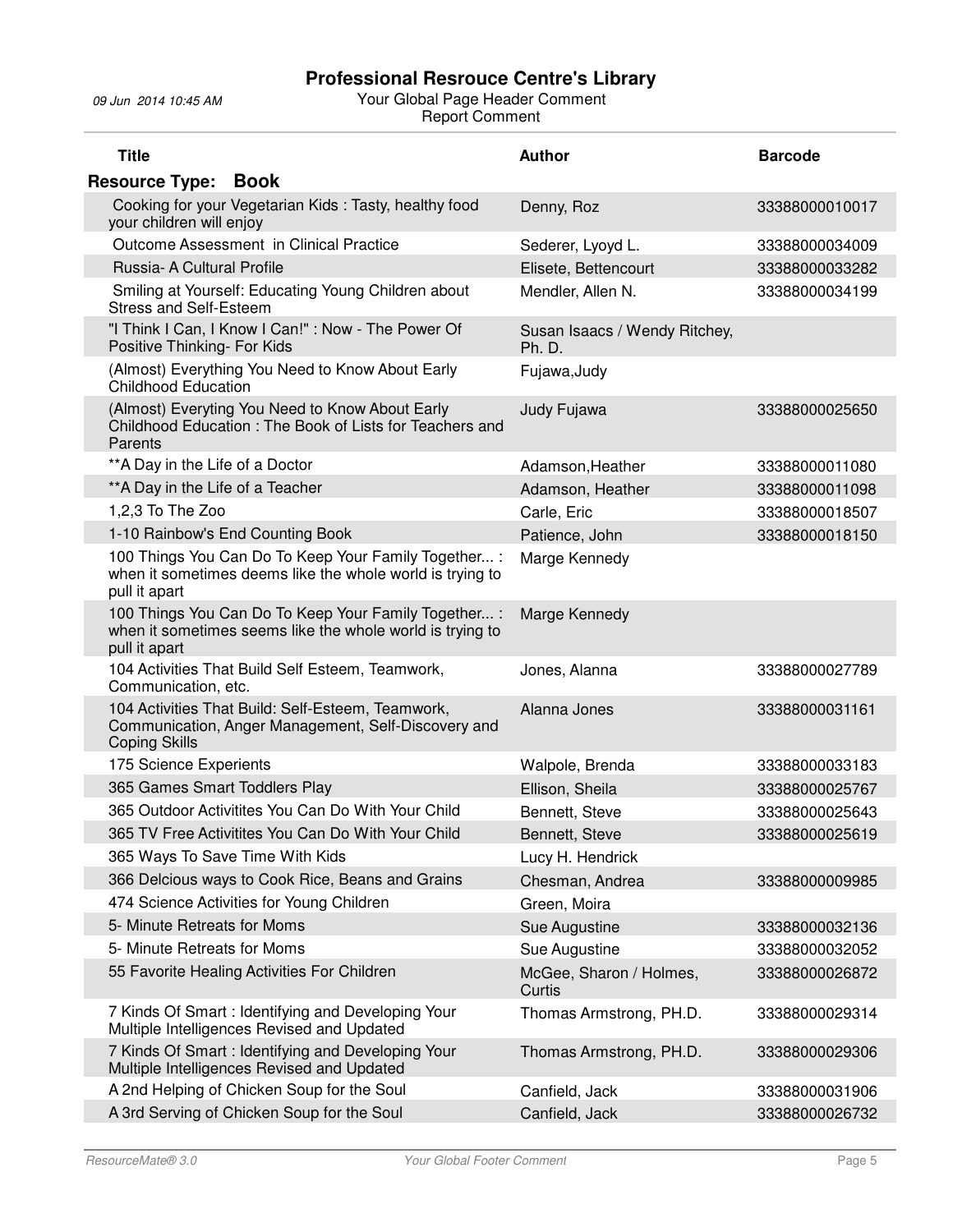# Professional Resrouce Centre's Library

09 Jun 2014 10:45 AM

Your Global Page Header Comment

Report Comment

**Resource Type: Book**

| Title | Author | Barcode |
|---|---|---|
| Cooking for your Vegetarian Kids : Tasty, healthy food your children will enjoy | Denny, Roz | 33388000010017 |
| Outcome Assessment in Clinical Practice | Sederer, Lyoyd L. | 33388000034009 |
| Russia- A Cultural Profile | Elisete, Bettencourt | 33388000033282 |
| Smiling at Yourself: Educating Young Children about Stress and Self-Esteem | Mendler, Allen N. | 33388000034199 |
| "I Think I Can, I Know I Can!" : Now - The Power Of Positive Thinking- For Kids | Susan Isaacs / Wendy Ritchey, Ph. D. | |
| (Almost) Everything You Need to Know About Early Childhood Education | Fujawa,Judy | |
| (Almost) Everyting You Need to Know About Early Childhood Education : The Book of Lists for Teachers and Parents | Judy Fujawa | 33388000025650 |
| **A Day in the Life of a Doctor | Adamson,Heather | 33388000011080 |
| **A Day in the Life of a Teacher | Adamson, Heather | 33388000011098 |
| 1,2,3 To The Zoo | Carle, Eric | 33388000018507 |
| 1-10 Rainbow's End Counting Book | Patience, John | 33388000018150 |
| 100 Things You Can Do To Keep Your Family Together... : when it sometimes deems like the whole world is trying to pull it apart | Marge Kennedy | |
| 100 Things You Can Do To Keep Your Family Together... : when it sometimes seems like the whole world is trying to pull it apart | Marge Kennedy | |
| 104 Activities That Build Self Esteem, Teamwork, Communication, etc. | Jones, Alanna | 33388000027789 |
| 104 Activities That Build: Self-Esteem, Teamwork, Communication, Anger Management, Self-Discovery and Coping Skills | Alanna Jones | 33388000031161 |
| 175 Science Experients | Walpole, Brenda | 33388000033183 |
| 365 Games Smart Toddlers Play | Ellison, Sheila | 33388000025767 |
| 365 Outdoor Activitites You Can Do With Your Child | Bennett, Steve | 33388000025643 |
| 365 TV Free Activitites You Can Do With Your Child | Bennett, Steve | 33388000025619 |
| 365 Ways To Save Time With Kids | Lucy H. Hendrick | |
| 366 Delcious ways to Cook Rice, Beans and Grains | Chesman, Andrea | 33388000009985 |
| 474 Science Activities for Young Children | Green, Moira | |
| 5- Minute Retreats for Moms | Sue Augustine | 33388000032136 |
| 5- Minute Retreats for Moms | Sue Augustine | 33388000032052 |
| 55 Favorite Healing Activities For Children | McGee, Sharon / Holmes, Curtis | 33388000026872 |
| 7 Kinds Of Smart : Identifying and Developing Your Multiple Intelligences Revised and Updated | Thomas Armstrong, PH.D. | 33388000029314 |
| 7 Kinds Of Smart : Identifying and Developing Your Multiple Intelligences Revised and Updated | Thomas Armstrong, PH.D. | 33388000029306 |
| A 2nd Helping of Chicken Soup for the Soul | Canfield, Jack | 33388000031906 |
| A 3rd Serving of Chicken Soup for the Soul | Canfield, Jack | 33388000026732 |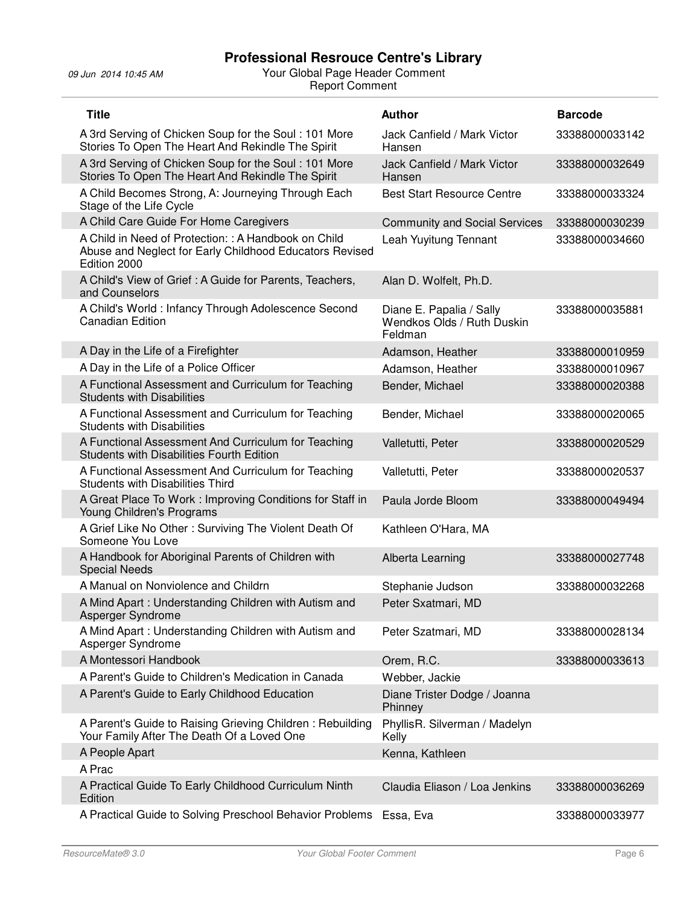# Professional Resrouce Centre's Library

09 Jun 2014 10:45 AM

Your Global Page Header Comment

Report Comment

| Title | Author | Barcode |
|---|---|---|
| A 3rd Serving of Chicken Soup for the Soul : 101 More Stories To Open The Heart And Rekindle The Spirit | Jack Canfield / Mark Victor Hansen | 33388000033142 |
| A 3rd Serving of Chicken Soup for the Soul : 101 More Stories To Open The Heart And Rekindle The Spirit | Jack Canfield / Mark Victor Hansen | 33388000032649 |
| A Child Becomes Strong, A: Journeying Through Each Stage of the Life Cycle | Best Start Resource Centre | 33388000033324 |
| A Child Care Guide For Home Caregivers | Community and Social Services | 33388000030239 |
| A Child in Need of Protection: : A Handbook on Child Abuse and Neglect for Early Childhood Educators Revised Edition 2000 | Leah Yuyitung Tennant | 33388000034660 |
| A Child's View of Grief : A Guide for Parents, Teachers, and Counselors | Alan D. Wolfelt, Ph.D. | |
| A Child's World : Infancy Through Adolescence Second Canadian Edition | Diane E. Papalia / Sally Wendkos Olds / Ruth Duskin Feldman | 33388000035881 |
| A Day in the Life of a Firefighter | Adamson, Heather | 33388000010959 |
| A Day in the Life of a Police Officer | Adamson, Heather | 33388000010967 |
| A Functional Assessment and Curriculum for Teaching Students with Disabilities | Bender, Michael | 33388000020388 |
| A Functional Assessment and Curriculum for Teaching Students with Disabilities | Bender, Michael | 33388000020065 |
| A Functional Assessment And Curriculum for Teaching Students with Disabilities Fourth Edition | Valletutti, Peter | 33388000020529 |
| A Functional Assessment And Curriculum for Teaching Students with Disabilities Third | Valletutti, Peter | 33388000020537 |
| A Great Place To Work : Improving Conditions for Staff in Young Children's Programs | Paula Jorde Bloom | 33388000049494 |
| A Grief Like No Other : Surviving The Violent Death Of Someone You Love | Kathleen O'Hara, MA | |
| A Handbook for Aboriginal Parents of Children with Special Needs | Alberta Learning | 33388000027748 |
| A Manual on Nonviolence and Childrn | Stephanie Judson | 33388000032268 |
| A Mind Apart : Understanding Children with Autism and Asperger Syndrome | Peter Sxatmari, MD | |
| A Mind Apart : Understanding Children with Autism and Asperger Syndrome | Peter Szatmari, MD | 33388000028134 |
| A Montessori Handbook | Orem, R.C. | 33388000033613 |
| A Parent's Guide to Children's Medication in Canada | Webber, Jackie | |
| A Parent's Guide to Early Childhood Education | Diane Trister Dodge / Joanna Phinney | |
| A Parent's Guide to Raising Grieving Children : Rebuilding Your Family After The Death Of a Loved One | PhyllisR. Silverman / Madelyn Kelly | |
| A People Apart | Kenna, Kathleen | |
| A Prac | | |
| A Practical Guide To Early Childhood Curriculum Ninth Edition | Claudia Eliason / Loa Jenkins | 33388000036269 |
| A Practical Guide to Solving Preschool Behavior Problems | Essa, Eva | 33388000033977 |

ResourceMate® 3.0 — Your Global Footer Comment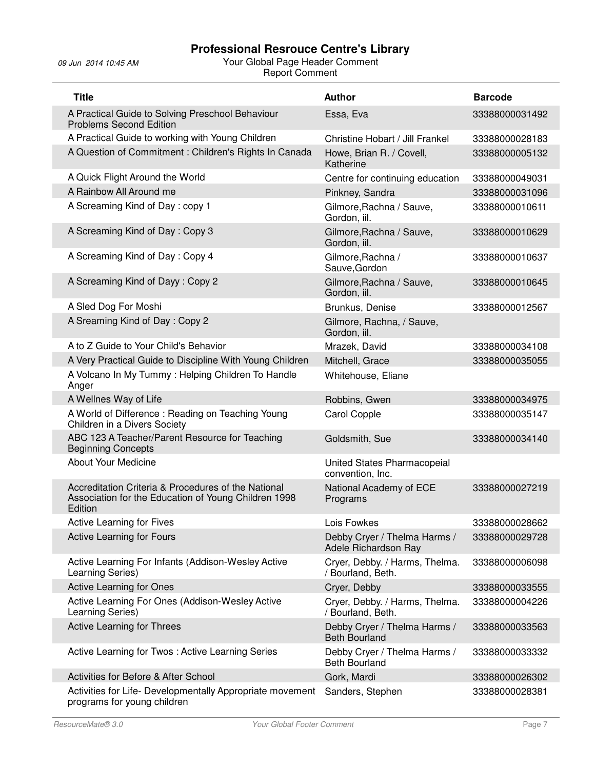| Title | Author | Barcode |
|---|---|---|
| A Practical Guide to Solving Preschool Behaviour Problems Second Edition | Essa, Eva | 33388000031492 |
| A Practical Guide to working with Young Children | Christine Hobart / Jill Frankel | 33388000028183 |
| A Question of Commitment : Children's Rights In Canada | Howe, Brian R. / Covell, Katherine | 33388000005132 |
| A Quick Flight Around the World | Centre for continuing education | 33388000049031 |
| A Rainbow All Around me | Pinkney, Sandra | 33388000031096 |
| A Screaming Kind of Day : copy 1 | Gilmore,Rachna / Sauve, Gordon, iil. | 33388000010611 |
| A Screaming Kind of Day : Copy 3 | Gilmore,Rachna / Sauve, Gordon, iil. | 33388000010629 |
| A Screaming Kind of Day : Copy 4 | Gilmore,Rachna / Sauve,Gordon | 33388000010637 |
| A Screaming Kind of Dayy : Copy 2 | Gilmore,Rachna / Sauve, Gordon, iil. | 33388000010645 |
| A Sled Dog For Moshi | Brunkus, Denise | 33388000012567 |
| A Sreaming Kind of Day : Copy 2 | Gilmore, Rachna, / Sauve, Gordon, iil. | |
| A to Z Guide to Your Child's Behavior | Mrazek, David | 33388000034108 |
| A Very Practical Guide to Discipline With Young Children | Mitchell, Grace | 33388000035055 |
| A Volcano In My Tummy : Helping Children To Handle Anger | Whitehouse, Eliane | |
| A Wellnes Way of Life | Robbins, Gwen | 33388000034975 |
| A World of Difference : Reading on Teaching Young Children in a Divers Society | Carol Copple | 33388000035147 |
| ABC 123 A Teacher/Parent Resource for Teaching Beginning Concepts | Goldsmith, Sue | 33388000034140 |
| About Your Medicine | United States Pharmacopeial convention, Inc. | |
| Accreditation Criteria & Procedures of the National Association for the Education of Young Children 1998 Edition | National Academy of ECE Programs | 33388000027219 |
| Active Learning for Fives | Lois Fowkes | 33388000028662 |
| Active Learning for Fours | Debby Cryer / Thelma Harms / Adele Richardson Ray | 33388000029728 |
| Active Learning For Infants (Addison-Wesley Active Learning Series) | Cryer, Debby. / Harms, Thelma. / Bourland, Beth. | 33388000006098 |
| Active Learning for Ones | Cryer, Debby | 33388000033555 |
| Active Learning For Ones (Addison-Wesley Active Learning Series) | Cryer, Debby. / Harms, Thelma. / Bourland, Beth. | 33388000004226 |
| Active Learning for Threes | Debby Cryer / Thelma Harms / Beth Bourland | 33388000033563 |
| Active Learning for Twos : Active Learning Series | Debby Cryer / Thelma Harms / Beth Bourland | 33388000033332 |
| Activities for Before & After School | Gork, Mardi | 33388000026302 |
| Activities for Life- Developmentally Appropriate movement programs for young children | Sanders, Stephen | 33388000028381 |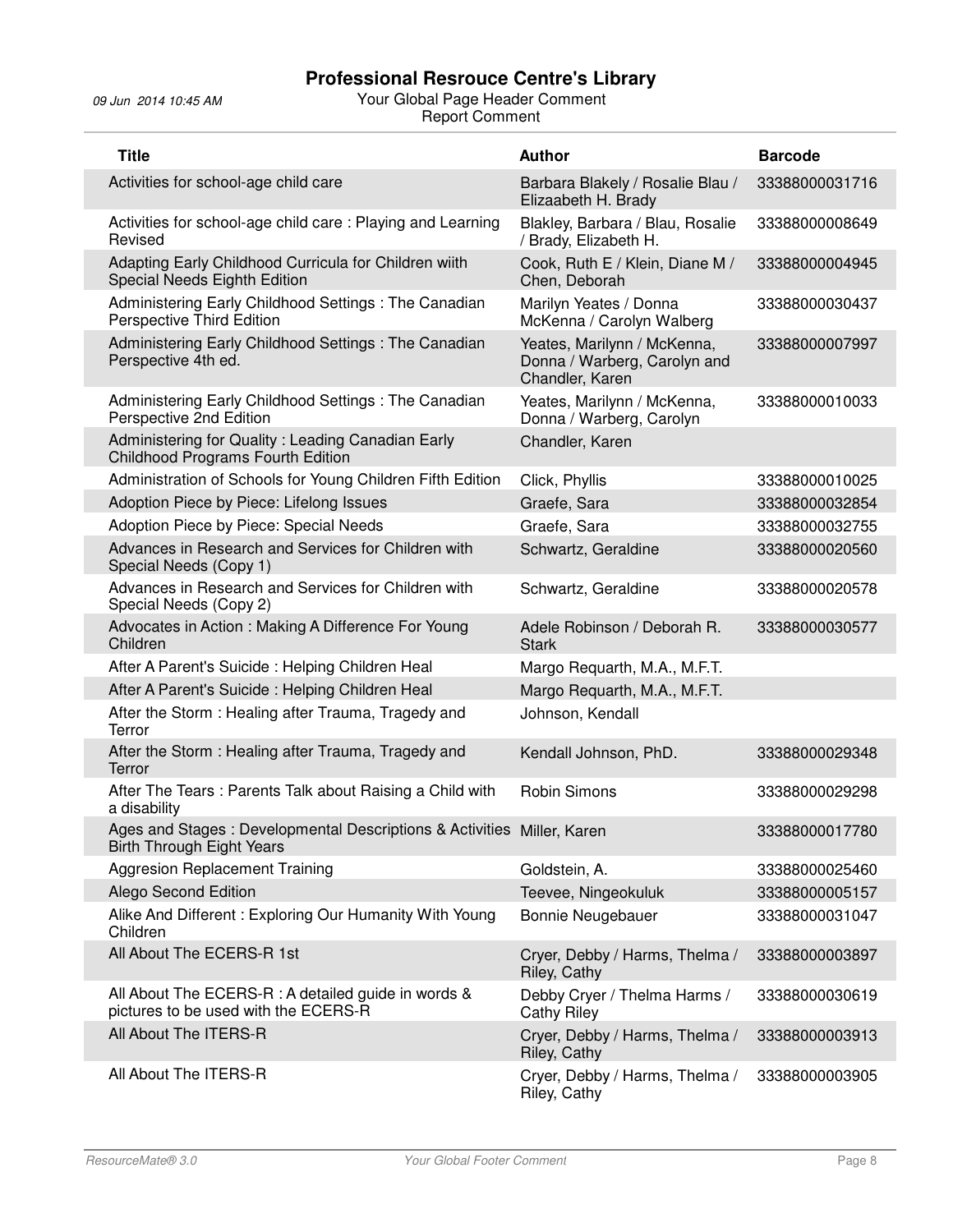## Professional Resrouce Centre's Library

09 Jun 2014 10:45 AM

Your Global Page Header Comment
Report Comment

| Title | Author | Barcode |
|---|---|---|
| Activities for school-age child care | Barbara Blakely / Rosalie Blau / Elizaabeth H. Brady | 33388000031716 |
| Activities for school-age child care : Playing and Learning Revised | Blakley, Barbara / Blau, Rosalie / Brady, Elizabeth H. | 33388000008649 |
| Adapting Early Childhood Curricula for Children wiith Special Needs Eighth Edition | Cook, Ruth E / Klein, Diane M / Chen, Deborah | 33388000004945 |
| Administering Early Childhood Settings : The Canadian Perspective Third Edition | Marilyn Yeates / Donna McKenna / Carolyn Walberg | 33388000030437 |
| Administering Early Childhood Settings : The Canadian Perspective 4th ed. | Yeates, Marilynn / McKenna, Donna / Warberg, Carolyn and Chandler, Karen | 33388000007997 |
| Administering Early Childhood Settings : The Canadian Perspective 2nd Edition | Yeates, Marilynn / McKenna, Donna / Warberg, Carolyn | 33388000010033 |
| Administering for Quality : Leading Canadian Early Childhood Programs Fourth Edition | Chandler, Karen | |
| Administration of Schools for Young Children Fifth Edition | Click, Phyllis | 33388000010025 |
| Adoption Piece by Piece: Lifelong Issues | Graefe, Sara | 33388000032854 |
| Adoption Piece by Piece: Special Needs | Graefe, Sara | 33388000032755 |
| Advances in Research and Services for Children with Special Needs (Copy 1) | Schwartz, Geraldine | 33388000020560 |
| Advances in Research and Services for Children with Special Needs (Copy 2) | Schwartz, Geraldine | 33388000020578 |
| Advocates in Action : Making A Difference For Young Children | Adele Robinson / Deborah R. Stark | 33388000030577 |
| After A Parent's Suicide : Helping Children Heal | Margo Requarth, M.A., M.F.T. | |
| After A Parent's Suicide : Helping Children Heal | Margo Requarth, M.A., M.F.T. | |
| After the Storm : Healing after Trauma, Tragedy and Terror | Johnson, Kendall | |
| After the Storm : Healing after Trauma, Tragedy and Terror | Kendall Johnson, PhD. | 33388000029348 |
| After The Tears : Parents Talk about Raising a Child with a disability | Robin Simons | 33388000029298 |
| Ages and Stages : Developmental Descriptions & Activities Birth Through Eight Years | Miller, Karen | 33388000017780 |
| Aggresion Replacement Training | Goldstein, A. | 33388000025460 |
| Alego Second Edition | Teevee, Ningeokuluk | 33388000005157 |
| Alike And Different : Exploring Our Humanity With Young Children | Bonnie Neugebauer | 33388000031047 |
| All About The ECERS-R 1st | Cryer, Debby / Harms, Thelma / Riley, Cathy | 33388000003897 |
| All About The ECERS-R : A detailed guide in words & pictures to be used with the ECERS-R | Debby Cryer / Thelma Harms / Cathy Riley | 33388000030619 |
| All About The ITERS-R | Cryer, Debby / Harms, Thelma / Riley, Cathy | 33388000003913 |
| All About The ITERS-R | Cryer, Debby / Harms, Thelma / Riley, Cathy | 33388000003905 |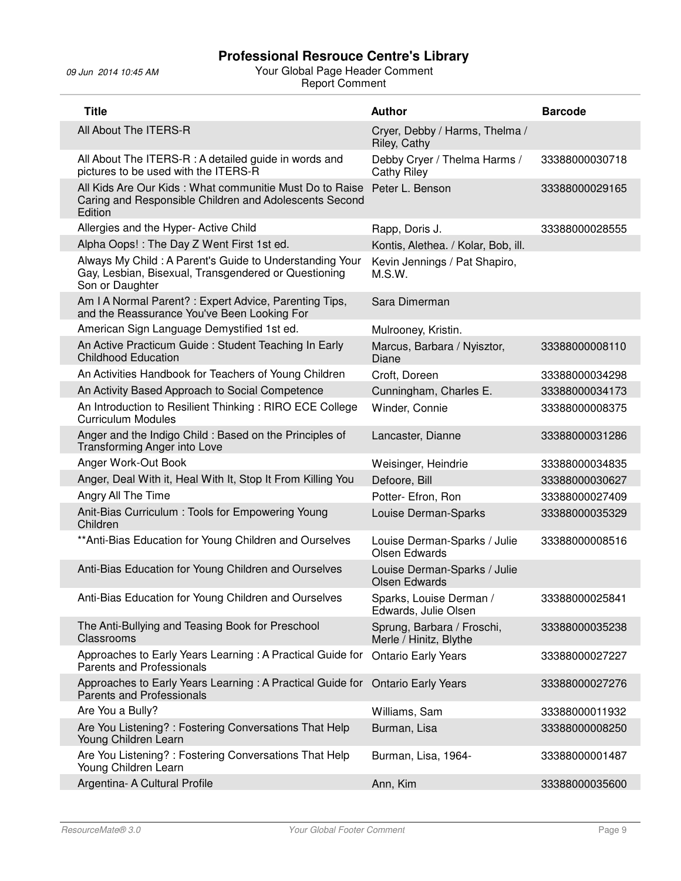# Professional Resrouce Centre's Library

09 Jun 2014 10:45 AM

Your Global Page Header Comment

Report Comment

| Title | Author | Barcode |
|---|---|---|
| All About The ITERS-R | Cryer, Debby / Harms, Thelma / Riley, Cathy | |
| All About The ITERS-R : A detailed guide in words and pictures to be used with the ITERS-R | Debby Cryer / Thelma Harms / Cathy Riley | 33388000030718 |
| All Kids Are Our Kids : What communitie Must Do to Raise Caring and Responsible Children and Adolescents Second Edition | Peter L. Benson | 33388000029165 |
| Allergies and the Hyper- Active Child | Rapp, Doris J. | 33388000028555 |
| Alpha Oops! : The Day Z Went First 1st ed. | Kontis, Alethea. / Kolar, Bob, ill. | |
| Always My Child : A Parent's Guide to Understanding Your Gay, Lesbian, Bisexual, Transgendered or Questioning Son or Daughter | Kevin Jennings / Pat Shapiro, M.S.W. | |
| Am I A Normal Parent? : Expert Advice, Parenting Tips, and the Reassurance You've Been Looking For | Sara Dimerman | |
| American Sign Language Demystified 1st ed. | Mulrooney, Kristin. | |
| An Active Practicum Guide : Student Teaching In Early Childhood Education | Marcus, Barbara / Nyisztor, Diane | 33388000008110 |
| An Activities Handbook for Teachers of Young Children | Croft, Doreen | 33388000034298 |
| An Activity Based Approach to Social Competence | Cunningham, Charles E. | 33388000034173 |
| An Introduction to Resilient Thinking : RIRO ECE College Curriculum Modules | Winder, Connie | 33388000008375 |
| Anger and the Indigo Child : Based on the Principles of Transforming Anger into Love | Lancaster, Dianne | 33388000031286 |
| Anger Work-Out Book | Weisinger, Heindrie | 33388000034835 |
| Anger, Deal With it, Heal With It, Stop It From Killing You | Defoore, Bill | 33388000030627 |
| Angry All The Time | Potter- Efron, Ron | 33388000027409 |
| Anit-Bias Curriculum : Tools for Empowering Young Children | Louise Derman-Sparks | 33388000035329 |
| **Anti-Bias Education for Young Children and Ourselves | Louise Derman-Sparks / Julie Olsen Edwards | 33388000008516 |
| Anti-Bias Education for Young Children and Ourselves | Louise Derman-Sparks / Julie Olsen Edwards | |
| Anti-Bias Education for Young Children and Ourselves | Sparks, Louise Derman / Edwards, Julie Olsen | 33388000025841 |
| The Anti-Bullying and Teasing Book for Preschool Classrooms | Sprung, Barbara / Froschi, Merle / Hinitz, Blythe | 33388000035238 |
| Approaches to Early Years Learning : A Practical Guide for Parents and Professionals | Ontario Early Years | 33388000027227 |
| Approaches to Early Years Learning : A Practical Guide for Parents and Professionals | Ontario Early Years | 33388000027276 |
| Are You a Bully? | Williams, Sam | 33388000011932 |
| Are You Listening? : Fostering Conversations That Help Young Children Learn | Burman, Lisa | 33388000008250 |
| Are You Listening? : Fostering Conversations That Help Young Children Learn | Burman, Lisa, 1964- | 33388000001487 |
| Argentina- A Cultural Profile | Ann, Kim | 33388000035600 |

ResourceMate® 3.0 — Your Global Footer Comment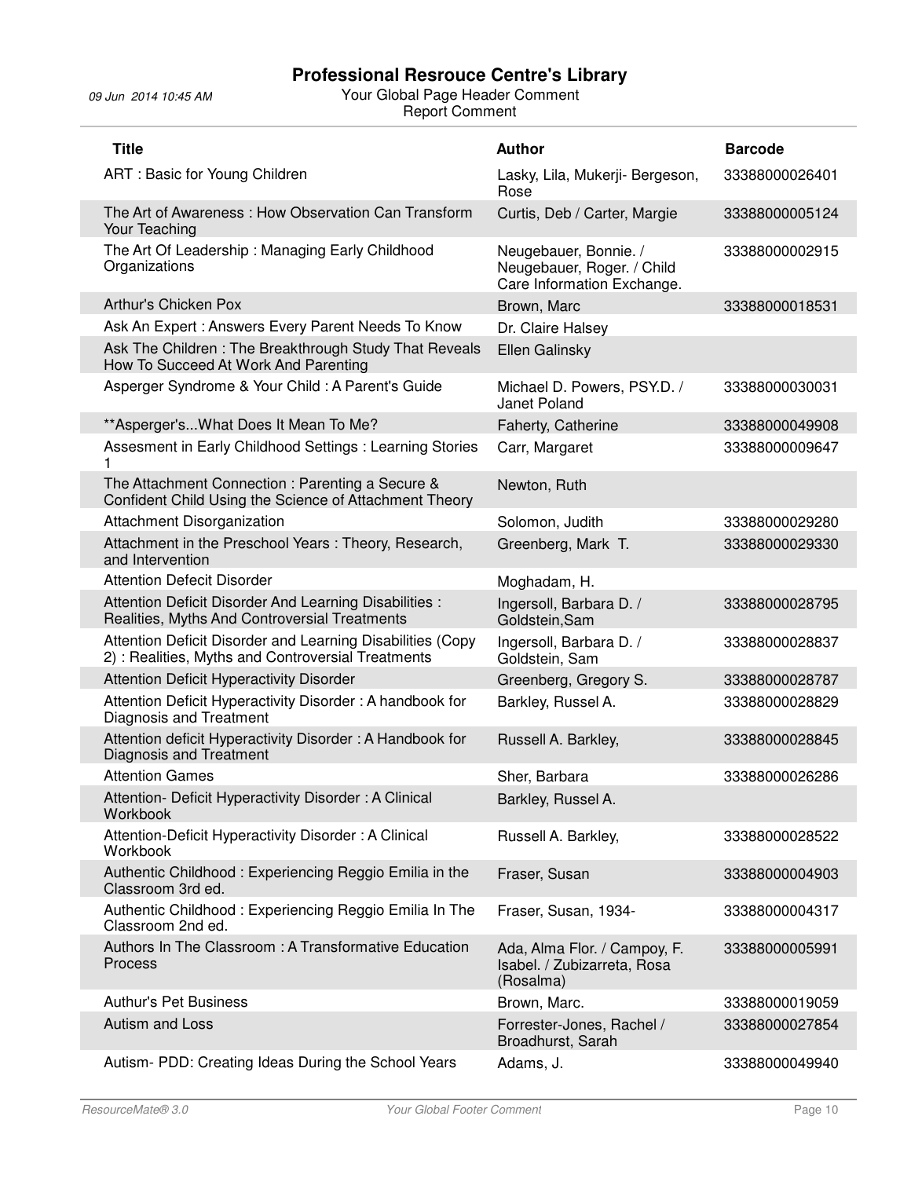# Professional Resrouce Centre's Library

09 Jun 2014 10:45 AM

Your Global Page Header Comment

Report Comment

| Title | Author | Barcode |
|---|---|---|
| ART : Basic for Young Children | Lasky, Lila, Mukerji- Bergeson, Rose | 33388000026401 |
| The Art of Awareness : How Observation Can Transform Your Teaching | Curtis, Deb / Carter, Margie | 33388000005124 |
| The Art Of Leadership : Managing Early Childhood Organizations | Neugebauer, Bonnie. / Neugebauer, Roger. / Child Care Information Exchange. | 33388000002915 |
| Arthur's Chicken Pox | Brown, Marc | 33388000018531 |
| Ask An Expert : Answers Every Parent Needs To Know | Dr. Claire Halsey | |
| Ask The Children : The Breakthrough Study That Reveals How To Succeed At Work And Parenting | Ellen Galinsky | |
| Asperger Syndrome & Your Child : A Parent's Guide | Michael D. Powers, PSY.D. / Janet Poland | 33388000030031 |
| **Asperger's...What Does It Mean To Me? | Faherty, Catherine | 33388000049908 |
| Assesment in Early Childhood Settings : Learning Stories 1 | Carr, Margaret | 33388000009647 |
| The Attachment Connection : Parenting a Secure & Confident Child Using the Science of Attachment Theory | Newton, Ruth | |
| Attachment Disorganization | Solomon, Judith | 33388000029280 |
| Attachment in the Preschool Years : Theory, Research, and Intervention | Greenberg, Mark T. | 33388000029330 |
| Attention Defecit Disorder | Moghadam, H. | |
| Attention Deficit Disorder And Learning Disabilities : Realities, Myths And Controversial Treatments | Ingersoll, Barbara D. / Goldstein,Sam | 33388000028795 |
| Attention Deficit Disorder and Learning Disabilities (Copy 2) : Realities, Myths and Controversial Treatments | Ingersoll, Barbara D. / Goldstein, Sam | 33388000028837 |
| Attention Deficit Hyperactivity Disorder | Greenberg, Gregory S. | 33388000028787 |
| Attention Deficit Hyperactivity Disorder : A handbook for Diagnosis and Treatment | Barkley, Russel A. | 33388000028829 |
| Attention deficit Hyperactivity Disorder : A Handbook for Diagnosis and Treatment | Russell A. Barkley, | 33388000028845 |
| Attention Games | Sher, Barbara | 33388000026286 |
| Attention- Deficit Hyperactivity Disorder : A Clinical Workbook | Barkley, Russel A. | |
| Attention-Deficit Hyperactivity Disorder : A Clinical Workbook | Russell A. Barkley, | 33388000028522 |
| Authentic Childhood : Experiencing Reggio Emilia in the Classroom 3rd ed. | Fraser, Susan | 33388000004903 |
| Authentic Childhood : Experiencing Reggio Emilia In The Classroom 2nd ed. | Fraser, Susan, 1934- | 33388000004317 |
| Authors In The Classroom : A Transformative Education Process | Ada, Alma Flor. / Campoy, F. Isabel. / Zubizarreta, Rosa (Rosalma) | 33388000005991 |
| Authur's Pet Business | Brown, Marc. | 33388000019059 |
| Autism and Loss | Forrester-Jones, Rachel / Broadhurst, Sarah | 33388000027854 |
| Autism- PDD: Creating Ideas During the School Years | Adams, J. | 33388000049940 |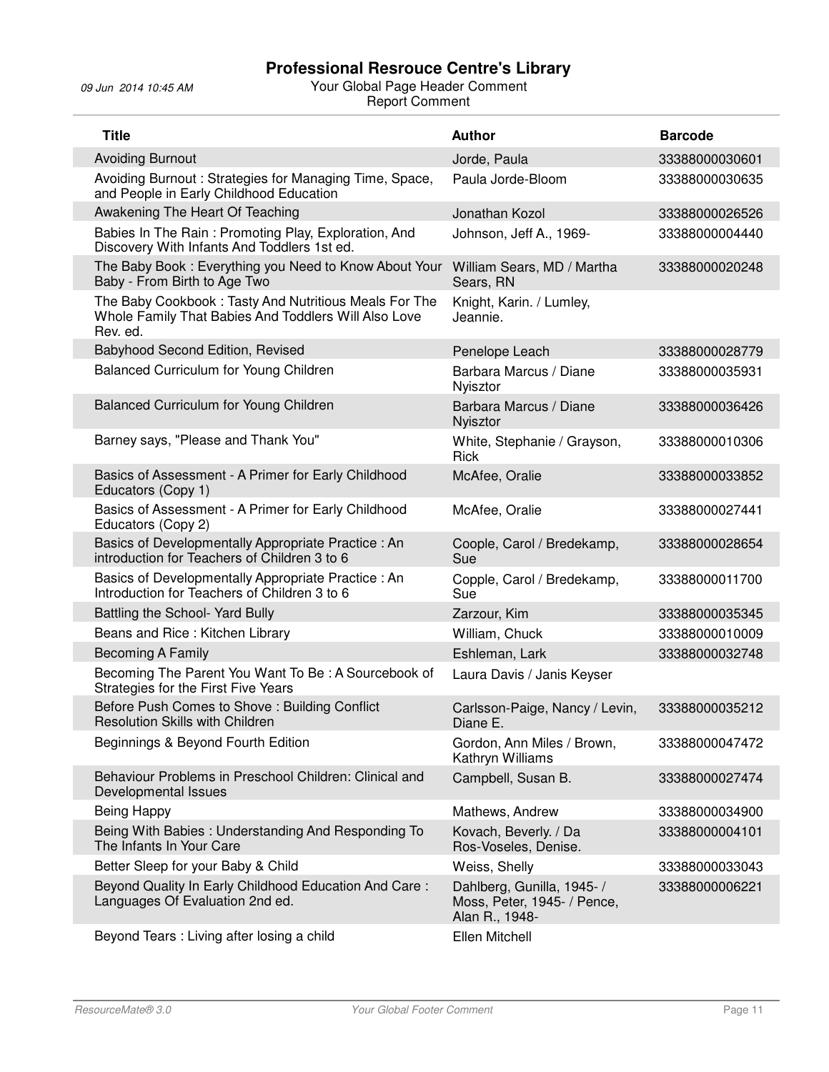| Title | Author | Barcode |
|---|---|---|
| Avoiding Burnout | Jorde, Paula | 33388000030601 |
| Avoiding Burnout : Strategies for Managing Time, Space, and People in Early Childhood Education | Paula Jorde-Bloom | 33388000030635 |
| Awakening The Heart Of Teaching | Jonathan Kozol | 33388000026526 |
| Babies In The Rain : Promoting Play, Exploration, And Discovery With Infants And Toddlers 1st ed. | Johnson, Jeff A., 1969- | 33388000004440 |
| The Baby Book : Everything you Need to Know About Your Baby - From Birth to Age Two | William Sears, MD / Martha Sears, RN | 33388000020248 |
| The Baby Cookbook : Tasty And Nutritious Meals For The Whole Family That Babies And Toddlers Will Also Love Rev. ed. | Knight, Karin. / Lumley, Jeannie. | |
| Babyhood Second Edition, Revised | Penelope Leach | 33388000028779 |
| Balanced Curriculum for Young Children | Barbara Marcus / Diane Nyisztor | 33388000035931 |
| Balanced Curriculum for Young Children | Barbara Marcus / Diane Nyisztor | 33388000036426 |
| Barney says, "Please and Thank You" | White, Stephanie / Grayson, Rick | 33388000010306 |
| Basics of Assessment - A Primer for Early Childhood Educators (Copy 1) | McAfee, Oralie | 33388000033852 |
| Basics of Assessment - A Primer for Early Childhood Educators (Copy 2) | McAfee, Oralie | 33388000027441 |
| Basics of Developmentally Appropriate Practice : An introduction for Teachers of Children 3 to 6 | Copple, Carol / Bredekamp, Sue | 33388000028654 |
| Basics of Developmentally Appropriate Practice : An Introduction for Teachers of Children 3 to 6 | Copple, Carol / Bredekamp, Sue | 33388000011700 |
| Battling the School- Yard Bully | Zarzour, Kim | 33388000035345 |
| Beans and Rice : Kitchen Library | William, Chuck | 33388000010009 |
| Becoming A Family | Eshleman, Lark | 33388000032748 |
| Becoming The Parent You Want To Be : A Sourcebook of Strategies for the First Five Years | Laura Davis / Janis Keyser | |
| Before Push Comes to Shove : Building Conflict Resolution Skills with Children | Carlsson-Paige, Nancy / Levin, Diane E. | 33388000035212 |
| Beginnings & Beyond Fourth Edition | Gordon, Ann Miles / Brown, Kathryn Williams | 33388000047472 |
| Behaviour Problems in Preschool Children: Clinical and Developmental Issues | Campbell, Susan B. | 33388000027474 |
| Being Happy | Mathews, Andrew | 33388000034900 |
| Being With Babies : Understanding And Responding To The Infants In Your Care | Kovach, Beverly. / Da Ros-Voseles, Denise. | 33388000004101 |
| Better Sleep for your Baby & Child | Weiss, Shelly | 33388000033043 |
| Beyond Quality In Early Childhood Education And Care : Languages Of Evaluation 2nd ed. | Dahlberg, Gunilla, 1945- / Moss, Peter, 1945- / Pence, Alan R., 1948- | 33388000006221 |
| Beyond Tears : Living after losing a child | Ellen Mitchell | |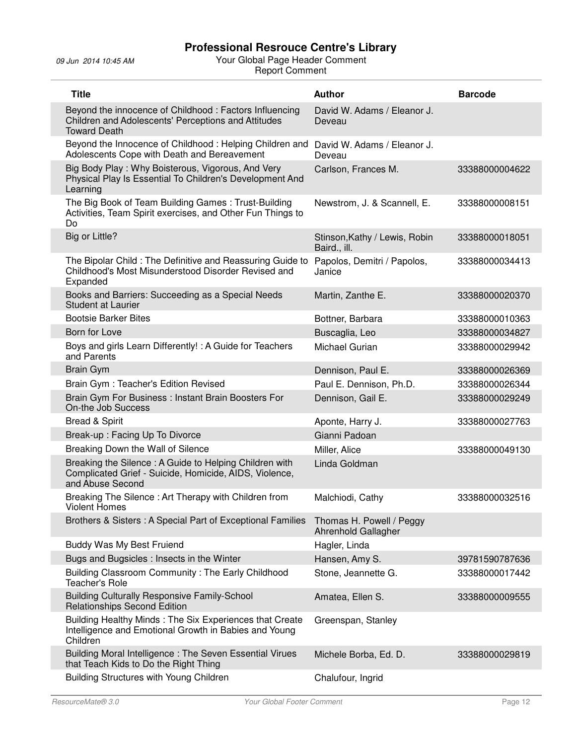# Professional Resrouce Centre's Library

09 Jun 2014 10:45 AM

Your Global Page Header Comment

Report Comment

| Title | Author | Barcode |
|---|---|---|
| Beyond the innocence of Childhood : Factors Influencing Children and Adolescents' Perceptions and Attitudes Toward Death | David W. Adams / Eleanor J. Deveau | |
| Beyond the Innocence of Childhood : Helping Children and Adolescents Cope with Death and Bereavement | David W. Adams / Eleanor J. Deveau | |
| Big Body Play : Why Boisterous, Vigorous, And Very Physical Play Is Essential To Children's Development And Learning | Carlson, Frances M. | 33388000004622 |
| The Big Book of Team Building Games : Trust-Building Activities, Team Spirit exercises, and Other Fun Things to Do | Newstrom, J. & Scannell, E. | 33388000008151 |
| Big or Little? | Stinson,Kathy / Lewis, Robin Baird., ill. | 33388000018051 |
| The Bipolar Child : The Definitive and Reassuring Guide to Childhood's Most Misunderstood Disorder Revised and Expanded | Papolos, Demitri / Papolos, Janice | 33388000034413 |
| Books and Barriers: Succeeding as a Special Needs Student at Laurier | Martin, Zanthe E. | 33388000020370 |
| Bootsie Barker Bites | Bottner, Barbara | 33388000010363 |
| Born for Love | Buscaglia, Leo | 33388000034827 |
| Boys and girls Learn Differently! : A Guide for Teachers and Parents | Michael Gurian | 33388000029942 |
| Brain Gym | Dennison, Paul E. | 33388000026369 |
| Brain Gym : Teacher's Edition Revised | Paul E. Dennison, Ph.D. | 33388000026344 |
| Brain Gym For Business : Instant Brain Boosters For On-the Job Success | Dennison, Gail E. | 33388000029249 |
| Bread & Spirit | Aponte, Harry J. | 33388000027763 |
| Break-up : Facing Up To Divorce | Gianni Padoan | |
| Breaking Down the Wall of Silence | Miller, Alice | 33388000049130 |
| Breaking the Silence : A Guide to Helping Children with Complicated Grief - Suicide, Homicide, AIDS, Violence, and Abuse Second | Linda Goldman | |
| Breaking The Silence : Art Therapy with Children from Violent Homes | Malchiodi, Cathy | 33388000032516 |
| Brothers & Sisters : A Special Part of Exceptional Families | Thomas H. Powell / Peggy Ahrenhold Gallagher | |
| Buddy Was My Best Fruiend | Hagler, Linda | |
| Bugs and Bugsicles : Insects in the Winter | Hansen, Amy S. | 39781590787636 |
| Building Classroom Community : The Early Childhood Teacher's Role | Stone, Jeannette G. | 33388000017442 |
| Building Culturally Responsive Family-School Relationships Second Edition | Amatea, Ellen S. | 33388000009555 |
| Building Healthy Minds : The Six Experiences that Create Intelligence and Emotional Growth in Babies and Young Children | Greenspan, Stanley | |
| Building Moral Intelligence : The Seven Essential Virues that Teach Kids to Do the Right Thing | Michele Borba, Ed. D. | 33388000029819 |
| Building Structures with Young Children | Chalufour, Ingrid | |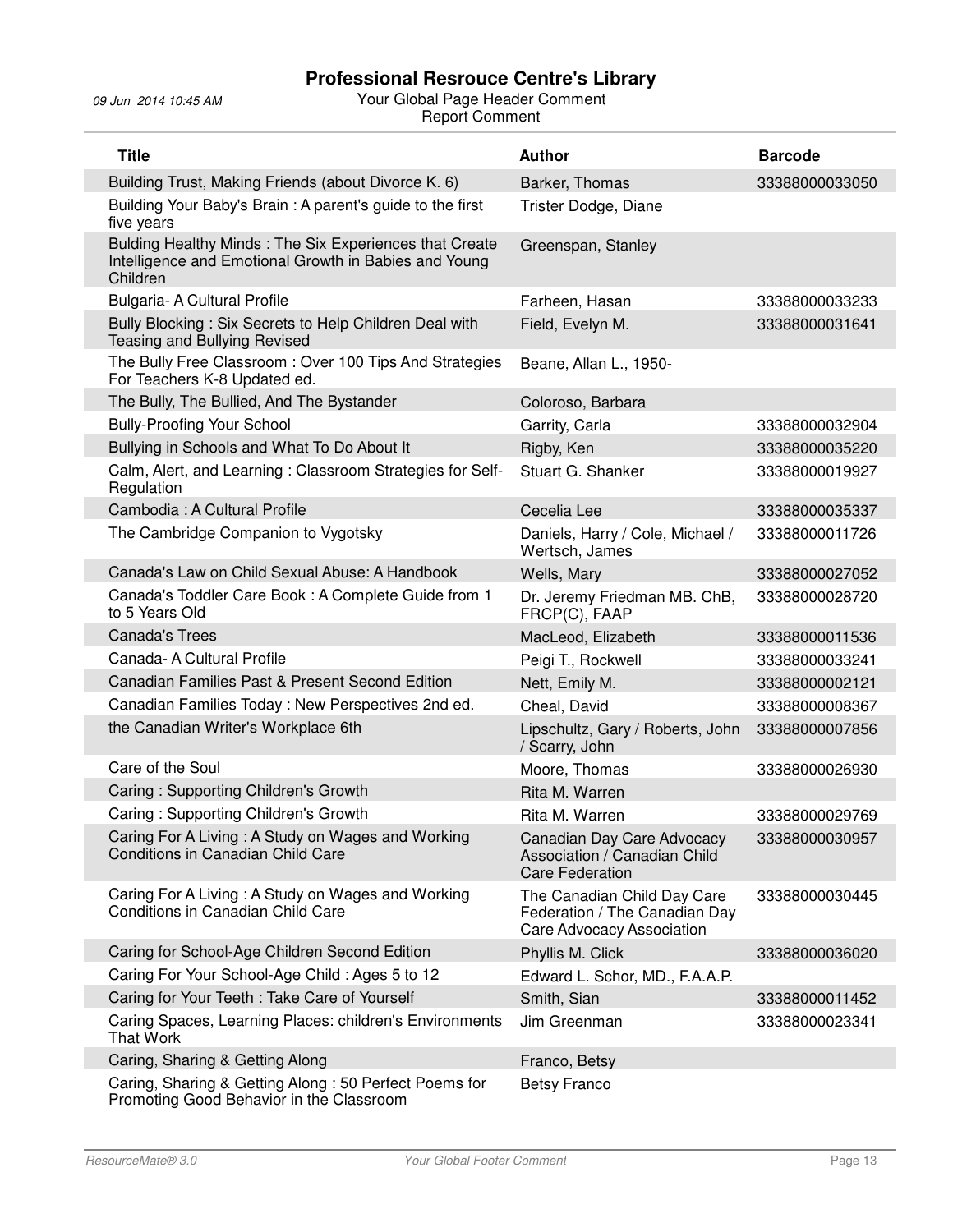| Title | Author | Barcode |
| --- | --- | --- |
| Building Trust, Making Friends (about Divorce K. 6) | Barker, Thomas | 33388000033050 |
| Building Your Baby's Brain : A parent's guide to the first five years | Trister Dodge, Diane | |
| Bulding Healthy Minds : The Six Experiences that Create Intelligence and Emotional Growth in Babies and Young Children | Greenspan, Stanley | |
| Bulgaria- A Cultural Profile | Farheen, Hasan | 33388000033233 |
| Bully Blocking : Six Secrets to Help Children Deal with Teasing and Bullying Revised | Field, Evelyn M. | 33388000031641 |
| The Bully Free Classroom : Over 100 Tips And Strategies For Teachers K-8 Updated ed. | Beane, Allan L., 1950- | |
| The Bully, The Bullied, And The Bystander | Coloroso, Barbara | |
| Bully-Proofing Your School | Garrity, Carla | 33388000032904 |
| Bullying in Schools and What To Do About It | Rigby, Ken | 33388000035220 |
| Calm, Alert, and Learning : Classroom Strategies for Self-Regulation | Stuart G. Shanker | 33388000019927 |
| Cambodia : A Cultural Profile | Cecelia Lee | 33388000035337 |
| The Cambridge Companion to Vygotsky | Daniels, Harry / Cole, Michael / Wertsch, James | 33388000011726 |
| Canada's Law on Child Sexual Abuse: A Handbook | Wells, Mary | 33388000027052 |
| Canada's Toddler Care Book : A Complete Guide from 1 to 5 Years Old | Dr. Jeremy Friedman MB. ChB, FRCP(C), FAAP | 33388000028720 |
| Canada's Trees | MacLeod, Elizabeth | 33388000011536 |
| Canada- A Cultural Profile | Peigi T., Rockwell | 33388000033241 |
| Canadian Families Past & Present Second Edition | Nett, Emily M. | 33388000002121 |
| Canadian Families Today : New Perspectives 2nd ed. | Cheal, David | 33388000008367 |
| the Canadian Writer's Workplace 6th | Lipschultz, Gary / Roberts, John / Scarry, John | 33388000007856 |
| Care of the Soul | Moore, Thomas | 33388000026930 |
| Caring : Supporting Children's Growth | Rita M. Warren | |
| Caring : Supporting Children's Growth | Rita M. Warren | 33388000029769 |
| Caring For A Living : A Study on Wages and Working Conditions in Canadian Child Care | Canadian Day Care Advocacy Association / Canadian Child Care Federation | 33388000030957 |
| Caring For A Living : A Study on Wages and Working Conditions in Canadian Child Care | The Canadian Child Day Care Federation / The Canadian Day Care Advocacy Association | 33388000030445 |
| Caring for School-Age Children Second Edition | Phyllis M. Click | 33388000036020 |
| Caring For Your School-Age Child : Ages 5 to 12 | Edward L. Schor, MD., F.A.A.P. | |
| Caring for Your Teeth : Take Care of Yourself | Smith, Sian | 33388000011452 |
| Caring Spaces, Learning Places: children's Environments That Work | Jim Greenman | 33388000023341 |
| Caring, Sharing & Getting Along | Franco, Betsy | |
| Caring, Sharing & Getting Along : 50 Perfect Poems for Promoting Good Behavior in the Classroom | Betsy Franco | |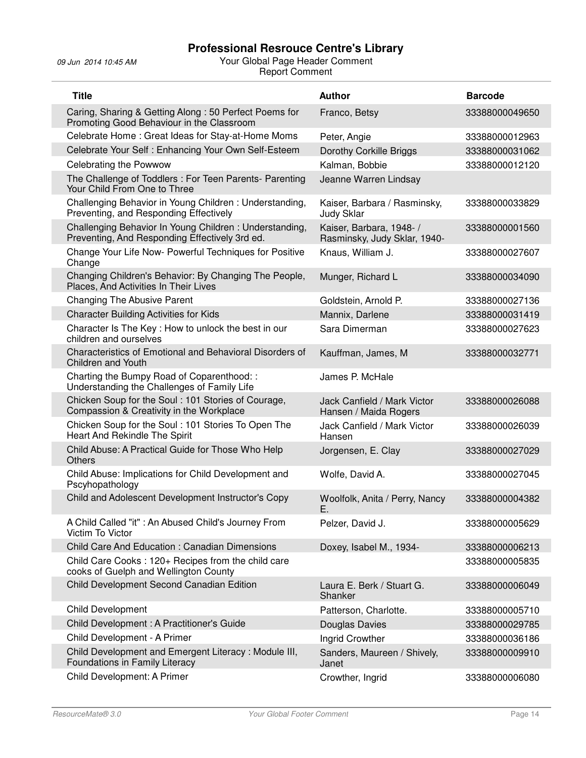# Professional Resrouce Centre's Library

09 Jun 2014 10:45 AM

Your Global Page Header Comment

Report Comment

| Title | Author | Barcode |
|---|---|---|
| Caring, Sharing & Getting Along : 50 Perfect Poems for Promoting Good Behaviour in the Classroom | Franco, Betsy | 33388000049650 |
| Celebrate Home : Great Ideas for Stay-at-Home Moms | Peter, Angie | 33388000012963 |
| Celebrate Your Self : Enhancing Your Own Self-Esteem | Dorothy Corkille Briggs | 33388000031062 |
| Celebrating the Powwow | Kalman, Bobbie | 33388000012120 |
| The Challenge of Toddlers : For Teen Parents- Parenting Your Child From One to Three | Jeanne Warren Lindsay | |
| Challenging Behavior in Young Children : Understanding, Preventing, and Responding Effectively | Kaiser, Barbara / Rasminsky, Judy Sklar | 33388000033829 |
| Challenging Behavior In Young Children : Understanding, Preventing, And Responding Effectively 3rd ed. | Kaiser, Barbara, 1948- / Rasminsky, Judy Sklar, 1940- | 33388000001560 |
| Change Your Life Now- Powerful Techniques for Positive Change | Knaus, William J. | 33388000027607 |
| Changing Children's Behavior: By Changing The People, Places, And Activities In Their Lives | Munger, Richard L | 33388000034090 |
| Changing The Abusive Parent | Goldstein, Arnold P. | 33388000027136 |
| Character Building Activities for Kids | Mannix, Darlene | 33388000031419 |
| Character Is The Key : How to unlock the best in our children and ourselves | Sara Dimerman | 33388000027623 |
| Characteristics of Emotional and Behavioral Disorders of Children and Youth | Kauffman, James, M | 33388000032771 |
| Charting the Bumpy Road of Coparenthood: : Understanding the Challenges of Family Life | James P. McHale | |
| Chicken Soup for the Soul : 101 Stories of Courage, Compassion & Creativity in the Workplace | Jack Canfield / Mark Victor Hansen / Maida Rogers | 33388000026088 |
| Chicken Soup for the Soul : 101 Stories To Open The Heart And Rekindle The Spirit | Jack Canfield / Mark Victor Hansen | 33388000026039 |
| Child Abuse: A Practical Guide for Those Who Help Others | Jorgensen, E. Clay | 33388000027029 |
| Child Abuse: Implications for Child Development and Pscyhopathology | Wolfe, David A. | 33388000027045 |
| Child and Adolescent Development Instructor's Copy | Woolfolk, Anita / Perry, Nancy E. | 33388000004382 |
| A Child Called "it" : An Abused Child's Journey From Victim To Victor | Pelzer, David J. | 33388000005629 |
| Child Care And Education : Canadian Dimensions | Doxey, Isabel M., 1934- | 33388000006213 |
| Child Care Cooks : 120+ Recipes from the child care cooks of Guelph and Wellington County | | 33388000005835 |
| Child Development Second Canadian Edition | Laura E. Berk / Stuart G. Shanker | 33388000006049 |
| Child Development | Patterson, Charlotte. | 33388000005710 |
| Child Development : A Practitioner's Guide | Douglas Davies | 33388000029785 |
| Child Development - A Primer | Ingrid Crowther | 33388000036186 |
| Child Development and Emergent Literacy : Module III, Foundations in Family Literacy | Sanders, Maureen / Shively, Janet | 33388000009910 |
| Child Development: A Primer | Crowther, Ingrid | 33388000006080 |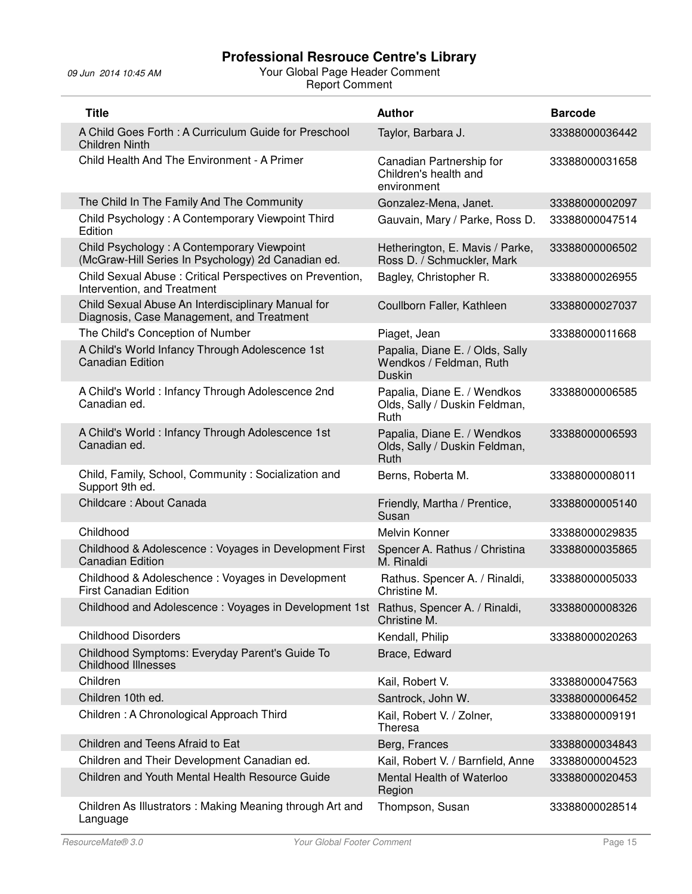# Professional Resrouce Centre's Library

09 Jun 2014 10:45 AM

Your Global Page Header Comment
Report Comment

| Title | Author | Barcode |
|---|---|---|
| A Child Goes Forth : A Curriculum Guide for Preschool Children Ninth | Taylor, Barbara J. | 33388000036442 |
| Child Health And The Environment - A Primer | Canadian Partnership for Children's health and environment | 33388000031658 |
| The Child In The Family And The Community | Gonzalez-Mena, Janet. | 33388000002097 |
| Child Psychology : A Contemporary Viewpoint Third Edition | Gauvain, Mary / Parke, Ross D. | 33388000047514 |
| Child Psychology : A Contemporary Viewpoint (McGraw-Hill Series In Psychology) 2d Canadian ed. | Hetherington, E. Mavis / Parke, Ross D. / Schmuckler, Mark | 33388000006502 |
| Child Sexual Abuse : Critical Perspectives on Prevention, Intervention, and Treatment | Bagley, Christopher R. | 33388000026955 |
| Child Sexual Abuse An Interdisciplinary Manual for Diagnosis, Case Management, and Treatment | Coullborn Faller, Kathleen | 33388000027037 |
| The Child's Conception of Number | Piaget, Jean | 33388000011668 |
| A Child's World Infancy Through Adolescence 1st Canadian Edition | Papalia, Diane E. / Olds, Sally Wendkos / Feldman, Ruth Duskin | |
| A Child's World : Infancy Through Adolescence 2nd Canadian ed. | Papalia, Diane E. / Wendkos Olds, Sally / Duskin Feldman, Ruth | 33388000006585 |
| A Child's World : Infancy Through Adolescence 1st Canadian ed. | Papalia, Diane E. / Wendkos Olds, Sally / Duskin Feldman, Ruth | 33388000006593 |
| Child, Family, School, Community : Socialization and Support 9th ed. | Berns, Roberta M. | 33388000008011 |
| Childcare : About Canada | Friendly, Martha / Prentice, Susan | 33388000005140 |
| Childhood | Melvin Konner | 33388000029835 |
| Childhood & Adolescence : Voyages in Development First Canadian Edition | Spencer A. Rathus / Christina M. Rinaldi | 33388000035865 |
| Childhood & Adoleschence : Voyages in Development First Canadian Edition | Rathus. Spencer A. / Rinaldi, Christine M. | 33388000005033 |
| Childhood and Adolescence : Voyages in Development 1st | Rathus, Spencer A. / Rinaldi, Christine M. | 33388000008326 |
| Childhood Disorders | Kendall, Philip | 33388000020263 |
| Childhood Symptoms: Everyday Parent's Guide To Childhood Illnesses | Brace, Edward | |
| Children | Kail, Robert V. | 33388000047563 |
| Children 10th ed. | Santrock, John W. | 33388000006452 |
| Children : A Chronological Approach Third | Kail, Robert V. / Zolner, Theresa | 33388000009191 |
| Children and Teens Afraid to Eat | Berg, Frances | 33388000034843 |
| Children and Their Development Canadian ed. | Kail, Robert V. / Barnfield, Anne | 33388000004523 |
| Children and Youth Mental Health Resource Guide | Mental Health of Waterloo Region | 33388000020453 |
| Children As Illustrators : Making Meaning through Art and Language | Thompson, Susan | 33388000028514 |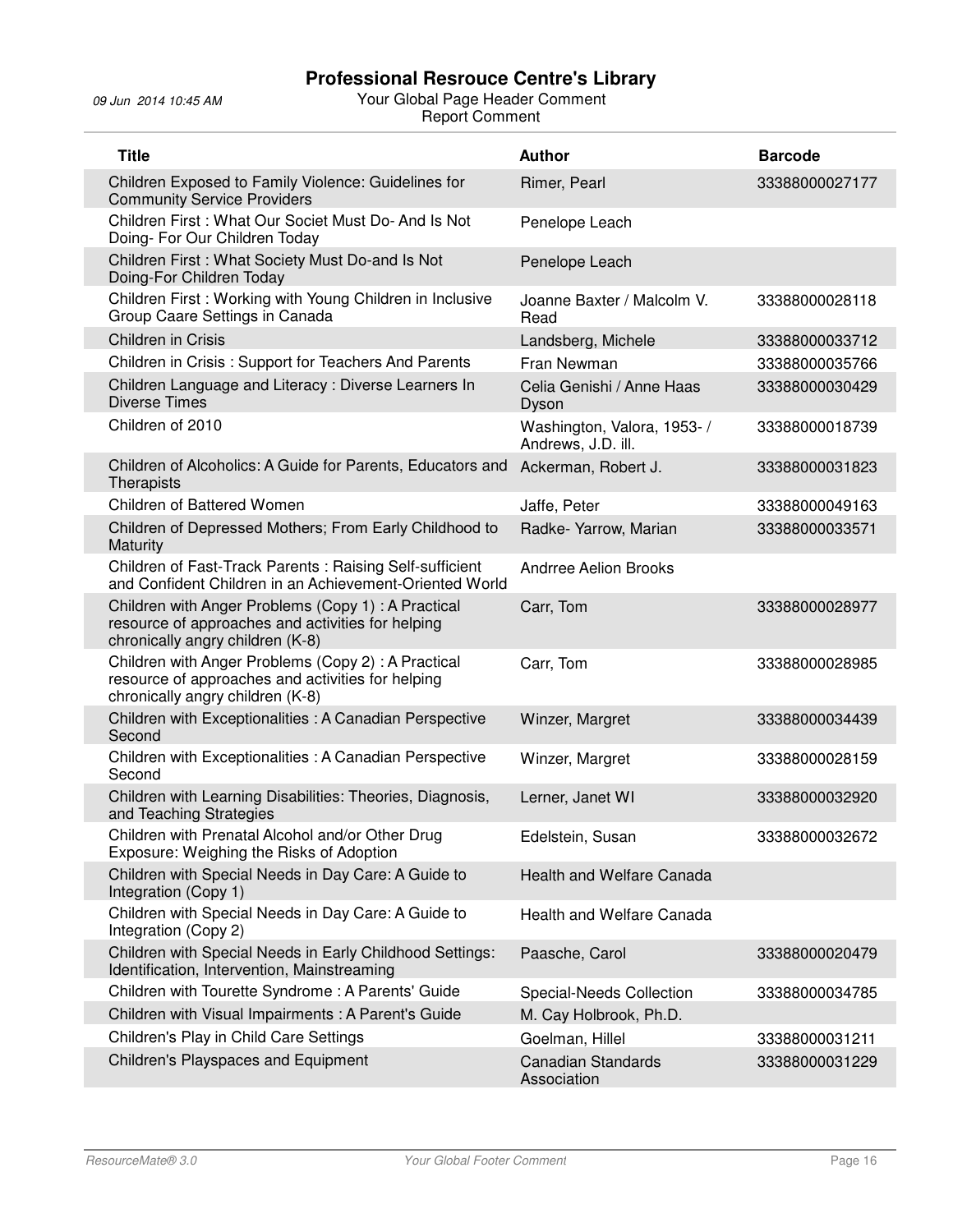# Professional Resrouce Centre's Library

09 Jun 2014 10:45 AM

Your Global Page Header Comment

Report Comment

| Title | Author | Barcode |
|---|---|---|
| Children Exposed to Family Violence: Guidelines for Community Service Providers | Rimer, Pearl | 33388000027177 |
| Children First : What Our Societ Must Do- And Is Not Doing- For Our Children Today | Penelope Leach | |
| Children First : What Society Must Do-and Is Not Doing-For Children Today | Penelope Leach | |
| Children First : Working with Young Children in Inclusive Group Caare Settings in Canada | Joanne Baxter / Malcolm V. Read | 33388000028118 |
| Children in Crisis | Landsberg, Michele | 33388000033712 |
| Children in Crisis : Support for Teachers And Parents | Fran Newman | 33388000035766 |
| Children Language and Literacy : Diverse Learners In Diverse Times | Celia Genishi / Anne Haas Dyson | 33388000030429 |
| Children of 2010 | Washington, Valora, 1953- / Andrews, J.D. ill. | 33388000018739 |
| Children of Alcoholics: A Guide for Parents, Educators and Therapists | Ackerman, Robert J. | 33388000031823 |
| Children of Battered Women | Jaffe, Peter | 33388000049163 |
| Children of Depressed Mothers; From Early Childhood to Maturity | Radke- Yarrow, Marian | 33388000033571 |
| Children of Fast-Track Parents : Raising Self-sufficient and Confident Children in an Achievement-Oriented World | Andrree Aelion Brooks | |
| Children with Anger Problems (Copy 1) : A Practical resource of approaches and activities for helping chronically angry children (K-8) | Carr, Tom | 33388000028977 |
| Children with Anger Problems (Copy 2) : A Practical resource of approaches and activities for helping chronically angry children (K-8) | Carr, Tom | 33388000028985 |
| Children with Exceptionalities : A Canadian Perspective Second | Winzer, Margret | 33388000034439 |
| Children with Exceptionalities : A Canadian Perspective Second | Winzer, Margret | 33388000028159 |
| Children with Learning Disabilities: Theories, Diagnosis, and Teaching Strategies | Lerner, Janet WI | 33388000032920 |
| Children with Prenatal Alcohol and/or Other Drug Exposure: Weighing the Risks of Adoption | Edelstein, Susan | 33388000032672 |
| Children with Special Needs in Day Care: A Guide to Integration (Copy 1) | Health and Welfare Canada | |
| Children with Special Needs in Day Care: A Guide to Integration (Copy 2) | Health and Welfare Canada | |
| Children with Special Needs in Early Childhood Settings: Identification, Intervention, Mainstreaming | Paasche, Carol | 33388000020479 |
| Children with Tourette Syndrome : A Parents' Guide | Special-Needs Collection | 33388000034785 |
| Children with Visual Impairments : A Parent's Guide | M. Cay Holbrook, Ph.D. | |
| Children's Play in Child Care Settings | Goelman, Hillel | 33388000031211 |
| Children's Playspaces and Equipment | Canadian Standards Association | 33388000031229 |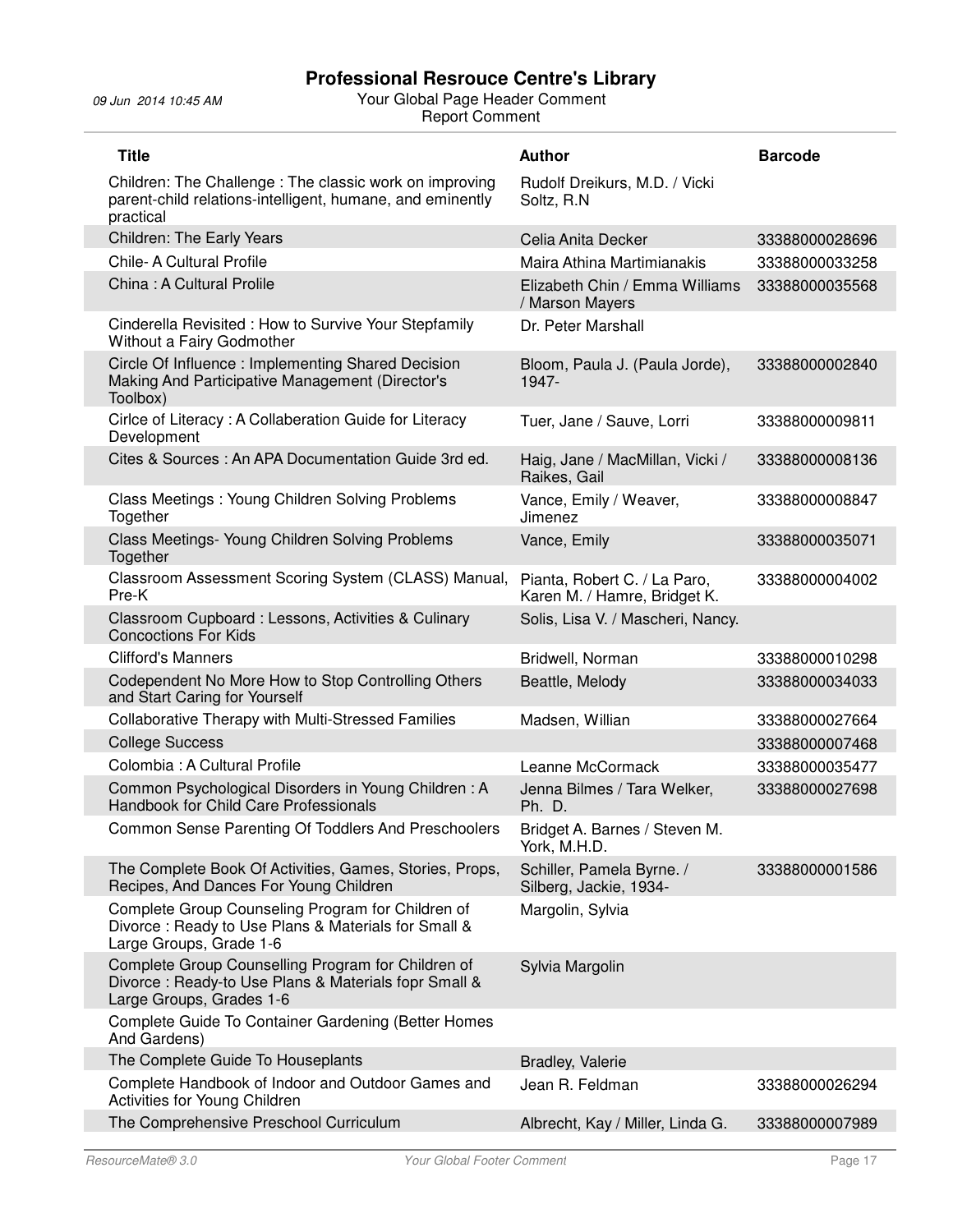# Professional Resrouce Centre's Library

Your Global Page Header Comment
Report Comment

| Title | Author | Barcode |
|---|---|---|
| Children: The Challenge : The classic work on improving parent-child relations-intelligent, humane, and eminently practical | Rudolf Dreikurs, M.D. / Vicki Soltz, R.N | |
| Children: The Early Years | Celia Anita Decker | 33388000028696 |
| Chile- A Cultural Profile | Maira Athina Martimianakis | 33388000033258 |
| China : A Cultural Prolile | Elizabeth Chin / Emma Williams / Marson Mayers | 33388000035568 |
| Cinderella Revisited : How to Survive Your Stepfamily Without a Fairy Godmother | Dr. Peter Marshall | |
| Circle Of Influence : Implementing Shared Decision Making And Participative Management (Director's Toolbox) | Bloom, Paula J. (Paula Jorde), 1947- | 33388000002840 |
| Cirlce of Literacy : A Collaberation Guide for Literacy Development | Tuer, Jane / Sauve, Lorri | 33388000009811 |
| Cites & Sources : An APA Documentation Guide 3rd ed. | Haig, Jane / MacMillan, Vicki / Raikes, Gail | 33388000008136 |
| Class Meetings : Young Children Solving Problems Together | Vance, Emily / Weaver, Jimenez | 33388000008847 |
| Class Meetings- Young Children Solving Problems Together | Vance, Emily | 33388000035071 |
| Classroom Assessment Scoring System (CLASS) Manual, Pre-K | Pianta, Robert C. / La Paro, Karen M. / Hamre, Bridget K. | 33388000004002 |
| Classroom Cupboard : Lessons, Activities & Culinary Concoctions For Kids | Solis, Lisa V. / Mascheri, Nancy. | |
| Clifford's Manners | Bridwell, Norman | 33388000010298 |
| Codependent No More How to Stop Controlling Others and Start Caring for Yourself | Beattle, Melody | 33388000034033 |
| Collaborative Therapy with Multi-Stressed Families | Madsen, Willian | 33388000027664 |
| College Success | | 33388000007468 |
| Colombia : A Cultural Profile | Leanne McCormack | 33388000035477 |
| Common Psychological Disorders in Young Children : A Handbook for Child Care Professionals | Jenna Bilmes / Tara Welker, Ph. D. | 33388000027698 |
| Common Sense Parenting Of Toddlers And Preschoolers | Bridget A. Barnes / Steven M. York, M.H.D. | |
| The Complete Book Of Activities, Games, Stories, Props, Recipes, And Dances For Young Children | Schiller, Pamela Byrne. / Silberg, Jackie, 1934- | 33388000001586 |
| Complete Group Counseling Program for Children of Divorce : Ready to Use Plans & Materials for Small & Large Groups, Grade 1-6 | Margolin, Sylvia | |
| Complete Group Counselling Program for Children of Divorce : Ready-to Use Plans & Materials fopr Small & Large Groups, Grades 1-6 | Sylvia Margolin | |
| Complete Guide To Container Gardening (Better Homes And Gardens) | | |
| The Complete Guide To Houseplants | Bradley, Valerie | |
| Complete Handbook of Indoor and Outdoor Games and Activities for Young Children | Jean R. Feldman | 33388000026294 |
| The Comprehensive Preschool Curriculum | Albrecht, Kay / Miller, Linda G. | 33388000007989 |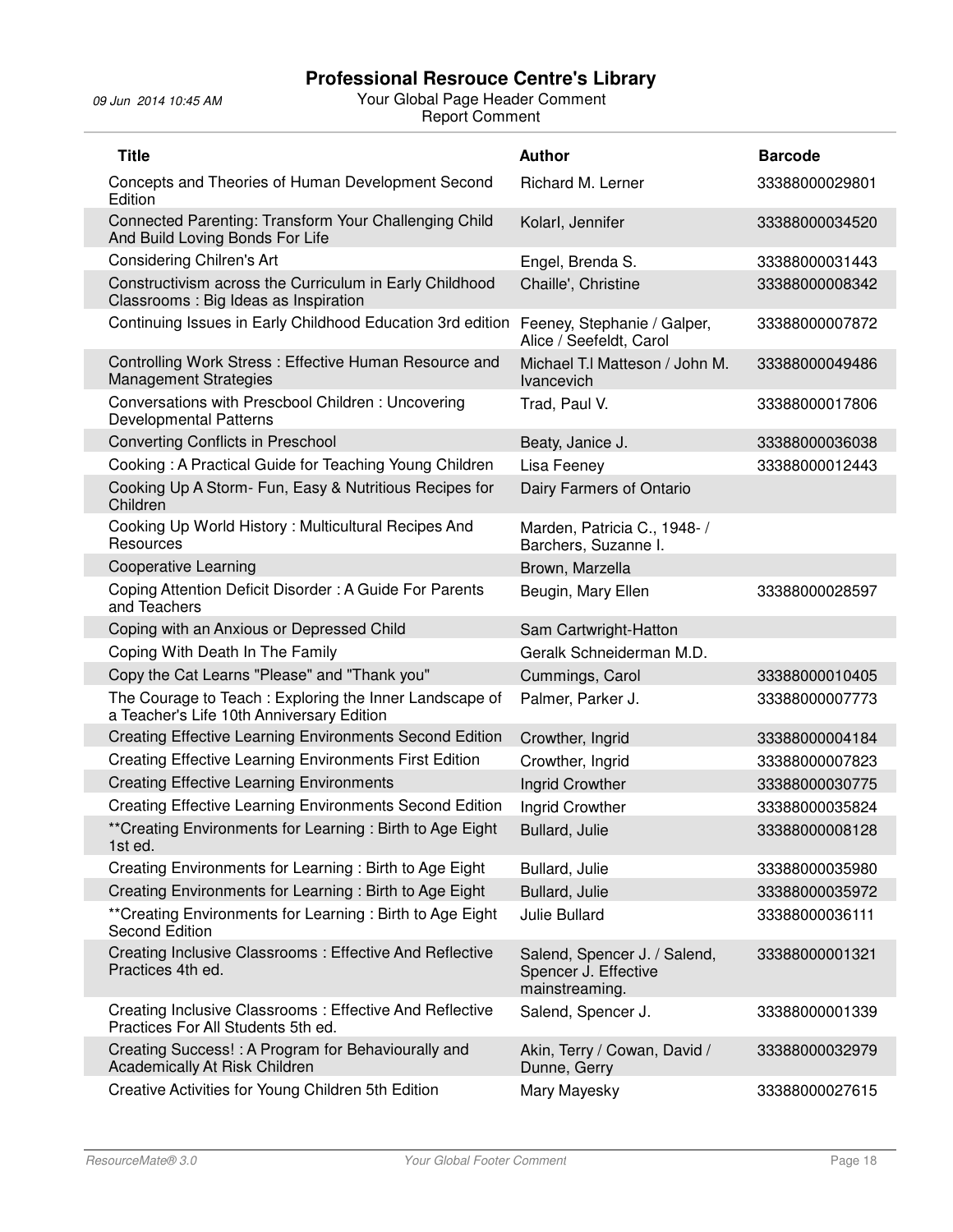# Professional Resrouce Centre's Library

09 Jun 2014 10:45 AM

Your Global Page Header Comment
Report Comment

| Title | Author | Barcode |
|---|---|---|
| Concepts and Theories of Human Development Second Edition | Richard M. Lerner | 33388000029801 |
| Connected Parenting: Transform Your Challenging Child And Build Loving Bonds For Life | Kolarl, Jennifer | 33388000034520 |
| Considering Chilren's Art | Engel, Brenda S. | 33388000031443 |
| Constructivism across the Curriculum in Early Childhood Classrooms : Big Ideas as Inspiration | Chaille', Christine | 33388000008342 |
| Continuing Issues in Early Childhood Education 3rd edition | Feeney, Stephanie / Galper, Alice / Seefeldt, Carol | 33388000007872 |
| Controlling Work Stress : Effective Human Resource and Management Strategies | Michael T.l Matteson / John M. Ivancevich | 33388000049486 |
| Conversations with Prescbool Children : Uncovering Developmental Patterns | Trad, Paul V. | 33388000017806 |
| Converting Conflicts in Preschool | Beaty, Janice J. | 33388000036038 |
| Cooking : A Practical Guide for Teaching Young Children | Lisa Feeney | 33388000012443 |
| Cooking Up A Storm- Fun, Easy & Nutritious Recipes for Children | Dairy Farmers of Ontario | |
| Cooking Up World History : Multicultural Recipes And Resources | Marden, Patricia C., 1948- / Barchers, Suzanne I. | |
| Cooperative Learning | Brown, Marzella | |
| Coping Attention Deficit Disorder : A Guide For Parents and Teachers | Beugin, Mary Ellen | 33388000028597 |
| Coping with an Anxious or Depressed Child | Sam Cartwright-Hatton | |
| Coping With Death In The Family | Geralk Schneiderman M.D. | |
| Copy the Cat Learns "Please" and "Thank you" | Cummings, Carol | 33388000010405 |
| The Courage to Teach : Exploring the Inner Landscape of a Teacher's Life 10th Anniversary Edition | Palmer, Parker J. | 33388000007773 |
| Creating Effective Learning Environments Second Edition | Crowther, Ingrid | 33388000004184 |
| Creating Effective Learning Environments First Edition | Crowther, Ingrid | 33388000007823 |
| Creating Effective Learning Environments | Ingrid Crowther | 33388000030775 |
| Creating Effective Learning Environments Second Edition | Ingrid Crowther | 33388000035824 |
| **Creating Environments for Learning : Birth to Age Eight 1st ed. | Bullard, Julie | 33388000008128 |
| Creating Environments for Learning : Birth to Age Eight | Bullard, Julie | 33388000035980 |
| Creating Environments for Learning : Birth to Age Eight | Bullard, Julie | 33388000035972 |
| **Creating Environments for Learning : Birth to Age Eight Second Edition | Julie Bullard | 33388000036111 |
| Creating Inclusive Classrooms : Effective And Reflective Practices 4th ed. | Salend, Spencer J. / Salend, Spencer J. Effective mainstreaming. | 33388000001321 |
| Creating Inclusive Classrooms : Effective And Reflective Practices For All Students 5th ed. | Salend, Spencer J. | 33388000001339 |
| Creating Success! : A Program for Behaviourally and Academically At Risk Children | Akin, Terry / Cowan, David / Dunne, Gerry | 33388000032979 |
| Creative Activities for Young Children 5th Edition | Mary Mayesky | 33388000027615 |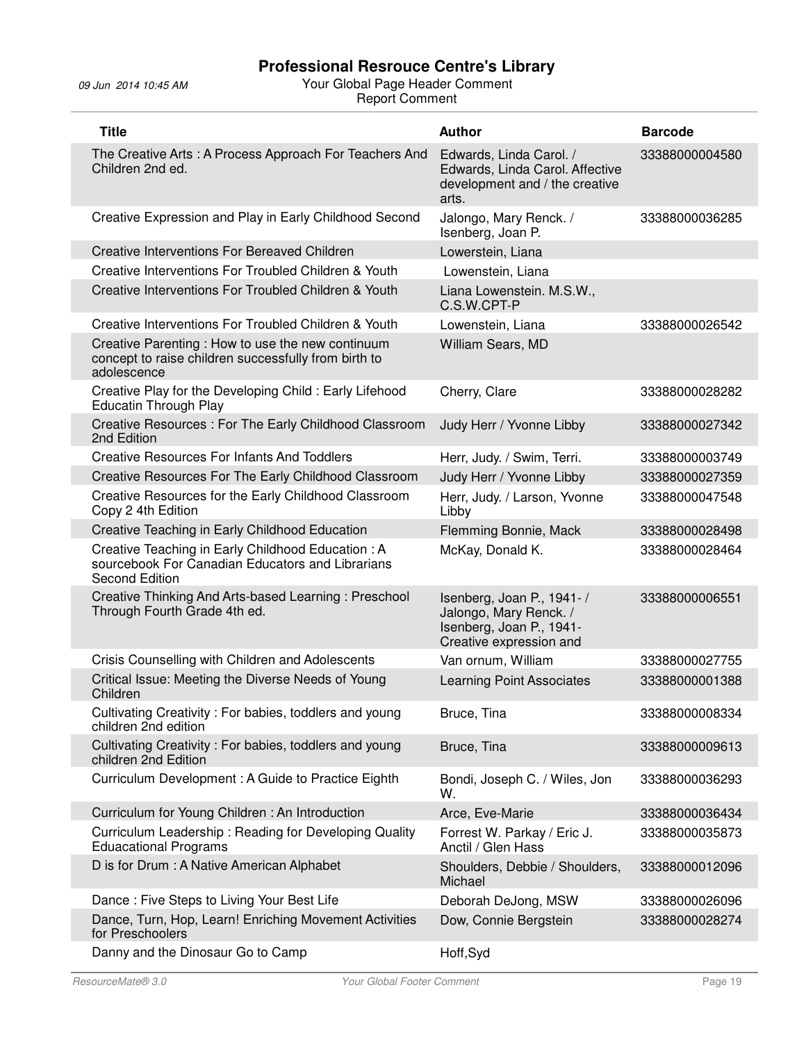# Professional Resrouce Centre's Library

09 Jun 2014 10:45 AM

Your Global Page Header Comment
Report Comment

| Title | Author | Barcode |
|---|---|---|
| The Creative Arts : A Process Approach For Teachers And Children 2nd ed. | Edwards, Linda Carol. / Edwards, Linda Carol. Affective development and / the creative arts. | 33388000004580 |
| Creative Expression and Play in Early Childhood Second | Jalongo, Mary Renck. / Isenberg, Joan P. | 33388000036285 |
| Creative Interventions For Bereaved Children | Lowerstein, Liana | |
| Creative Interventions For Troubled Children & Youth | Lowenstein, Liana | |
| Creative Interventions For Troubled Children & Youth | Liana Lowenstein. M.S.W., C.S.W.CPT-P | |
| Creative Interventions For Troubled Children & Youth | Lowenstein, Liana | 33388000026542 |
| Creative Parenting : How to use the new continuum concept to raise children successfully from birth to adolescence | William Sears, MD | |
| Creative Play for the Developing Child : Early Lifehood Educatin Through Play | Cherry, Clare | 33388000028282 |
| Creative Resources : For The Early Childhood Classroom 2nd Edition | Judy Herr / Yvonne Libby | 33388000027342 |
| Creative Resources For Infants And Toddlers | Herr, Judy. / Swim, Terri. | 33388000003749 |
| Creative Resources For The Early Childhood Classroom | Judy Herr / Yvonne Libby | 33388000027359 |
| Creative Resources for the Early Childhood Classroom Copy 2 4th Edition | Herr, Judy. / Larson, Yvonne Libby | 33388000047548 |
| Creative Teaching in Early Childhood Education | Flemming Bonnie, Mack | 33388000028498 |
| Creative Teaching in Early Childhood Education : A sourcebook For Canadian Educators and Librarians Second Edition | McKay, Donald K. | 33388000028464 |
| Creative Thinking And Arts-based Learning : Preschool Through Fourth Grade 4th ed. | Isenberg, Joan P., 1941- / Jalongo, Mary Renck. / Isenberg, Joan P., 1941- Creative expression and | 33388000006551 |
| Crisis Counselling with Children and Adolescents | Van ornum, William | 33388000027755 |
| Critical Issue: Meeting the Diverse Needs of Young Children | Learning Point Associates | 33388000001388 |
| Cultivating Creativity : For babies, toddlers and young children 2nd edition | Bruce, Tina | 33388000008334 |
| Cultivating Creativity : For babies, toddlers and young children 2nd Edition | Bruce, Tina | 33388000009613 |
| Curriculum Development : A Guide to Practice Eighth | Bondi, Joseph C. / Wiles, Jon W. | 33388000036293 |
| Curriculum for Young Children : An Introduction | Arce, Eve-Marie | 33388000036434 |
| Curriculum Leadership : Reading for Developing Quality Eduacational Programs | Forrest W. Parkay / Eric J. Anctil / Glen Hass | 33388000035873 |
| D is for Drum : A Native American Alphabet | Shoulders, Debbie / Shoulders, Michael | 33388000012096 |
| Dance : Five Steps to Living Your Best Life | Deborah DeJong, MSW | 33388000026096 |
| Dance, Turn, Hop, Learn! Enriching Movement Activities for Preschoolers | Dow, Connie Bergstein | 33388000028274 |
| Danny and the Dinosaur Go to Camp | Hoff,Syd | |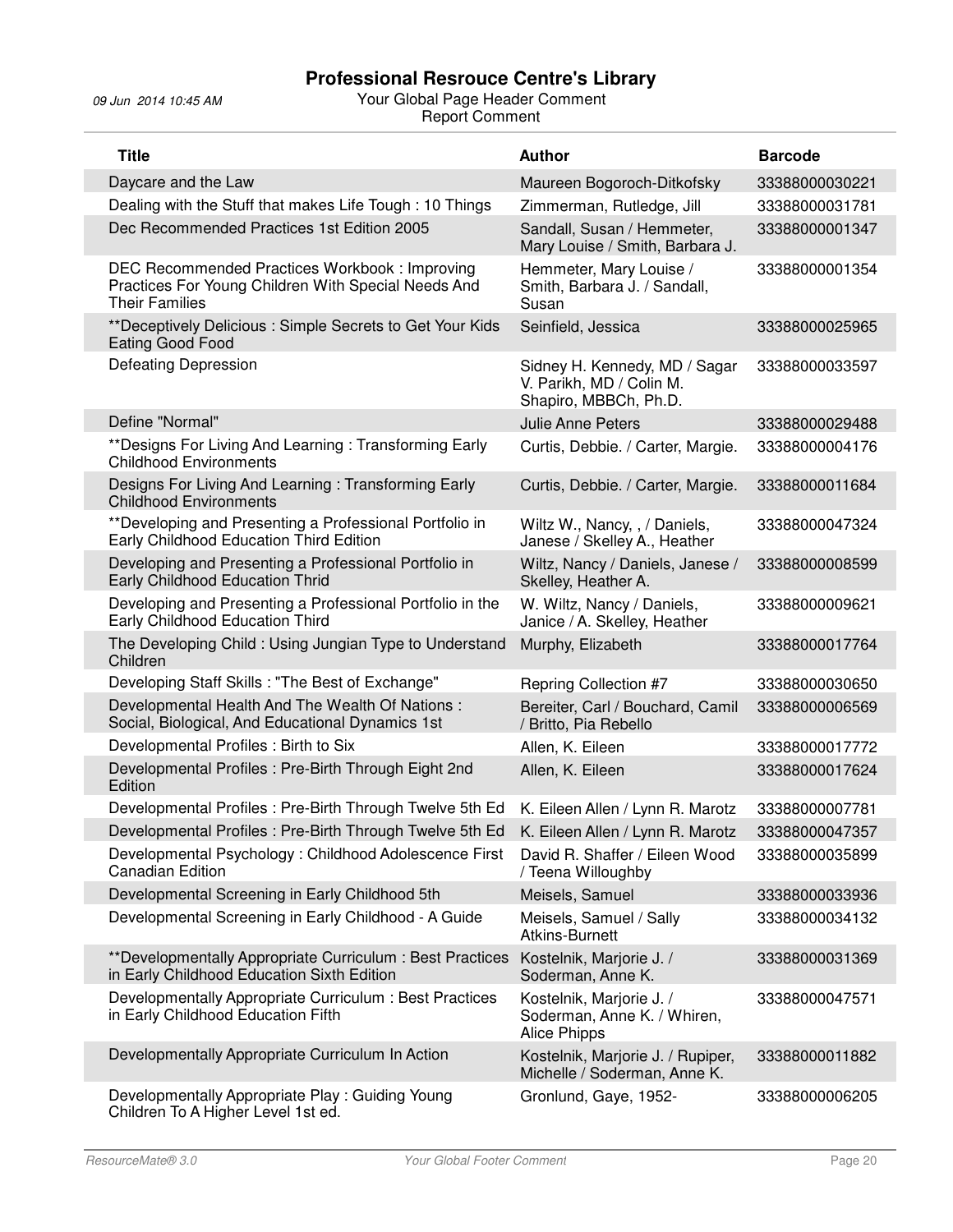# Professional Resrouce Centre's Library

09 Jun 2014 10:45 AM

Your Global Page Header Comment
Report Comment

| Title | Author | Barcode |
|---|---|---|
| Daycare and the Law | Maureen Bogoroch-Ditkofsky | 33388000030221 |
| Dealing with the Stuff that makes Life Tough : 10 Things | Zimmerman, Rutledge, Jill | 33388000031781 |
| Dec Recommended Practices 1st Edition 2005 | Sandall, Susan / Hemmeter, Mary Louise / Smith, Barbara J. | 33388000001347 |
| DEC Recommended Practices Workbook : Improving Practices For Young Children With Special Needs And Their Families | Hemmeter, Mary Louise / Smith, Barbara J. / Sandall, Susan | 33388000001354 |
| **Deceptively Delicious : Simple Secrets to Get Your Kids Eating Good Food | Seinfield, Jessica | 33388000025965 |
| Defeating Depression | Sidney H. Kennedy, MD / Sagar V. Parikh, MD / Colin M. Shapiro, MBBCh, Ph.D. | 33388000033597 |
| Define "Normal" | Julie Anne Peters | 33388000029488 |
| **Designs For Living And Learning : Transforming Early Childhood Environments | Curtis, Debbie. / Carter, Margie. | 33388000004176 |
| Designs For Living And Learning : Transforming Early Childhood Environments | Curtis, Debbie. / Carter, Margie. | 33388000011684 |
| **Developing and Presenting a Professional Portfolio in Early Childhood Education Third Edition | Wiltz W., Nancy, , / Daniels, Janese / Skelley A., Heather | 33388000047324 |
| Developing and Presenting a Professional Portfolio in Early Childhood Education Thrid | Wiltz, Nancy / Daniels, Janese / Skelley, Heather A. | 33388000008599 |
| Developing and Presenting a Professional Portfolio in the Early Childhood Education Third | W. Wiltz, Nancy / Daniels, Janice / A. Skelley, Heather | 33388000009621 |
| The Developing Child : Using Jungian Type to Understand Children | Murphy, Elizabeth | 33388000017764 |
| Developing Staff Skills : "The Best of Exchange" | Repring Collection #7 | 33388000030650 |
| Developmental Health And The Wealth Of Nations : Social, Biological, And Educational Dynamics 1st | Bereiter, Carl / Bouchard, Camil / Britto, Pia Rebello | 33388000006569 |
| Developmental Profiles : Birth to Six | Allen, K. Eileen | 33388000017772 |
| Developmental Profiles : Pre-Birth Through Eight 2nd Edition | Allen, K. Eileen | 33388000017624 |
| Developmental Profiles : Pre-Birth Through Twelve 5th Ed | K. Eileen Allen / Lynn R. Marotz | 33388000007781 |
| Developmental Profiles : Pre-Birth Through Twelve 5th Ed | K. Eileen Allen / Lynn R. Marotz | 33388000047357 |
| Developmental Psychology : Childhood Adolescence First Canadian Edition | David R. Shaffer / Eileen Wood / Teena Willoughby | 33388000035899 |
| Developmental Screening in Early Childhood 5th | Meisels, Samuel | 33388000033936 |
| Developmental Screening in Early Childhood - A Guide | Meisels, Samuel / Sally Atkins-Burnett | 33388000034132 |
| **Developmentally Appropriate Curriculum : Best Practices in Early Childhood Education Sixth Edition | Kostelnik, Marjorie J. / Soderman, Anne K. | 33388000031369 |
| Developmentally Appropriate Curriculum : Best Practices in Early Childhood Education Fifth | Kostelnik, Marjorie J. / Soderman, Anne K. / Whiren, Alice Phipps | 33388000047571 |
| Developmentally Appropriate Curriculum In Action | Kostelnik, Marjorie J. / Rupiper, Michelle / Soderman, Anne K. | 33388000011882 |
| Developmentally Appropriate Play : Guiding Young Children To A Higher Level 1st ed. | Gronlund, Gaye, 1952- | 33388000006205 |

ResourceMate® 3.0 Your Global Footer Comment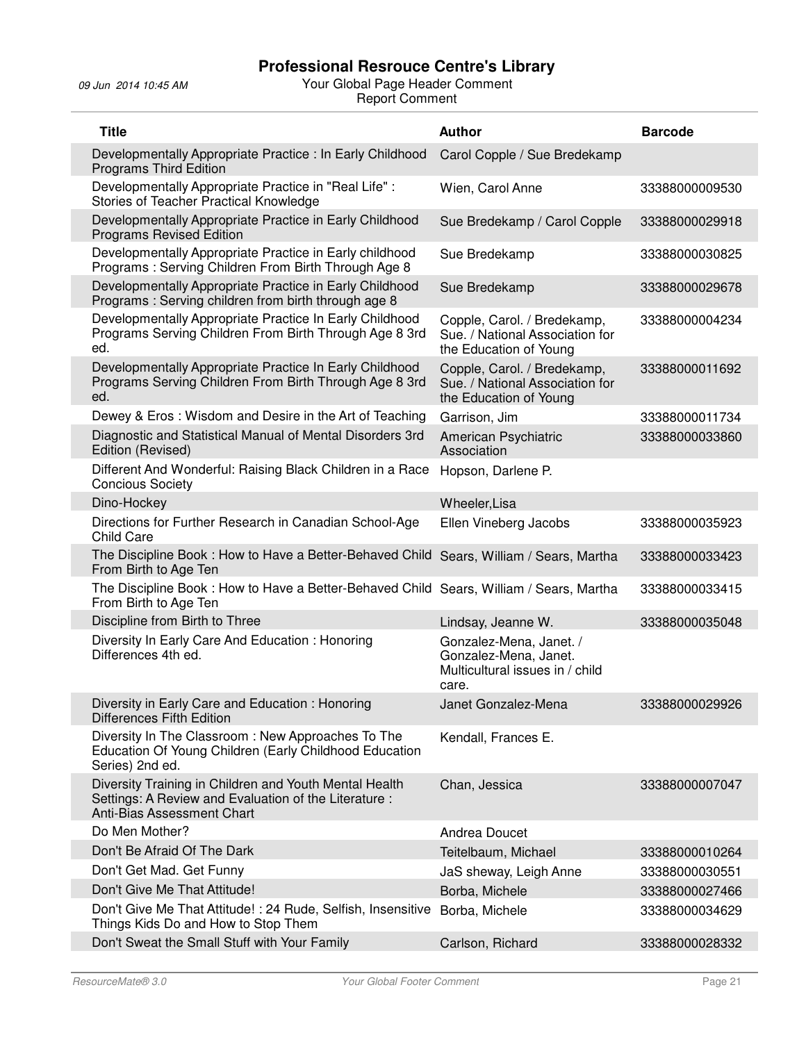| Title | Author | Barcode |
|---|---|---|
| Developmentally Appropriate Practice : In Early Childhood Programs Third Edition | Carol Copple / Sue Bredekamp | |
| Developmentally Appropriate Practice in "Real Life" : Stories of Teacher Practical Knowledge | Wien, Carol Anne | 33388000009530 |
| Developmentally Appropriate Practice in Early Childhood Programs Revised Edition | Sue Bredekamp / Carol Copple | 33388000029918 |
| Developmentally Appropriate Practice in Early childhood Programs : Serving Children From Birth Through Age 8 | Sue Bredekamp | 33388000030825 |
| Developmentally Appropriate Practice in Early Childhood Programs : Serving children from birth through age 8 | Sue Bredekamp | 33388000029678 |
| Developmentally Appropriate Practice In Early Childhood Programs Serving Children From Birth Through Age 8 3rd ed. | Copple, Carol. / Bredekamp, Sue. / National Association for the Education of Young | 33388000004234 |
| Developmentally Appropriate Practice In Early Childhood Programs Serving Children From Birth Through Age 8 3rd ed. | Copple, Carol. / Bredekamp, Sue. / National Association for the Education of Young | 33388000011692 |
| Dewey & Eros : Wisdom and Desire in the Art of Teaching | Garrison, Jim | 33388000011734 |
| Diagnostic and Statistical Manual of Mental Disorders 3rd Edition (Revised) | American Psychiatric Association | 33388000033860 |
| Different And Wonderful: Raising Black Children in a Race Concious Society | Hopson, Darlene P. | |
| Dino-Hockey | Wheeler,Lisa | |
| Directions for Further Research in Canadian School-Age Child Care | Ellen Vineberg Jacobs | 33388000035923 |
| The Discipline Book : How to Have a Better-Behaved Child From Birth to Age Ten | Sears, William / Sears, Martha | 33388000033423 |
| The Discipline Book : How to Have a Better-Behaved Child From Birth to Age Ten | Sears, William / Sears, Martha | 33388000033415 |
| Discipline from Birth to Three | Lindsay, Jeanne W. | 33388000035048 |
| Diversity In Early Care And Education : Honoring Differences 4th ed. | Gonzalez-Mena, Janet. / Gonzalez-Mena, Janet. Multicultural issues in / child care. | |
| Diversity in Early Care and Education : Honoring Differences Fifth Edition | Janet Gonzalez-Mena | 33388000029926 |
| Diversity In The Classroom : New Approaches To The Education Of Young Children (Early Childhood Education Series) 2nd ed. | Kendall, Frances E. | |
| Diversity Training in Children and Youth Mental Health Settings: A Review and Evaluation of the Literature : Anti-Bias Assessment Chart | Chan, Jessica | 33388000007047 |
| Do Men Mother? | Andrea Doucet | |
| Don't Be Afraid Of The Dark | Teitelbaum, Michael | 33388000010264 |
| Don't Get Mad. Get Funny | JaS sheway, Leigh Anne | 33388000030551 |
| Don't Give Me That Attitude! | Borba, Michele | 33388000027466 |
| Don't Give Me That Attitude! : 24 Rude, Selfish, Insensitive Things Kids Do and How to Stop Them | Borba, Michele | 33388000034629 |
| Don't Sweat the Small Stuff with Your Family | Carlson, Richard | 33388000028332 |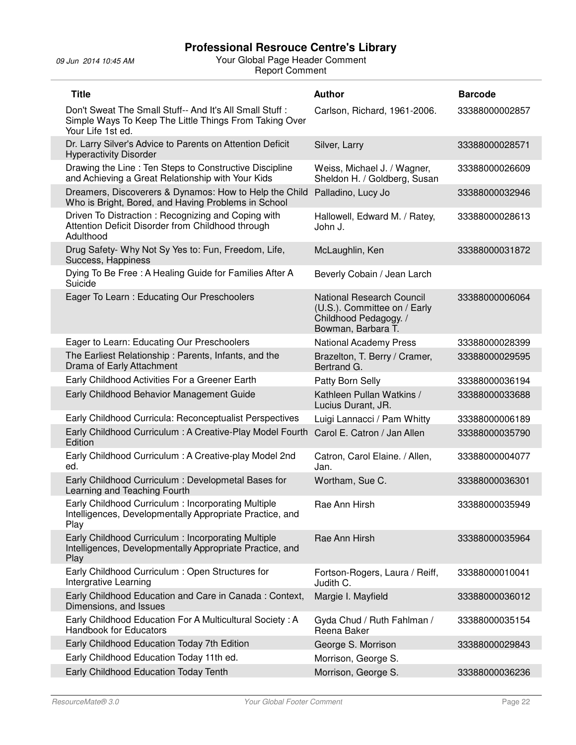## Professional Resrouce Centre's Library

09 Jun 2014 10:45 AM

Your Global Page Header Comment
Report Comment

| Title | Author | Barcode |
|---|---|---|
| Don't Sweat The Small Stuff-- And It's All Small Stuff : Simple Ways To Keep The Little Things From Taking Over Your Life 1st ed. | Carlson, Richard, 1961-2006. | 33388000002857 |
| Dr. Larry Silver's Advice to Parents on Attention Deficit Hyperactivity Disorder | Silver, Larry | 33388000028571 |
| Drawing the Line : Ten Steps to Constructive Discipline and Achieving a Great Relationship with Your Kids | Weiss, Michael J. / Wagner, Sheldon H. / Goldberg, Susan | 33388000026609 |
| Dreamers, Discoverers & Dynamos: How to Help the Child Who is Bright, Bored, and Having Problems in School | Palladino, Lucy Jo | 33388000032946 |
| Driven To Distraction : Recognizing and Coping with Attention Deficit Disorder from Childhood through Adulthood | Hallowell, Edward M. / Ratey, John J. | 33388000028613 |
| Drug Safety- Why Not Sy Yes to: Fun, Freedom, Life, Success, Happiness | McLaughlin, Ken | 33388000031872 |
| Dying To Be Free : A Healing Guide for Families After A Suicide | Beverly Cobain / Jean Larch | |
| Eager To Learn : Educating Our Preschoolers | National Research Council (U.S.). Committee on / Early Childhood Pedagogy. / Bowman, Barbara T. | 33388000006064 |
| Eager to Learn: Educating Our Preschoolers | National Academy Press | 33388000028399 |
| The Earliest Relationship : Parents, Infants, and the Drama of Early Attachment | Brazelton, T. Berry / Cramer, Bertrand G. | 33388000029595 |
| Early Childhood Activities For a Greener Earth | Patty Born Selly | 33388000036194 |
| Early Childhood Behavior Management Guide | Kathleen Pullan Watkins / Lucius Durant, JR. | 33388000033688 |
| Early Childhood Curricula: Reconceptualist Perspectives | Luigi Lannacci / Pam Whitty | 33388000006189 |
| Early Childhood Curriculum : A Creative-Play Model Fourth Edition | Carol E. Catron / Jan Allen | 33388000035790 |
| Early Childhood Curriculum : A Creative-play Model 2nd ed. | Catron, Carol Elaine. / Allen, Jan. | 33388000004077 |
| Early Childhood Curriculum : Developmetal Bases for Learning and Teaching Fourth | Wortham, Sue C. | 33388000036301 |
| Early Childhood Curriculum : Incorporating Multiple Intelligences, Developmentally Appropriate Practice, and Play | Rae Ann Hirsh | 33388000035949 |
| Early Childhood Curriculum : Incorporating Multiple Intelligences, Developmentally Appropriate Practice, and Play | Rae Ann Hirsh | 33388000035964 |
| Early Childhood Curriculum : Open Structures for Intergrative Learning | Fortson-Rogers, Laura / Reiff, Judith C. | 33388000010041 |
| Early Childhood Education and Care in Canada : Context, Dimensions, and Issues | Margie I. Mayfield | 33388000036012 |
| Early Childhood Education For A Multicultural Society : A Handbook for Educators | Gyda Chud / Ruth Fahlman / Reena Baker | 33388000035154 |
| Early Childhood Education Today 7th Edition | George S. Morrison | 33388000029843 |
| Early Childhood Education Today 11th ed. | Morrison, George S. | |
| Early Childhood Education Today Tenth | Morrison, George S. | 33388000036236 |

ResourceMate® 3.0 — Your Global Footer Comment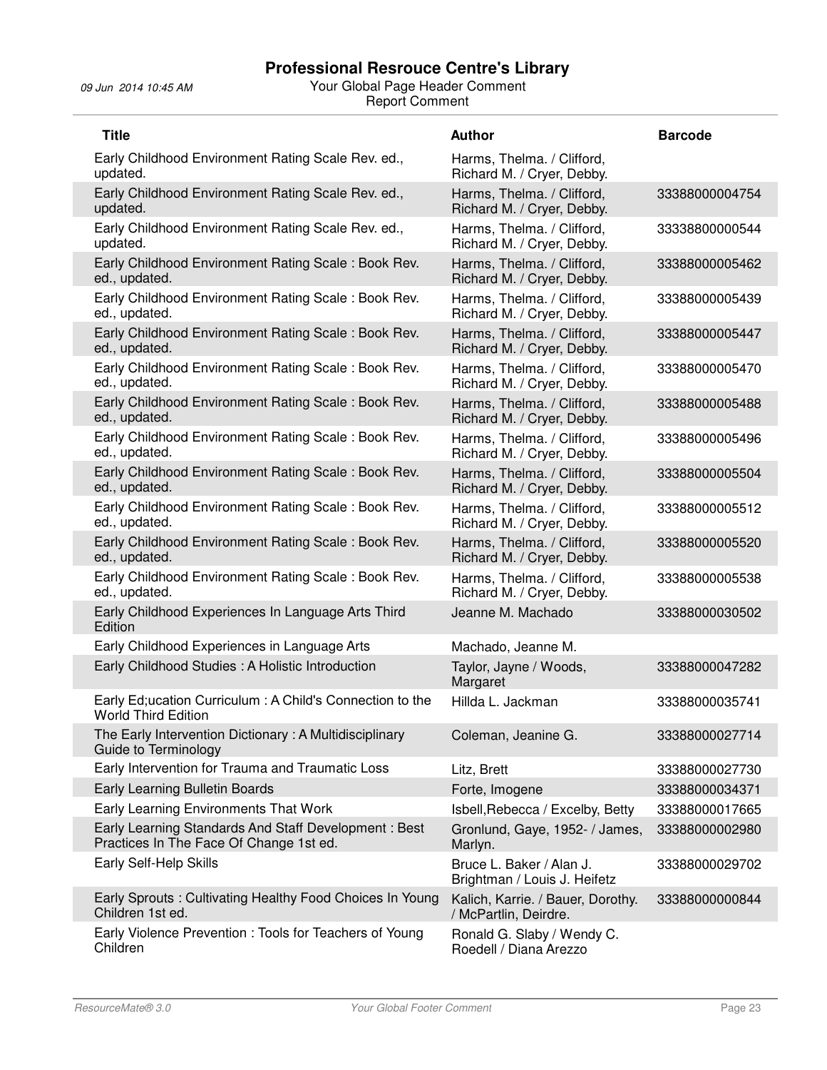# Professional Resrouce Centre's Library

09 Jun 2014 10:45 AM

Your Global Page Header Comment
Report Comment

| Title | Author | Barcode |
|---|---|---|
| Early Childhood Environment Rating Scale Rev. ed., updated. | Harms, Thelma. / Clifford, Richard M. / Cryer, Debby. | |
| Early Childhood Environment Rating Scale Rev. ed., updated. | Harms, Thelma. / Clifford, Richard M. / Cryer, Debby. | 33388000004754 |
| Early Childhood Environment Rating Scale Rev. ed., updated. | Harms, Thelma. / Clifford, Richard M. / Cryer, Debby. | 33338800000544 |
| Early Childhood Environment Rating Scale : Book Rev. ed., updated. | Harms, Thelma. / Clifford, Richard M. / Cryer, Debby. | 33388000005462 |
| Early Childhood Environment Rating Scale : Book Rev. ed., updated. | Harms, Thelma. / Clifford, Richard M. / Cryer, Debby. | 33388000005439 |
| Early Childhood Environment Rating Scale : Book Rev. ed., updated. | Harms, Thelma. / Clifford, Richard M. / Cryer, Debby. | 33388000005447 |
| Early Childhood Environment Rating Scale : Book Rev. ed., updated. | Harms, Thelma. / Clifford, Richard M. / Cryer, Debby. | 33388000005470 |
| Early Childhood Environment Rating Scale : Book Rev. ed., updated. | Harms, Thelma. / Clifford, Richard M. / Cryer, Debby. | 33388000005488 |
| Early Childhood Environment Rating Scale : Book Rev. ed., updated. | Harms, Thelma. / Clifford, Richard M. / Cryer, Debby. | 33388000005496 |
| Early Childhood Environment Rating Scale : Book Rev. ed., updated. | Harms, Thelma. / Clifford, Richard M. / Cryer, Debby. | 33388000005504 |
| Early Childhood Environment Rating Scale : Book Rev. ed., updated. | Harms, Thelma. / Clifford, Richard M. / Cryer, Debby. | 33388000005512 |
| Early Childhood Environment Rating Scale : Book Rev. ed., updated. | Harms, Thelma. / Clifford, Richard M. / Cryer, Debby. | 33388000005520 |
| Early Childhood Environment Rating Scale : Book Rev. ed., updated. | Harms, Thelma. / Clifford, Richard M. / Cryer, Debby. | 33388000005538 |
| Early Childhood Experiences In Language Arts Third Edition | Jeanne M. Machado | 33388000030502 |
| Early Childhood Experiences in Language Arts | Machado, Jeanne M. | |
| Early Childhood Studies : A Holistic Introduction | Taylor, Jayne / Woods, Margaret | 33388000047282 |
| Early Ed;ucation Curriculum : A Child's Connection to the World Third Edition | Hillda L. Jackman | 33388000035741 |
| The Early Intervention Dictionary : A Multidisciplinary Guide to Terminology | Coleman, Jeanine G. | 33388000027714 |
| Early Intervention for Trauma and Traumatic Loss | Litz, Brett | 33388000027730 |
| Early Learning Bulletin Boards | Forte, Imogene | 33388000034371 |
| Early Learning Environments That Work | Isbell,Rebecca / Excelby, Betty | 33388000017665 |
| Early Learning Standards And Staff Development : Best Practices In The Face Of Change 1st ed. | Gronlund, Gaye, 1952- / James, Marlyn. | 33388000002980 |
| Early Self-Help Skills | Bruce L. Baker / Alan J. Brightman / Louis J. Heifetz | 33388000029702 |
| Early Sprouts : Cultivating Healthy Food Choices In Young Children 1st ed. | Kalich, Karrie. / Bauer, Dorothy. / McPartlin, Deirdre. | 33388000000844 |
| Early Violence Prevention : Tools for Teachers of Young Children | Ronald G. Slaby / Wendy C. Roedell / Diana Arezzo | |

ResourceMate® 3.0 — Your Global Footer Comment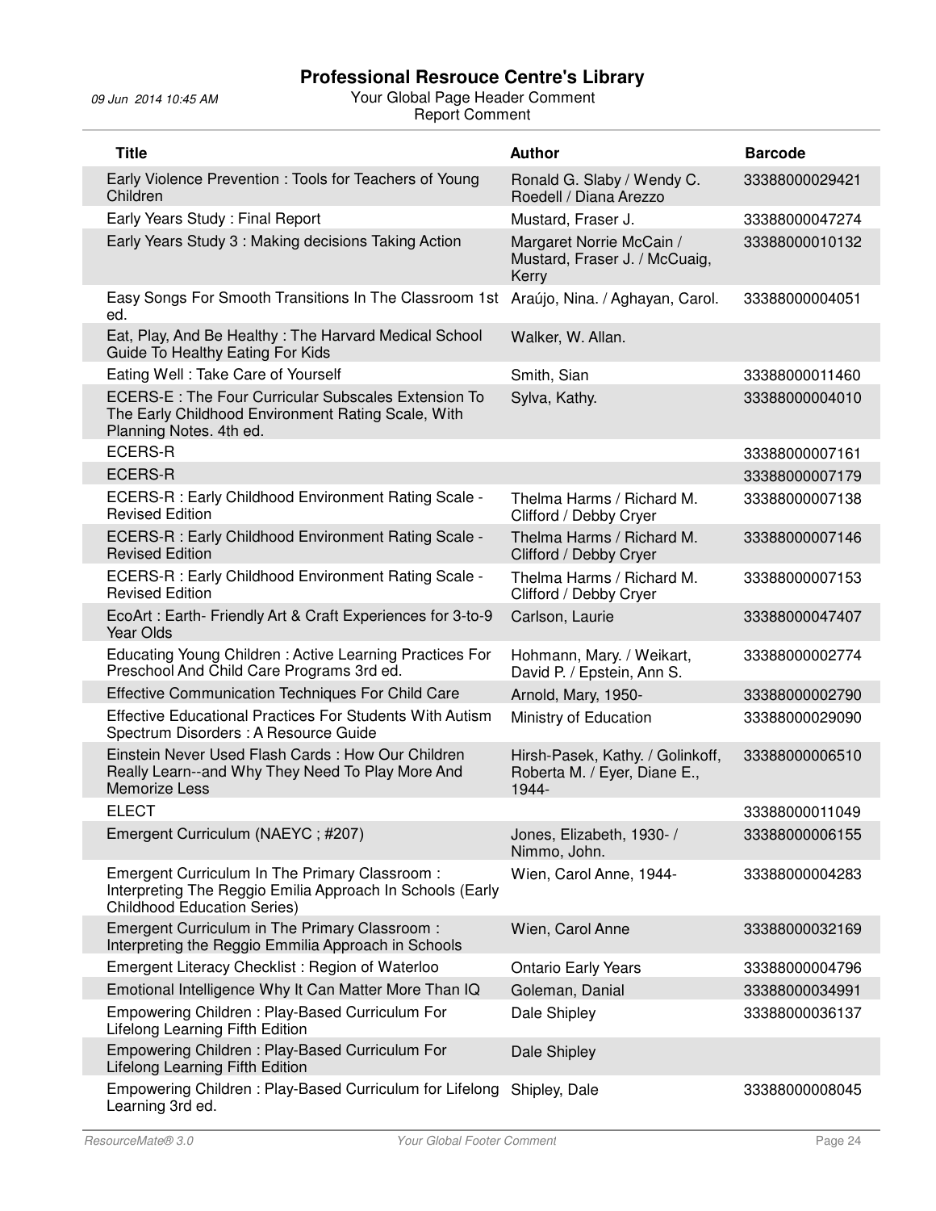| Title | Author | Barcode |
|---|---|---|
| Early Violence Prevention : Tools for Teachers of Young Children | Ronald G. Slaby / Wendy C. Roedell / Diana Arezzo | 33388000029421 |
| Early Years Study : Final Report | Mustard, Fraser J. | 33388000047274 |
| Early Years Study 3 : Making decisions Taking Action | Margaret Norrie McCain / Mustard, Fraser J. / McCuaig, Kerry | 33388000010132 |
| Easy Songs For Smooth Transitions In The Classroom 1st ed. | Araújo, Nina. / Aghayan, Carol. | 33388000004051 |
| Eat, Play, And Be Healthy : The Harvard Medical School Guide To Healthy Eating For Kids | Walker, W. Allan. | |
| Eating Well : Take Care of Yourself | Smith, Sian | 33388000011460 |
| ECERS-E : The Four Curricular Subscales Extension To The Early Childhood Environment Rating Scale, With Planning Notes. 4th ed. | Sylva, Kathy. | 33388000004010 |
| ECERS-R | | 33388000007161 |
| ECERS-R | | 33388000007179 |
| ECERS-R : Early Childhood Environment Rating Scale - Revised Edition | Thelma Harms / Richard M. Clifford / Debby Cryer | 33388000007138 |
| ECERS-R : Early Childhood Environment Rating Scale - Revised Edition | Thelma Harms / Richard M. Clifford / Debby Cryer | 33388000007146 |
| ECERS-R : Early Childhood Environment Rating Scale - Revised Edition | Thelma Harms / Richard M. Clifford / Debby Cryer | 33388000007153 |
| EcoArt : Earth- Friendly Art & Craft Experiences for 3-to-9 Year Olds | Carlson, Laurie | 33388000047407 |
| Educating Young Children : Active Learning Practices For Preschool And Child Care Programs 3rd ed. | Hohmann, Mary. / Weikart, David P. / Epstein, Ann S. | 33388000002774 |
| Effective Communication Techniques For Child Care | Arnold, Mary, 1950- | 33388000002790 |
| Effective Educational Practices For Students With Autism Spectrum Disorders : A Resource Guide | Ministry of Education | 33388000029090 |
| Einstein Never Used Flash Cards : How Our Children Really Learn--and Why They Need To Play More And Memorize Less | Hirsh-Pasek, Kathy. / Golinkoff, Roberta M. / Eyer, Diane E., 1944- | 33388000006510 |
| ELECT | | 33388000011049 |
| Emergent Curriculum (NAEYC ; #207) | Jones, Elizabeth, 1930- / Nimmo, John. | 33388000006155 |
| Emergent Curriculum In The Primary Classroom : Interpreting The Reggio Emilia Approach In Schools (Early Childhood Education Series) | Wien, Carol Anne, 1944- | 33388000004283 |
| Emergent Curriculum in The Primary Classroom : Interpreting the Reggio Emmilia Approach in Schools | Wien, Carol Anne | 33388000032169 |
| Emergent Literacy Checklist : Region of Waterloo | Ontario Early Years | 33388000004796 |
| Emotional Intelligence Why It Can Matter More Than IQ | Goleman, Danial | 33388000034991 |
| Empowering Children : Play-Based Curriculum For Lifelong Learning Fifth Edition | Dale Shipley | 33388000036137 |
| Empowering Children : Play-Based Curriculum For Lifelong Learning Fifth Edition | Dale Shipley | |
| Empowering Children : Play-Based Curriculum for Lifelong Learning 3rd ed. | Shipley, Dale | 33388000008045 |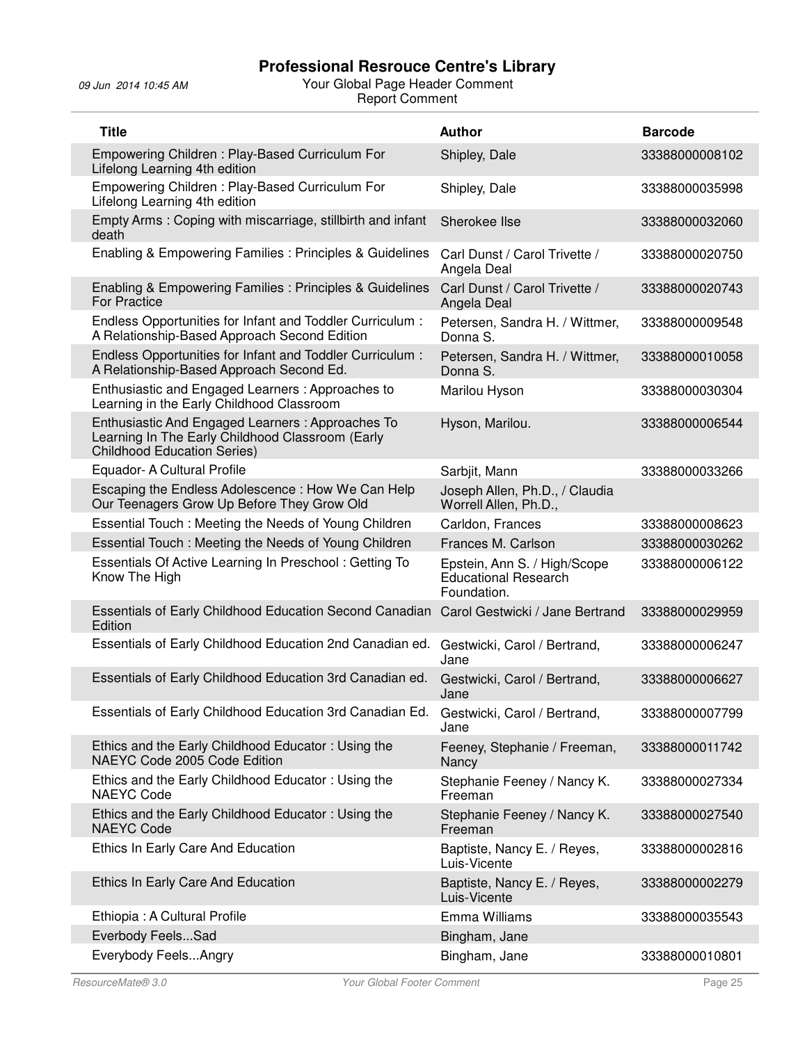| Title | Author | Barcode |
|---|---|---|
| Empowering Children : Play-Based Curriculum For Lifelong Learning 4th edition | Shipley, Dale | 33388000008102 |
| Empowering Children : Play-Based Curriculum For Lifelong Learning 4th edition | Shipley, Dale | 33388000035998 |
| Empty Arms : Coping with miscarriage, stillbirth and infant death | Sherokee Ilse | 33388000032060 |
| Enabling & Empowering Families : Principles & Guidelines | Carl Dunst / Carol Trivette / Angela Deal | 33388000020750 |
| Enabling & Empowering Families : Principles & Guidelines For Practice | Carl Dunst / Carol Trivette / Angela Deal | 33388000020743 |
| Endless Opportunities for Infant and Toddler Curriculum : A Relationship-Based Approach Second Edition | Petersen, Sandra H. / Wittmer, Donna S. | 33388000009548 |
| Endless Opportunities for Infant and Toddler Curriculum : A Relationship-Based Approach Second Ed. | Petersen, Sandra H. / Wittmer, Donna S. | 33388000010058 |
| Enthusiastic and Engaged Learners : Approaches to Learning in the Early Childhood Classroom | Marilou Hyson | 33388000030304 |
| Enthusiastic And Engaged Learners : Approaches To Learning In The Early Childhood Classroom (Early Childhood Education Series) | Hyson, Marilou. | 33388000006544 |
| Equador- A Cultural Profile | Sarbjit, Mann | 33388000033266 |
| Escaping the Endless Adolescence : How We Can Help Our Teenagers Grow Up Before They Grow Old | Joseph Allen, Ph.D., / Claudia Worrell Allen, Ph.D., | |
| Essential Touch : Meeting the Needs of Young Children | Carldon, Frances | 33388000008623 |
| Essential Touch : Meeting the Needs of Young Children | Frances M. Carlson | 33388000030262 |
| Essentials Of Active Learning In Preschool : Getting To Know The High | Epstein, Ann S. / High/Scope Educational Research Foundation. | 33388000006122 |
| Essentials of Early Childhood Education Second Canadian Edition | Carol Gestwicki / Jane Bertrand | 33388000029959 |
| Essentials of Early Childhood Education 2nd Canadian ed. | Gestwicki, Carol / Bertrand, Jane | 33388000006247 |
| Essentials of Early Childhood Education 3rd Canadian ed. | Gestwicki, Carol / Bertrand, Jane | 33388000006627 |
| Essentials of Early Childhood Education 3rd Canadian Ed. | Gestwicki, Carol / Bertrand, Jane | 33388000007799 |
| Ethics and the Early Childhood Educator : Using the NAEYC Code 2005 Code Edition | Feeney, Stephanie / Freeman, Nancy | 33388000011742 |
| Ethics and the Early Childhood Educator : Using the NAEYC Code | Stephanie Feeney / Nancy K. Freeman | 33388000027334 |
| Ethics and the Early Childhood Educator : Using the NAEYC Code | Stephanie Feeney / Nancy K. Freeman | 33388000027540 |
| Ethics In Early Care And Education | Baptiste, Nancy E. / Reyes, Luis-Vicente | 33388000002816 |
| Ethics In Early Care And Education | Baptiste, Nancy E. / Reyes, Luis-Vicente | 33388000002279 |
| Ethiopia : A Cultural Profile | Emma Williams | 33388000035543 |
| Everbody Feels...Sad | Bingham, Jane | |
| Everybody Feels...Angry | Bingham, Jane | 33388000010801 |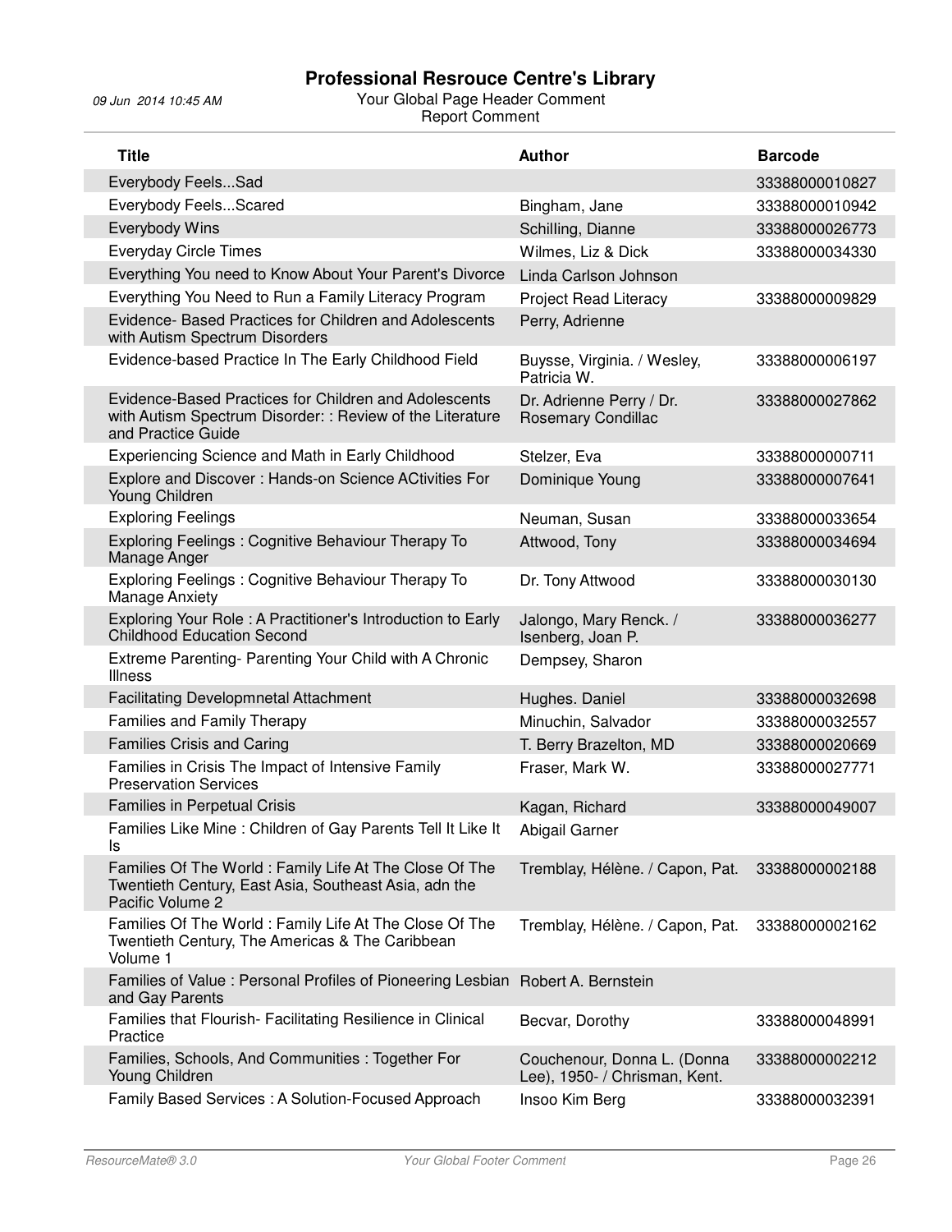| Title | Author | Barcode |
|---|---|---|
| Everybody Feels...Sad | | 33388000010827 |
| Everybody Feels...Scared | Bingham, Jane | 33388000010942 |
| Everybody Wins | Schilling, Dianne | 33388000026773 |
| Everyday Circle Times | Wilmes, Liz & Dick | 33388000034330 |
| Everything You need to Know About Your Parent's Divorce | Linda Carlson Johnson | |
| Everything You Need to Run a Family Literacy Program | Project Read Literacy | 33388000009829 |
| Evidence- Based Practices for Children and Adolescents with Autism Spectrum Disorders | Perry, Adrienne | |
| Evidence-based Practice In The Early Childhood Field | Buysse, Virginia. / Wesley, Patricia W. | 33388000006197 |
| Evidence-Based Practices for Children and Adolescents with Autism Spectrum Disorder: : Review of the Literature and Practice Guide | Dr. Adrienne Perry / Dr. Rosemary Condillac | 33388000027862 |
| Experiencing Science and Math in Early Childhood | Stelzer, Eva | 33388000000711 |
| Explore and Discover : Hands-on Science ACtivities For Young Children | Dominique Young | 33388000007641 |
| Exploring Feelings | Neuman, Susan | 33388000033654 |
| Exploring Feelings : Cognitive Behaviour Therapy To Manage Anger | Attwood, Tony | 33388000034694 |
| Exploring Feelings : Cognitive Behaviour Therapy To Manage Anxiety | Dr. Tony Attwood | 33388000030130 |
| Exploring Your Role : A Practitioner's Introduction to Early Childhood Education Second | Jalongo, Mary Renck. / Isenberg, Joan P. | 33388000036277 |
| Extreme Parenting- Parenting Your Child with A Chronic Illness | Dempsey, Sharon | |
| Facilitating Developmnetal Attachment | Hughes. Daniel | 33388000032698 |
| Families and Family Therapy | Minuchin, Salvador | 33388000032557 |
| Families Crisis and Caring | T. Berry Brazelton, MD | 33388000020669 |
| Families in Crisis The Impact of Intensive Family Preservation Services | Fraser, Mark W. | 33388000027771 |
| Families in Perpetual Crisis | Kagan, Richard | 33388000049007 |
| Families Like Mine : Children of Gay Parents Tell It Like It Is | Abigail Garner | |
| Families Of The World : Family Life At The Close Of The Twentieth Century, East Asia, Southeast Asia, adn the Pacific Volume 2 | Tremblay, Hélène. / Capon, Pat. | 33388000002188 |
| Families Of The World : Family Life At The Close Of The Twentieth Century, The Americas & The Caribbean Volume 1 | Tremblay, Hélène. / Capon, Pat. | 33388000002162 |
| Families of Value : Personal Profiles of Pioneering Lesbian and Gay Parents | Robert A. Bernstein | |
| Families that Flourish- Facilitating Resilience in Clinical Practice | Becvar, Dorothy | 33388000048991 |
| Families, Schools, And Communities : Together For Young Children | Couchenour, Donna L. (Donna Lee), 1950- / Chrisman, Kent. | 33388000002212 |
| Family Based Services : A Solution-Focused Approach | Insoo Kim Berg | 33388000032391 |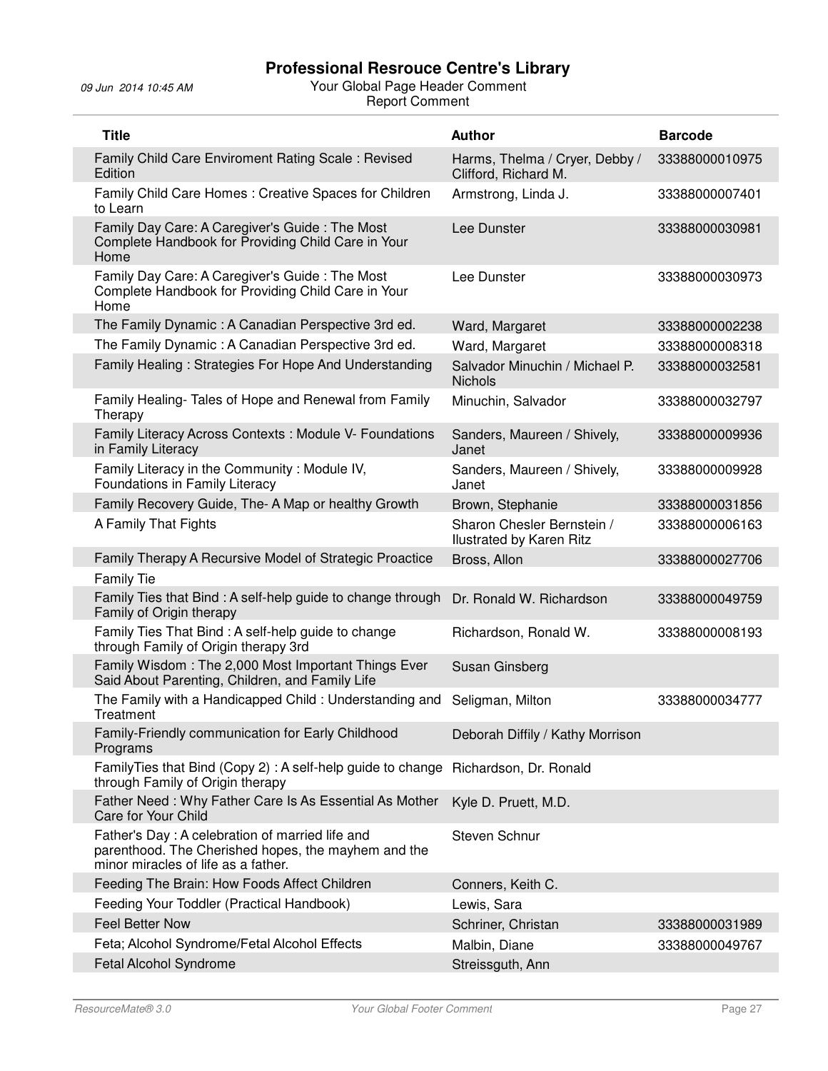# Professional Resrouce Centre's Library

09 Jun 2014 10:45 AM

Your Global Page Header Comment
Report Comment

| Title | Author | Barcode |
|---|---|---|
| Family Child Care Enviroment Rating Scale : Revised Edition | Harms, Thelma / Cryer, Debby / Clifford, Richard M. | 33388000010975 |
| Family Child Care Homes : Creative Spaces for Children to Learn | Armstrong, Linda J. | 33388000007401 |
| Family Day Care: A Caregiver's Guide : The Most Complete Handbook for Providing Child Care in Your Home | Lee Dunster | 33388000030981 |
| Family Day Care: A Caregiver's Guide : The Most Complete Handbook for Providing Child Care in Your Home | Lee Dunster | 33388000030973 |
| The Family Dynamic : A Canadian Perspective 3rd ed. | Ward, Margaret | 33388000002238 |
| The Family Dynamic : A Canadian Perspective 3rd ed. | Ward, Margaret | 33388000008318 |
| Family Healing : Strategies For Hope And Understanding | Salvador Minuchin / Michael P. Nichols | 33388000032581 |
| Family Healing- Tales of Hope and Renewal from Family Therapy | Minuchin, Salvador | 33388000032797 |
| Family Literacy Across Contexts : Module V- Foundations in Family Literacy | Sanders, Maureen / Shively, Janet | 33388000009936 |
| Family Literacy in the Community : Module IV, Foundations in Family Literacy | Sanders, Maureen / Shively, Janet | 33388000009928 |
| Family Recovery Guide, The- A Map or healthy Growth | Brown, Stephanie | 33388000031856 |
| A Family That Fights | Sharon Chesler Bernstein / Ilustrated by Karen Ritz | 33388000006163 |
| Family Therapy A Recursive Model of Strategic Proactice | Bross, Allon | 33388000027706 |
| Family Tie | | |
| Family Ties that Bind : A self-help guide to change through Family of Origin therapy | Dr. Ronald W. Richardson | 33388000049759 |
| Family Ties That Bind : A self-help guide to change through Family of Origin therapy 3rd | Richardson, Ronald W. | 33388000008193 |
| Family Wisdom : The 2,000 Most Important Things Ever Said About Parenting, Children, and Family Life | Susan Ginsberg | |
| The Family with a Handicapped Child : Understanding and Treatment | Seligman, Milton | 33388000034777 |
| Family-Friendly communication for Early Childhood Programs | Deborah Diffily / Kathy Morrison | |
| FamilyTies that Bind (Copy 2) : A self-help guide to change through Family of Origin therapy | Richardson, Dr. Ronald | |
| Father Need : Why Father Care Is As Essential As Mother Care for Your Child | Kyle D. Pruett, M.D. | |
| Father's Day : A celebration of married life and parenthood. The Cherished hopes, the mayhem and the minor miracles of life as a father. | Steven Schnur | |
| Feeding The Brain: How Foods Affect Children | Conners, Keith C. | |
| Feeding Your Toddler (Practical Handbook) | Lewis, Sara | |
| Feel Better Now | Schriner, Christan | 33388000031989 |
| Feta; Alcohol Syndrome/Fetal Alcohol Effects | Malbin, Diane | 33388000049767 |
| Fetal Alcohol Syndrome | Streissguth, Ann | |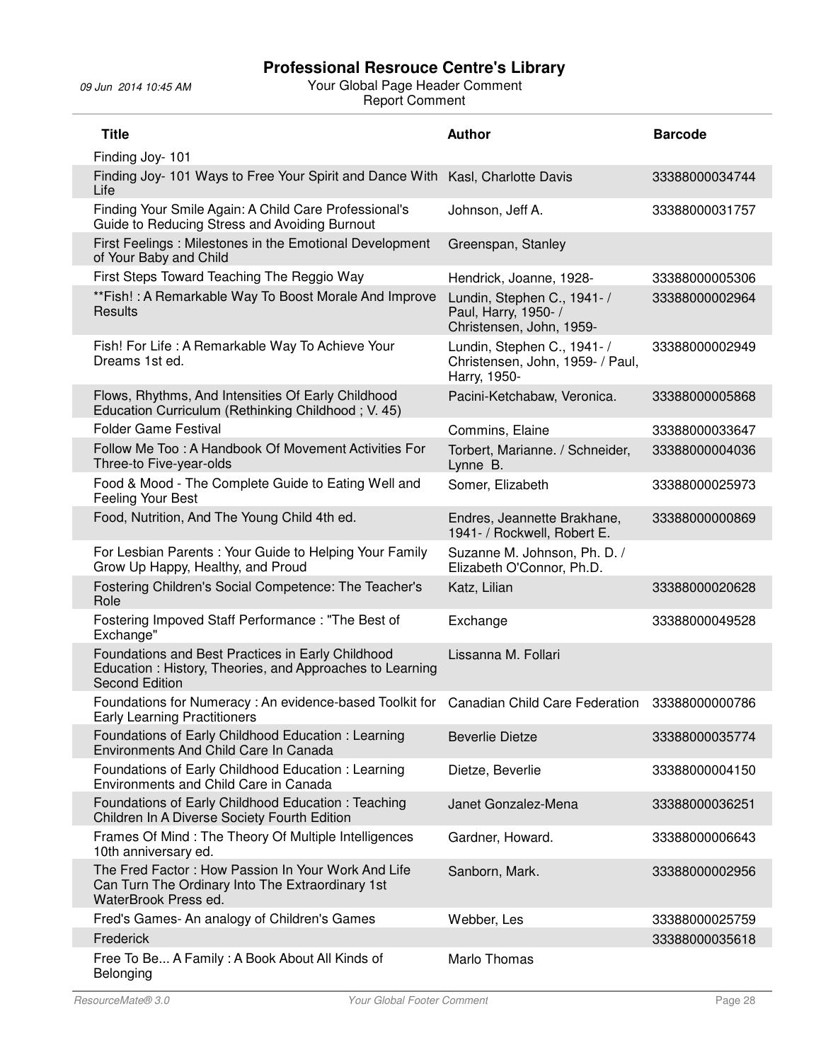| Title | Author | Barcode |
|---|---|---|
| Finding Joy- 101 | | |
| Finding Joy- 101 Ways to Free Your Spirit and Dance With Life | Kasl, Charlotte Davis | 33388000034744 |
| Finding Your Smile Again: A Child Care Professional's Guide to Reducing Stress and Avoiding Burnout | Johnson, Jeff A. | 33388000031757 |
| First Feelings : Milestones in the Emotional Development of Your Baby and Child | Greenspan, Stanley | |
| First Steps Toward Teaching The Reggio Way | Hendrick, Joanne, 1928- | 33388000005306 |
| **Fish! : A Remarkable Way To Boost Morale And Improve Results | Lundin, Stephen C., 1941- / Paul, Harry, 1950- / Christensen, John, 1959- | 33388000002964 |
| Fish! For Life : A Remarkable Way To Achieve Your Dreams 1st ed. | Lundin, Stephen C., 1941- / Christensen, John, 1959- / Paul, Harry, 1950- | 33388000002949 |
| Flows, Rhythms, And Intensities Of Early Childhood Education Curriculum (Rethinking Childhood ; V. 45) | Pacini-Ketchabaw, Veronica. | 33388000005868 |
| Folder Game Festival | Commins, Elaine | 33388000033647 |
| Follow Me Too : A Handbook Of Movement Activities For Three-to Five-year-olds | Torbert, Marianne. / Schneider, Lynne B. | 33388000004036 |
| Food & Mood - The Complete Guide to Eating Well and Feeling Your Best | Somer, Elizabeth | 33388000025973 |
| Food, Nutrition, And The Young Child 4th ed. | Endres, Jeannette Brakhane, 1941- / Rockwell, Robert E. | 33388000000869 |
| For Lesbian Parents : Your Guide to Helping Your Family Grow Up Happy, Healthy, and Proud | Suzanne M. Johnson, Ph. D. / Elizabeth O'Connor, Ph.D. | |
| Fostering Children's Social Competence: The Teacher's Role | Katz, Lilian | 33388000020628 |
| Fostering Impoved Staff Performance : "The Best of Exchange" | Exchange | 33388000049528 |
| Foundations and Best Practices in Early Childhood Education : History, Theories, and Approaches to Learning Second Edition | Lissanna M. Follari | |
| Foundations for Numeracy : An evidence-based Toolkit for Early Learning Practitioners | Canadian Child Care Federation | 33388000000786 |
| Foundations of Early Childhood Education : Learning Environments And Child Care In Canada | Beverlie Dietze | 33388000035774 |
| Foundations of Early Childhood Education : Learning Environments and Child Care in Canada | Dietze, Beverlie | 33388000004150 |
| Foundations of Early Childhood Education : Teaching Children In A Diverse Society Fourth Edition | Janet Gonzalez-Mena | 33388000036251 |
| Frames Of Mind : The Theory Of Multiple Intelligences 10th anniversary ed. | Gardner, Howard. | 33388000006643 |
| The Fred Factor : How Passion In Your Work And Life Can Turn The Ordinary Into The Extraordinary 1st WaterBrook Press ed. | Sanborn, Mark. | 33388000002956 |
| Fred's Games- An analogy of Children's Games | Webber, Les | 33388000025759 |
| Frederick | | 33388000035618 |
| Free To Be... A Family : A Book About All Kinds of Belonging | Marlo Thomas | |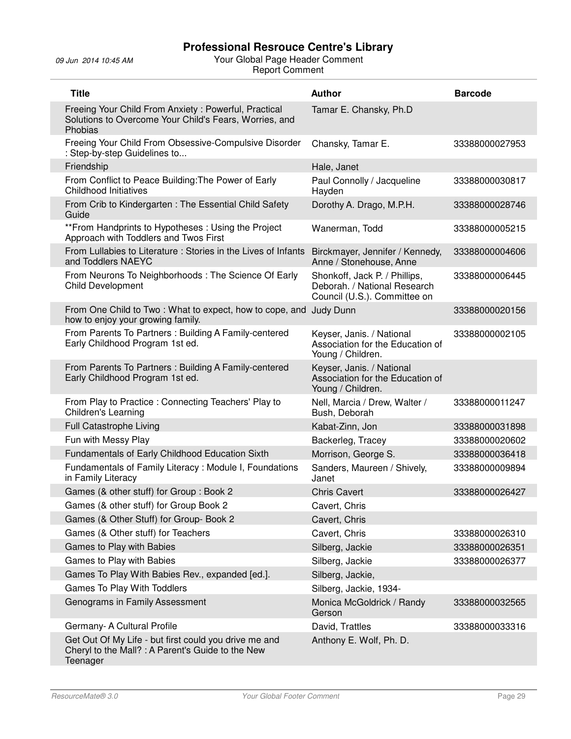| Title | Author | Barcode |
|---|---|---|
| Freeing Your Child From Anxiety : Powerful, Practical Solutions to Overcome Your Child's Fears, Worries, and Phobias | Tamar E. Chansky, Ph.D | |
| Freeing Your Child From Obsessive-Compulsive Disorder : Step-by-step Guidelines to... | Chansky, Tamar E. | 33388000027953 |
| Friendship | Hale, Janet | |
| From Conflict to Peace Building:The Power of Early Childhood Initiatives | Paul Connolly / Jacqueline Hayden | 33388000030817 |
| From Crib to Kindergarten : The Essential Child Safety Guide | Dorothy A. Drago, M.P.H. | 33388000028746 |
| **From Handprints to Hypotheses : Using the Project Approach with Toddlers and Twos First | Wanerman, Todd | 33388000005215 |
| From Lullabies to Literature : Stories in the Lives of Infants and Toddlers NAEYC | Birckmayer, Jennifer / Kennedy, Anne / Stonehouse, Anne | 33388000004606 |
| From Neurons To Neighborhoods : The Science Of Early Child Development | Shonkoff, Jack P. / Phillips, Deborah. / National Research Council (U.S.). Committee on | 33388000006445 |
| From One Child to Two : What to expect, how to cope, and how to enjoy your growing family. | Judy Dunn | 33388000020156 |
| From Parents To Partners : Building A Family-centered Early Childhood Program 1st ed. | Keyser, Janis. / National Association for the Education of Young / Children. | 33388000002105 |
| From Parents To Partners : Building A Family-centered Early Childhood Program 1st ed. | Keyser, Janis. / National Association for the Education of Young / Children. | |
| From Play to Practice : Connecting Teachers' Play to Children's Learning | Nell, Marcia / Drew, Walter / Bush, Deborah | 33388000011247 |
| Full Catastrophe Living | Kabat-Zinn, Jon | 33388000031898 |
| Fun with Messy Play | Backerleg, Tracey | 33388000020602 |
| Fundamentals of Early Childhood Education Sixth | Morrison, George S. | 33388000036418 |
| Fundamentals of Family Literacy : Module I, Foundations in Family Literacy | Sanders, Maureen / Shively, Janet | 33388000009894 |
| Games (& other stuff) for Group : Book 2 | Chris Cavert | 33388000026427 |
| Games (& other stuff) for Group Book 2 | Cavert, Chris | |
| Games (& Other Stuff) for Group- Book 2 | Cavert, Chris | |
| Games (& Other stuff) for Teachers | Cavert, Chris | 33388000026310 |
| Games to Play with Babies | Silberg, Jackie | 33388000026351 |
| Games to Play with Babies | Silberg, Jackie | 33388000026377 |
| Games To Play With Babies Rev., expanded [ed.]. | Silberg, Jackie, | |
| Games To Play With Toddlers | Silberg, Jackie, 1934- | |
| Genograms in Family Assessment | Monica McGoldrick / Randy Gerson | 33388000032565 |
| Germany- A Cultural Profile | David, Trattles | 33388000033316 |
| Get Out Of My Life - but first could you drive me and Cheryl to the Mall? : A Parent's Guide to the New Teenager | Anthony E. Wolf, Ph. D. | |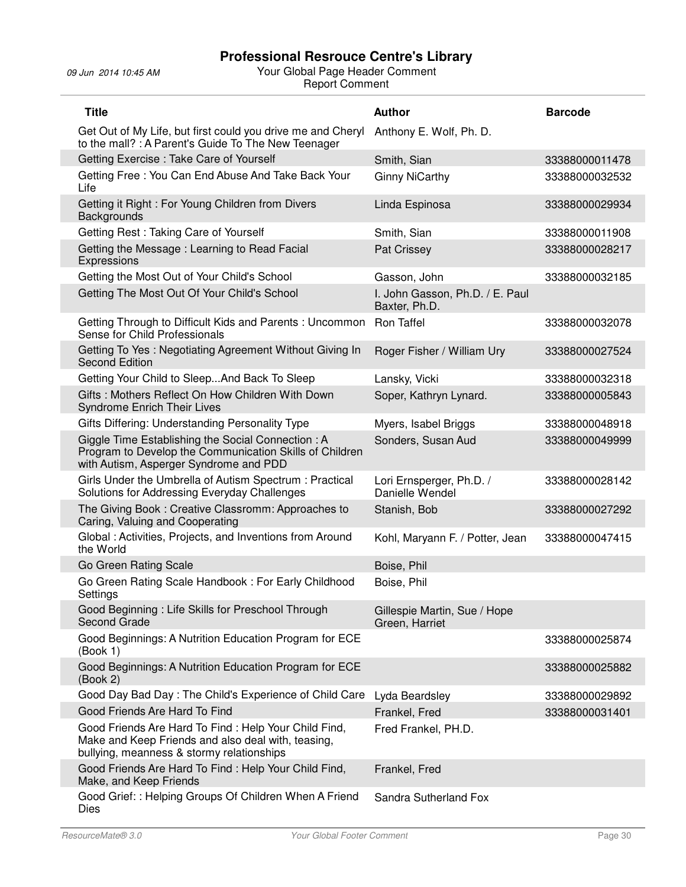# Professional Resrouce Centre's Library

09 Jun 2014 10:45 AM

Your Global Page Header Comment
Report Comment

| Title | Author | Barcode |
|---|---|---|
| Get Out of My Life, but first could you drive me and Cheryl to the mall? : A Parent's Guide To The New Teenager | Anthony E. Wolf, Ph. D. | |
| Getting Exercise : Take Care of Yourself | Smith, Sian | 33388000011478 |
| Getting Free : You Can End Abuse And Take Back Your Life | Ginny NiCarthy | 33388000032532 |
| Getting it Right : For Young Children from Divers Backgrounds | Linda Espinosa | 33388000029934 |
| Getting Rest : Taking Care of Yourself | Smith, Sian | 33388000011908 |
| Getting the Message : Learning to Read Facial Expressions | Pat Crissey | 33388000028217 |
| Getting the Most Out of Your Child's School | Gasson, John | 33388000032185 |
| Getting The Most Out Of Your Child's School | I. John Gasson, Ph.D. / E. Paul Baxter, Ph.D. | |
| Getting Through to Difficult Kids and Parents : Uncommon Sense for Child Professionals | Ron Taffel | 33388000032078 |
| Getting To Yes : Negotiating Agreement Without Giving In Second Edition | Roger Fisher / William Ury | 33388000027524 |
| Getting Your Child to Sleep...And Back To Sleep | Lansky, Vicki | 33388000032318 |
| Gifts : Mothers Reflect On How Children With Down Syndrome Enrich Their Lives | Soper, Kathryn Lynard. | 33388000005843 |
| Gifts Differing: Understanding Personality Type | Myers, Isabel Briggs | 33388000048918 |
| Giggle Time Establishing the Social Connection : A Program to Develop the Communication Skills of Children with Autism, Asperger Syndrome and PDD | Sonders, Susan Aud | 33388000049999 |
| Girls Under the Umbrella of Autism Spectrum : Practical Solutions for Addressing Everyday Challenges | Lori Ernsperger, Ph.D. / Danielle Wendel | 33388000028142 |
| The Giving Book : Creative Classromm: Approaches to Caring, Valuing and Cooperating | Stanish, Bob | 33388000027292 |
| Global : Activities, Projects, and Inventions from Around the World | Kohl, Maryann F. / Potter, Jean | 33388000047415 |
| Go Green Rating Scale | Boise, Phil | |
| Go Green Rating Scale Handbook : For Early Childhood Settings | Boise, Phil | |
| Good Beginning : Life Skills for Preschool Through Second Grade | Gillespie Martin, Sue / Hope Green, Harriet | |
| Good Beginnings: A Nutrition Education Program for ECE (Book 1) | | 33388000025874 |
| Good Beginnings: A Nutrition Education Program for ECE (Book 2) | | 33388000025882 |
| Good Day Bad Day : The Child's Experience of Child Care | Lyda Beardsley | 33388000029892 |
| Good Friends Are Hard To Find | Frankel, Fred | 33388000031401 |
| Good Friends Are Hard To Find : Help Your Child Find, Make and Keep Friends and also deal with, teasing, bullying, meanness & stormy relationships | Fred Frankel, PH.D. | |
| Good Friends Are Hard To Find : Help Your Child Find, Make, and Keep Friends | Frankel, Fred | |
| Good Grief: : Helping Groups Of Children When A Friend Dies | Sandra Sutherland Fox | |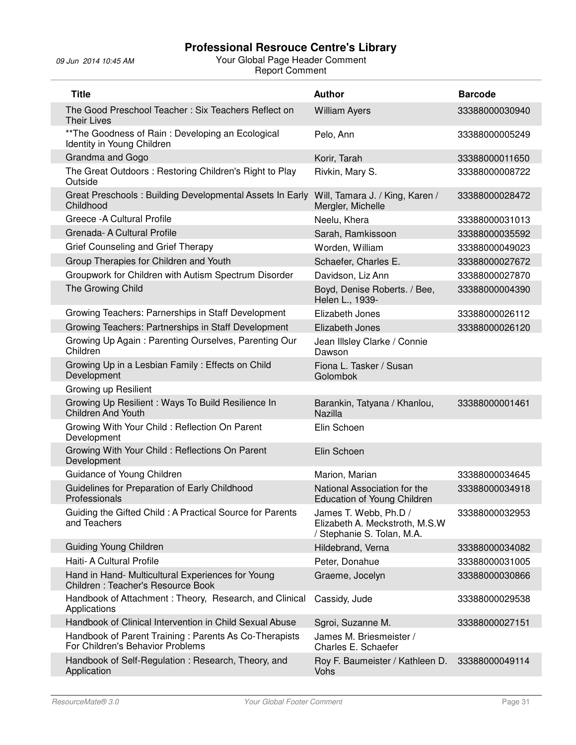# Professional Resrouce Centre's Library

09 Jun 2014 10:45 AM

Your Global Page Header Comment

Report Comment

| Title | Author | Barcode |
|---|---|---|
| The Good Preschool Teacher : Six Teachers Reflect on Their Lives | William Ayers | 33388000030940 |
| **The Goodness of Rain : Developing an Ecological Identity in Young Children | Pelo, Ann | 33388000005249 |
| Grandma and Gogo | Korir, Tarah | 33388000011650 |
| The Great Outdoors : Restoring Children's Right to Play Outside | Rivkin, Mary S. | 33388000008722 |
| Great Preschools : Building Developmental Assets In Early Childhood | Will, Tamara J. / King, Karen / Mergler, Michelle | 33388000028472 |
| Greece -A Cultural Profile | Neelu, Khera | 33388000031013 |
| Grenada- A Cultural Profile | Sarah, Ramkissoon | 33388000035592 |
| Grief Counseling and Grief Therapy | Worden, William | 33388000049023 |
| Group Therapies for Children and Youth | Schaefer, Charles E. | 33388000027672 |
| Groupwork for Children with Autism Spectrum Disorder | Davidson, Liz Ann | 33388000027870 |
| The Growing Child | Boyd, Denise Roberts. / Bee, Helen L., 1939- | 33388000004390 |
| Growing Teachers: Parnerships in Staff Development | Elizabeth Jones | 33388000026112 |
| Growing Teachers: Partnerships in Staff Development | Elizabeth Jones | 33388000026120 |
| Growing Up Again : Parenting Ourselves, Parenting Our Children | Jean Illsley Clarke / Connie Dawson | |
| Growing Up in a Lesbian Family : Effects on Child Development | Fiona L. Tasker / Susan Golombok | |
| Growing up Resilient | | |
| Growing Up Resilient : Ways To Build Resilience In Children And Youth | Barankin, Tatyana / Khanlou, Nazilla | 33388000001461 |
| Growing With Your Child : Reflection On Parent Development | Elin Schoen | |
| Growing With Your Child : Reflections On Parent Development | Elin Schoen | |
| Guidance of Young Children | Marion, Marian | 33388000034645 |
| Guidelines for Preparation of Early Childhood Professionals | National Association for the Education of Young Children | 33388000034918 |
| Guiding the Gifted Child : A Practical Source for Parents and Teachers | James T. Webb, Ph.D / Elizabeth A. Meckstroth, M.S.W / Stephanie S. Tolan, M.A. | 33388000032953 |
| Guiding Young Children | Hildebrand, Verna | 33388000034082 |
| Haiti- A Cultural Profile | Peter, Donahue | 33388000031005 |
| Hand in Hand- Multicultural Experiences for Young Children : Teacher's Resource Book | Graeme, Jocelyn | 33388000030866 |
| Handbook of Attachment : Theory, Research, and Clinical Applications | Cassidy, Jude | 33388000029538 |
| Handbook of Clinical Intervention in Child Sexual Abuse | Sgroi, Suzanne M. | 33388000027151 |
| Handbook of Parent Training : Parents As Co-Therapists For Children's Behavior Problems | James M. Briesmeister / Charles E. Schaefer | |
| Handbook of Self-Regulation : Research, Theory, and Application | Roy F. Baumeister / Kathleen D. Vohs | 33388000049114 |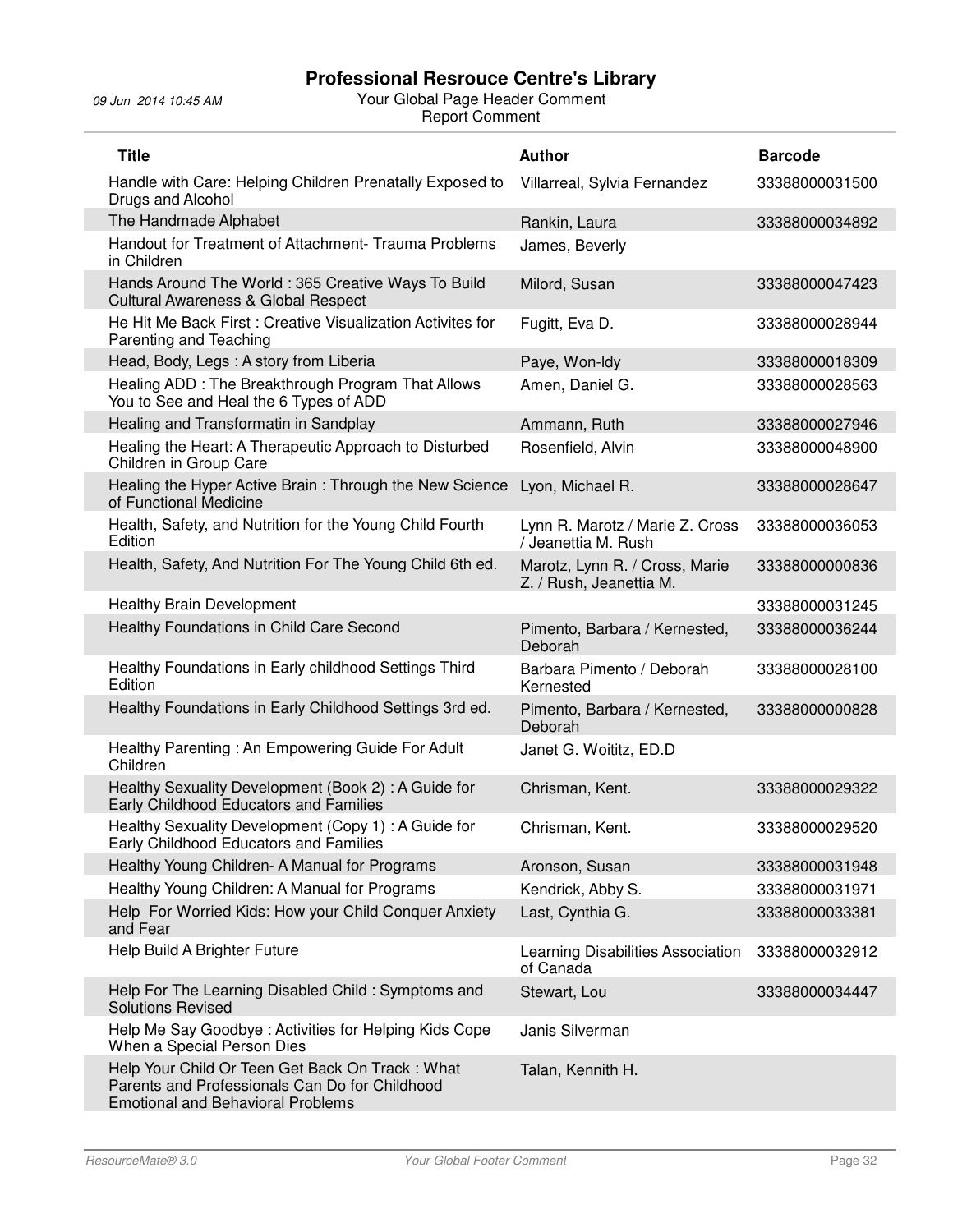# Professional Resrouce Centre's Library

09 Jun 2014 10:45 AM

Your Global Page Header Comment

Report Comment

| Title | Author | Barcode |
|---|---|---|
| Handle with Care: Helping Children Prenatally Exposed to Drugs and Alcohol | Villarreal, Sylvia Fernandez | 33388000031500 |
| The Handmade Alphabet | Rankin, Laura | 33388000034892 |
| Handout for Treatment of Attachment- Trauma Problems in Children | James, Beverly | |
| Hands Around The World : 365 Creative Ways To Build Cultural Awareness & Global Respect | Milord, Susan | 33388000047423 |
| He Hit Me Back First : Creative Visualization Activites for Parenting and Teaching | Fugitt, Eva D. | 33388000028944 |
| Head, Body, Legs : A story from Liberia | Paye, Won-ldy | 33388000018309 |
| Healing ADD : The Breakthrough Program That Allows You to See and Heal the 6 Types of ADD | Amen, Daniel G. | 33388000028563 |
| Healing and Transformatin in Sandplay | Ammann, Ruth | 33388000027946 |
| Healing the Heart: A Therapeutic Approach to Disturbed Children in Group Care | Rosenfield, Alvin | 33388000048900 |
| Healing the Hyper Active Brain : Through the New Science of Functional Medicine | Lyon, Michael R. | 33388000028647 |
| Health, Safety, and Nutrition for the Young Child Fourth Edition | Lynn R. Marotz / Marie Z. Cross / Jeanettia M. Rush | 33388000036053 |
| Health, Safety, And Nutrition For The Young Child 6th ed. | Marotz, Lynn R. / Cross, Marie Z. / Rush, Jeanettia M. | 33388000000836 |
| Healthy Brain Development | | 33388000031245 |
| Healthy Foundations in Child Care Second | Pimento, Barbara / Kernested, Deborah | 33388000036244 |
| Healthy Foundations in Early childhood Settings Third Edition | Barbara Pimento / Deborah Kernested | 33388000028100 |
| Healthy Foundations in Early Childhood Settings 3rd ed. | Pimento, Barbara / Kernested, Deborah | 33388000000828 |
| Healthy Parenting : An Empowering Guide For Adult Children | Janet G. Woititz, ED.D | |
| Healthy Sexuality Development (Book 2) : A Guide for Early Childhood Educators and Families | Chrisman, Kent. | 33388000029322 |
| Healthy Sexuality Development (Copy 1) : A Guide for Early Childhood Educators and Families | Chrisman, Kent. | 33388000029520 |
| Healthy Young Children- A Manual for Programs | Aronson, Susan | 33388000031948 |
| Healthy Young Children: A Manual for Programs | Kendrick, Abby S. | 33388000031971 |
| Help For Worried Kids: How your Child Conquer Anxiety and Fear | Last, Cynthia G. | 33388000033381 |
| Help Build A Brighter Future | Learning Disabilities Association of Canada | 33388000032912 |
| Help For The Learning Disabled Child : Symptoms and Solutions Revised | Stewart, Lou | 33388000034447 |
| Help Me Say Goodbye : Activities for Helping Kids Cope When a Special Person Dies | Janis Silverman | |
| Help Your Child Or Teen Get Back On Track : What Parents and Professionals Can Do for Childhood Emotional and Behavioral Problems | Talan, Kennith H. | |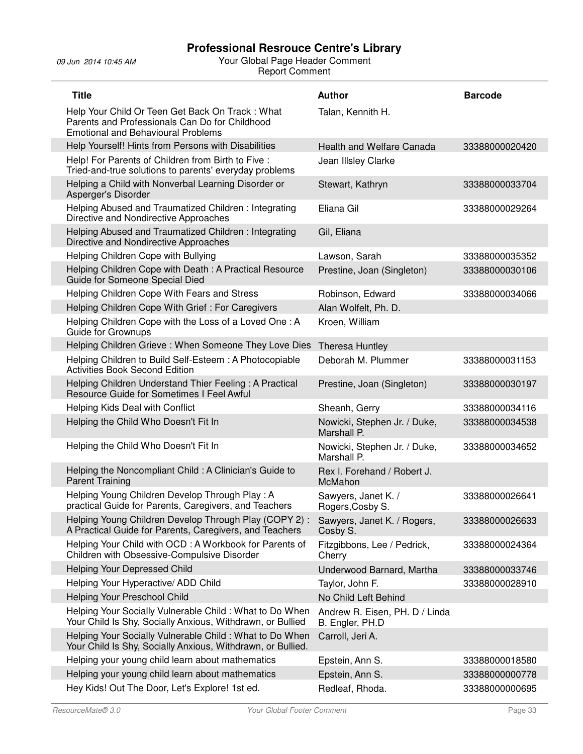| Title | Author | Barcode |
|---|---|---|
| Help Your Child Or Teen Get Back On Track : What Parents and Professionals Can Do for Childhood Emotional and Behavioural Problems | Talan, Kennith H. | |
| Help Yourself! Hints from Persons with Disabilities | Health and Welfare Canada | 33388000020420 |
| Help! For Parents of Children from Birth to Five : Tried-and-true solutions to parents' everyday problems | Jean Illsley Clarke | |
| Helping a Child with Nonverbal Learning Disorder or Asperger's Disorder | Stewart, Kathryn | 33388000033704 |
| Helping Abused and Traumatized Children : Integrating Directive and Nondirective Approaches | Eliana Gil | 33388000029264 |
| Helping Abused and Traumatized Children : Integrating Directive and Nondirective Approaches | Gil, Eliana | |
| Helping Children Cope with Bullying | Lawson, Sarah | 33388000035352 |
| Helping Children Cope with Death : A Practical Resource Guide for Someone Special Died | Prestine, Joan (Singleton) | 33388000030106 |
| Helping Children Cope With Fears and Stress | Robinson, Edward | 33388000034066 |
| Helping Children Cope With Grief : For Caregivers | Alan Wolfelt, Ph. D. | |
| Helping Children Cope with the Loss of a Loved One : A Guide for Grownups | Kroen, William | |
| Helping Children Grieve : When Someone They Love Dies | Theresa Huntley | |
| Helping Children to Build Self-Esteem : A Photocopiable Activities Book Second Edition | Deborah M. Plummer | 33388000031153 |
| Helping Children Understand Thier Feeling : A Practical Resource Guide for Sometimes I Feel Awful | Prestine, Joan (Singleton) | 33388000030197 |
| Helping Kids Deal with Conflict | Sheanh, Gerry | 33388000034116 |
| Helping the Child Who Doesn't Fit In | Nowicki, Stephen Jr. / Duke, Marshall P. | 33388000034538 |
| Helping the Child Who Doesn't Fit In | Nowicki, Stephen Jr. / Duke, Marshall P. | 33388000034652 |
| Helping the Noncompliant Child : A Clinician's Guide to Parent Training | Rex l. Forehand / Robert J. McMahon | |
| Helping Young Children Develop Through Play : A practical Guide for Parents, Caregivers, and Teachers | Sawyers, Janet K. / Rogers,Cosby S. | 33388000026641 |
| Helping Young Children Develop Through Play (COPY 2) : A Practical Guide for Parents, Caregivers, and Teachers | Sawyers, Janet K. / Rogers, Cosby S. | 33388000026633 |
| Helping Your Child with OCD : A Workbook for Parents of Children with Obsessive-Compulsive Disorder | Fitzgibbons, Lee / Pedrick, Cherry | 33388000024364 |
| Helping Your Depressed Child | Underwood Barnard, Martha | 33388000033746 |
| Helping Your Hyperactive/ ADD Child | Taylor, John F. | 33388000028910 |
| Helping Your Preschool Child | No Child Left Behind | |
| Helping Your Socially Vulnerable Child : What to Do When Your Child Is Shy, Socially Anxious, Withdrawn, or Bullied | Andrew R. Eisen, PH. D / Linda B. Engler, PH.D | |
| Helping Your Socially Vulnerable Child : What to Do When Your Child Is Shy, Socially Anxious, Withdrawn, or Bullied. | Carroll, Jeri A. | |
| Helping your young child learn about mathematics | Epstein, Ann S. | 33388000018580 |
| Helping your young child learn about mathematics | Epstein, Ann S. | 33388000000778 |
| Hey Kids! Out The Door, Let's Explore! 1st ed. | Redleaf, Rhoda. | 33388000000695 |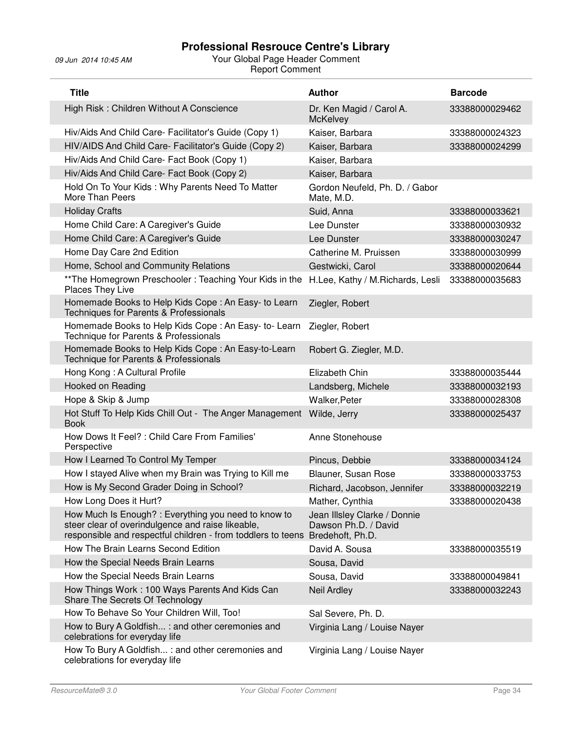# Professional Resrouce Centre's Library

09 Jun 2014 10:45 AM

Your Global Page Header Comment
Report Comment

| Title | Author | Barcode |
|---|---|---|
| High Risk : Children Without A Conscience | Dr. Ken Magid / Carol A. McKelvey | 33388000029462 |
| Hiv/Aids And Child Care- Facilitator's Guide (Copy 1) | Kaiser, Barbara | 33388000024323 |
| HIV/AIDS And Child Care- Facilitator's Guide (Copy 2) | Kaiser, Barbara | 33388000024299 |
| Hiv/Aids And Child Care- Fact Book (Copy 1) | Kaiser, Barbara | |
| Hiv/Aids And Child Care- Fact Book (Copy 2) | Kaiser, Barbara | |
| Hold On To Your Kids : Why Parents Need To Matter More Than Peers | Gordon Neufeld, Ph. D. / Gabor Mate, M.D. | |
| Holiday Crafts | Suid, Anna | 33388000033621 |
| Home Child Care: A Caregiver's Guide | Lee Dunster | 33388000030932 |
| Home Child Care: A Caregiver's Guide | Lee Dunster | 33388000030247 |
| Home Day Care 2nd Edition | Catherine M. Pruissen | 33388000030999 |
| Home, School and Community Relations | Gestwicki, Carol | 33388000020644 |
| **The Homegrown Preschooler : Teaching Your Kids in the Places They Live | H.Lee, Kathy / M.Richards, Lesli | 33388000035683 |
| Homemade Books to Help Kids Cope : An Easy- to Learn Techniques for Parents & Professionals | Ziegler, Robert | |
| Homemade Books to Help Kids Cope : An Easy- to- Learn Technique for Parents & Professionals | Ziegler, Robert | |
| Homemade Books to Help Kids Cope : An Easy-to-Learn Technique for Parents & Professionals | Robert G. Ziegler, M.D. | |
| Hong Kong : A Cultural Profile | Elizabeth Chin | 33388000035444 |
| Hooked on Reading | Landsberg, Michele | 33388000032193 |
| Hope & Skip & Jump | Walker,Peter | 33388000028308 |
| Hot Stuff To Help Kids Chill Out - The Anger Management Book | Wilde, Jerry | 33388000025437 |
| How Dows It Feel? : Child Care From Families' Perspective | Anne Stonehouse | |
| How I Learned To Control My Temper | Pincus, Debbie | 33388000034124 |
| How I stayed Alive when my Brain was Trying to Kill me | Blauner, Susan Rose | 33388000033753 |
| How is My Second Grader Doing in School? | Richard, Jacobson, Jennifer | 33388000032219 |
| How Long Does it Hurt? | Mather, Cynthia | 33388000020438 |
| How Much Is Enough? : Everything you need to know to steer clear of overindulgence and raise likeable, responsible and respectful children - from toddlers to teens | Jean Illsley Clarke / Donnie Dawson Ph.D. / David Bredehoft, Ph.D. | |
| How The Brain Learns Second Edition | David A. Sousa | 33388000035519 |
| How the Special Needs Brain Learns | Sousa, David | |
| How the Special Needs Brain Learns | Sousa, David | 33388000049841 |
| How Things Work : 100 Ways Parents And Kids Can Share The Secrets Of Technology | Neil Ardley | 33388000032243 |
| How To Behave So Your Children Will, Too! | Sal Severe, Ph. D. | |
| How to Bury A Goldfish... : and other ceremonies and celebrations for everyday life | Virginia Lang / Louise Nayer | |
| How To Bury A Goldfish... : and other ceremonies and celebrations for everyday life | Virginia Lang / Louise Nayer | |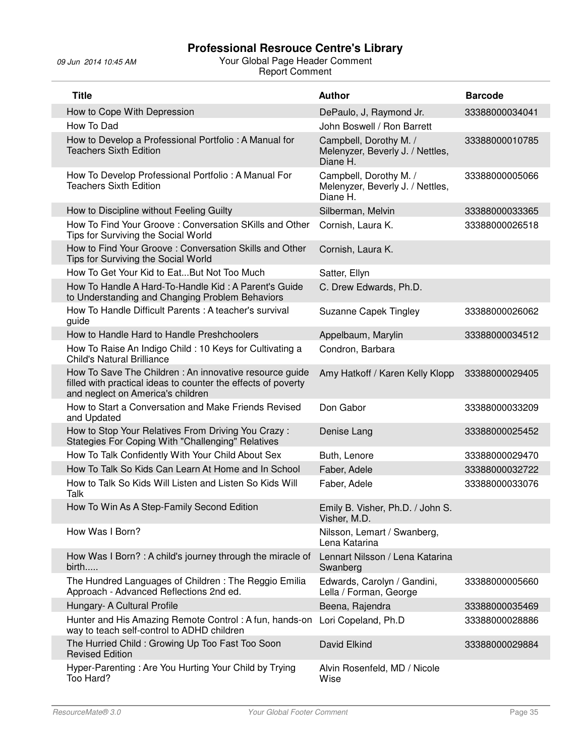# Professional Resrouce Centre's Library

09 Jun 2014 10:45 AM

Your Global Page Header Comment

Report Comment

| Title | Author | Barcode |
|---|---|---|
| How to Cope With Depression | DePaulo, J, Raymond Jr. | 33388000034041 |
| How To Dad | John Boswell / Ron Barrett | |
| How to Develop a Professional Portfolio : A Manual for Teachers Sixth Edition | Campbell, Dorothy M. / Melenyzer, Beverly J. / Nettles, Diane H. | 33388000010785 |
| How To Develop Professional Portfolio : A Manual For Teachers Sixth Edition | Campbell, Dorothy M. / Melenyzer, Beverly J. / Nettles, Diane H. | 33388000005066 |
| How to Discipline without Feeling Guilty | Silberman, Melvin | 33388000033365 |
| How To Find Your Groove : Conversation SKills and Other Tips for Surviving the Social World | Cornish, Laura K. | 33388000026518 |
| How to Find Your Groove : Conversation Skills and Other Tips for Surviving the Social World | Cornish, Laura K. | |
| How To Get Your Kid to Eat...But Not Too Much | Satter, Ellyn | |
| How To Handle A Hard-To-Handle Kid : A Parent's Guide to Understanding and Changing Problem Behaviors | C. Drew Edwards, Ph.D. | |
| How To Handle Difficult Parents : A teacher's survival guide | Suzanne Capek Tingley | 33388000026062 |
| How to Handle Hard to Handle Preshchoolers | Appelbaum, Marylin | 33388000034512 |
| How To Raise An Indigo Child : 10 Keys for Cultivating a Child's Natural Brilliance | Condron, Barbara | |
| How To Save The Children : An innovative resource guide filled with practical ideas to counter the effects of poverty and neglect on America's children | Amy Hatkoff / Karen Kelly Klopp | 33388000029405 |
| How to Start a Conversation and Make Friends Revised and Updated | Don Gabor | 33388000033209 |
| How to Stop Your Relatives From Driving You Crazy : Stategies For Coping With "Challenging" Relatives | Denise Lang | 33388000025452 |
| How To Talk Confidently With Your Child About Sex | Buth, Lenore | 33388000029470 |
| How To Talk So Kids Can Learn At Home and In School | Faber, Adele | 33388000032722 |
| How to Talk So Kids Will Listen and Listen So Kids Will Talk | Faber, Adele | 33388000033076 |
| How To Win As A Step-Family Second Edition | Emily B. Visher, Ph.D. / John S. Visher, M.D. | |
| How Was I Born? | Nilsson, Lemart / Swanberg, Lena Katarina | |
| How Was I Born? : A child's journey through the miracle of birth..... | Lennart Nilsson / Lena Katarina Swanberg | |
| The Hundred Languages of Children : The Reggio Emilia Approach - Advanced Reflections 2nd ed. | Edwards, Carolyn / Gandini, Lella / Forman, George | 33388000005660 |
| Hungary- A Cultural Profile | Beena, Rajendra | 33388000035469 |
| Hunter and His Amazing Remote Control : A fun, hands-on way to teach self-control to ADHD children | Lori Copeland, Ph.D | 33388000028886 |
| The Hurried Child : Growing Up Too Fast Too Soon Revised Edition | David Elkind | 33388000029884 |
| Hyper-Parenting : Are You Hurting Your Child by Trying Too Hard? | Alvin Rosenfeld, MD / Nicole Wise | |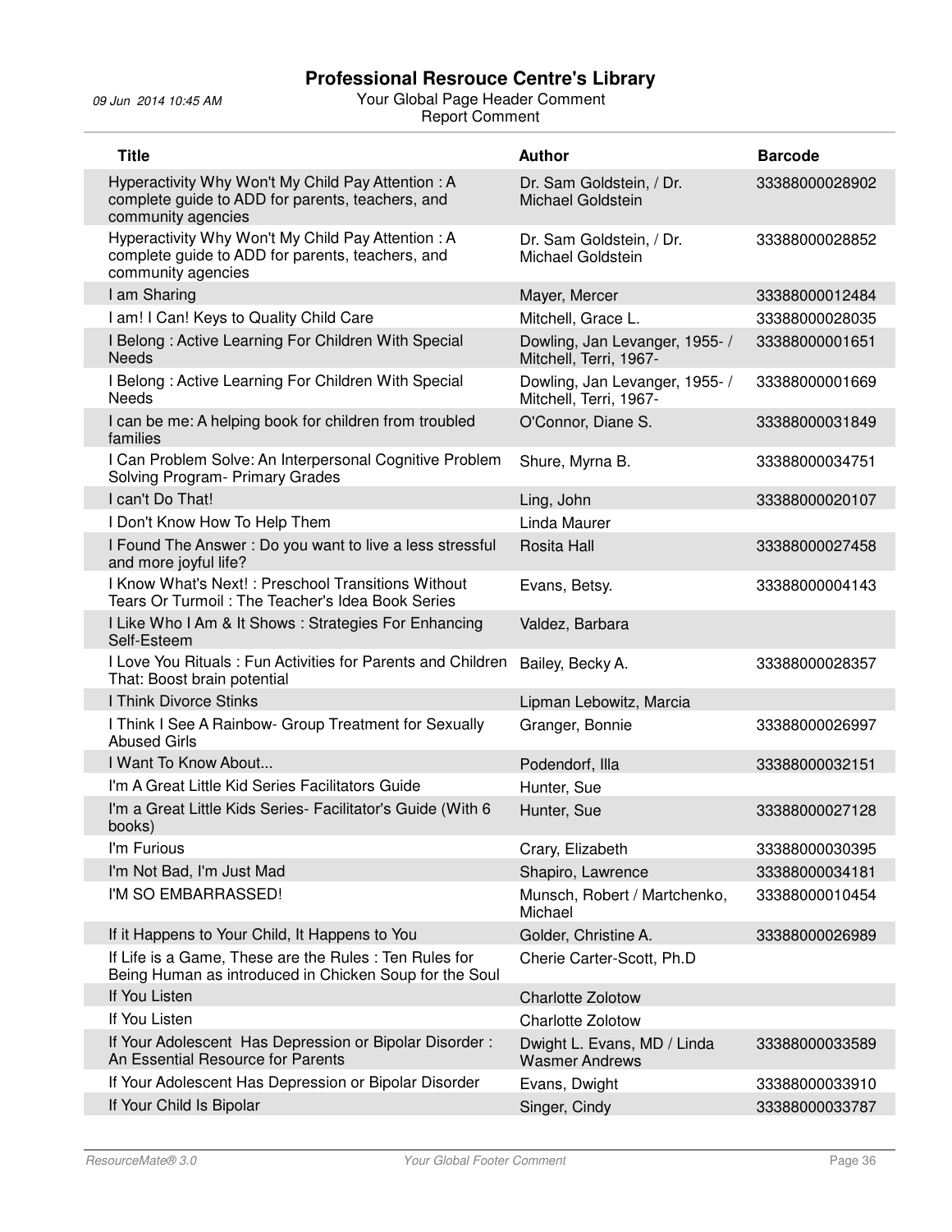| Title | Author | Barcode |
|---|---|---|
| Hyperactivity Why Won't My Child Pay Attention : A complete guide to ADD for parents, teachers, and community agencies | Dr. Sam Goldstein, / Dr. Michael Goldstein | 33388000028902 |
| Hyperactivity Why Won't My Child Pay Attention : A complete guide to ADD for parents, teachers, and community agencies | Dr. Sam Goldstein, / Dr. Michael Goldstein | 33388000028852 |
| I am Sharing | Mayer, Mercer | 33388000012484 |
| I am! I Can! Keys to Quality Child Care | Mitchell, Grace L. | 33388000028035 |
| I Belong : Active Learning For Children With Special Needs | Dowling, Jan Levanger, 1955- / Mitchell, Terri, 1967- | 33388000001651 |
| I Belong : Active Learning For Children With Special Needs | Dowling, Jan Levanger, 1955- / Mitchell, Terri, 1967- | 33388000001669 |
| I can be me: A helping book for children from troubled families | O'Connor, Diane S. | 33388000031849 |
| I Can Problem Solve: An Interpersonal Cognitive Problem Solving Program- Primary Grades | Shure, Myrna B. | 33388000034751 |
| I can't Do That! | Ling, John | 33388000020107 |
| I Don't Know How To Help Them | Linda Maurer | |
| I Found The Answer : Do you want to live a less stressful and more joyful life? | Rosita Hall | 33388000027458 |
| I Know What's Next! : Preschool Transitions Without Tears Or Turmoil : The Teacher's Idea Book Series | Evans, Betsy. | 33388000004143 |
| I Like Who I Am & It Shows : Strategies For Enhancing Self-Esteem | Valdez, Barbara | |
| I Love You Rituals : Fun Activities for Parents and Children That: Boost brain potential | Bailey, Becky A. | 33388000028357 |
| I Think Divorce Stinks | Lipman Lebowitz, Marcia | |
| I Think I See A Rainbow- Group Treatment for Sexually Abused Girls | Granger, Bonnie | 33388000026997 |
| I Want To Know About... | Podendorf, Illa | 33388000032151 |
| I'm A Great Little Kid Series Facilitators Guide | Hunter, Sue | |
| I'm a Great Little Kids Series- Facilitator's Guide (With 6 books) | Hunter, Sue | 33388000027128 |
| I'm Furious | Crary, Elizabeth | 33388000030395 |
| I'm Not Bad, I'm Just Mad | Shapiro, Lawrence | 33388000034181 |
| I'M SO EMBARRASSED! | Munsch, Robert / Martchenko, Michael | 33388000010454 |
| If it Happens to Your Child, It Happens to You | Golder, Christine A. | 33388000026989 |
| If Life is a Game, These are the Rules : Ten Rules for Being Human as introduced in Chicken Soup for the Soul | Cherie Carter-Scott, Ph.D | |
| If You Listen | Charlotte Zolotow | |
| If You Listen | Charlotte Zolotow | |
| If Your Adolescent Has Depression or Bipolar Disorder : An Essential Resource for Parents | Dwight L. Evans, MD / Linda Wasmer Andrews | 33388000033589 |
| If Your Adolescent Has Depression or Bipolar Disorder | Evans, Dwight | 33388000033910 |
| If Your Child Is Bipolar | Singer, Cindy | 33388000033787 |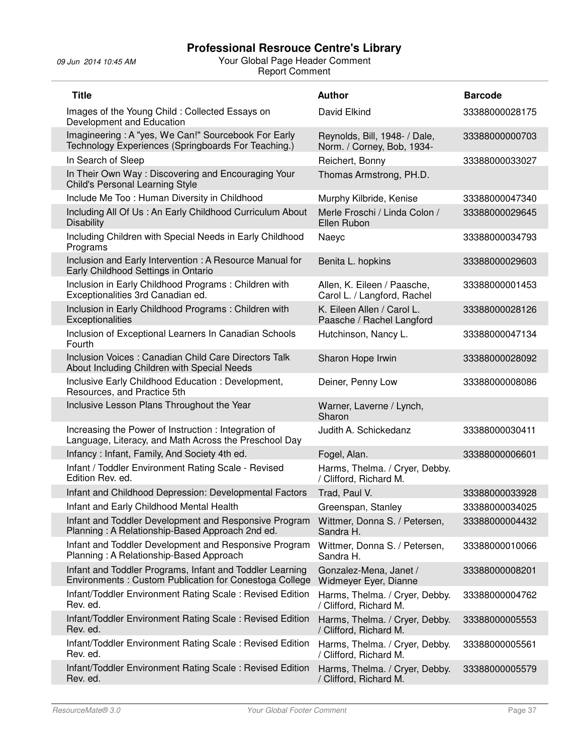# Professional Resrouce Centre's Library

09 Jun 2014 10:45 AM

Your Global Page Header Comment
Report Comment

| Title | Author | Barcode |
|---|---|---|
| Images of the Young Child : Collected Essays on Development and Education | David Elkind | 33388000028175 |
| Imagineering : A "yes, We Can!" Sourcebook For Early Technology Experiences (Springboards For Teaching.) | Reynolds, Bill, 1948- / Dale, Norm. / Corney, Bob, 1934- | 33388000000703 |
| In Search of Sleep | Reichert, Bonny | 33388000033027 |
| In Their Own Way : Discovering and Encouraging Your Child's Personal Learning Style | Thomas Armstrong, PH.D. | |
| Include Me Too : Human Diversity in Childhood | Murphy Kilbride, Kenise | 33388000047340 |
| Including All Of Us : An Early Childhood Curriculum About Disability | Merle Froschi / Linda Colon / Ellen Rubon | 33388000029645 |
| Including Children with Special Needs in Early Childhood Programs | Naeyc | 33388000034793 |
| Inclusion and Early Intervention : A Resource Manual for Early Childhood Settings in Ontario | Benita L. hopkins | 33388000029603 |
| Inclusion in Early Childhood Programs : Children with Exceptionalities 3rd Canadian ed. | Allen, K. Eileen / Paasche, Carol L. / Langford, Rachel | 33388000001453 |
| Inclusion in Early Childhood Programs : Children with Exceptionalities | K. Eileen Allen / Carol L. Paasche / Rachel Langford | 33388000028126 |
| Inclusion of Exceptional Learners In Canadian Schools Fourth | Hutchinson, Nancy L. | 33388000047134 |
| Inclusion Voices : Canadian Child Care Directors Talk About Including Children with Special Needs | Sharon Hope Irwin | 33388000028092 |
| Inclusive Early Childhood Education : Development, Resources, and Practice 5th | Deiner, Penny Low | 33388000008086 |
| Inclusive Lesson Plans Throughout the Year | Warner, Laverne / Lynch, Sharon | |
| Increasing the Power of Instruction : Integration of Language, Literacy, and Math Across the Preschool Day | Judith A. Schickedanz | 33388000030411 |
| Infancy : Infant, Family, And Society 4th ed. | Fogel, Alan. | 33388000006601 |
| Infant / Toddler Environment Rating Scale - Revised Edition Rev. ed. | Harms, Thelma. / Cryer, Debby. / Clifford, Richard M. | |
| Infant and Childhood Depression: Developmental Factors | Trad, Paul V. | 33388000033928 |
| Infant and Early Childhood Mental Health | Greenspan, Stanley | 33388000034025 |
| Infant and Toddler Development and Responsive Program Planning : A Relationship-Based Approach 2nd ed. | Wittmer, Donna S. / Petersen, Sandra H. | 33388000004432 |
| Infant and Toddler Development and Responsive Program Planning : A Relationship-Based Approach | Wittmer, Donna S. / Petersen, Sandra H. | 33388000010066 |
| Infant and Toddler Programs, Infant and Toddler Learning Environments : Custom Publication for Conestoga College | Gonzalez-Mena, Janet / Widmeyer Eyer, Dianne | 33388000008201 |
| Infant/Toddler Environment Rating Scale : Revised Edition Rev. ed. | Harms, Thelma. / Cryer, Debby. / Clifford, Richard M. | 33388000004762 |
| Infant/Toddler Environment Rating Scale : Revised Edition Rev. ed. | Harms, Thelma. / Cryer, Debby. / Clifford, Richard M. | 33388000005553 |
| Infant/Toddler Environment Rating Scale : Revised Edition Rev. ed. | Harms, Thelma. / Cryer, Debby. / Clifford, Richard M. | 33388000005561 |
| Infant/Toddler Environment Rating Scale : Revised Edition Rev. ed. | Harms, Thelma. / Cryer, Debby. / Clifford, Richard M. | 33388000005579 |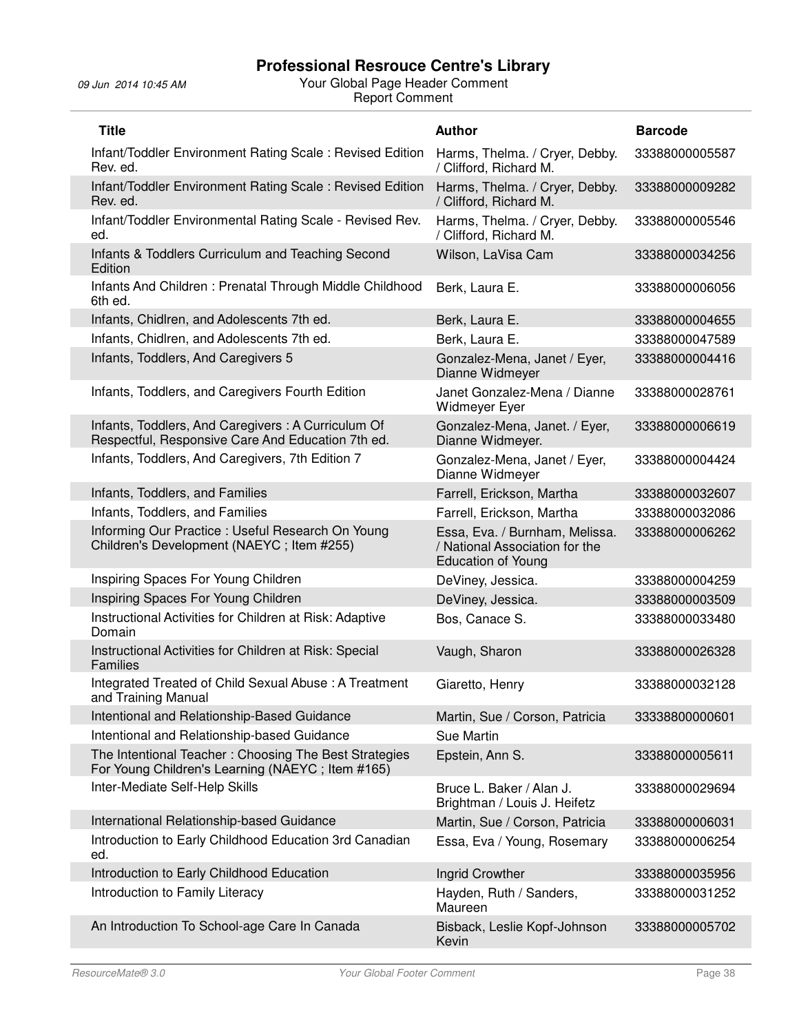| Title | Author | Barcode |
|---|---|---|
| Infant/Toddler Environment Rating Scale : Revised Edition Rev. ed. | Harms, Thelma. / Cryer, Debby. / Clifford, Richard M. | 33388000005587 |
| Infant/Toddler Environment Rating Scale : Revised Edition Rev. ed. | Harms, Thelma. / Cryer, Debby. / Clifford, Richard M. | 33388000009282 |
| Infant/Toddler Environmental Rating Scale - Revised Rev. ed. | Harms, Thelma. / Cryer, Debby. / Clifford, Richard M. | 33388000005546 |
| Infants & Toddlers Curriculum and Teaching Second Edition | Wilson, LaVisa Cam | 33388000034256 |
| Infants And Children : Prenatal Through Middle Childhood 6th ed. | Berk, Laura E. | 33388000006056 |
| Infants, Chidlren, and Adolescents 7th ed. | Berk, Laura E. | 33388000004655 |
| Infants, Chidlren, and Adolescents 7th ed. | Berk, Laura E. | 33388000047589 |
| Infants, Toddlers, And Caregivers 5 | Gonzalez-Mena, Janet / Eyer, Dianne Widmeyer | 33388000004416 |
| Infants, Toddlers, and Caregivers Fourth Edition | Janet Gonzalez-Mena / Dianne Widmeyer Eyer | 33388000028761 |
| Infants, Toddlers, And Caregivers : A Curriculum Of Respectful, Responsive Care And Education 7th ed. | Gonzalez-Mena, Janet. / Eyer, Dianne Widmeyer. | 33388000006619 |
| Infants, Toddlers, And Caregivers, 7th Edition 7 | Gonzalez-Mena, Janet / Eyer, Dianne Widmeyer | 33388000004424 |
| Infants, Toddlers, and Families | Farrell, Erickson, Martha | 33388000032607 |
| Infants, Toddlers, and Families | Farrell, Erickson, Martha | 33388000032086 |
| Informing Our Practice : Useful Research On Young Children's Development (NAEYC ; Item #255) | Essa, Eva. / Burnham, Melissa. / National Association for the Education of Young | 33388000006262 |
| Inspiring Spaces For Young Children | DeViney, Jessica. | 33388000004259 |
| Inspiring Spaces For Young Children | DeViney, Jessica. | 33388000003509 |
| Instructional Activities for Children at Risk: Adaptive Domain | Bos, Canace S. | 33388000033480 |
| Instructional Activities for Children at Risk: Special Families | Vaugh, Sharon | 33388000026328 |
| Integrated Treated of Child Sexual Abuse : A Treatment and Training Manual | Giaretto, Henry | 33388000032128 |
| Intentional and Relationship-Based Guidance | Martin, Sue / Corson, Patricia | 33338800000601 |
| Intentional and Relationship-based Guidance | Sue Martin | |
| The Intentional Teacher : Choosing The Best Strategies For Young Children's Learning (NAEYC ; Item #165) | Epstein, Ann S. | 33388000005611 |
| Inter-Mediate Self-Help Skills | Bruce L. Baker / Alan J. Brightman / Louis J. Heifetz | 33388000029694 |
| International Relationship-based Guidance | Martin, Sue / Corson, Patricia | 33388000006031 |
| Introduction to Early Childhood Education 3rd Canadian ed. | Essa, Eva / Young, Rosemary | 33388000006254 |
| Introduction to Early Childhood Education | Ingrid Crowther | 33388000035956 |
| Introduction to Family Literacy | Hayden, Ruth / Sanders, Maureen | 33388000031252 |
| An Introduction To School-age Care In Canada | Bisback, Leslie Kopf-Johnson Kevin | 33388000005702 |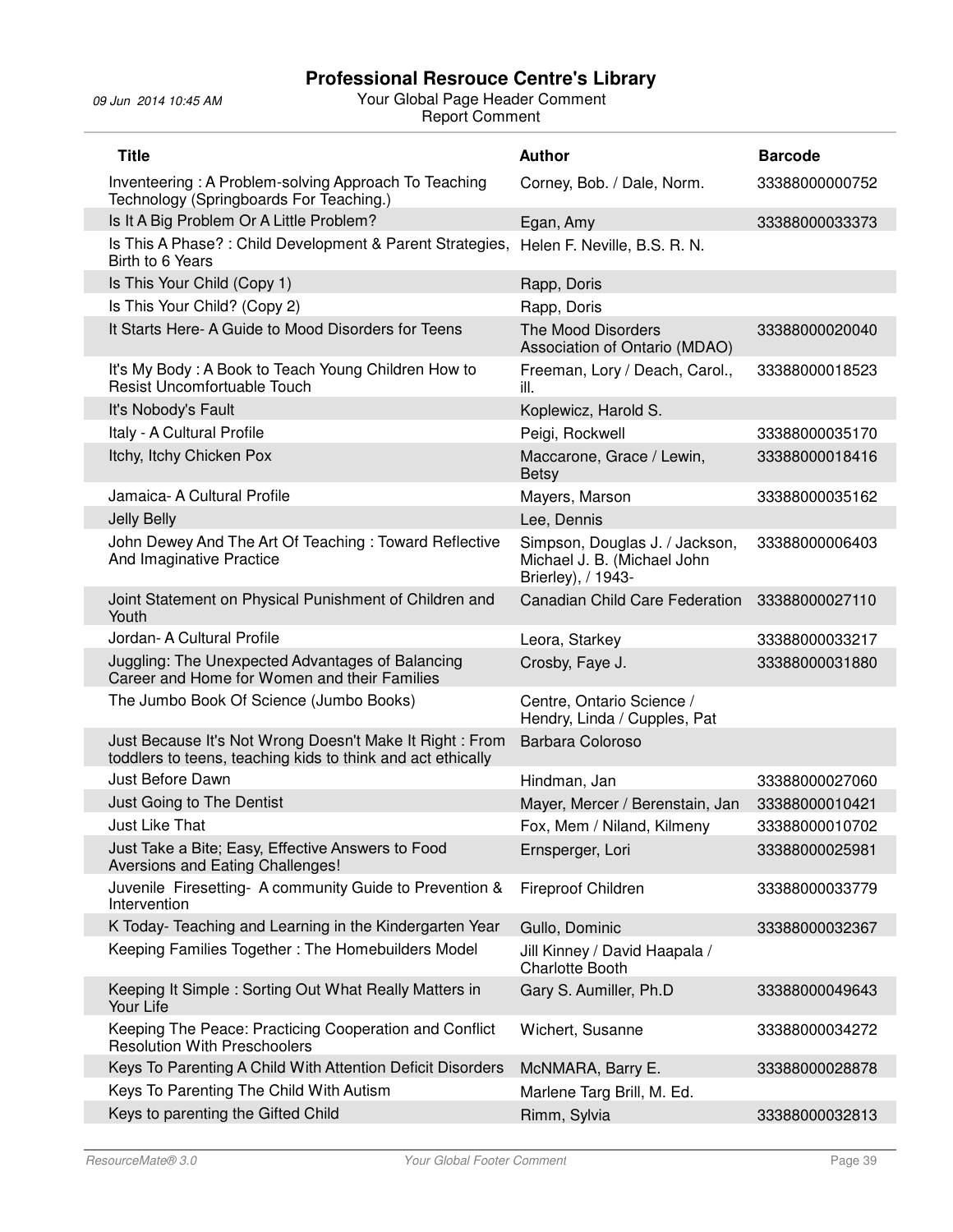# Professional Resrouce Centre's Library

09 Jun 2014 10:45 AM

Your Global Page Header Comment
Report Comment

| Title | Author | Barcode |
|---|---|---|
| Inventeering : A Problem-solving Approach To Teaching Technology (Springboards For Teaching.) | Corney, Bob. / Dale, Norm. | 33388000000752 |
| Is It A Big Problem Or A Little Problem? | Egan, Amy | 33388000033373 |
| Is This A Phase? : Child Development & Parent Strategies, Birth to 6 Years | Helen F. Neville, B.S. R. N. | |
| Is This Your Child (Copy 1) | Rapp, Doris | |
| Is This Your Child? (Copy 2) | Rapp, Doris | |
| It Starts Here- A Guide to Mood Disorders for Teens | The Mood Disorders Association of Ontario (MDAO) | 33388000020040 |
| It's My Body : A Book to Teach Young Children How to Resist Uncomfortuable Touch | Freeman, Lory / Deach, Carol., ill. | 33388000018523 |
| It's Nobody's Fault | Koplewicz, Harold S. | |
| Italy - A Cultural Profile | Peigi, Rockwell | 33388000035170 |
| Itchy, Itchy Chicken Pox | Maccarone, Grace / Lewin, Betsy | 33388000018416 |
| Jamaica- A Cultural Profile | Mayers, Marson | 33388000035162 |
| Jelly Belly | Lee, Dennis | |
| John Dewey And The Art Of Teaching : Toward Reflective And Imaginative Practice | Simpson, Douglas J. / Jackson, Michael J. B. (Michael John Brierley), / 1943- | 33388000006403 |
| Joint Statement on Physical Punishment of Children and Youth | Canadian Child Care Federation | 33388000027110 |
| Jordan- A Cultural Profile | Leora, Starkey | 33388000033217 |
| Juggling: The Unexpected Advantages of Balancing Career and Home for Women and their Families | Crosby, Faye J. | 33388000031880 |
| The Jumbo Book Of Science (Jumbo Books) | Centre, Ontario Science / Hendry, Linda / Cupples, Pat | |
| Just Because It's Not Wrong Doesn't Make It Right : From toddlers to teens, teaching kids to think and act ethically | Barbara Coloroso | |
| Just Before Dawn | Hindman, Jan | 33388000027060 |
| Just Going to The Dentist | Mayer, Mercer / Berenstain, Jan | 33388000010421 |
| Just Like That | Fox, Mem / Niland, Kilmeny | 33388000010702 |
| Just Take a Bite; Easy, Effective Answers to Food Aversions and Eating Challenges! | Ernsperger, Lori | 33388000025981 |
| Juvenile Firesetting- A community Guide to Prevention & Intervention | Fireproof Children | 33388000033779 |
| K Today- Teaching and Learning in the Kindergarten Year | Gullo, Dominic | 33388000032367 |
| Keeping Families Together : The Homebuilders Model | Jill Kinney / David Haapala / Charlotte Booth | |
| Keeping It Simple : Sorting Out What Really Matters in Your Life | Gary S. Aumiller, Ph.D | 33388000049643 |
| Keeping The Peace: Practicing Cooperation and Conflict Resolution With Preschoolers | Wichert, Susanne | 33388000034272 |
| Keys To Parenting A Child With Attention Deficit Disorders | McNMARA, Barry E. | 33388000028878 |
| Keys To Parenting The Child With Autism | Marlene Targ Brill, M. Ed. | |
| Keys to parenting the Gifted Child | Rimm, Sylvia | 33388000032813 |

ResourceMate® 3.0 — Your Global Footer Comment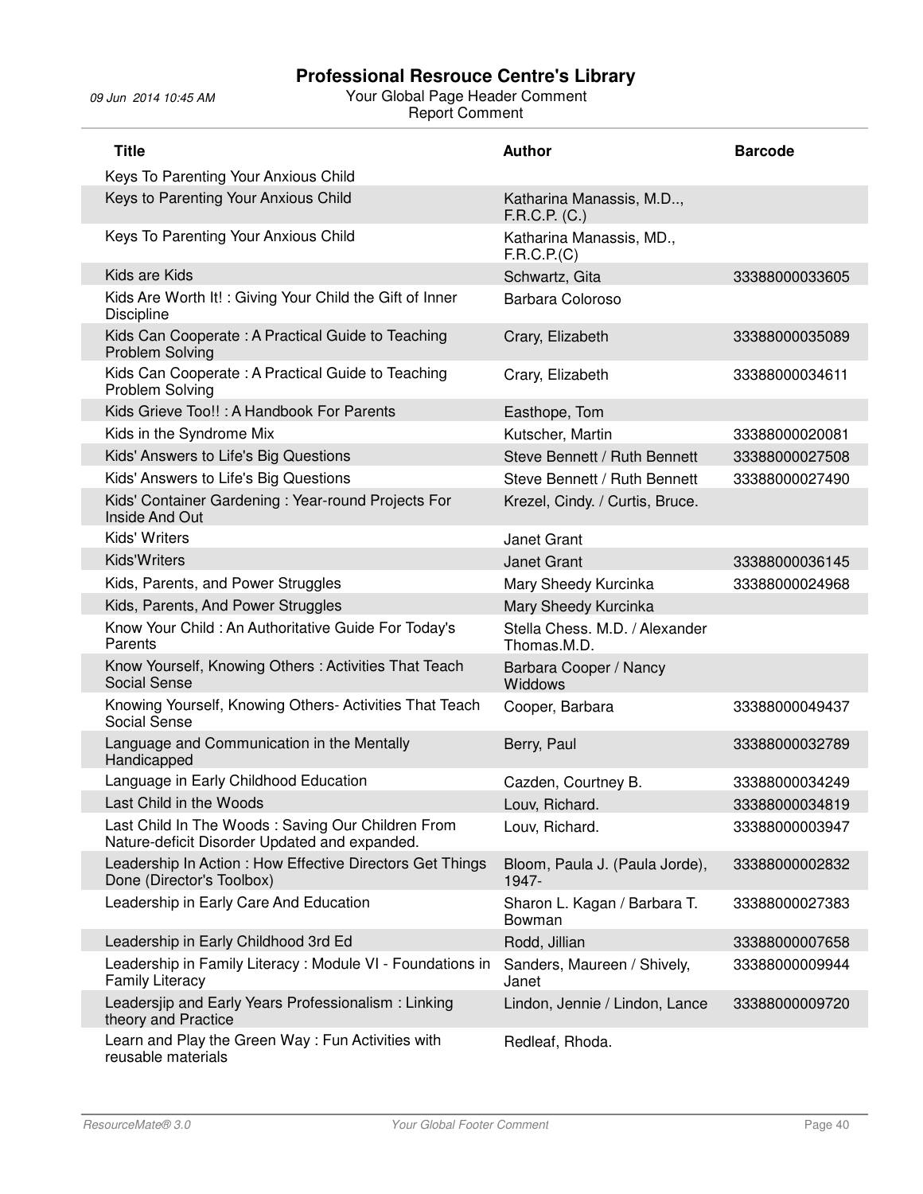# Professional Resrouce Centre's Library

| Title | Author | Barcode |
|---|---|---|
| Keys To Parenting Your Anxious Child | | |
| Keys to Parenting Your Anxious Child | Katharina Manassis, M.D.., F.R.C.P. (C.) | |
| Keys To Parenting Your Anxious Child | Katharina Manassis, MD., F.R.C.P.(C) | |
| Kids are Kids | Schwartz, Gita | 33388000033605 |
| Kids Are Worth It! : Giving Your Child the Gift of Inner Discipline | Barbara Coloroso | |
| Kids Can Cooperate : A Practical Guide to Teaching Problem Solving | Crary, Elizabeth | 33388000035089 |
| Kids Can Cooperate : A Practical Guide to Teaching Problem Solving | Crary, Elizabeth | 33388000034611 |
| Kids Grieve Too!! : A Handbook For Parents | Easthope, Tom | |
| Kids in the Syndrome Mix | Kutscher, Martin | 33388000020081 |
| Kids' Answers to Life's Big Questions | Steve Bennett / Ruth Bennett | 33388000027508 |
| Kids' Answers to Life's Big Questions | Steve Bennett / Ruth Bennett | 33388000027490 |
| Kids' Container Gardening : Year-round Projects For Inside And Out | Krezel, Cindy. / Curtis, Bruce. | |
| Kids' Writers | Janet Grant | |
| Kids'Writers | Janet Grant | 33388000036145 |
| Kids, Parents, and Power Struggles | Mary Sheedy Kurcinka | 33388000024968 |
| Kids, Parents, And Power Struggles | Mary Sheedy Kurcinka | |
| Know Your Child : An Authoritative Guide For Today's Parents | Stella Chess. M.D. / Alexander Thomas.M.D. | |
| Know Yourself, Knowing Others : Activities That Teach Social Sense | Barbara Cooper / Nancy Widdows | |
| Knowing Yourself, Knowing Others- Activities That Teach Social Sense | Cooper, Barbara | 33388000049437 |
| Language and Communication in the Mentally Handicapped | Berry, Paul | 33388000032789 |
| Language in Early Childhood Education | Cazden, Courtney B. | 33388000034249 |
| Last Child in the Woods | Louv, Richard. | 33388000034819 |
| Last Child In The Woods : Saving Our Children From Nature-deficit Disorder Updated and expanded. | Louv, Richard. | 33388000003947 |
| Leadership In Action : How Effective Directors Get Things Done (Director's Toolbox) | Bloom, Paula J. (Paula Jorde), 1947- | 33388000002832 |
| Leadership in Early Care And Education | Sharon L. Kagan / Barbara T. Bowman | 33388000027383 |
| Leadership in Early Childhood 3rd Ed | Rodd, Jillian | 33388000007658 |
| Leadership in Family Literacy : Module VI - Foundations in Family Literacy | Sanders, Maureen / Shively, Janet | 33388000009944 |
| Leadersjip and Early Years Professionalism : Linking theory and Practice | Lindon, Jennie / Lindon, Lance | 33388000009720 |
| Learn and Play the Green Way : Fun Activities with reusable materials | Redleaf, Rhoda. | |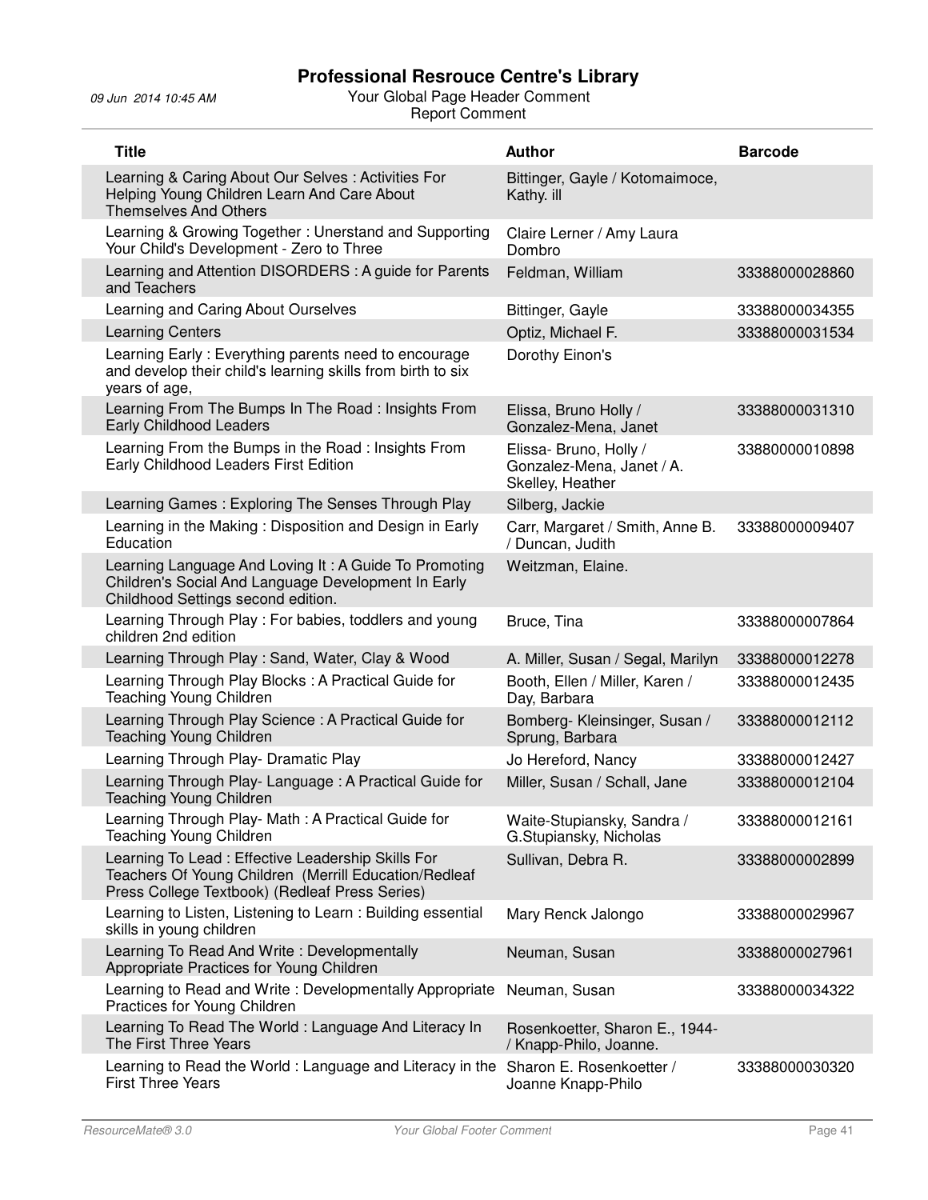# Professional Resrouce Centre's Library

09 Jun 2014 10:45 AM

Your Global Page Header Comment

Report Comment

| Title | Author | Barcode |
|---|---|---|
| Learning & Caring About Our Selves : Activities For Helping Young Children Learn And Care About Themselves And Others | Bittinger, Gayle / Kotomaimoce, Kathy. ill | |
| Learning & Growing Together : Unerstand and Supporting Your Child's Development - Zero to Three | Claire Lerner / Amy Laura Dombro | |
| Learning and Attention DISORDERS : A guide for Parents and Teachers | Feldman, William | 33388000028860 |
| Learning and Caring About Ourselves | Bittinger, Gayle | 33388000034355 |
| Learning Centers | Optiz, Michael F. | 33388000031534 |
| Learning Early : Everything parents need to encourage and develop their child's learning skills from birth to six years of age, | Dorothy Einon's | |
| Learning From The Bumps In The Road : Insights From Early Childhood Leaders | Elissa, Bruno Holly / Gonzalez-Mena, Janet | 33388000031310 |
| Learning From the Bumps in the Road : Insights From Early Childhood Leaders First Edition | Elissa- Bruno, Holly / Gonzalez-Mena, Janet / A. Skelley, Heather | 33880000010898 |
| Learning Games : Exploring The Senses Through Play | Silberg, Jackie | |
| Learning in the Making : Disposition and Design in Early Education | Carr, Margaret / Smith, Anne B. / Duncan, Judith | 33388000009407 |
| Learning Language And Loving It : A Guide To Promoting Children's Social And Language Development In Early Childhood Settings second edition. | Weitzman, Elaine. | |
| Learning Through Play : For babies, toddlers and young children 2nd edition | Bruce, Tina | 33388000007864 |
| Learning Through Play : Sand, Water, Clay & Wood | A. Miller, Susan / Segal, Marilyn | 33388000012278 |
| Learning Through Play Blocks : A Practical Guide for Teaching Young Children | Booth, Ellen / Miller, Karen / Day, Barbara | 33388000012435 |
| Learning Through Play Science : A Practical Guide for Teaching Young Children | Bomberg- Kleinsinger, Susan / Sprung, Barbara | 33388000012112 |
| Learning Through Play- Dramatic Play | Jo Hereford, Nancy | 33388000012427 |
| Learning Through Play- Language : A Practical Guide for Teaching Young Children | Miller, Susan / Schall, Jane | 33388000012104 |
| Learning Through Play- Math : A Practical Guide for Teaching Young Children | Waite-Stupiansky, Sandra / G.Stupiansky, Nicholas | 33388000012161 |
| Learning To Lead : Effective Leadership Skills For Teachers Of Young Children (Merrill Education/Redleaf Press College Textbook) (Redleaf Press Series) | Sullivan, Debra R. | 33388000002899 |
| Learning to Listen, Listening to Learn : Building essential skills in young children | Mary Renck Jalongo | 33388000029967 |
| Learning To Read And Write : Developmentally Appropriate Practices for Young Children | Neuman, Susan | 33388000027961 |
| Learning to Read and Write : Developmentally Appropriate Practices for Young Children | Neuman, Susan | 33388000034322 |
| Learning To Read The World : Language And Literacy In The First Three Years | Rosenkoetter, Sharon E., 1944- / Knapp-Philo, Joanne. | |
| Learning to Read the World : Language and Literacy in the First Three Years | Sharon E. Rosenkoetter / Joanne Knapp-Philo | 33388000030320 |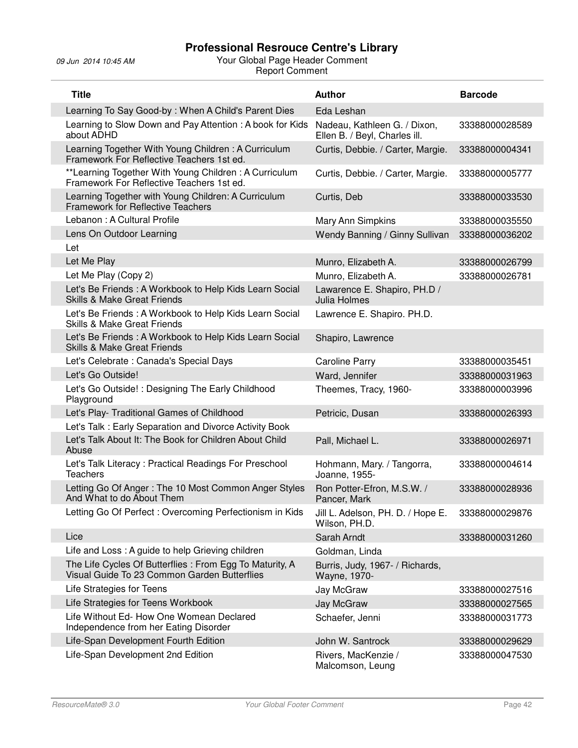# Professional Resrouce Centre's Library

09 Jun 2014 10:45 AM

Your Global Page Header Comment

Report Comment

| Title | Author | Barcode |
|---|---|---|
| Learning To Say Good-by : When A Child's Parent Dies | Eda Leshan | |
| Learning to Slow Down and Pay Attention : A book for Kids about ADHD | Nadeau, Kathleen G. / Dixon, Ellen B. / Beyl, Charles ill. | 33388000028589 |
| Learning Together With Young Children : A Curriculum Framework For Reflective Teachers 1st ed. | Curtis, Debbie. / Carter, Margie. | 33388000004341 |
| **Learning Together With Young Children : A Curriculum Framework For Reflective Teachers 1st ed. | Curtis, Debbie. / Carter, Margie. | 33388000005777 |
| Learning Together with Young Children: A Curriculum Framework for Reflective Teachers | Curtis, Deb | 33388000033530 |
| Lebanon : A Cultural Profile | Mary Ann Simpkins | 33388000035550 |
| Lens On Outdoor Learning | Wendy Banning / Ginny Sullivan | 33388000036202 |
| Let | | |
| Let Me Play | Munro, Elizabeth A. | 33388000026799 |
| Let Me Play (Copy 2) | Munro, Elizabeth A. | 33388000026781 |
| Let's Be Friends : A Workbook to Help Kids Learn Social Skills & Make Great Friends | Lawarence E. Shapiro, PH.D / Julia Holmes | |
| Let's Be Friends : A Workbook to Help Kids Learn Social Skills & Make Great Friends | Lawrence E. Shapiro. PH.D. | |
| Let's Be Friends : A Workbook to Help Kids Learn Social Skills & Make Great Friends | Shapiro, Lawrence | |
| Let's Celebrate : Canada's Special Days | Caroline Parry | 33388000035451 |
| Let's Go Outside! | Ward, Jennifer | 33388000031963 |
| Let's Go Outside! : Designing The Early Childhood Playground | Theemes, Tracy, 1960- | 33388000003996 |
| Let's Play- Traditional Games of Childhood | Petricic, Dusan | 33388000026393 |
| Let's Talk : Early Separation and Divorce Activity Book | | |
| Let's Talk About It: The Book for Children About Child Abuse | Pall, Michael L. | 33388000026971 |
| Let's Talk Literacy : Practical Readings For Preschool Teachers | Hohmann, Mary. / Tangorra, Joanne, 1955- | 33388000004614 |
| Letting Go Of Anger : The 10 Most Common Anger Styles And What to do About Them | Ron Potter-Efron, M.S.W. / Pancer, Mark | 33388000028936 |
| Letting Go Of Perfect : Overcoming Perfectionism in Kids | Jill L. Adelson, PH. D. / Hope E. Wilson, PH.D. | 33388000029876 |
| Lice | Sarah Arndt | 33388000031260 |
| Life and Loss : A guide to help Grieving children | Goldman, Linda | |
| The Life Cycles Of Butterflies : From Egg To Maturity, A Visual Guide To 23 Common Garden Butterflies | Burris, Judy, 1967- / Richards, Wayne, 1970- | |
| Life Strategies for Teens | Jay McGraw | 33388000027516 |
| Life Strategies for Teens Workbook | Jay McGraw | 33388000027565 |
| Life Without Ed- How One Woemean Declared Independence from her Eating Disorder | Schaefer, Jenni | 33388000031773 |
| Life-Span Development Fourth Edition | John W. Santrock | 33388000029629 |
| Life-Span Development 2nd Edition | Rivers, MacKenzie / Malcomson, Leung | 33388000047530 |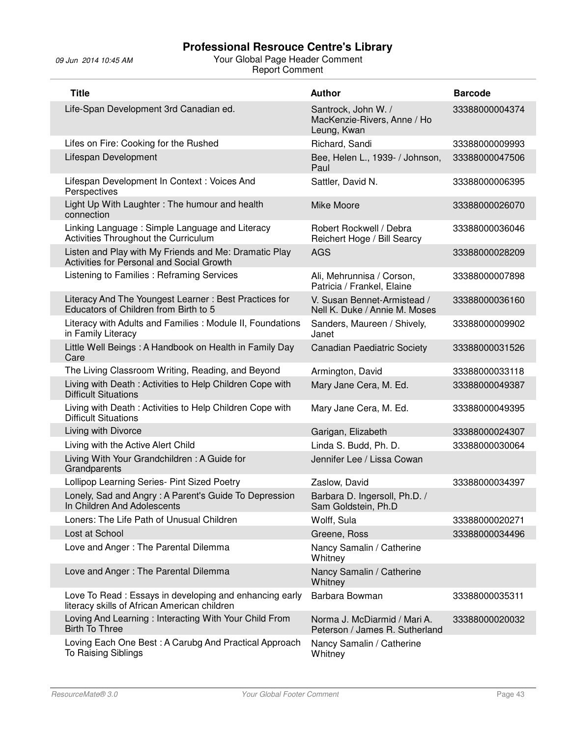# Professional Resrouce Centre's Library

09 Jun 2014 10:45 AM

Your Global Page Header Comment

Report Comment

| Title | Author | Barcode |
|---|---|---|
| Life-Span Development 3rd Canadian ed. | Santrock, John W. / MacKenzie-Rivers, Anne / Ho Leung, Kwan | 33388000004374 |
| Lifes on Fire: Cooking for the Rushed | Richard, Sandi | 33388000009993 |
| Lifespan Development | Bee, Helen L., 1939- / Johnson, Paul | 33388000047506 |
| Lifespan Development In Context : Voices And Perspectives | Sattler, David N. | 33388000006395 |
| Light Up With Laughter : The humour and health connection | Mike Moore | 33388000026070 |
| Linking Language : Simple Language and Literacy Activities Throughout the Curriculum | Robert Rockwell / Debra Reichert Hoge / Bill Searcy | 33388000036046 |
| Listen and Play with My Friends and Me: Dramatic Play Activities for Personal and Social Growth | AGS | 33388000028209 |
| Listening to Families : Reframing Services | Ali, Mehrunnisa / Corson, Patricia / Frankel, Elaine | 33388000007898 |
| Literacy And The Youngest Learner : Best Practices for Educators of Children from Birth to 5 | V. Susan Bennet-Armistead / Nell K. Duke / Annie M. Moses | 33388000036160 |
| Literacy with Adults and Families : Module II, Foundations in Family Literacy | Sanders, Maureen / Shively, Janet | 33388000009902 |
| Little Well Beings : A Handbook on Health in Family Day Care | Canadian Paediatric Society | 33388000031526 |
| The Living Classroom Writing, Reading, and Beyond | Armington, David | 33388000033118 |
| Living with Death : Activities to Help Children Cope with Difficult Situations | Mary Jane Cera, M. Ed. | 33388000049387 |
| Living with Death : Activities to Help Children Cope with Difficult Situations | Mary Jane Cera, M. Ed. | 33388000049395 |
| Living with Divorce | Garigan, Elizabeth | 33388000024307 |
| Living with the Active Alert Child | Linda S. Budd, Ph. D. | 33388000030064 |
| Living With Your Grandchildren : A Guide for Grandparents | Jennifer Lee / Lissa Cowan | |
| Lollipop Learning Series- Pint Sized Poetry | Zaslow, David | 33388000034397 |
| Lonely, Sad and Angry : A Parent's Guide To Depression In Children And Adolescents | Barbara D. Ingersoll, Ph.D. / Sam Goldstein, Ph.D | |
| Loners: The Life Path of Unusual Children | Wolff, Sula | 33388000020271 |
| Lost at School | Greene, Ross | 33388000034496 |
| Love and Anger : The Parental Dilemma | Nancy Samalin / Catherine Whitney | |
| Love and Anger : The Parental Dilemma | Nancy Samalin / Catherine Whitney | |
| Love To Read : Essays in developing and enhancing early literacy skills of African American children | Barbara Bowman | 33388000035311 |
| Loving And Learning : Interacting With Your Child From Birth To Three | Norma J. McDiarmid / Mari A. Peterson / James R. Sutherland | 33388000020032 |
| Loving Each One Best : A Carubg And Practical Approach To Raising Siblings | Nancy Samalin / Catherine Whitney | |

ResourceMate® 3.0 — Your Global Footer Comment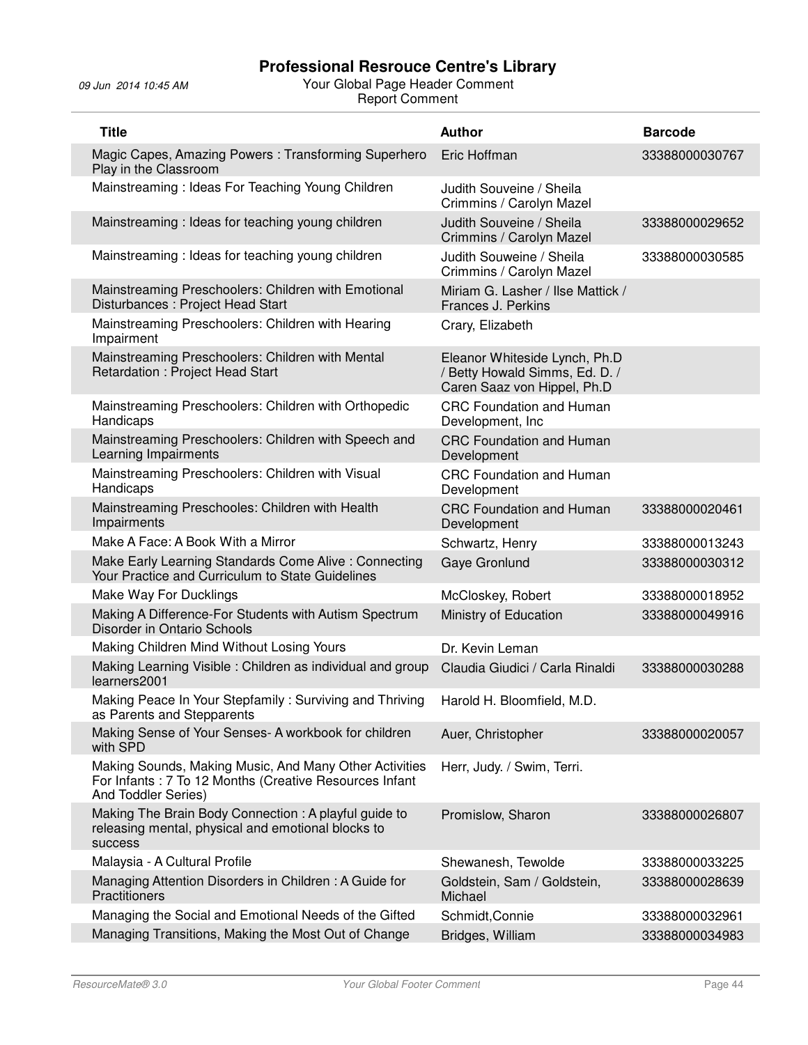# Professional Resrouce Centre's Library

09 Jun 2014 10:45 AM

Your Global Page Header Comment
Report Comment

| Title | Author | Barcode |
|---|---|---|
| Magic Capes, Amazing Powers : Transforming Superhero Play in the Classroom | Eric Hoffman | 33388000030767 |
| Mainstreaming : Ideas For Teaching Young Children | Judith Souveine / Sheila Crimmins / Carolyn Mazel | |
| Mainstreaming : Ideas for teaching young children | Judith Souveine / Sheila Crimmins / Carolyn Mazel | 33388000029652 |
| Mainstreaming : Ideas for teaching young children | Judith Souweine / Sheila Crimmins / Carolyn Mazel | 33388000030585 |
| Mainstreaming Preschoolers: Children with Emotional Disturbances : Project Head Start | Miriam G. Lasher / Ilse Mattick / Frances J. Perkins | |
| Mainstreaming Preschoolers: Children with Hearing Impairment | Crary, Elizabeth | |
| Mainstreaming Preschoolers: Children with Mental Retardation : Project Head Start | Eleanor Whiteside Lynch, Ph.D / Betty Howald Simms, Ed. D. / Caren Saaz von Hippel, Ph.D | |
| Mainstreaming Preschoolers: Children with Orthopedic Handicaps | CRC Foundation and Human Development, Inc | |
| Mainstreaming Preschoolers: Children with Speech and Learning Impairments | CRC Foundation and Human Development | |
| Mainstreaming Preschoolers: Children with Visual Handicaps | CRC Foundation and Human Development | |
| Mainstreaming Preschooles: Children with Health Impairments | CRC Foundation and Human Development | 33388000020461 |
| Make A Face: A Book With a Mirror | Schwartz, Henry | 33388000013243 |
| Make Early Learning Standards Come Alive : Connecting Your Practice and Curriculum to State Guidelines | Gaye Gronlund | 33388000030312 |
| Make Way For Ducklings | McCloskey, Robert | 33388000018952 |
| Making A Difference-For Students with Autism Spectrum Disorder in Ontario Schools | Ministry of Education | 33388000049916 |
| Making Children Mind Without Losing Yours | Dr. Kevin Leman | |
| Making Learning Visible : Children as individual and group learners2001 | Claudia Giudici / Carla Rinaldi | 33388000030288 |
| Making Peace In Your Stepfamily : Surviving and Thriving as Parents and Stepparents | Harold H. Bloomfield, M.D. | |
| Making Sense of Your Senses- A workbook for children with SPD | Auer, Christopher | 33388000020057 |
| Making Sounds, Making Music, And Many Other Activities For Infants : 7 To 12 Months (Creative Resources Infant And Toddler Series) | Herr, Judy. / Swim, Terri. | |
| Making The Brain Body Connection : A playful guide to releasing mental, physical and emotional blocks to success | Promislow, Sharon | 33388000026807 |
| Malaysia - A Cultural Profile | Shewanesh, Tewolde | 33388000033225 |
| Managing Attention Disorders in Children : A Guide for Practitioners | Goldstein, Sam / Goldstein, Michael | 33388000028639 |
| Managing the Social and Emotional Needs of the Gifted | Schmidt,Connie | 33388000032961 |
| Managing Transitions, Making the Most Out of Change | Bridges, William | 33388000034983 |

ResourceMate® 3.0 — Your Global Footer Comment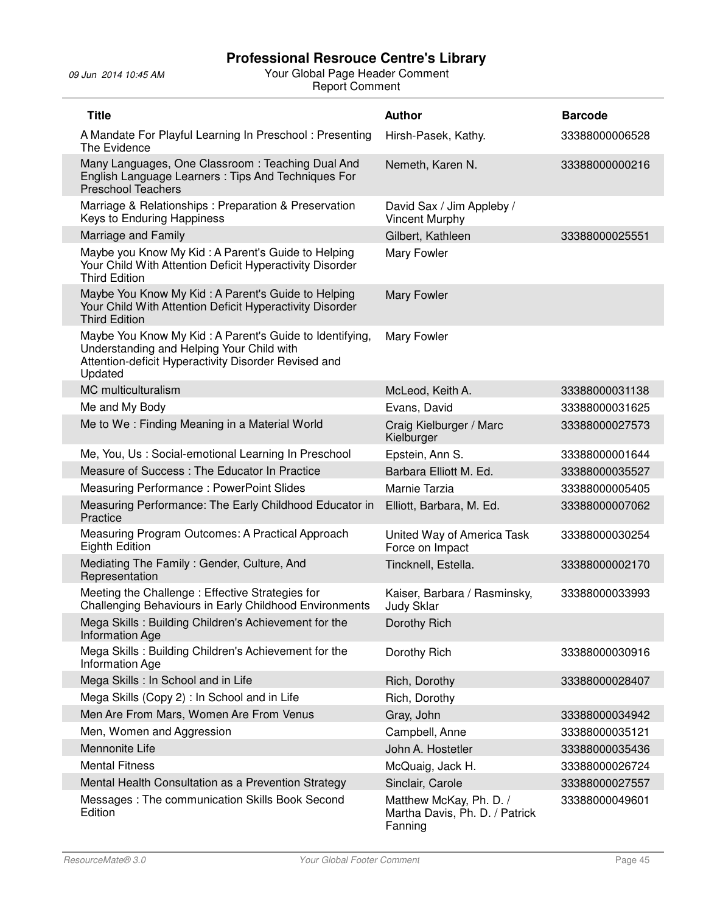| Title | Author | Barcode |
|---|---|---|
| A Mandate For Playful Learning In Preschool : Presenting The Evidence | Hirsh-Pasek, Kathy. | 33388000006528 |
| Many Languages, One Classroom : Teaching Dual And English Language Learners : Tips And Techniques For Preschool Teachers | Nemeth, Karen N. | 33388000000216 |
| Marriage & Relationships : Preparation & Preservation Keys to Enduring Happiness | David Sax / Jim Appleby / Vincent Murphy | |
| Marriage and Family | Gilbert, Kathleen | 33388000025551 |
| Maybe you Know My Kid : A Parent's Guide to Helping Your Child With Attention Deficit Hyperactivity Disorder Third Edition | Mary Fowler | |
| Maybe You Know My Kid : A Parent's Guide to Helping Your Child With Attention Deficit Hyperactivity Disorder Third Edition | Mary Fowler | |
| Maybe You Know My Kid : A Parent's Guide to Identifying, Understanding and Helping Your Child with Attention-deficit Hyperactivity Disorder Revised and Updated | Mary Fowler | |
| MC multiculturalism | McLeod, Keith A. | 33388000031138 |
| Me and My Body | Evans, David | 33388000031625 |
| Me to We : Finding Meaning in a Material World | Craig Kielburger / Marc Kielburger | 33388000027573 |
| Me, You, Us : Social-emotional Learning In Preschool | Epstein, Ann S. | 33388000001644 |
| Measure of Success : The Educator In Practice | Barbara Elliott M. Ed. | 33388000035527 |
| Measuring Performance : PowerPoint Slides | Marnie Tarzia | 33388000005405 |
| Measuring Performance: The Early Childhood Educator in Practice | Elliott, Barbara, M. Ed. | 33388000007062 |
| Measuring Program Outcomes: A Practical Approach Eighth Edition | United Way of America Task Force on Impact | 33388000030254 |
| Mediating The Family : Gender, Culture, And Representation | Tincknell, Estella. | 33388000002170 |
| Meeting the Challenge : Effective Strategies for Challenging Behaviours in Early Childhood Environments | Kaiser, Barbara / Rasminsky, Judy Sklar | 33388000033993 |
| Mega Skills : Building Children's Achievement for the Information Age | Dorothy Rich | |
| Mega Skills : Building Children's Achievement for the Information Age | Dorothy Rich | 33388000030916 |
| Mega Skills : In School and in Life | Rich, Dorothy | 33388000028407 |
| Mega Skills (Copy 2) : In School and in Life | Rich, Dorothy | |
| Men Are From Mars, Women Are From Venus | Gray, John | 33388000034942 |
| Men, Women and Aggression | Campbell, Anne | 33388000035121 |
| Mennonite Life | John A. Hostetler | 33388000035436 |
| Mental Fitness | McQuaig, Jack H. | 33388000026724 |
| Mental Health Consultation as a Prevention Strategy | Sinclair, Carole | 33388000027557 |
| Messages : The communication Skills Book Second Edition | Matthew McKay, Ph. D. / Martha Davis, Ph. D. / Patrick Fanning | 33388000049601 |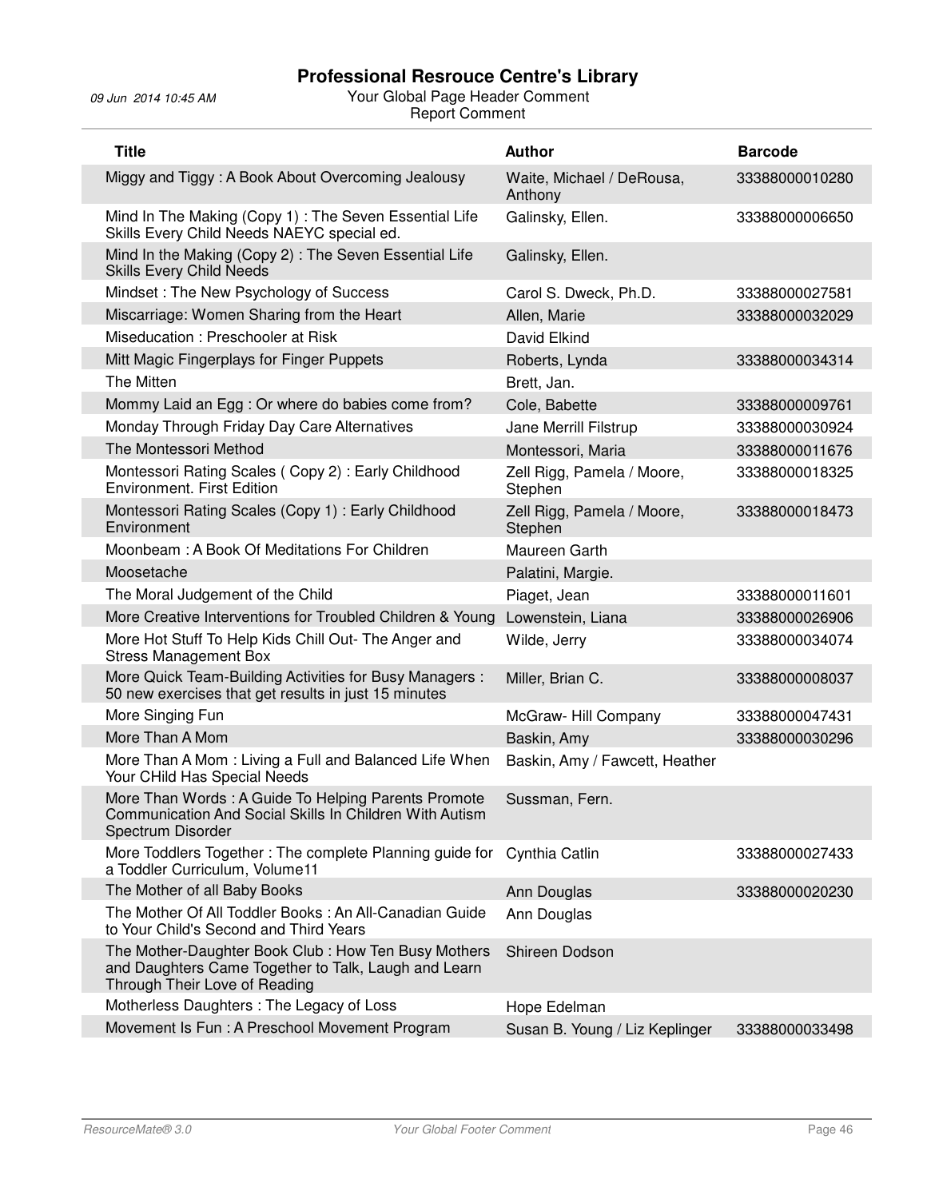# Professional Resrouce Centre's Library

09 Jun 2014 10:45 AM

Your Global Page Header Comment

Report Comment

| Title | Author | Barcode |
|---|---|---|
| Miggy and Tiggy : A Book About Overcoming Jealousy | Waite, Michael / DeRousa, Anthony | 33388000010280 |
| Mind In The Making (Copy 1) : The Seven Essential Life Skills Every Child Needs NAEYC special ed. | Galinsky, Ellen. | 33388000006650 |
| Mind In the Making (Copy 2) : The Seven Essential Life Skills Every Child Needs | Galinsky, Ellen. | |
| Mindset : The New Psychology of Success | Carol S. Dweck, Ph.D. | 33388000027581 |
| Miscarriage: Women Sharing from the Heart | Allen, Marie | 33388000032029 |
| Miseducation : Preschooler at Risk | David Elkind | |
| Mitt Magic Fingerplays for Finger Puppets | Roberts, Lynda | 33388000034314 |
| The Mitten | Brett, Jan. | |
| Mommy Laid an Egg : Or where do babies come from? | Cole, Babette | 33388000009761 |
| Monday Through Friday Day Care Alternatives | Jane Merrill Filstrup | 33388000030924 |
| The Montessori Method | Montessori, Maria | 33388000011676 |
| Montessori Rating Scales ( Copy 2) : Early Childhood Environment. First Edition | Zell Rigg, Pamela / Moore, Stephen | 33388000018325 |
| Montessori Rating Scales (Copy 1) : Early Childhood Environment | Zell Rigg, Pamela / Moore, Stephen | 33388000018473 |
| Moonbeam : A Book Of Meditations For Children | Maureen Garth | |
| Moosetache | Palatini, Margie. | |
| The Moral Judgement of the Child | Piaget, Jean | 33388000011601 |
| More Creative Interventions for Troubled Children & Young | Lowenstein, Liana | 33388000026906 |
| More Hot Stuff To Help Kids Chill Out- The Anger and Stress Management Box | Wilde, Jerry | 33388000034074 |
| More Quick Team-Building Activities for Busy Managers : 50 new exercises that get results in just 15 minutes | Miller, Brian C. | 33388000008037 |
| More Singing Fun | McGraw- Hill Company | 33388000047431 |
| More Than A Mom | Baskin, Amy | 33388000030296 |
| More Than A Mom : Living a Full and Balanced Life When Your CHild Has Special Needs | Baskin, Amy / Fawcett, Heather | |
| More Than Words : A Guide To Helping Parents Promote Communication And Social Skills In Children With Autism Spectrum Disorder | Sussman, Fern. | |
| More Toddlers Together : The complete Planning guide for a Toddler Curriculum, Volume11 | Cynthia Catlin | 33388000027433 |
| The Mother of all Baby Books | Ann Douglas | 33388000020230 |
| The Mother Of All Toddler Books : An All-Canadian Guide to Your Child's Second and Third Years | Ann Douglas | |
| The Mother-Daughter Book Club : How Ten Busy Mothers and Daughters Came Together to Talk, Laugh and Learn Through Their Love of Reading | Shireen Dodson | |
| Motherless Daughters : The Legacy of Loss | Hope Edelman | |
| Movement Is Fun : A Preschool Movement Program | Susan B. Young / Liz Keplinger | 33388000033498 |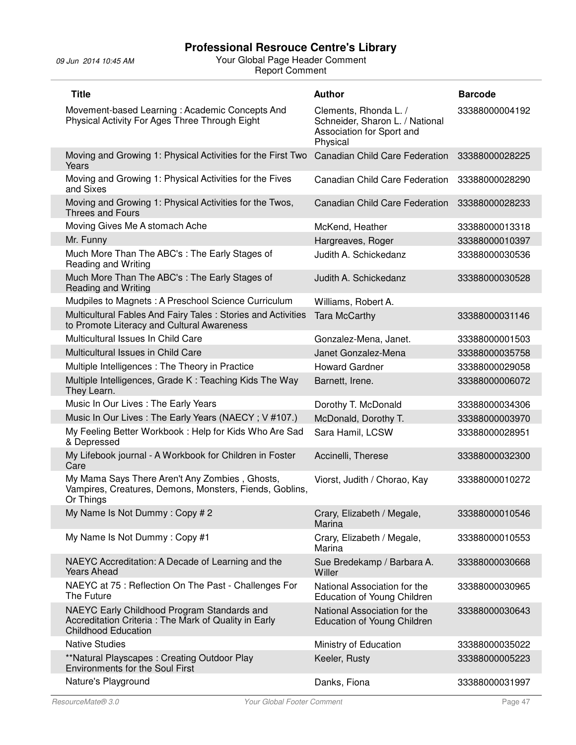| Title | Author | Barcode |
| --- | --- | --- |
| Movement-based Learning : Academic Concepts And Physical Activity For Ages Three Through Eight | Clements, Rhonda L. / Schneider, Sharon L. / National Association for Sport and Physical | 33388000004192 |
| Moving and Growing 1: Physical Activities for the First Two Years | Canadian Child Care Federation | 33388000028225 |
| Moving and Growing 1: Physical Activities for the Fives and Sixes | Canadian Child Care Federation | 33388000028290 |
| Moving and Growing 1: Physical Activities for the Twos, Threes and Fours | Canadian Child Care Federation | 33388000028233 |
| Moving Gives Me A stomach Ache | McKend, Heather | 33388000013318 |
| Mr. Funny | Hargreaves, Roger | 33388000010397 |
| Much More Than The ABC's : The Early Stages of Reading and Writing | Judith A. Schickedanz | 33388000030536 |
| Much More Than The ABC's : The Early Stages of Reading and Writing | Judith A. Schickedanz | 33388000030528 |
| Mudpiles to Magnets : A Preschool Science Curriculum | Williams, Robert A. | |
| Multicultural Fables And Fairy Tales : Stories and Activities to Promote Literacy and Cultural Awareness | Tara McCarthy | 33388000031146 |
| Multicultural Issues In Child Care | Gonzalez-Mena, Janet. | 33388000001503 |
| Multicultural Issues in Child Care | Janet Gonzalez-Mena | 33388000035758 |
| Multiple Intelligences : The Theory in Practice | Howard Gardner | 33388000029058 |
| Multiple Intelligences, Grade K : Teaching Kids The Way They Learn. | Barnett, Irene. | 33388000006072 |
| Music In Our Lives : The Early Years | Dorothy T. McDonald | 33388000034306 |
| Music In Our Lives : The Early Years (NAECY ; V #107.) | McDonald, Dorothy T. | 33388000003970 |
| My Feeling Better Workbook : Help for Kids Who Are Sad & Depressed | Sara Hamil, LCSW | 33388000028951 |
| My Lifebook journal - A Workbook for Children in Foster Care | Accinelli, Therese | 33388000032300 |
| My Mama Says There Aren't Any Zombies , Ghosts, Vampires, Creatures, Demons, Monsters, Fiends, Goblins, Or Things | Viorst, Judith / Chorao, Kay | 33388000010272 |
| My Name Is Not Dummy : Copy # 2 | Crary, Elizabeth / Megale, Marina | 33388000010546 |
| My Name Is Not Dummy : Copy #1 | Crary, Elizabeth / Megale, Marina | 33388000010553 |
| NAEYC Accreditation: A Decade of Learning and the Years Ahead | Sue Bredekamp / Barbara A. Willer | 33388000030668 |
| NAEYC at 75 : Reflection On The Past - Challenges For The Future | National Association for the Education of Young Children | 33388000030965 |
| NAEYC Early Childhood Program Standards and Accreditation Criteria : The Mark of Quality in Early Childhood Education | National Association for the Education of Young Children | 33388000030643 |
| Native Studies | Ministry of Education | 33388000035022 |
| **Natural Playscapes : Creating Outdoor Play Environments for the Soul First | Keeler, Rusty | 33388000005223 |
| Nature's Playground | Danks, Fiona | 33388000031997 |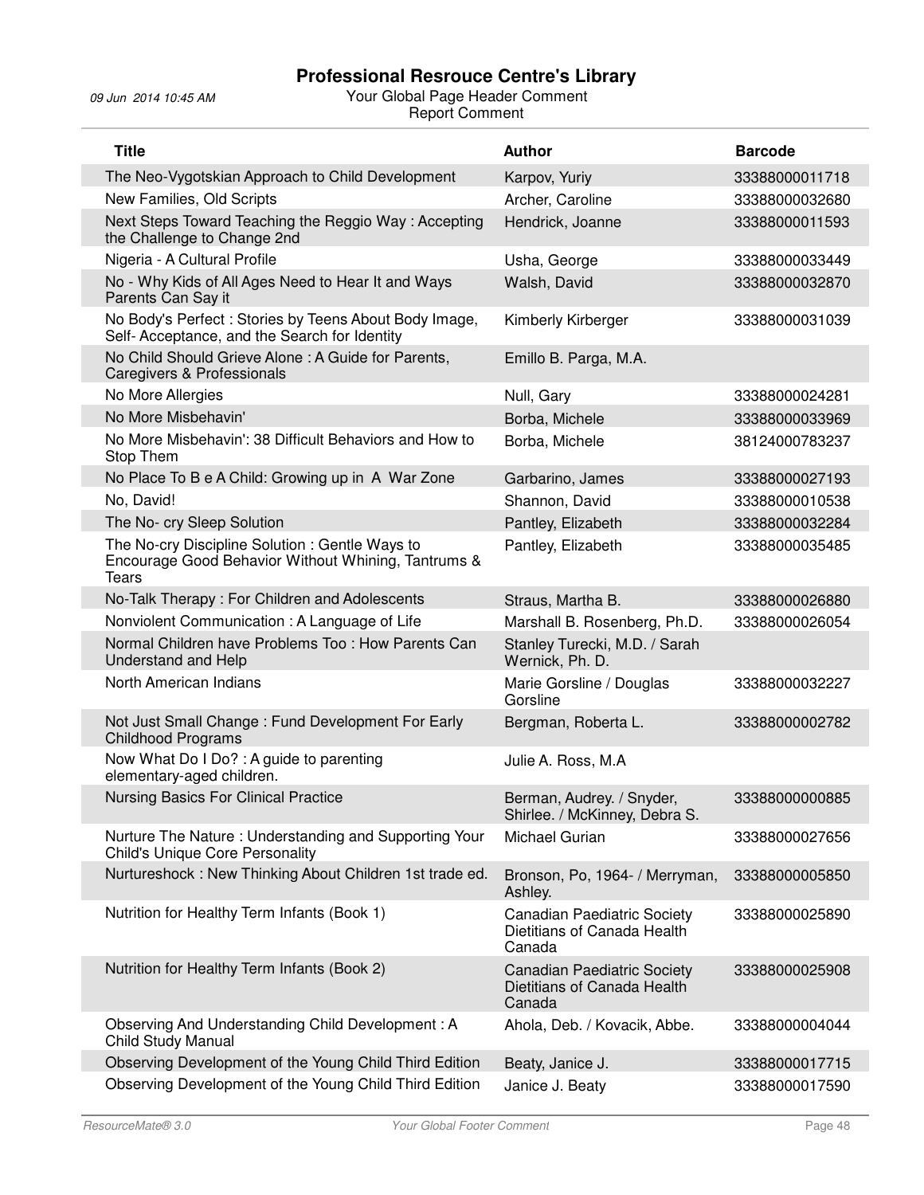# Professional Resrouce Centre's Library

09 Jun 2014 10:45 AM

Your Global Page Header Comment
Report Comment

| Title | Author | Barcode |
|---|---|---|
| The Neo-Vygotskian Approach to Child Development | Karpov, Yuriy | 33388000011718 |
| New Families, Old Scripts | Archer, Caroline | 33388000032680 |
| Next Steps Toward Teaching the Reggio Way : Accepting the Challenge to Change 2nd | Hendrick, Joanne | 33388000011593 |
| Nigeria - A Cultural Profile | Usha, George | 33388000033449 |
| No - Why Kids of All Ages Need to Hear It and Ways Parents Can Say it | Walsh, David | 33388000032870 |
| No Body's Perfect : Stories by Teens About Body Image, Self- Acceptance, and the Search for Identity | Kimberly Kirberger | 33388000031039 |
| No Child Should Grieve Alone : A Guide for Parents, Caregivers & Professionals | Emillo B. Parga, M.A. | |
| No More Allergies | Null, Gary | 33388000024281 |
| No More Misbehavin' | Borba, Michele | 33388000033969 |
| No More Misbehavin': 38 Difficult Behaviors and How to Stop Them | Borba, Michele | 38124000783237 |
| No Place To B e A Child: Growing up in A War Zone | Garbarino, James | 33388000027193 |
| No, David! | Shannon, David | 33388000010538 |
| The No- cry Sleep Solution | Pantley, Elizabeth | 33388000032284 |
| The No-cry Discipline Solution : Gentle Ways to Encourage Good Behavior Without Whining, Tantrums & Tears | Pantley, Elizabeth | 33388000035485 |
| No-Talk Therapy : For Children and Adolescents | Straus, Martha B. | 33388000026880 |
| Nonviolent Communication : A Language of Life | Marshall B. Rosenberg, Ph.D. | 33388000026054 |
| Normal Children have Problems Too : How Parents Can Understand and Help | Stanley Turecki, M.D. / Sarah Wernick, Ph. D. | |
| North American Indians | Marie Gorsline / Douglas Gorsline | 33388000032227 |
| Not Just Small Change : Fund Development For Early Childhood Programs | Bergman, Roberta L. | 33388000002782 |
| Now What Do I Do? : A guide to parenting elementary-aged children. | Julie A. Ross, M.A | |
| Nursing Basics For Clinical Practice | Berman, Audrey. / Snyder, Shirlee. / McKinney, Debra S. | 33388000000885 |
| Nurture The Nature : Understanding and Supporting Your Child's Unique Core Personality | Michael Gurian | 33388000027656 |
| Nurtureshock : New Thinking About Children 1st trade ed. | Bronson, Po, 1964- / Merryman, Ashley. | 33388000005850 |
| Nutrition for Healthy Term Infants (Book 1) | Canadian Paediatric Society Dietitians of Canada Health Canada | 33388000025890 |
| Nutrition for Healthy Term Infants (Book 2) | Canadian Paediatric Society Dietitians of Canada Health Canada | 33388000025908 |
| Observing And Understanding Child Development : A Child Study Manual | Ahola, Deb. / Kovacik, Abbe. | 33388000004044 |
| Observing Development of the Young Child Third Edition | Beaty, Janice J. | 33388000017715 |
| Observing Development of the Young Child Third Edition | Janice J. Beaty | 33388000017590 |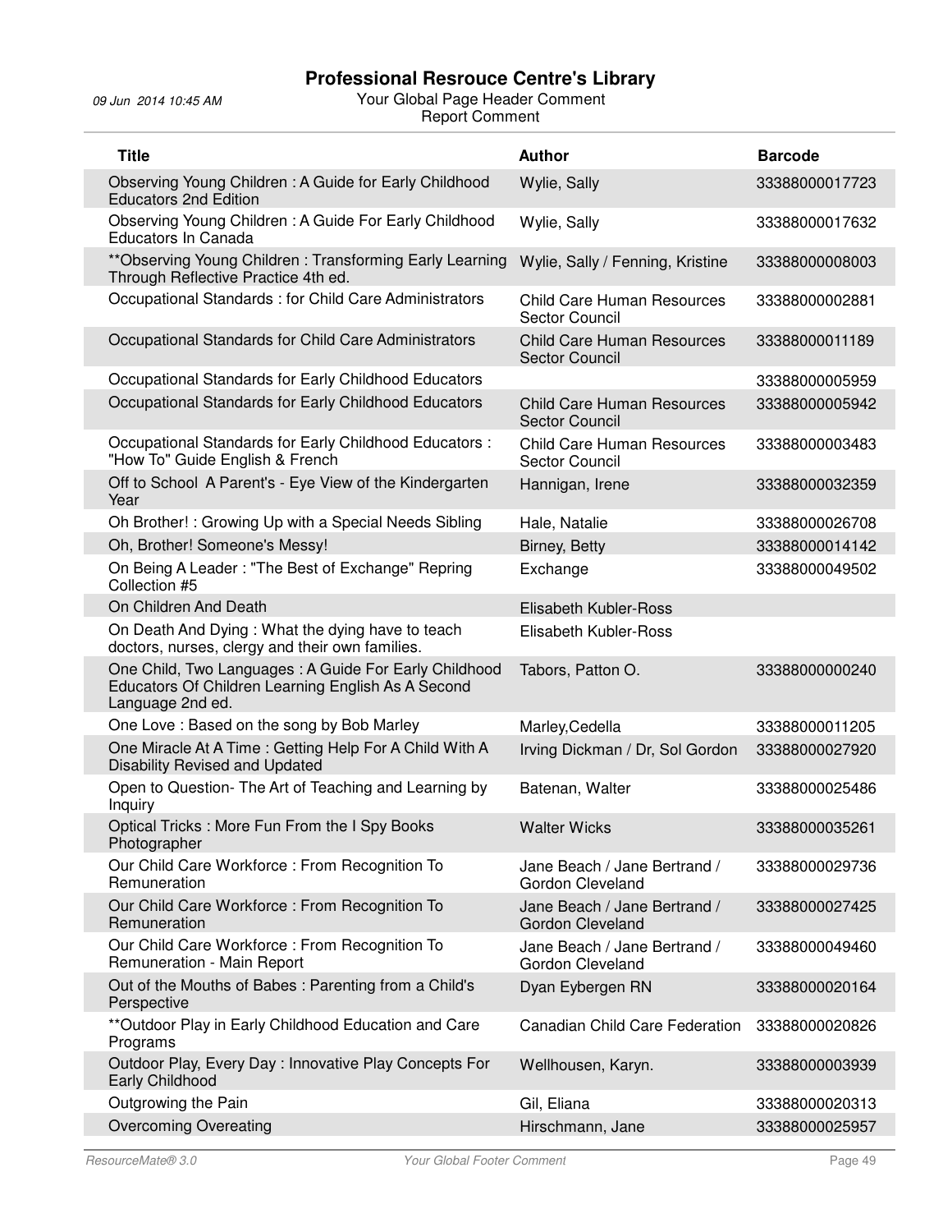# Professional Resrouce Centre's Library

09 Jun 2014 10:45 AM

Your Global Page Header Comment

Report Comment

| Title | Author | Barcode |
|---|---|---|
| Observing Young Children : A Guide for Early Childhood Educators 2nd Edition | Wylie, Sally | 33388000017723 |
| Observing Young Children : A Guide For Early Childhood Educators In Canada | Wylie, Sally | 33388000017632 |
| **Observing Young Children : Transforming Early Learning Through Reflective Practice 4th ed. | Wylie, Sally / Fenning, Kristine | 33388000008003 |
| Occupational Standards : for Child Care Administrators | Child Care Human Resources Sector Council | 33388000002881 |
| Occupational Standards for Child Care Administrators | Child Care Human Resources Sector Council | 33388000011189 |
| Occupational Standards for Early Childhood Educators | | 33388000005959 |
| Occupational Standards for Early Childhood Educators | Child Care Human Resources Sector Council | 33388000005942 |
| Occupational Standards for Early Childhood Educators : "How To" Guide English & French | Child Care Human Resources Sector Council | 33388000003483 |
| Off to School A Parent's - Eye View of the Kindergarten Year | Hannigan, Irene | 33388000032359 |
| Oh Brother! : Growing Up with a Special Needs Sibling | Hale, Natalie | 33388000026708 |
| Oh, Brother! Someone's Messy! | Birney, Betty | 33388000014142 |
| On Being A Leader : "The Best of Exchange" Repring Collection #5 | Exchange | 33388000049502 |
| On Children And Death | Elisabeth Kubler-Ross | |
| On Death And Dying : What the dying have to teach doctors, nurses, clergy and their own families. | Elisabeth Kubler-Ross | |
| One Child, Two Languages : A Guide For Early Childhood Educators Of Children Learning English As A Second Language 2nd ed. | Tabors, Patton O. | 33388000000240 |
| One Love : Based on the song by Bob Marley | Marley,Cedella | 33388000011205 |
| One Miracle At A Time : Getting Help For A Child With A Disability Revised and Updated | Irving Dickman / Dr, Sol Gordon | 33388000027920 |
| Open to Question- The Art of Teaching and Learning by Inquiry | Batenan, Walter | 33388000025486 |
| Optical Tricks : More Fun From the I Spy Books Photographer | Walter Wicks | 33388000035261 |
| Our Child Care Workforce : From Recognition To Remuneration | Jane Beach / Jane Bertrand / Gordon Cleveland | 33388000029736 |
| Our Child Care Workforce : From Recognition To Remuneration | Jane Beach / Jane Bertrand / Gordon Cleveland | 33388000027425 |
| Our Child Care Workforce : From Recognition To Remuneration - Main Report | Jane Beach / Jane Bertrand / Gordon Cleveland | 33388000049460 |
| Out of the Mouths of Babes : Parenting from a Child's Perspective | Dyan Eybergen RN | 33388000020164 |
| **Outdoor Play in Early Childhood Education and Care Programs | Canadian Child Care Federation | 33388000020826 |
| Outdoor Play, Every Day : Innovative Play Concepts For Early Childhood | Wellhousen, Karyn. | 33388000003939 |
| Outgrowing the Pain | Gil, Eliana | 33388000020313 |
| Overcoming Overeating | Hirschmann, Jane | 33388000025957 |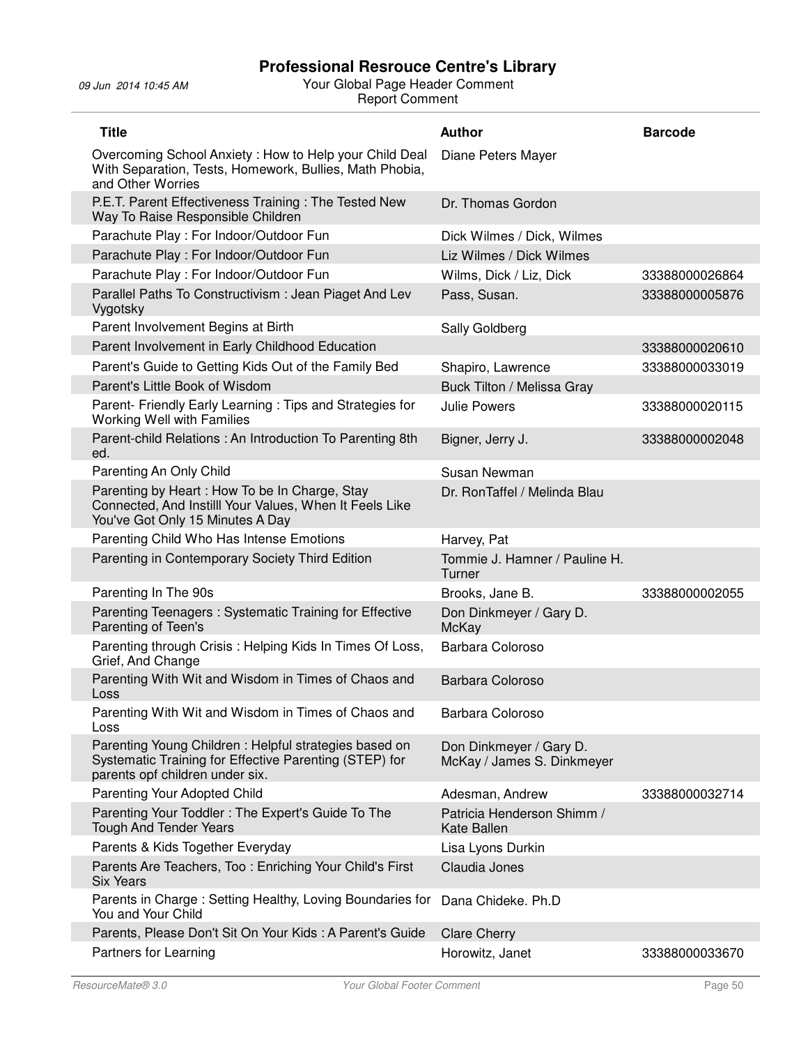| Title | Author | Barcode |
|---|---|---|
| Overcoming School Anxiety : How to Help your Child Deal With Separation, Tests, Homework, Bullies, Math Phobia, and Other Worries | Diane Peters Mayer | |
| P.E.T. Parent Effectiveness Training : The Tested New Way To Raise Responsible Children | Dr. Thomas Gordon | |
| Parachute Play : For Indoor/Outdoor Fun | Dick Wilmes / Dick, Wilmes | |
| Parachute Play : For Indoor/Outdoor Fun | Liz Wilmes / Dick Wilmes | |
| Parachute Play : For Indoor/Outdoor Fun | Wilms, Dick / Liz, Dick | 33388000026864 |
| Parallel Paths To Constructivism : Jean Piaget And Lev Vygotsky | Pass, Susan. | 33388000005876 |
| Parent Involvement Begins at Birth | Sally Goldberg | |
| Parent Involvement in Early Childhood Education | | 33388000020610 |
| Parent's Guide to Getting Kids Out of the Family Bed | Shapiro, Lawrence | 33388000033019 |
| Parent's Little Book of Wisdom | Buck Tilton / Melissa Gray | |
| Parent- Friendly Early Learning : Tips and Strategies for Working Well with Families | Julie Powers | 33388000020115 |
| Parent-child Relations : An Introduction To Parenting 8th ed. | Bigner, Jerry J. | 33388000002048 |
| Parenting An Only Child | Susan Newman | |
| Parenting by Heart : How To be In Charge, Stay Connected, And Instilll Your Values, When It Feels Like You've Got Only 15 Minutes A Day | Dr. RonTaffel / Melinda Blau | |
| Parenting Child Who Has Intense Emotions | Harvey, Pat | |
| Parenting in Contemporary Society Third Edition | Tommie J. Hamner / Pauline H. Turner | |
| Parenting In The 90s | Brooks, Jane B. | 33388000002055 |
| Parenting Teenagers : Systematic Training for Effective Parenting of Teen's | Don Dinkmeyer / Gary D. McKay | |
| Parenting through Crisis : Helping Kids In Times Of Loss, Grief, And Change | Barbara Coloroso | |
| Parenting With Wit and Wisdom in Times of Chaos and Loss | Barbara Coloroso | |
| Parenting With Wit and Wisdom in Times of Chaos and Loss | Barbara Coloroso | |
| Parenting Young Children : Helpful strategies based on Systematic Training for Effective Parenting (STEP) for parents opf children under six. | Don Dinkmeyer / Gary D. McKay / James S. Dinkmeyer | |
| Parenting Your Adopted Child | Adesman, Andrew | 33388000032714 |
| Parenting Your Toddler : The Expert's Guide To The Tough And Tender Years | Patricia Henderson Shimm / Kate Ballen | |
| Parents & Kids Together Everyday | Lisa Lyons Durkin | |
| Parents Are Teachers, Too : Enriching Your Child's First Six Years | Claudia Jones | |
| Parents in Charge : Setting Healthy, Loving Boundaries for You and Your Child | Dana Chideke. Ph.D | |
| Parents, Please Don't Sit On Your Kids : A Parent's Guide | Clare Cherry | |
| Partners for Learning | Horowitz, Janet | 33388000033670 |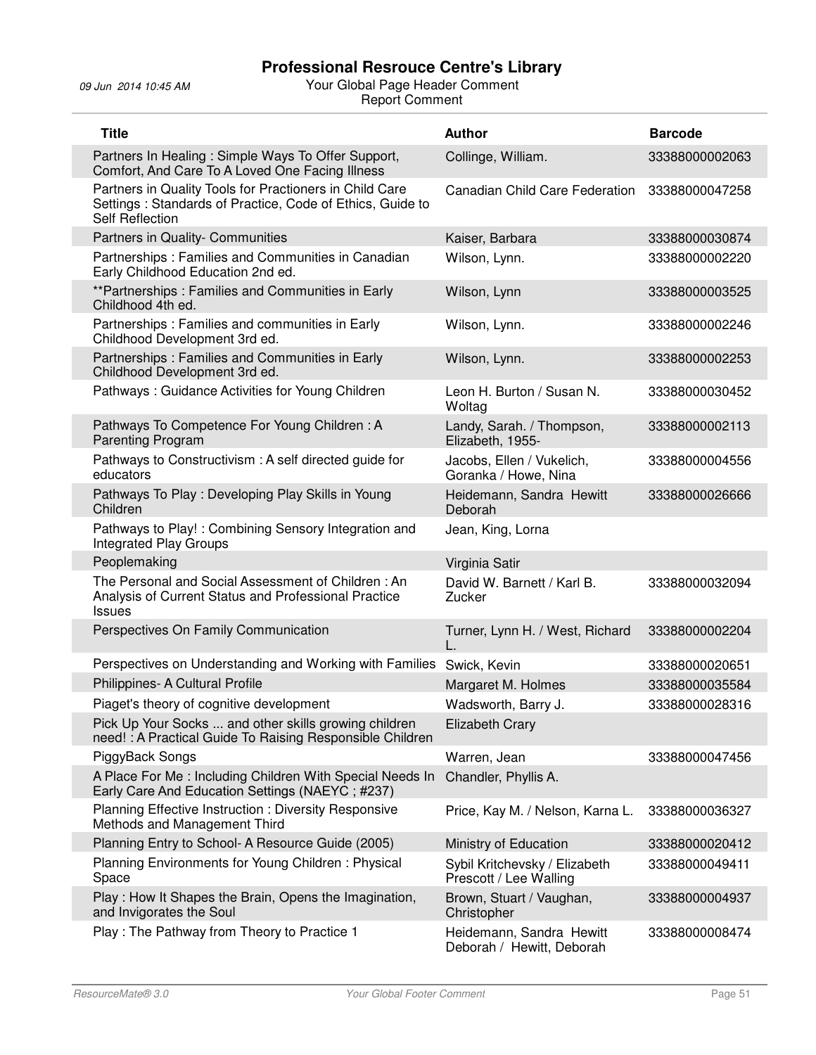# Professional Resrouce Centre's Library

09 Jun 2014 10:45 AM

Your Global Page Header Comment

Report Comment

| Title | Author | Barcode |
| --- | --- | --- |
| Partners In Healing : Simple Ways To Offer Support, Comfort, And Care To A Loved One Facing Illness | Collinge, William. | 33388000002063 |
| Partners in Quality Tools for Practioners in Child Care Settings : Standards of Practice, Code of Ethics, Guide to Self Reflection | Canadian Child Care Federation | 33388000047258 |
| Partners in Quality- Communities | Kaiser, Barbara | 33388000030874 |
| Partnerships : Families and Communities in Canadian Early Childhood Education 2nd ed. | Wilson, Lynn. | 33388000002220 |
| **Partnerships : Families and Communities in Early Childhood 4th ed. | Wilson, Lynn | 33388000003525 |
| Partnerships : Families and communities in Early Childhood Development 3rd ed. | Wilson, Lynn. | 33388000002246 |
| Partnerships : Families and Communities in Early Childhood Development 3rd ed. | Wilson, Lynn. | 33388000002253 |
| Pathways : Guidance Activities for Young Children | Leon H. Burton / Susan N. Woltag | 33388000030452 |
| Pathways To Competence For Young Children : A Parenting Program | Landy, Sarah. / Thompson, Elizabeth, 1955- | 33388000002113 |
| Pathways to Constructivism : A self directed guide for educators | Jacobs, Ellen / Vukelich, Goranka / Howe, Nina | 33388000004556 |
| Pathways To Play : Developing Play Skills in Young Children | Heidemann, Sandra Hewitt Deborah | 33388000026666 |
| Pathways to Play! : Combining Sensory Integration and Integrated Play Groups | Jean, King, Lorna | |
| Peoplemaking | Virginia Satir | |
| The Personal and Social Assessment of Children : An Analysis of Current Status and Professional Practice Issues | David W. Barnett / Karl B. Zucker | 33388000032094 |
| Perspectives On Family Communication | Turner, Lynn H. / West, Richard L. | 33388000002204 |
| Perspectives on Understanding and Working with Families | Swick, Kevin | 33388000020651 |
| Philippines- A Cultural Profile | Margaret M. Holmes | 33388000035584 |
| Piaget's theory of cognitive development | Wadsworth, Barry J. | 33388000028316 |
| Pick Up Your Socks ... and other skills growing children need! : A Practical Guide To Raising Responsible Children | Elizabeth Crary | |
| PiggyBack Songs | Warren, Jean | 33388000047456 |
| A Place For Me : Including Children With Special Needs In Early Care And Education Settings (NAEYC ; #237) | Chandler, Phyllis A. | |
| Planning Effective Instruction : Diversity Responsive Methods and Management Third | Price, Kay M. / Nelson, Karna L. | 33388000036327 |
| Planning Entry to School- A Resource Guide (2005) | Ministry of Education | 33388000020412 |
| Planning Environments for Young Children : Physical Space | Sybil Kritchevsky / Elizabeth Prescott / Lee Walling | 33388000049411 |
| Play : How It Shapes the Brain, Opens the Imagination, and Invigorates the Soul | Brown, Stuart / Vaughan, Christopher | 33388000004937 |
| Play : The Pathway from Theory to Practice 1 | Heidemann, Sandra Hewitt Deborah / Hewitt, Deborah | 33388000008474 |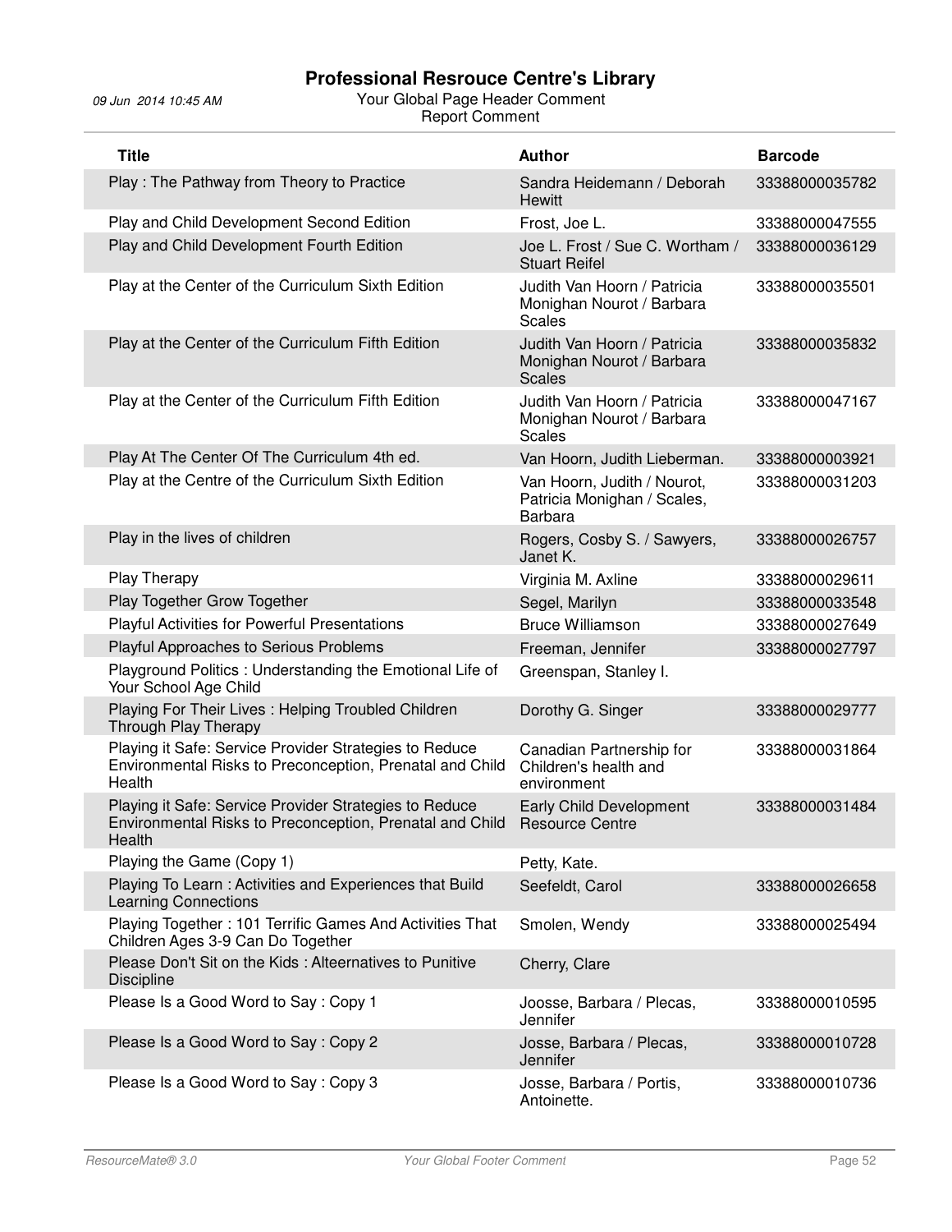# Professional Resrouce Centre's Library

09 Jun 2014 10:45 AM

Your Global Page Header Comment

Report Comment

| Title | Author | Barcode |
|---|---|---|
| Play : The Pathway from Theory to Practice | Sandra Heidemann / Deborah Hewitt | 33388000035782 |
| Play and Child Development Second Edition | Frost, Joe L. | 33388000047555 |
| Play and Child Development Fourth Edition | Joe L. Frost / Sue C. Wortham / Stuart Reifel | 33388000036129 |
| Play at the Center of the Curriculum Sixth Edition | Judith Van Hoorn / Patricia Monighan Nourot / Barbara Scales | 33388000035501 |
| Play at the Center of the Curriculum Fifth Edition | Judith Van Hoorn / Patricia Monighan Nourot / Barbara Scales | 33388000035832 |
| Play at the Center of the Curriculum Fifth Edition | Judith Van Hoorn / Patricia Monighan Nourot / Barbara Scales | 33388000047167 |
| Play At The Center Of The Curriculum 4th ed. | Van Hoorn, Judith Lieberman. | 33388000003921 |
| Play at the Centre of the Curriculum Sixth Edition | Van Hoorn, Judith / Nourot, Patricia Monighan / Scales, Barbara | 33388000031203 |
| Play in the lives of children | Rogers, Cosby S. / Sawyers, Janet K. | 33388000026757 |
| Play Therapy | Virginia M. Axline | 33388000029611 |
| Play Together Grow Together | Segel, Marilyn | 33388000033548 |
| Playful Activities for Powerful Presentations | Bruce Williamson | 33388000027649 |
| Playful Approaches to Serious Problems | Freeman, Jennifer | 33388000027797 |
| Playground Politics : Understanding the Emotional Life of Your School Age Child | Greenspan, Stanley I. | |
| Playing For Their Lives : Helping Troubled Children Through Play Therapy | Dorothy G. Singer | 33388000029777 |
| Playing it Safe: Service Provider Strategies to Reduce Environmental Risks to Preconception, Prenatal and Child Health | Canadian Partnership for Children's health and environment | 33388000031864 |
| Playing it Safe: Service Provider Strategies to Reduce Environmental Risks to Preconception, Prenatal and Child Health | Early Child Development Resource Centre | 33388000031484 |
| Playing the Game (Copy 1) | Petty, Kate. | |
| Playing To Learn : Activities and Experiences that Build Learning Connections | Seefeldt, Carol | 33388000026658 |
| Playing Together : 101 Terrific Games And Activities That Children Ages 3-9 Can Do Together | Smolen, Wendy | 33388000025494 |
| Please Don't Sit on the Kids : Alteernatives to Punitive Discipline | Cherry, Clare | |
| Please Is a Good Word to Say : Copy 1 | Joosse, Barbara / Plecas, Jennifer | 33388000010595 |
| Please Is a Good Word to Say : Copy 2 | Josse, Barbara / Plecas, Jennifer | 33388000010728 |
| Please Is a Good Word to Say : Copy 3 | Josse, Barbara / Portis, Antoinette. | 33388000010736 |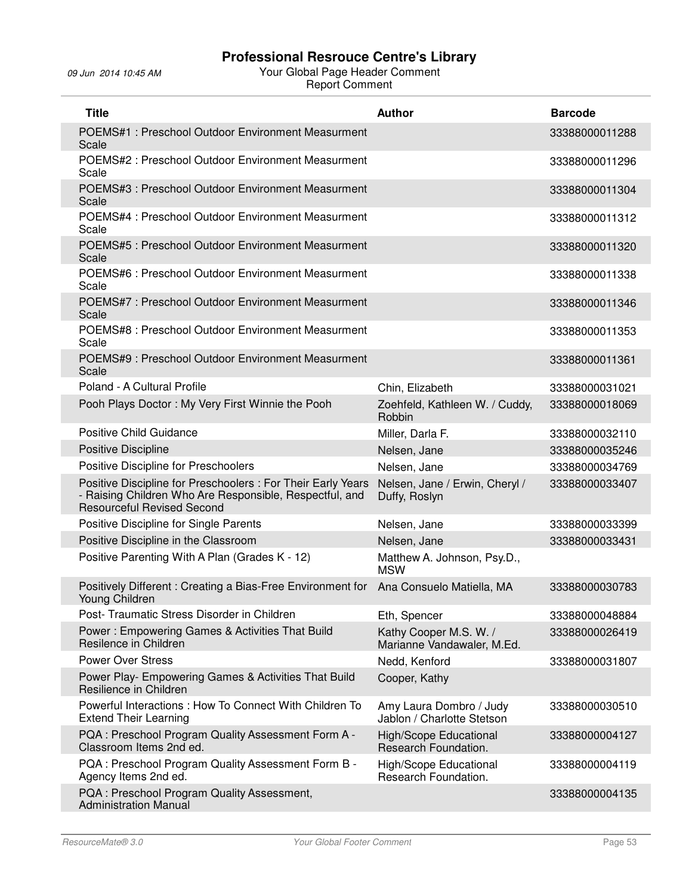# Professional Resrouce Centre's Library

09 Jun 2014 10:45 AM

Your Global Page Header Comment
Report Comment

| Title | Author | Barcode |
|---|---|---|
| POEMS#1 : Preschool Outdoor Environment Measurment Scale | | 33388000011288 |
| POEMS#2 : Preschool Outdoor Environment Measurment Scale | | 33388000011296 |
| POEMS#3 : Preschool Outdoor Environment Measurment Scale | | 33388000011304 |
| POEMS#4 : Preschool Outdoor Environment Measurment Scale | | 33388000011312 |
| POEMS#5 : Preschool Outdoor Environment Measurment Scale | | 33388000011320 |
| POEMS#6 : Preschool Outdoor Environment Measurment Scale | | 33388000011338 |
| POEMS#7 : Preschool Outdoor Environment Measurment Scale | | 33388000011346 |
| POEMS#8 : Preschool Outdoor Environment Measurment Scale | | 33388000011353 |
| POEMS#9 : Preschool Outdoor Environment Measurment Scale | | 33388000011361 |
| Poland - A Cultural Profile | Chin, Elizabeth | 33388000031021 |
| Pooh Plays Doctor : My Very First Winnie the Pooh | Zoehfeld, Kathleen W. / Cuddy, Robbin | 33388000018069 |
| Positive Child Guidance | Miller, Darla F. | 33388000032110 |
| Positive Discipline | Nelsen, Jane | 33388000035246 |
| Positive Discipline for Preschoolers | Nelsen, Jane | 33388000034769 |
| Positive Discipline for Preschoolers : For Their Early Years - Raising Children Who Are Responsible, Respectful, and Resourceful Revised Second | Nelsen, Jane / Erwin, Cheryl / Duffy, Roslyn | 33388000033407 |
| Positive Discipline for Single Parents | Nelsen, Jane | 33388000033399 |
| Positive Discipline in the Classroom | Nelsen, Jane | 33388000033431 |
| Positive Parenting With A Plan (Grades K - 12) | Matthew A. Johnson, Psy.D., MSW | |
| Positively Different : Creating a Bias-Free Environment for Young Children | Ana Consuelo Matiella, MA | 33388000030783 |
| Post- Traumatic Stress Disorder in Children | Eth, Spencer | 33388000048884 |
| Power : Empowering Games & Activities That Build Resilence in Children | Kathy Cooper M.S. W. / Marianne Vandawaler, M.Ed. | 33388000026419 |
| Power Over Stress | Nedd, Kenford | 33388000031807 |
| Power Play- Empowering Games & Activities That Build Resilience in Children | Cooper, Kathy | |
| Powerful Interactions : How To Connect With Children To Extend Their Learning | Amy Laura Dombro / Judy Jablon / Charlotte Stetson | 33388000030510 |
| PQA : Preschool Program Quality Assessment Form A - Classroom Items 2nd ed. | High/Scope Educational Research Foundation. | 33388000004127 |
| PQA : Preschool Program Quality Assessment Form B - Agency Items 2nd ed. | High/Scope Educational Research Foundation. | 33388000004119 |
| PQA : Preschool Program Quality Assessment, Administration Manual | | 33388000004135 |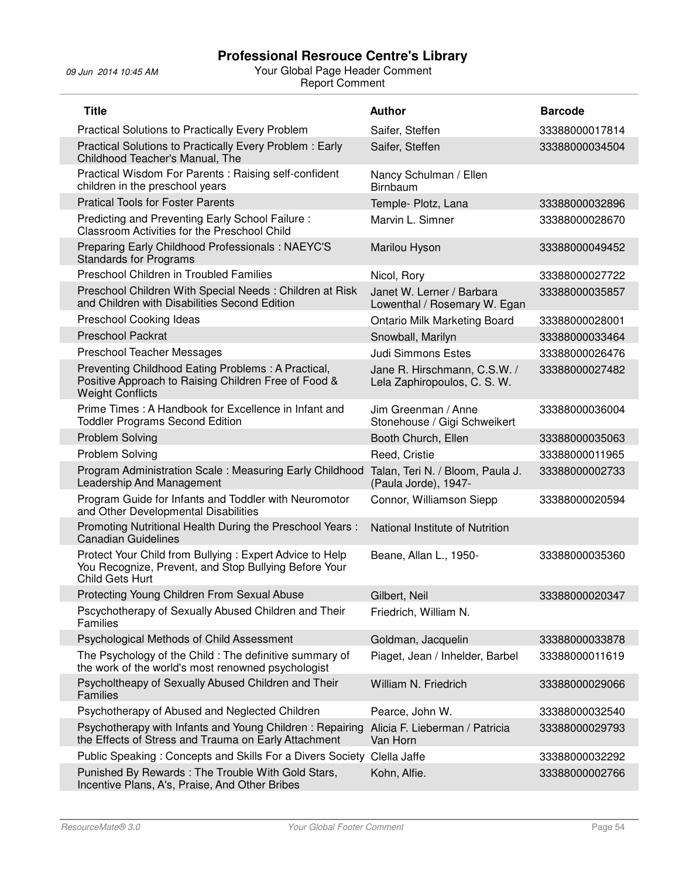# Professional Resrouce Centre's Library

09 Jun 2014 10:45 AM

Your Global Page Header Comment

Report Comment

| Title | Author | Barcode |
|---|---|---|
| Practical Solutions to Practically Every Problem | Saifer, Steffen | 33388000017814 |
| Practical Solutions to Practically Every Problem : Early Childhood Teacher's Manual, The | Saifer, Steffen | 33388000034504 |
| Practical Wisdom For Parents : Raising self-confident children in the preschool years | Nancy Schulman / Ellen Birnbaum | |
| Pratical Tools for Foster Parents | Temple- Plotz, Lana | 33388000032896 |
| Predicting and Preventing Early School Failure : Classroom Activities for the Preschool Child | Marvin L. Simner | 33388000028670 |
| Preparing Early Childhood Professionals : NAEYC'S Standards for Programs | Marilou Hyson | 33388000049452 |
| Preschool Children in Troubled Families | Nicol, Rory | 33388000027722 |
| Preschool Children With Special Needs : Children at Risk and Children with Disabilities Second Edition | Janet W. Lerner / Barbara Lowenthal / Rosemary W. Egan | 33388000035857 |
| Preschool Cooking Ideas | Ontario Milk Marketing Board | 33388000028001 |
| Preschool Packrat | Snowball, Marilyn | 33388000033464 |
| Preschool Teacher Messages | Judi Simmons Estes | 33388000026476 |
| Preventing Childhood Eating Problems : A Practical, Positive Approach to Raising Children Free of Food & Weight Conflicts | Jane R. Hirschmann, C.S.W. / Lela Zaphiropoulos, C. S. W. | 33388000027482 |
| Prime Times : A Handbook for Excellence in Infant and Toddler Programs Second Edition | Jim Greenman / Anne Stonehouse / Gigi Schweikert | 33388000036004 |
| Problem Solving | Booth Church, Ellen | 33388000035063 |
| Problem Solving | Reed, Cristie | 33388000011965 |
| Program Administration Scale : Measuring Early Childhood Leadership And Management | Talan, Teri N. / Bloom, Paula J. (Paula Jorde), 1947- | 33388000002733 |
| Program Guide for Infants and Toddler with Neuromotor and Other Developmental Disabilities | Connor, Williamson Siepp | 33388000020594 |
| Promoting Nutritional Health During the Preschool Years : Canadian Guidelines | National Institute of Nutrition | |
| Protect Your Child from Bullying : Expert Advice to Help You Recognize, Prevent, and Stop Bullying Before Your Child Gets Hurt | Beane, Allan L., 1950- | 33388000035360 |
| Protecting Young Children From Sexual Abuse | Gilbert, Neil | 33388000020347 |
| Pscyhotherapy of Sexually Abused Children and Their Families | Friedrich, William N. | |
| Psychological Methods of Child Assessment | Goldman, Jacquelin | 33388000033878 |
| The Psychology of the Child : The definitive summary of the work of the world's most renowned psychologist | Piaget, Jean / Inhelder, Barbel | 33388000011619 |
| Psycholtheapy of Sexually Abused Children and Their Families | William N. Friedrich | 33388000029066 |
| Psychotherapy of Abused and Neglected Children | Pearce, John W. | 33388000032540 |
| Psychotherapy with Infants and Young Children : Repairing the Effects of Stress and Trauma on Early Attachment | Alicia F. Lieberman / Patricia Van Horn | 33388000029793 |
| Public Speaking : Concepts and Skills For a Divers Society | Clella Jaffe | 33388000032292 |
| Punished By Rewards : The Trouble With Gold Stars, Incentive Plans, A's, Praise, And Other Bribes | Kohn, Alfie. | 33388000002766 |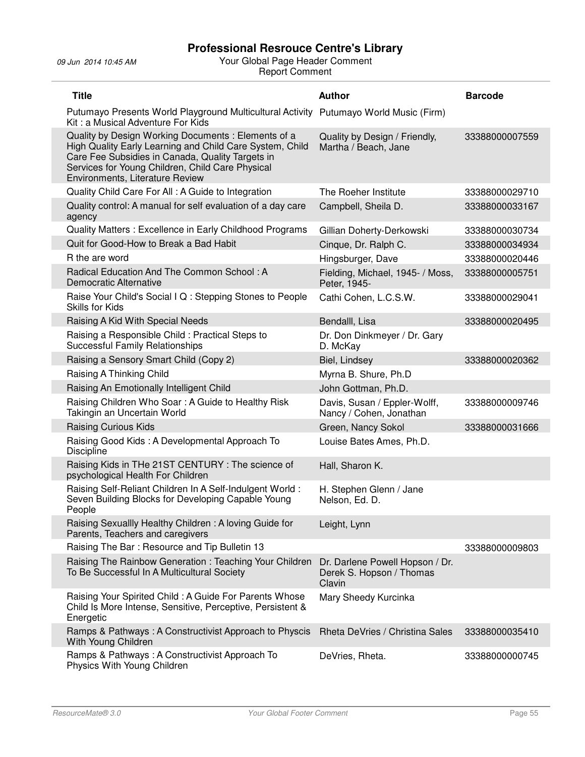# Professional Resrouce Centre's Library

09 Jun 2014 10:45 AM

Your Global Page Header Comment

Report Comment

| Title | Author | Barcode |
|---|---|---|
| Putumayo Presents World Playground Multicultural Activity Kit : a Musical Adventure For Kids | Putumayo World Music (Firm) | |
| Quality by Design Working Documents : Elements of a High Quality Early Learning and Child Care System, Child Care Fee Subsidies in Canada, Quality Targets in Services for Young Children, Child Care Physical Environments, Literature Review | Quality by Design / Friendly, Martha / Beach, Jane | 33388000007559 |
| Quality Child Care For All : A Guide to Integration | The Roeher Institute | 33388000029710 |
| Quality control: A manual for self evaluation of a day care agency | Campbell, Sheila D. | 33388000033167 |
| Quality Matters : Excellence in Early Childhood Programs | Gillian Doherty-Derkowski | 33388000030734 |
| Quit for Good-How to Break a Bad Habit | Cinque, Dr. Ralph C. | 33388000034934 |
| R the are word | Hingsburger, Dave | 33388000020446 |
| Radical Education And The Common School : A Democratic Alternative | Fielding, Michael, 1945- / Moss, Peter, 1945- | 33388000005751 |
| Raise Your Child's Social I Q : Stepping Stones to People Skills for Kids | Cathi Cohen, L.C.S.W. | 33388000029041 |
| Raising A Kid With Special Needs | Bendalll, Lisa | 33388000020495 |
| Raising a Responsible Child : Practical Steps to Successful Family Relationships | Dr. Don Dinkmeyer / Dr. Gary D. McKay | |
| Raising a Sensory Smart Child (Copy 2) | Biel, Lindsey | 33388000020362 |
| Raising A Thinking Child | Myrna B. Shure, Ph.D | |
| Raising An Emotionally Intelligent Child | John Gottman, Ph.D. | |
| Raising Children Who Soar : A Guide to Healthy Risk Takingin an Uncertain World | Davis, Susan / Eppler-Wolff, Nancy / Cohen, Jonathan | 33388000009746 |
| Raising Curious Kids | Green, Nancy Sokol | 33388000031666 |
| Raising Good Kids : A Developmental Approach To Discipline | Louise Bates Ames, Ph.D. | |
| Raising Kids in THe 21ST CENTURY : The science of psychological Health For Children | Hall, Sharon K. | |
| Raising Self-Reliant Children In A Self-Indulgent World : Seven Building Blocks for Developing Capable Young People | H. Stephen Glenn / Jane Nelson, Ed. D. | |
| Raising Sexuallly Healthy Children : A loving Guide for Parents, Teachers and caregivers | Leight, Lynn | |
| Raising The Bar : Resource and Tip Bulletin 13 | | 33388000009803 |
| Raising The Rainbow Generation : Teaching Your Children To Be Successful In A Multicultural Society | Dr. Darlene Powell Hopson / Dr. Derek S. Hopson / Thomas Clavin | |
| Raising Your Spirited Child : A Guide For Parents Whose Child Is More Intense, Sensitive, Perceptive, Persistent & Energetic | Mary Sheedy Kurcinka | |
| Ramps & Pathways : A Constructivist Approach to Physcis With Young Children | Rheta DeVries / Christina Sales | 33388000035410 |
| Ramps & Pathways : A Constructivist Approach To Physics With Young Children | DeVries, Rheta. | 33388000000745 |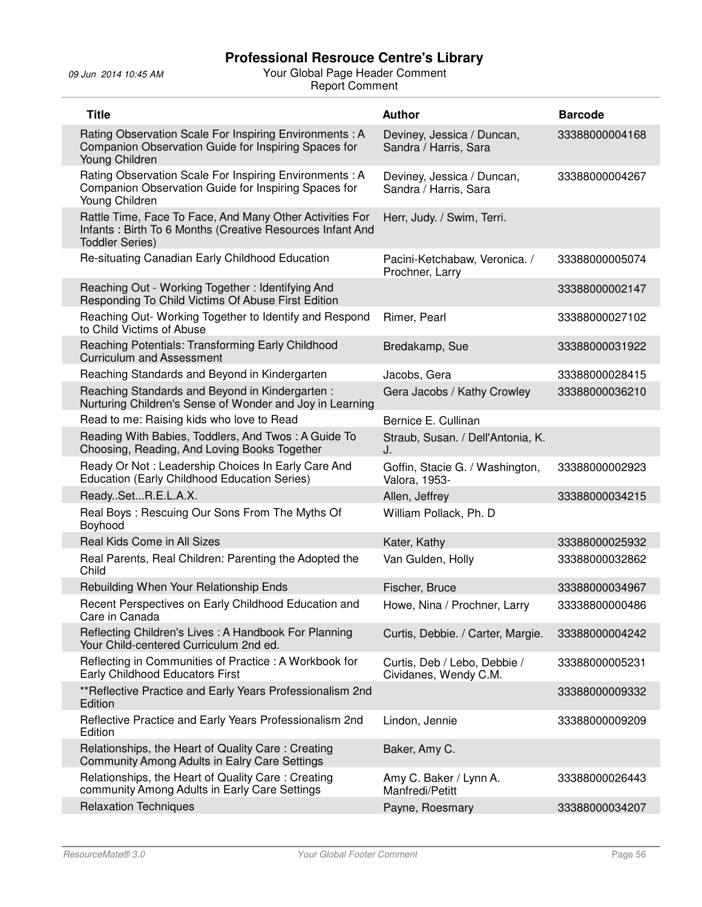# Professional Resrouce Centre's Library

09 Jun 2014 10:45 AM

Your Global Page Header Comment
Report Comment

| Title | Author | Barcode |
|---|---|---|
| Rating Observation Scale For Inspiring Environments : A Companion Observation Guide for Inspiring Spaces for Young Children | Deviney, Jessica / Duncan, Sandra / Harris, Sara | 33388000004168 |
| Rating Observation Scale For Inspiring Environments : A Companion Observation Guide for Inspiring Spaces for Young Children | Deviney, Jessica / Duncan, Sandra / Harris, Sara | 33388000004267 |
| Rattle Time, Face To Face, And Many Other Activities For Infants : Birth To 6 Months (Creative Resources Infant And Toddler Series) | Herr, Judy. / Swim, Terri. | |
| Re-situating Canadian Early Childhood Education | Pacini-Ketchabaw, Veronica. / Prochner, Larry | 33388000005074 |
| Reaching Out - Working Together : Identifying And Responding To Child Victims Of Abuse First Edition | | 33388000002147 |
| Reaching Out- Working Together to Identify and Respond to Child Victims of Abuse | Rimer, Pearl | 33388000027102 |
| Reaching Potentials: Transforming Early Childhood Curriculum and Assessment | Bredakamp, Sue | 33388000031922 |
| Reaching Standards and Beyond in Kindergarten | Jacobs, Gera | 33388000028415 |
| Reaching Standards and Beyond in Kindergarten : Nurturing Children's Sense of Wonder and Joy in Learning | Gera Jacobs / Kathy Crowley | 33388000036210 |
| Read to me: Raising kids who love to Read | Bernice E. Cullinan | |
| Reading With Babies, Toddlers, And Twos : A Guide To Choosing, Reading, And Loving Books Together | Straub, Susan. / Dell'Antonia, K. J. | |
| Ready Or Not : Leadership Choices In Early Care And Education (Early Childhood Education Series) | Goffin, Stacie G. / Washington, Valora, 1953- | 33388000002923 |
| Ready..Set...R.E.L.A.X. | Allen, Jeffrey | 33388000034215 |
| Real Boys : Rescuing Our Sons From The Myths Of Boyhood | William Pollack, Ph. D | |
| Real Kids Come in All Sizes | Kater, Kathy | 33388000025932 |
| Real Parents, Real Children: Parenting the Adopted the Child | Van Gulden, Holly | 33388000032862 |
| Rebuilding When Your Relationship Ends | Fischer, Bruce | 33388000034967 |
| Recent Perspectives on Early Childhood Education and Care in Canada | Howe, Nina / Prochner, Larry | 33338800000486 |
| Reflecting Children's Lives : A Handbook For Planning Your Child-centered Curriculum 2nd ed. | Curtis, Debbie. / Carter, Margie. | 33388000004242 |
| Reflecting in Communities of Practice : A Workbook for Early Childhood Educators First | Curtis, Deb / Lebo, Debbie / Cividanes, Wendy C.M. | 33388000005231 |
| **Reflective Practice and Early Years Professionalism 2nd Edition | | 33388000009332 |
| Reflective Practice and Early Years Professionalism 2nd Edition | Lindon, Jennie | 33388000009209 |
| Relationships, the Heart of Quality Care : Creating Community Among Adults in Ealry Care Settings | Baker, Amy C. | |
| Relationships, the Heart of Quality Care : Creating community Among Adults in Early Care Settings | Amy C. Baker / Lynn A. Manfredi/Petitt | 33388000026443 |
| Relaxation Techniques | Payne, Roesmary | 33388000034207 |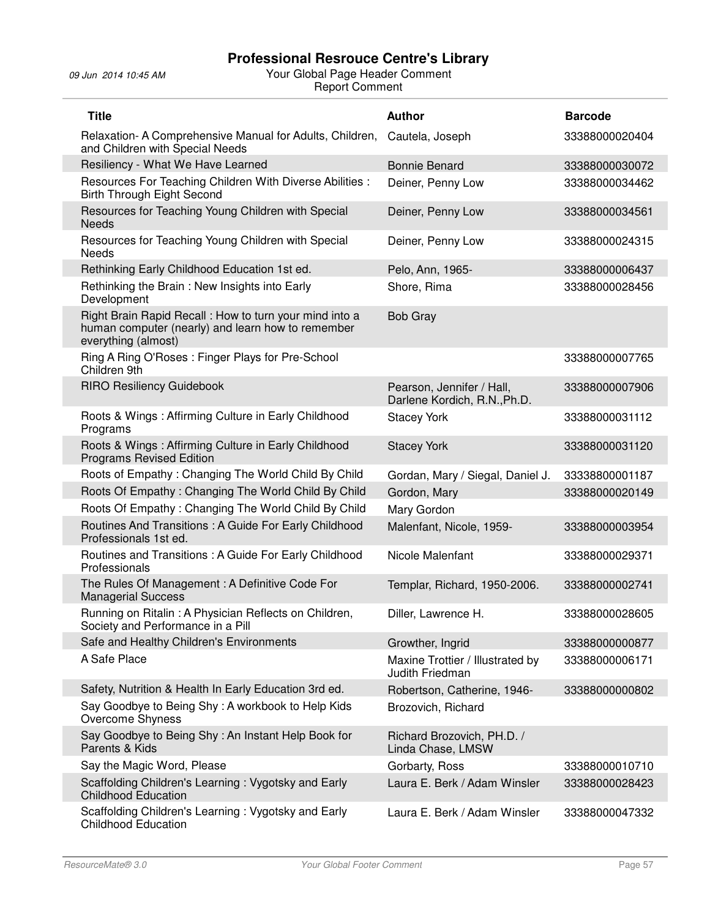# Professional Resrouce Centre's Library

09 Jun 2014 10:45 AM

Your Global Page Header Comment

Report Comment

| Title | Author | Barcode |
|---|---|---|
| Relaxation- A Comprehensive Manual for Adults, Children, and Children with Special Needs | Cautela, Joseph | 33388000020404 |
| Resiliency - What We Have Learned | Bonnie Benard | 33388000030072 |
| Resources For Teaching Children With Diverse Abilities : Birth Through Eight Second | Deiner, Penny Low | 33388000034462 |
| Resources for Teaching Young Children with Special Needs | Deiner, Penny Low | 33388000034561 |
| Resources for Teaching Young Children with Special Needs | Deiner, Penny Low | 33388000024315 |
| Rethinking Early Childhood Education 1st ed. | Pelo, Ann, 1965- | 33388000006437 |
| Rethinking the Brain : New Insights into Early Development | Shore, Rima | 33388000028456 |
| Right Brain Rapid Recall : How to turn your mind into a human computer (nearly) and learn how to remember everything (almost) | Bob Gray | |
| Ring A Ring O'Roses : Finger Plays for Pre-School Children 9th | | 33388000007765 |
| RIRO Resiliency Guidebook | Pearson, Jennifer / Hall, Darlene Kordich, R.N.,Ph.D. | 33388000007906 |
| Roots & Wings : Affirming Culture in Early Childhood Programs | Stacey York | 33388000031112 |
| Roots & Wings : Affirming Culture in Early Childhood Programs Revised Edition | Stacey York | 33388000031120 |
| Roots of Empathy : Changing The World Child By Child | Gordan, Mary / Siegal, Daniel J. | 33338800001187 |
| Roots Of Empathy : Changing The World Child By Child | Gordon, Mary | 33388000020149 |
| Roots Of Empathy : Changing The World Child By Child | Mary Gordon | |
| Routines And Transitions : A Guide For Early Childhood Professionals 1st ed. | Malenfant, Nicole, 1959- | 33388000003954 |
| Routines and Transitions : A Guide For Early Childhood Professionals | Nicole Malenfant | 33388000029371 |
| The Rules Of Management : A Definitive Code For Managerial Success | Templar, Richard, 1950-2006. | 33388000002741 |
| Running on Ritalin : A Physician Reflects on Children, Society and Performance in a Pill | Diller, Lawrence H. | 33388000028605 |
| Safe and Healthy Children's Environments | Growther, Ingrid | 33388000000877 |
| A Safe Place | Maxine Trottier / Illustrated by Judith Friedman | 33388000006171 |
| Safety, Nutrition & Health In Early Education 3rd ed. | Robertson, Catherine, 1946- | 33388000000802 |
| Say Goodbye to Being Shy : A workbook to Help Kids Overcome Shyness | Brozovich, Richard | |
| Say Goodbye to Being Shy : An Instant Help Book for Parents & Kids | Richard Brozovich, PH.D. / Linda Chase, LMSW | |
| Say the Magic Word, Please | Gorbarty, Ross | 33388000010710 |
| Scaffolding Children's Learning : Vygotsky and Early Childhood Education | Laura E. Berk / Adam Winsler | 33388000028423 |
| Scaffolding Children's Learning : Vygotsky and Early Childhood Education | Laura E. Berk / Adam Winsler | 33388000047332 |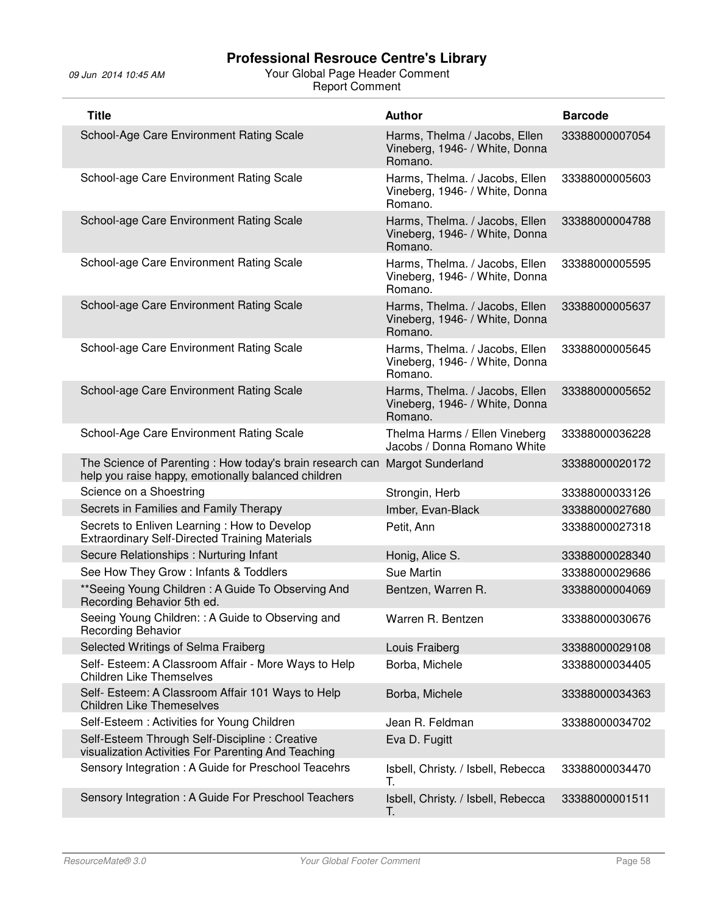# Professional Resrouce Centre's Library

09 Jun 2014 10:45 AM

Your Global Page Header Comment

Report Comment

| Title | Author | Barcode |
|---|---|---|
| School-Age Care Environment Rating Scale | Harms, Thelma / Jacobs, Ellen Vineberg, 1946- / White, Donna Romano. | 33388000007054 |
| School-age Care Environment Rating Scale | Harms, Thelma. / Jacobs, Ellen Vineberg, 1946- / White, Donna Romano. | 33388000005603 |
| School-age Care Environment Rating Scale | Harms, Thelma. / Jacobs, Ellen Vineberg, 1946- / White, Donna Romano. | 33388000004788 |
| School-age Care Environment Rating Scale | Harms, Thelma. / Jacobs, Ellen Vineberg, 1946- / White, Donna Romano. | 33388000005595 |
| School-age Care Environment Rating Scale | Harms, Thelma. / Jacobs, Ellen Vineberg, 1946- / White, Donna Romano. | 33388000005637 |
| School-age Care Environment Rating Scale | Harms, Thelma. / Jacobs, Ellen Vineberg, 1946- / White, Donna Romano. | 33388000005645 |
| School-age Care Environment Rating Scale | Harms, Thelma. / Jacobs, Ellen Vineberg, 1946- / White, Donna Romano. | 33388000005652 |
| School-Age Care Environment Rating Scale | Thelma Harms / Ellen Vineberg Jacobs / Donna Romano White | 33388000036228 |
| The Science of Parenting : How today's brain research can help you raise happy, emotionally balanced children | Margot Sunderland | 33388000020172 |
| Science on a Shoestring | Strongin, Herb | 33388000033126 |
| Secrets in Families and Family Therapy | Imber, Evan-Black | 33388000027680 |
| Secrets to Enliven Learning : How to Develop Extraordinary Self-Directed Training Materials | Petit, Ann | 33388000027318 |
| Secure Relationships : Nurturing Infant | Honig, Alice S. | 33388000028340 |
| See How They Grow : Infants & Toddlers | Sue Martin | 33388000029686 |
| **Seeing Young Children : A Guide To Observing And Recording Behavior 5th ed. | Bentzen, Warren R. | 33388000004069 |
| Seeing Young Children: : A Guide to Observing and Recording Behavior | Warren R. Bentzen | 33388000030676 |
| Selected Writings of Selma Fraiberg | Louis Fraiberg | 33388000029108 |
| Self- Esteem: A Classroom Affair - More Ways to Help Children Like Themselves | Borba, Michele | 33388000034405 |
| Self- Esteem: A Classroom Affair 101 Ways to Help Children Like Themeselves | Borba, Michele | 33388000034363 |
| Self-Esteem : Activities for Young Children | Jean R. Feldman | 33388000034702 |
| Self-Esteem Through Self-Discipline : Creative visualization Activities For Parenting And Teaching | Eva D. Fugitt | |
| Sensory Integration : A Guide for Preschool Teacehrs | Isbell, Christy. / Isbell, Rebecca T. | 33388000034470 |
| Sensory Integration : A Guide For Preschool Teachers | Isbell, Christy. / Isbell, Rebecca T. | 33388000001511 |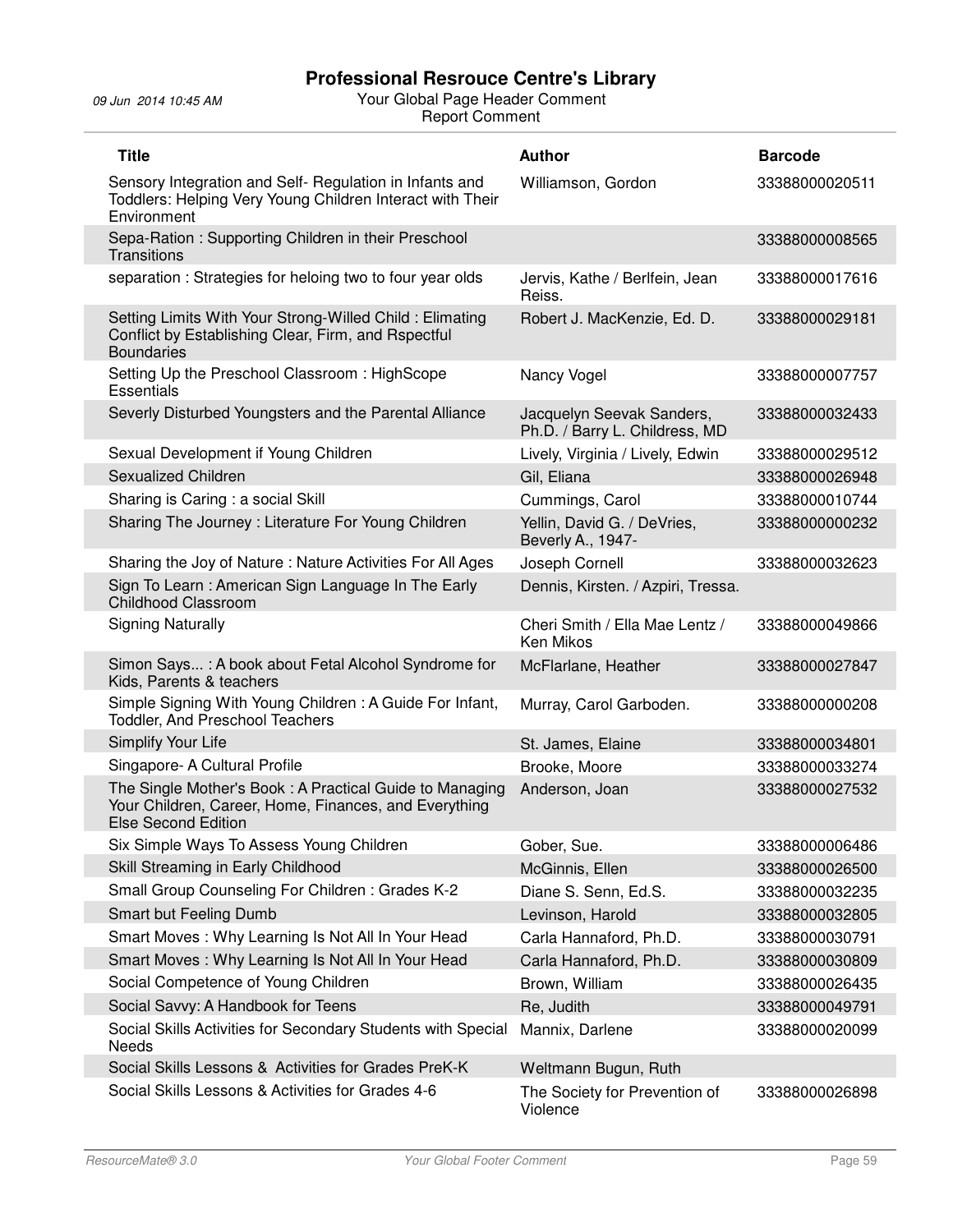# Professional Resrouce Centre's Library

09 Jun 2014 10:45 AM

Your Global Page Header Comment

Report Comment

| Title | Author | Barcode |
|---|---|---|
| Sensory Integration and Self- Regulation in Infants and Toddlers: Helping Very Young Children Interact with Their Environment | Williamson, Gordon | 33388000020511 |
| Sepa-Ration : Supporting Children in their Preschool Transitions | | 33388000008565 |
| separation : Strategies for heloing two to four year olds | Jervis, Kathe / Berlfein, Jean Reiss. | 33388000017616 |
| Setting Limits With Your Strong-Willed Child : Elimating Conflict by Establishing Clear, Firm, and Rspectful Boundaries | Robert J. MacKenzie, Ed. D. | 33388000029181 |
| Setting Up the Preschool Classroom : HighScope Essentials | Nancy Vogel | 33388000007757 |
| Severly Disturbed Youngsters and the Parental Alliance | Jacquelyn Seevak Sanders, Ph.D. / Barry L. Childress, MD | 33388000032433 |
| Sexual Development if Young Children | Lively, Virginia / Lively, Edwin | 33388000029512 |
| Sexualized Children | Gil, Eliana | 33388000026948 |
| Sharing is Caring : a social Skill | Cummings, Carol | 33388000010744 |
| Sharing The Journey : Literature For Young Children | Yellin, David G. / DeVries, Beverly A., 1947- | 33388000000232 |
| Sharing the Joy of Nature : Nature Activities For All Ages | Joseph Cornell | 33388000032623 |
| Sign To Learn : American Sign Language In The Early Childhood Classroom | Dennis, Kirsten. / Azpiri, Tressa. | |
| Signing Naturally | Cheri Smith / Ella Mae Lentz / Ken Mikos | 33388000049866 |
| Simon Says... : A book about Fetal Alcohol Syndrome for Kids, Parents & teachers | McFlarlane, Heather | 33388000027847 |
| Simple Signing With Young Children : A Guide For Infant, Toddler, And Preschool Teachers | Murray, Carol Garboden. | 33388000000208 |
| Simplify Your Life | St. James, Elaine | 33388000034801 |
| Singapore- A Cultural Profile | Brooke, Moore | 33388000033274 |
| The Single Mother's Book : A Practical Guide to Managing Your Children, Career, Home, Finances, and Everything Else Second Edition | Anderson, Joan | 33388000027532 |
| Six Simple Ways To Assess Young Children | Gober, Sue. | 33388000006486 |
| Skill Streaming in Early Childhood | McGinnis, Ellen | 33388000026500 |
| Small Group Counseling For Children : Grades K-2 | Diane S. Senn, Ed.S. | 33388000032235 |
| Smart but Feeling Dumb | Levinson, Harold | 33388000032805 |
| Smart Moves : Why Learning Is Not All In Your Head | Carla Hannaford, Ph.D. | 33388000030791 |
| Smart Moves : Why Learning Is Not All In Your Head | Carla Hannaford, Ph.D. | 33388000030809 |
| Social Competence of Young Children | Brown, William | 33388000026435 |
| Social Savvy: A Handbook for Teens | Re, Judith | 33388000049791 |
| Social Skills Activities for Secondary Students with Special Needs | Mannix, Darlene | 33388000020099 |
| Social Skills Lessons & Activities for Grades PreK-K | Weltmann Bugun, Ruth | |
| Social Skills Lessons & Activities for Grades 4-6 | The Society for Prevention of Violence | 33388000026898 |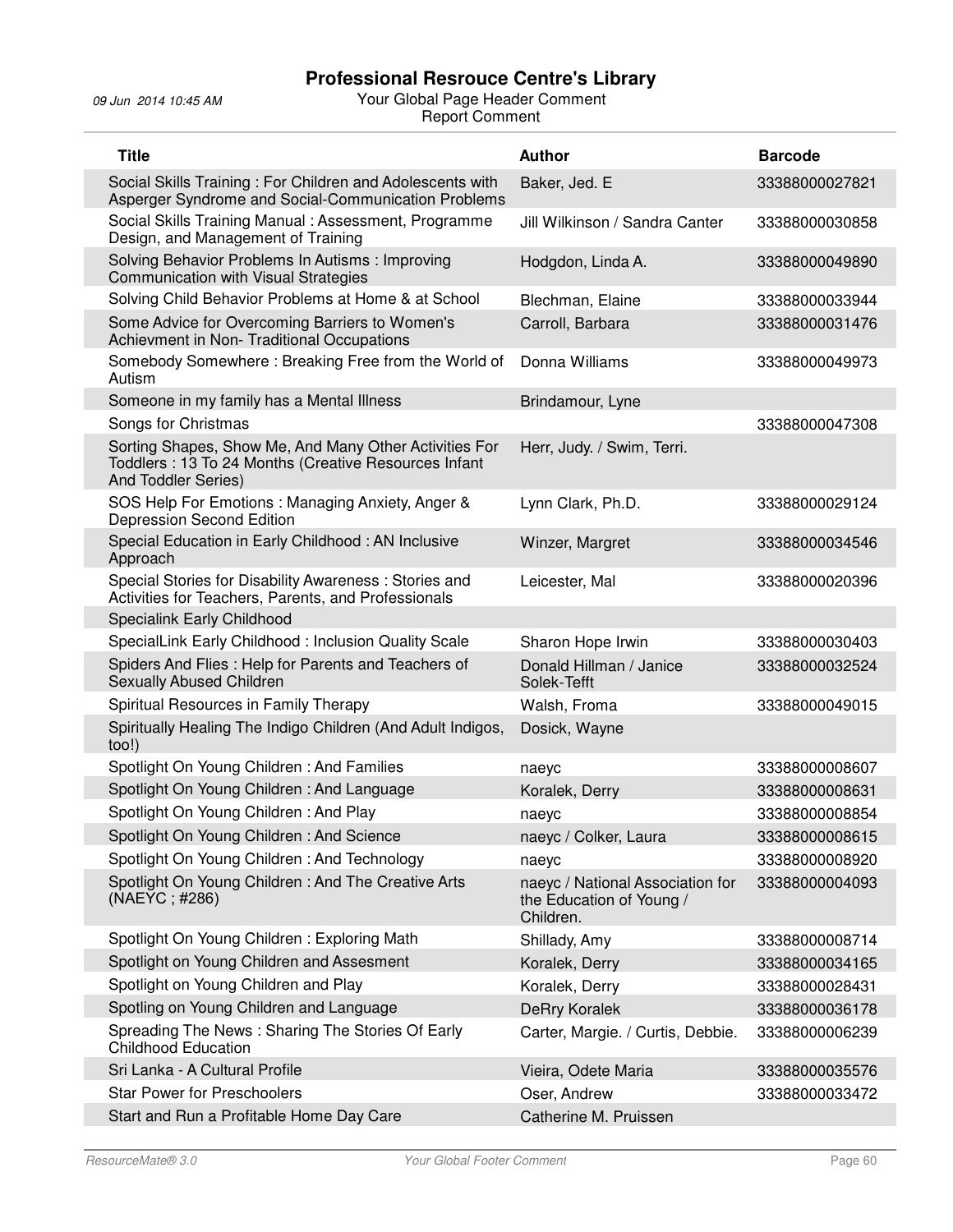# Professional Resrouce Centre's Library

09 Jun 2014 10:45 AM

Your Global Page Header Comment

Report Comment

| Title | Author | Barcode |
|---|---|---|
| Social Skills Training : For Children and Adolescents with Asperger Syndrome and Social-Communication Problems | Baker, Jed. E | 33388000027821 |
| Social Skills Training Manual : Assessment, Programme Design, and Management of Training | Jill Wilkinson / Sandra Canter | 33388000030858 |
| Solving Behavior Problems In Autisms : Improving Communication with Visual Strategies | Hodgdon, Linda A. | 33388000049890 |
| Solving Child Behavior Problems at Home & at School | Blechman, Elaine | 33388000033944 |
| Some Advice for Overcoming Barriers to Women's Achievment in Non- Traditional Occupations | Carroll, Barbara | 33388000031476 |
| Somebody Somewhere : Breaking Free from the World of Autism | Donna Williams | 33388000049973 |
| Someone in my family has a Mental Illness | Brindamour, Lyne | |
| Songs for Christmas | | 33388000047308 |
| Sorting Shapes, Show Me, And Many Other Activities For Toddlers : 13 To 24 Months (Creative Resources Infant And Toddler Series) | Herr, Judy. / Swim, Terri. | |
| SOS Help For Emotions : Managing Anxiety, Anger & Depression Second Edition | Lynn Clark, Ph.D. | 33388000029124 |
| Special Education in Early Childhood : AN Inclusive Approach | Winzer, Margret | 33388000034546 |
| Special Stories for Disability Awareness : Stories and Activities for Teachers, Parents, and Professionals | Leicester, Mal | 33388000020396 |
| Specialink Early Childhood | | |
| SpecialLink Early Childhood : Inclusion Quality Scale | Sharon Hope Irwin | 33388000030403 |
| Spiders And Flies : Help for Parents and Teachers of Sexually Abused Children | Donald Hillman / Janice Solek-Tefft | 33388000032524 |
| Spiritual Resources in Family Therapy | Walsh, Froma | 33388000049015 |
| Spiritually Healing The Indigo Children (And Adult Indigos, too!) | Dosick, Wayne | |
| Spotlight On Young Children : And Families | naeyc | 33388000008607 |
| Spotlight On Young Children : And Language | Koralek, Derry | 33388000008631 |
| Spotlight On Young Children : And Play | naeyc | 33388000008854 |
| Spotlight On Young Children : And Science | naeyc / Colker, Laura | 33388000008615 |
| Spotlight On Young Children : And Technology | naeyc | 33388000008920 |
| Spotlight On Young Children : And The Creative Arts (NAEYC ; #286) | naeyc / National Association for the Education of Young / Children. | 33388000004093 |
| Spotlight On Young Children : Exploring Math | Shillady, Amy | 33388000008714 |
| Spotlight on Young Children and Assesment | Koralek, Derry | 33388000034165 |
| Spotlight on Young Children and Play | Koralek, Derry | 33388000028431 |
| Spotling on Young Children and Language | DeRry Koralek | 33388000036178 |
| Spreading The News : Sharing The Stories Of Early Childhood Education | Carter, Margie. / Curtis, Debbie. | 33388000006239 |
| Sri Lanka - A Cultural Profile | Vieira, Odete Maria | 33388000035576 |
| Star Power for Preschoolers | Oser, Andrew | 33388000033472 |
| Start and Run a Profitable Home Day Care | Catherine M. Pruissen | |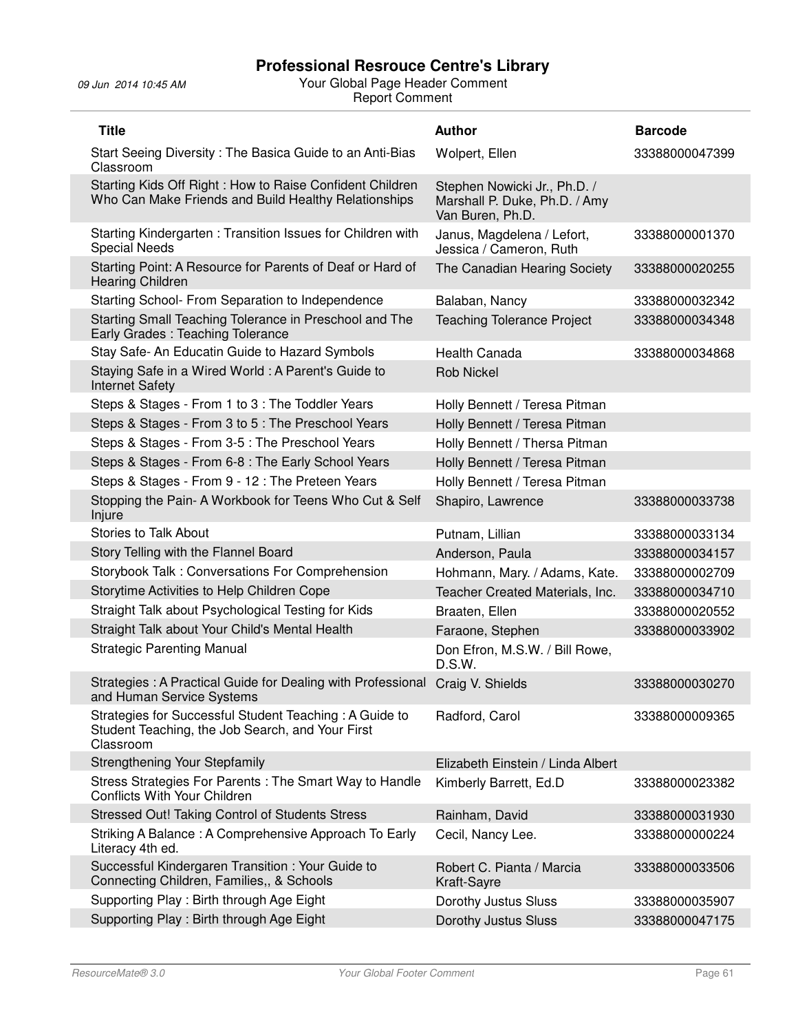| Title | Author | Barcode |
| --- | --- | --- |
| Start Seeing Diversity : The Basica Guide to an Anti-Bias Classroom | Wolpert, Ellen | 33388000047399 |
| Starting Kids Off Right : How to Raise Confident Children Who Can Make Friends and Build Healthy Relationships | Stephen Nowicki Jr., Ph.D. / Marshall P. Duke, Ph.D. / Amy Van Buren, Ph.D. | |
| Starting Kindergarten : Transition Issues for Children with Special Needs | Janus, Magdelena / Lefort, Jessica / Cameron, Ruth | 33388000001370 |
| Starting Point: A Resource for Parents of Deaf or Hard of Hearing Children | The Canadian Hearing Society | 33388000020255 |
| Starting School- From Separation to Independence | Balaban, Nancy | 33388000032342 |
| Starting Small Teaching Tolerance in Preschool and The Early Grades : Teaching Tolerance | Teaching Tolerance Project | 33388000034348 |
| Stay Safe- An Educatin Guide to Hazard Symbols | Health Canada | 33388000034868 |
| Staying Safe in a Wired World : A Parent's Guide to Internet Safety | Rob Nickel | |
| Steps & Stages - From 1 to 3 : The Toddler Years | Holly Bennett / Teresa Pitman | |
| Steps & Stages - From 3 to 5 : The Preschool Years | Holly Bennett / Teresa Pitman | |
| Steps & Stages - From 3-5 : The Preschool Years | Holly Bennett / Thersa Pitman | |
| Steps & Stages - From 6-8 : The Early School Years | Holly Bennett / Teresa Pitman | |
| Steps & Stages - From 9 - 12 : The Preteen Years | Holly Bennett / Teresa Pitman | |
| Stopping the Pain- A Workbook for Teens Who Cut & Self Injure | Shapiro, Lawrence | 33388000033738 |
| Stories to Talk About | Putnam, Lillian | 33388000033134 |
| Story Telling with the Flannel Board | Anderson, Paula | 33388000034157 |
| Storybook Talk : Conversations For Comprehension | Hohmann, Mary. / Adams, Kate. | 33388000002709 |
| Storytime Activities to Help Children Cope | Teacher Created Materials, Inc. | 33388000034710 |
| Straight Talk about Psychological Testing for Kids | Braaten, Ellen | 33388000020552 |
| Straight Talk about Your Child's Mental Health | Faraone, Stephen | 33388000033902 |
| Strategic Parenting Manual | Don Efron, M.S.W. / Bill Rowe, D.S.W. | |
| Strategies : A Practical Guide for Dealing with Professional and Human Service Systems | Craig V. Shields | 33388000030270 |
| Strategies for Successful Student Teaching : A Guide to Student Teaching, the Job Search, and Your First Classroom | Radford, Carol | 33388000009365 |
| Strengthening Your Stepfamily | Elizabeth Einstein / Linda Albert | |
| Stress Strategies For Parents : The Smart Way to Handle Conflicts With Your Children | Kimberly Barrett, Ed.D | 33388000023382 |
| Stressed Out! Taking Control of Students Stress | Rainham, David | 33388000031930 |
| Striking A Balance : A Comprehensive Approach To Early Literacy 4th ed. | Cecil, Nancy Lee. | 33388000000224 |
| Successful Kindergaren Transition : Your Guide to Connecting Children, Families,, & Schools | Robert C. Pianta / Marcia Kraft-Sayre | 33388000033506 |
| Supporting Play : Birth through Age Eight | Dorothy Justus Sluss | 33388000035907 |
| Supporting Play : Birth through Age Eight | Dorothy Justus Sluss | 33388000047175 |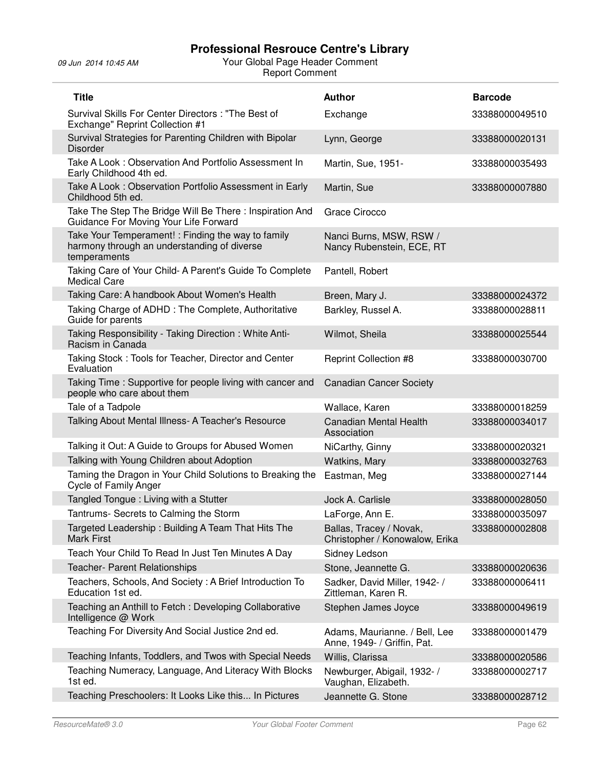| Title | Author | Barcode |
| --- | --- | --- |
| Survival Skills For Center Directors : "The Best of Exchange" Reprint Collection #1 | Exchange | 33388000049510 |
| Survival Strategies for Parenting Children with Bipolar Disorder | Lynn, George | 33388000020131 |
| Take A Look : Observation And Portfolio Assessment In Early Childhood 4th ed. | Martin, Sue, 1951- | 33388000035493 |
| Take A Look : Observation Portfolio Assessment in Early Childhood 5th ed. | Martin, Sue | 33388000007880 |
| Take The Step The Bridge Will Be There : Inspiration And Guidance For Moving Your Life Forward | Grace Cirocco | |
| Take Your Temperament! : Finding the way to family harmony through an understanding of diverse temperaments | Nanci Burns, MSW, RSW / Nancy Rubenstein, ECE, RT | |
| Taking Care of Your Child- A Parent's Guide To Complete Medical Care | Pantell, Robert | |
| Taking Care: A handbook About Women's Health | Breen, Mary J. | 33388000024372 |
| Taking Charge of ADHD : The Complete, Authoritative Guide for parents | Barkley, Russel A. | 33388000028811 |
| Taking Responsibility - Taking Direction : White Anti-Racism in Canada | Wilmot, Sheila | 33388000025544 |
| Taking Stock : Tools for Teacher, Director and Center Evaluation | Reprint Collection #8 | 33388000030700 |
| Taking Time : Supportive for people living with cancer and people who care about them | Canadian Cancer Society | |
| Tale of a Tadpole | Wallace, Karen | 33388000018259 |
| Talking About Mental Illness- A Teacher's Resource | Canadian Mental Health Association | 33388000034017 |
| Talking it Out: A Guide to Groups for Abused Women | NiCarthy, Ginny | 33388000020321 |
| Talking with Young Children about Adoption | Watkins, Mary | 33388000032763 |
| Taming the Dragon in Your Child Solutions to Breaking the Cycle of Family Anger | Eastman, Meg | 33388000027144 |
| Tangled Tongue : Living with a Stutter | Jock A. Carlisle | 33388000028050 |
| Tantrums- Secrets to Calming the Storm | LaForge, Ann E. | 33388000035097 |
| Targeted Leadership : Building A Team That Hits The Mark First | Ballas, Tracey / Novak, Christopher / Konowalow, Erika | 33388000002808 |
| Teach Your Child To Read In Just Ten Minutes A Day | Sidney Ledson | |
| Teacher- Parent Relationships | Stone, Jeannette G. | 33388000020636 |
| Teachers, Schools, And Society : A Brief Introduction To Education 1st ed. | Sadker, David Miller, 1942- / Zittleman, Karen R. | 33388000006411 |
| Teaching an Anthill to Fetch : Developing Collaborative Intelligence @ Work | Stephen James Joyce | 33388000049619 |
| Teaching For Diversity And Social Justice 2nd ed. | Adams, Maurianne. / Bell, Lee Anne, 1949- / Griffin, Pat. | 33388000001479 |
| Teaching Infants, Toddlers, and Twos with Special Needs | Willis, Clarissa | 33388000020586 |
| Teaching Numeracy, Language, And Literacy With Blocks 1st ed. | Newburger, Abigail, 1932- / Vaughan, Elizabeth. | 33388000002717 |
| Teaching Preschoolers: It Looks Like this... In Pictures | Jeannette G. Stone | 33388000028712 |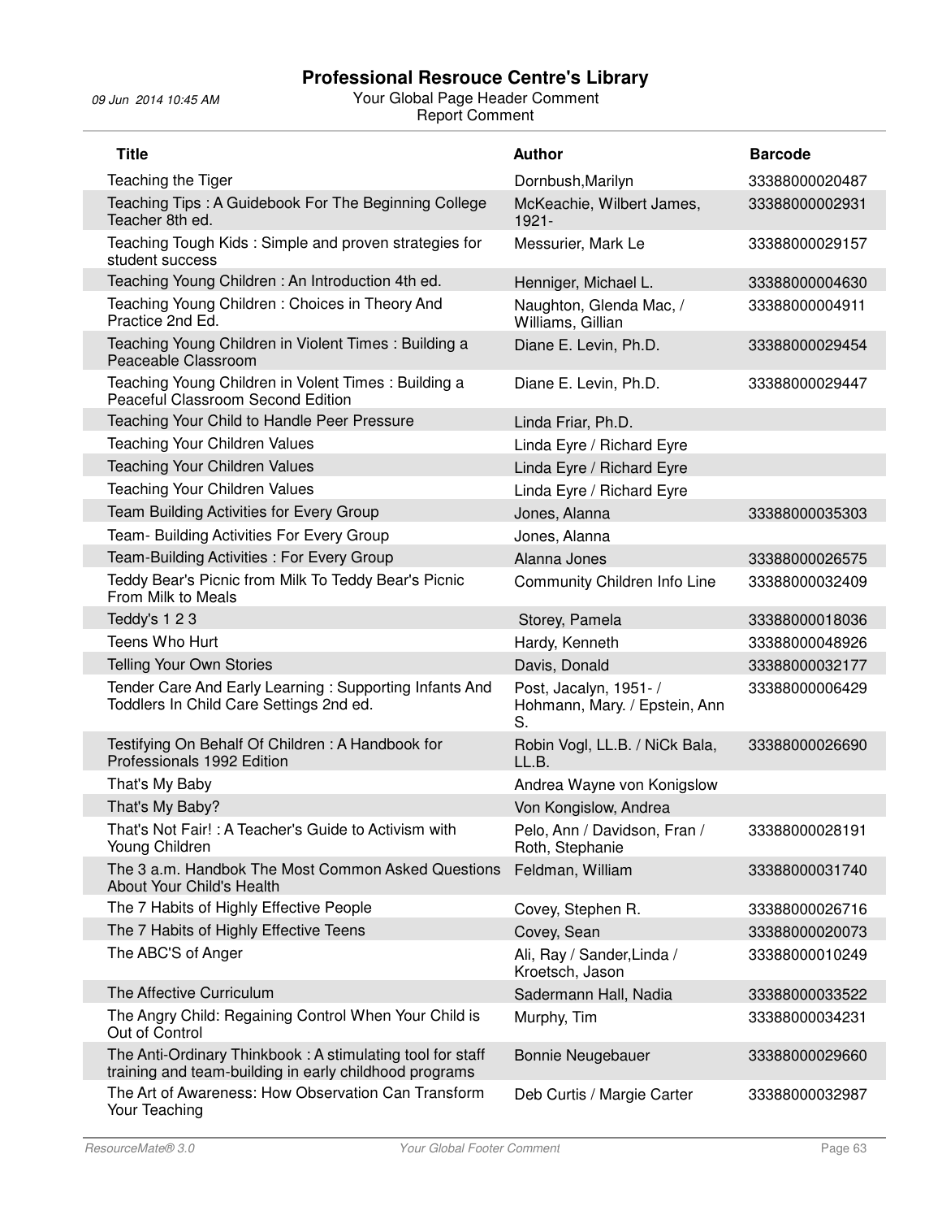| Title | Author | Barcode |
|---|---|---|
| Teaching the Tiger | Dornbush,Marilyn | 33388000020487 |
| Teaching Tips : A Guidebook For The Beginning College Teacher 8th ed. | McKeachie, Wilbert James, 1921- | 33388000002931 |
| Teaching Tough Kids : Simple and proven strategies for student success | Messurier, Mark Le | 33388000029157 |
| Teaching Young Children : An Introduction 4th ed. | Henniger, Michael L. | 33388000004630 |
| Teaching Young Children : Choices in Theory And Practice 2nd Ed. | Naughton, Glenda Mac, / Williams, Gillian | 33388000004911 |
| Teaching Young Children in Violent Times : Building a Peaceable Classroom | Diane E. Levin, Ph.D. | 33388000029454 |
| Teaching Young Children in Volent Times : Building a Peaceful Classroom Second Edition | Diane E. Levin, Ph.D. | 33388000029447 |
| Teaching Your Child to Handle Peer Pressure | Linda Friar, Ph.D. | |
| Teaching Your Children Values | Linda Eyre / Richard Eyre | |
| Teaching Your Children Values | Linda Eyre / Richard Eyre | |
| Teaching Your Children Values | Linda Eyre / Richard Eyre | |
| Team Building Activities for Every Group | Jones, Alanna | 33388000035303 |
| Team- Building Activities For Every Group | Jones, Alanna | |
| Team-Building Activities : For Every Group | Alanna Jones | 33388000026575 |
| Teddy Bear's Picnic from Milk To Teddy Bear's Picnic From Milk to Meals | Community Children Info Line | 33388000032409 |
| Teddy's 1 2 3 | Storey, Pamela | 33388000018036 |
| Teens Who Hurt | Hardy, Kenneth | 33388000048926 |
| Telling Your Own Stories | Davis, Donald | 33388000032177 |
| Tender Care And Early Learning : Supporting Infants And Toddlers In Child Care Settings 2nd ed. | Post, Jacalyn, 1951- / Hohmann, Mary. / Epstein, Ann S. | 33388000006429 |
| Testifying On Behalf Of Children : A Handbook for Professionals 1992 Edition | Robin Vogl, LL.B. / NiCk Bala, LL.B. | 33388000026690 |
| That's My Baby | Andrea Wayne von Konigslow | |
| That's My Baby? | Von Kongislow, Andrea | |
| That's Not Fair! : A Teacher's Guide to Activism with Young Children | Pelo, Ann / Davidson, Fran / Roth, Stephanie | 33388000028191 |
| The 3 a.m. Handbok The Most Common Asked Questions About Your Child's Health | Feldman, William | 33388000031740 |
| The 7 Habits of Highly Effective People | Covey, Stephen R. | 33388000026716 |
| The 7 Habits of Highly Effective Teens | Covey, Sean | 33388000020073 |
| The ABC'S of Anger | Ali, Ray / Sander,Linda / Kroetsch, Jason | 33388000010249 |
| The Affective Curriculum | Sadermann Hall, Nadia | 33388000033522 |
| The Angry Child: Regaining Control When Your Child is Out of Control | Murphy, Tim | 33388000034231 |
| The Anti-Ordinary Thinkbook : A stimulating tool for staff training and team-building in early childhood programs | Bonnie Neugebauer | 33388000029660 |
| The Art of Awareness: How Observation Can Transform Your Teaching | Deb Curtis / Margie Carter | 33388000032987 |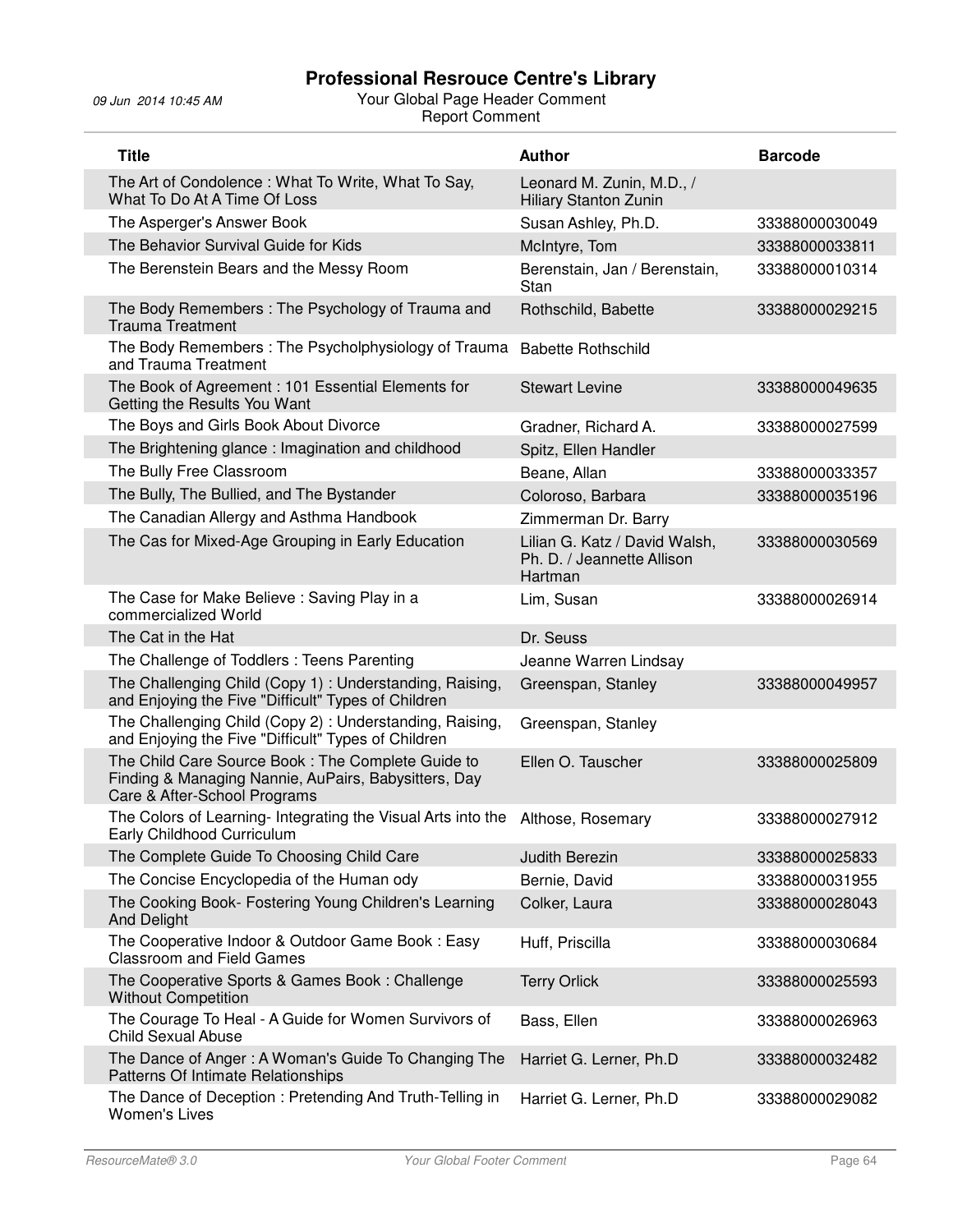# Professional Resrouce Centre's Library

09 Jun 2014 10:45 AM

Your Global Page Header Comment
Report Comment

| Title | Author | Barcode |
|---|---|---|
| The Art of Condolence : What To Write, What To Say, What To Do At A Time Of Loss | Leonard M. Zunin, M.D., / Hiliary Stanton Zunin | |
| The Asperger's Answer Book | Susan Ashley, Ph.D. | 33388000030049 |
| The Behavior Survival Guide for Kids | McIntyre, Tom | 33388000033811 |
| The Berenstein Bears and the Messy Room | Berenstain, Jan / Berenstain, Stan | 33388000010314 |
| The Body Remembers : The Psychology of Trauma and Trauma Treatment | Rothschild, Babette | 33388000029215 |
| The Body Remembers : The Psycholphysiology of Trauma and Trauma Treatment | Babette Rothschild | |
| The Book of Agreement : 101 Essential Elements for Getting the Results You Want | Stewart Levine | 33388000049635 |
| The Boys and Girls Book About Divorce | Gradner, Richard A. | 33388000027599 |
| The Brightening glance : Imagination and childhood | Spitz, Ellen Handler | |
| The Bully Free Classroom | Beane, Allan | 33388000033357 |
| The Bully, The Bullied, and The Bystander | Coloroso, Barbara | 33388000035196 |
| The Canadian Allergy and Asthma Handbook | Zimmerman Dr. Barry | |
| The Cas for Mixed-Age Grouping in Early Education | Lilian G. Katz / David Walsh, Ph. D. / Jeannette Allison Hartman | 33388000030569 |
| The Case for Make Believe : Saving Play in a commercialized World | Lim, Susan | 33388000026914 |
| The Cat in the Hat | Dr. Seuss | |
| The Challenge of Toddlers : Teens Parenting | Jeanne Warren Lindsay | |
| The Challenging Child (Copy 1) : Understanding, Raising, and Enjoying the Five "Difficult" Types of Children | Greenspan, Stanley | 33388000049957 |
| The Challenging Child (Copy 2) : Understanding, Raising, and Enjoying the Five "Difficult" Types of Children | Greenspan, Stanley | |
| The Child Care Source Book : The Complete Guide to Finding & Managing Nannie, AuPairs, Babysitters, Day Care & After-School Programs | Ellen O. Tauscher | 33388000025809 |
| The Colors of Learning- Integrating the Visual Arts into the Early Childhood Curriculum | Althose, Rosemary | 33388000027912 |
| The Complete Guide To Choosing Child Care | Judith Berezin | 33388000025833 |
| The Concise Encyclopedia of the Human ody | Bernie, David | 33388000031955 |
| The Cooking Book- Fostering Young Children's Learning And Delight | Colker, Laura | 33388000028043 |
| The Cooperative Indoor & Outdoor Game Book : Easy Classroom and Field Games | Huff, Priscilla | 33388000030684 |
| The Cooperative Sports & Games Book : Challenge Without Competition | Terry Orlick | 33388000025593 |
| The Courage To Heal - A Guide for Women Survivors of Child Sexual Abuse | Bass, Ellen | 33388000026963 |
| The Dance of Anger : A Woman's Guide To Changing The Patterns Of Intimate Relationships | Harriet G. Lerner, Ph.D | 33388000032482 |
| The Dance of Deception : Pretending And Truth-Telling in Women's Lives | Harriet G. Lerner, Ph.D | 33388000029082 |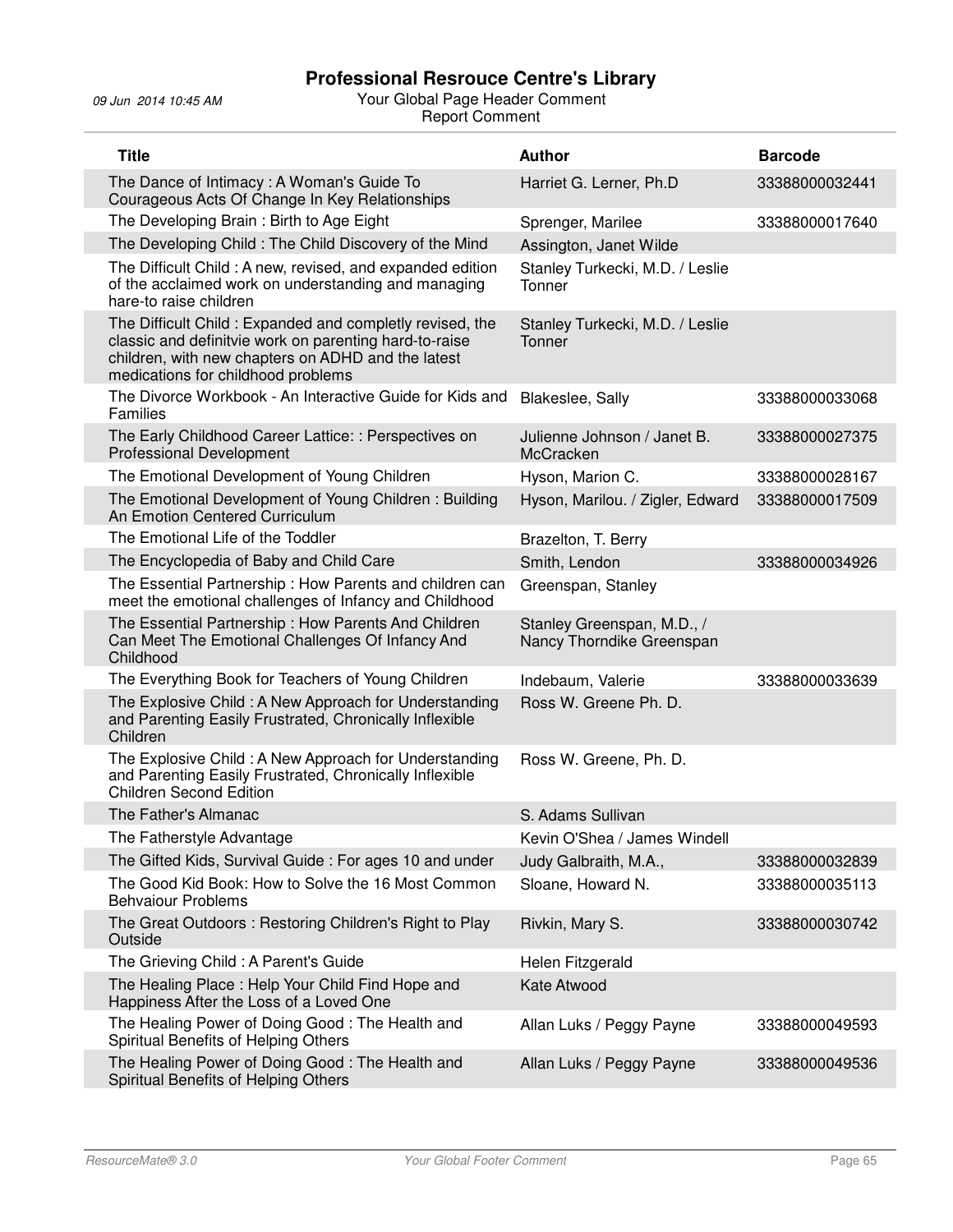# Professional Resrouce Centre's Library

09 Jun 2014 10:45 AM

Your Global Page Header Comment

Report Comment

| Title | Author | Barcode |
|---|---|---|
| The Dance of Intimacy : A Woman's Guide To Courageous Acts Of Change In Key Relationships | Harriet G. Lerner, Ph.D | 33388000032441 |
| The Developing Brain : Birth to Age Eight | Sprenger, Marilee | 33388000017640 |
| The Developing Child : The Child Discovery of the Mind | Assington, Janet Wilde | |
| The Difficult Child : A new, revised, and expanded edition of the acclaimed work on understanding and managing hare-to raise children | Stanley Turkecki, M.D. / Leslie Tonner | |
| The Difficult Child : Expanded and completly revised, the classic and definitvie work on parenting hard-to-raise children, with new chapters on ADHD and the latest medications for childhood problems | Stanley Turkecki, M.D. / Leslie Tonner | |
| The Divorce Workbook - An Interactive Guide for Kids and Families | Blakeslee, Sally | 33388000033068 |
| The Early Childhood Career Lattice: : Perspectives on Professional Development | Julienne Johnson / Janet B. McCracken | 33388000027375 |
| The Emotional Development of Young Children | Hyson, Marion C. | 33388000028167 |
| The Emotional Development of Young Children : Building An Emotion Centered Curriculum | Hyson, Marilou. / Zigler, Edward | 33388000017509 |
| The Emotional Life of the Toddler | Brazelton, T. Berry | |
| The Encyclopedia of Baby and Child Care | Smith, Lendon | 33388000034926 |
| The Essential Partnership : How Parents and children can meet the emotional challenges of Infancy and Childhood | Greenspan, Stanley | |
| The Essential Partnership : How Parents And Children Can Meet The Emotional Challenges Of Infancy And Childhood | Stanley Greenspan, M.D., / Nancy Thorndike Greenspan | |
| The Everything Book for Teachers of Young Children | Indebaum, Valerie | 33388000033639 |
| The Explosive Child : A New Approach for Understanding and Parenting Easily Frustrated, Chronically Inflexible Children | Ross W. Greene Ph. D. | |
| The Explosive Child : A New Approach for Understanding and Parenting Easily Frustrated, Chronically Inflexible Children Second Edition | Ross W. Greene, Ph. D. | |
| The Father's Almanac | S. Adams Sullivan | |
| The Fatherstyle Advantage | Kevin O'Shea / James Windell | |
| The Gifted Kids, Survival Guide : For ages 10 and under | Judy Galbraith, M.A., | 33388000032839 |
| The Good Kid Book: How to Solve the 16 Most Common Behvaiour Problems | Sloane, Howard N. | 33388000035113 |
| The Great Outdoors : Restoring Children's Right to Play Outside | Rivkin, Mary S. | 33388000030742 |
| The Grieving Child : A Parent's Guide | Helen Fitzgerald | |
| The Healing Place : Help Your Child Find Hope and Happiness After the Loss of a Loved One | Kate Atwood | |
| The Healing Power of Doing Good : The Health and Spiritual Benefits of Helping Others | Allan Luks / Peggy Payne | 33388000049593 |
| The Healing Power of Doing Good : The Health and Spiritual Benefits of Helping Others | Allan Luks / Peggy Payne | 33388000049536 |

ResourceMate® 3.0 — Your Global Footer Comment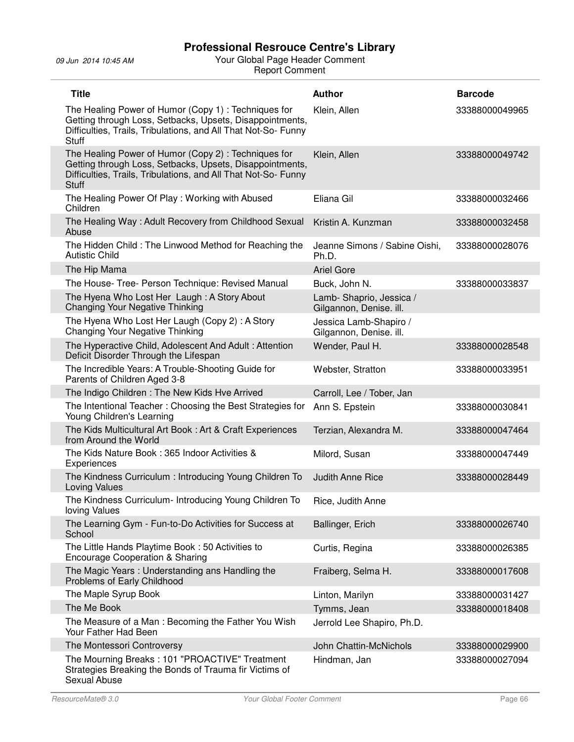# Professional Resrouce Centre's Library

09 Jun 2014 10:45 AM

Your Global Page Header Comment

Report Comment

| Title | Author | Barcode |
|---|---|---|
| The Healing Power of Humor (Copy 1) : Techniques for Getting through Loss, Setbacks, Upsets, Disappointments, Difficulties, Trails, Tribulations, and All That Not-So- Funny Stuff | Klein, Allen | 33388000049965 |
| The Healing Power of Humor (Copy 2) : Techniques for Getting through Loss, Setbacks, Upsets, Disappointments, Difficulties, Trails, Tribulations, and All That Not-So- Funny Stuff | Klein, Allen | 33388000049742 |
| The Healing Power Of Play : Working with Abused Children | Eliana Gil | 33388000032466 |
| The Healing Way : Adult Recovery from Childhood Sexual Abuse | Kristin A. Kunzman | 33388000032458 |
| The Hidden Child : The Linwood Method for Reaching the Autistic Child | Jeanne Simons / Sabine Oishi, Ph.D. | 33388000028076 |
| The Hip Mama | Ariel Gore | |
| The House- Tree- Person Technique: Revised Manual | Buck, John N. | 33388000033837 |
| The Hyena Who Lost Her Laugh : A Story About Changing Your Negative Thinking | Lamb- Shaprio, Jessica / Gilgannon, Denise. ill. | |
| The Hyena Who Lost Her Laugh (Copy 2) : A Story Changing Your Negative Thinking | Jessica Lamb-Shapiro / Gilgannon, Denise. ill. | |
| The Hyperactive Child, Adolescent And Adult : Attention Deficit Disorder Through the Lifespan | Wender, Paul H. | 33388000028548 |
| The Incredible Years: A Trouble-Shooting Guide for Parents of Children Aged 3-8 | Webster, Stratton | 33388000033951 |
| The Indigo Children : The New Kids Hve Arrived | Carroll, Lee / Tober, Jan | |
| The Intentional Teacher : Choosing the Best Strategies for Young Children's Learning | Ann S. Epstein | 33388000030841 |
| The Kids Multicultural Art Book : Art & Craft Experiences from Around the World | Terzian, Alexandra M. | 33388000047464 |
| The Kids Nature Book : 365 Indoor Activities & Experiences | Milord, Susan | 33388000047449 |
| The Kindness Curriculum : Introducing Young Children To Loving Values | Judith Anne Rice | 33388000028449 |
| The Kindness Curriculum- Introducing Young Children To loving Values | Rice, Judith Anne | |
| The Learning Gym - Fun-to-Do Activities for Success at School | Ballinger, Erich | 33388000026740 |
| The Little Hands Playtime Book : 50 Activities to Encourage Cooperation & Sharing | Curtis, Regina | 33388000026385 |
| The Magic Years : Understanding ans Handling the Problems of Early Childhood | Fraiberg, Selma H. | 33388000017608 |
| The Maple Syrup Book | Linton, Marilyn | 33388000031427 |
| The Me Book | Tymms, Jean | 33388000018408 |
| The Measure of a Man : Becoming the Father You Wish Your Father Had Been | Jerrold Lee Shapiro, Ph.D. | |
| The Montessori Controversy | John Chattin-McNichols | 33388000029900 |
| The Mourning Breaks : 101 "PROACTIVE" Treatment Strategies Breaking the Bonds of Trauma fir Victims of Sexual Abuse | Hindman, Jan | 33388000027094 |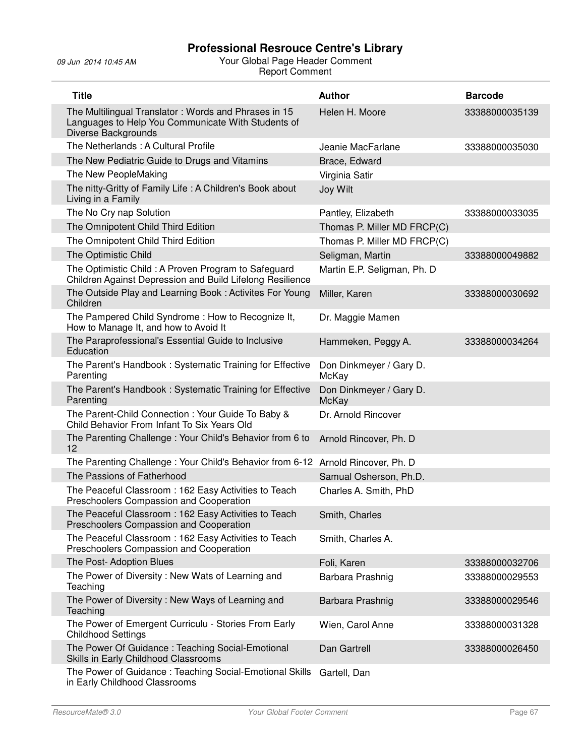| Title | Author | Barcode |
|---|---|---|
| The Multilingual Translator : Words and Phrases in 15 Languages to Help You Communicate With Students of Diverse Backgrounds | Helen H. Moore | 33388000035139 |
| The Netherlands : A Cultural Profile | Jeanie MacFarlane | 33388000035030 |
| The New Pediatric Guide to Drugs and Vitamins | Brace, Edward | |
| The New PeopleMaking | Virginia Satir | |
| The nitty-Gritty of Family Life : A Children's Book about Living in a Family | Joy Wilt | |
| The No Cry nap Solution | Pantley, Elizabeth | 33388000033035 |
| The Omnipotent Child Third Edition | Thomas P. Miller MD FRCP(C) | |
| The Omnipotent Child Third Edition | Thomas P. Miller MD FRCP(C) | |
| The Optimistic Child | Seligman, Martin | 33388000049882 |
| The Optimistic Child : A Proven Program to Safeguard Children Against Depression and Build Lifelong Resilience | Martin E.P. Seligman, Ph. D | |
| The Outside Play and Learning Book : Activites For Young Children | Miller, Karen | 33388000030692 |
| The Pampered Child Syndrome : How to Recognize It, How to Manage It, and how to Avoid It | Dr. Maggie Mamen | |
| The Paraprofessional's Essential Guide to Inclusive Education | Hammeken, Peggy A. | 33388000034264 |
| The Parent's Handbook : Systematic Training for Effective Parenting | Don Dinkmeyer / Gary D. McKay | |
| The Parent's Handbook : Systematic Training for Effective Parenting | Don Dinkmeyer / Gary D. McKay | |
| The Parent-Child Connection : Your Guide To Baby & Child Behavior From Infant To Six Years Old | Dr. Arnold Rincover | |
| The Parenting Challenge : Your Child's Behavior from 6 to 12 | Arnold Rincover, Ph. D | |
| The Parenting Challenge : Your Child's Behavior from 6-12 | Arnold Rincover, Ph. D | |
| The Passions of Fatherhood | Samual Osherson, Ph.D. | |
| The Peaceful Classroom : 162 Easy Activities to Teach Preschoolers Compassion and Cooperation | Charles A. Smith, PhD | |
| The Peaceful Classroom : 162 Easy Activities to Teach Preschoolers Compassion and Cooperation | Smith, Charles | |
| The Peaceful Classroom : 162 Easy Activities to Teach Preschoolers Compassion and Cooperation | Smith, Charles A. | |
| The Post- Adoption Blues | Foli, Karen | 33388000032706 |
| The Power of Diversity : New Wats of Learning and Teaching | Barbara Prashnig | 33388000029553 |
| The Power of Diversity : New Ways of Learning and Teaching | Barbara Prashnig | 33388000029546 |
| The Power of Emergent Curriculu - Stories From Early Childhood Settings | Wien, Carol Anne | 33388000031328 |
| The Power Of Guidance : Teaching Social-Emotional Skills in Early Childhood Classrooms | Dan Gartrell | 33388000026450 |
| The Power of Guidance : Teaching Social-Emotional Skills in Early Childhood Classrooms | Gartell, Dan | |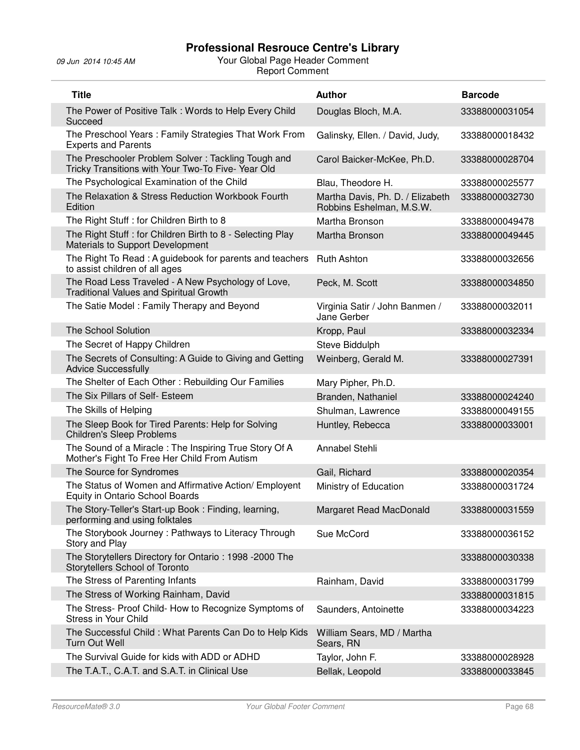| Title | Author | Barcode |
|---|---|---|
| The Power of Positive Talk : Words to Help Every Child Succeed | Douglas Bloch, M.A. | 33388000031054 |
| The Preschool Years : Family Strategies That Work From Experts and Parents | Galinsky, Ellen. / David, Judy, | 33388000018432 |
| The Preschooler Problem Solver : Tackling Tough and Tricky Transitions with Your Two-To Five- Year Old | Carol Baicker-McKee, Ph.D. | 33388000028704 |
| The Psychological Examination of the Child | Blau, Theodore H. | 33388000025577 |
| The Relaxation & Stress Reduction Workbook Fourth Edition | Martha Davis, Ph. D. / Elizabeth Robbins Eshelman, M.S.W. | 33388000032730 |
| The Right Stuff : for Children Birth to 8 | Martha Bronson | 33388000049478 |
| The Right Stuff : for Children Birth to 8 - Selecting Play Materials to Support Development | Martha Bronson | 33388000049445 |
| The Right To Read : A guidebook for parents and teachers to assist children of all ages | Ruth Ashton | 33388000032656 |
| The Road Less Traveled - A New Psychology of Love, Traditional Values and Spiritual Growth | Peck, M. Scott | 33388000034850 |
| The Satie Model : Family Therapy and Beyond | Virginia Satir / John Banmen / Jane Gerber | 33388000032011 |
| The School Solution | Kropp, Paul | 33388000032334 |
| The Secret of Happy Children | Steve Biddulph | |
| The Secrets of Consulting: A Guide to Giving and Getting Advice Successfully | Weinberg, Gerald M. | 33388000027391 |
| The Shelter of Each Other : Rebuilding Our Families | Mary Pipher, Ph.D. | |
| The Six Pillars of Self- Esteem | Branden, Nathaniel | 33388000024240 |
| The Skills of Helping | Shulman, Lawrence | 33388000049155 |
| The Sleep Book for Tired Parents: Help for Solving Children's Sleep Problems | Huntley, Rebecca | 33388000033001 |
| The Sound of a Miracle : The Inspiring True Story Of A Mother's Fight To Free Her Child From Autism | Annabel Stehli | |
| The Source for Syndromes | Gail, Richard | 33388000020354 |
| The Status of Women and Affirmative Action/ Employent Equity in Ontario School Boards | Ministry of Education | 33388000031724 |
| The Story-Teller's Start-up Book : Finding, learning, performing and using folktales | Margaret Read MacDonald | 33388000031559 |
| The Storybook Journey : Pathways to Literacy Through Story and Play | Sue McCord | 33388000036152 |
| The Storytellers Directory for Ontario : 1998 -2000 The Storytellers School of Toronto | | 33388000030338 |
| The Stress of Parenting Infants | Rainham, David | 33388000031799 |
| The Stress of Working Rainham, David | | 33388000031815 |
| The Stress- Proof Child- How to Recognize Symptoms of Stress in Your Child | Saunders, Antoinette | 33388000034223 |
| The Successful Child : What Parents Can Do to Help Kids Turn Out Well | William Sears, MD / Martha Sears, RN | |
| The Survival Guide for kids with ADD or ADHD | Taylor, John F. | 33388000028928 |
| The T.A.T., C.A.T. and S.A.T. in Clinical Use | Bellak, Leopold | 33388000033845 |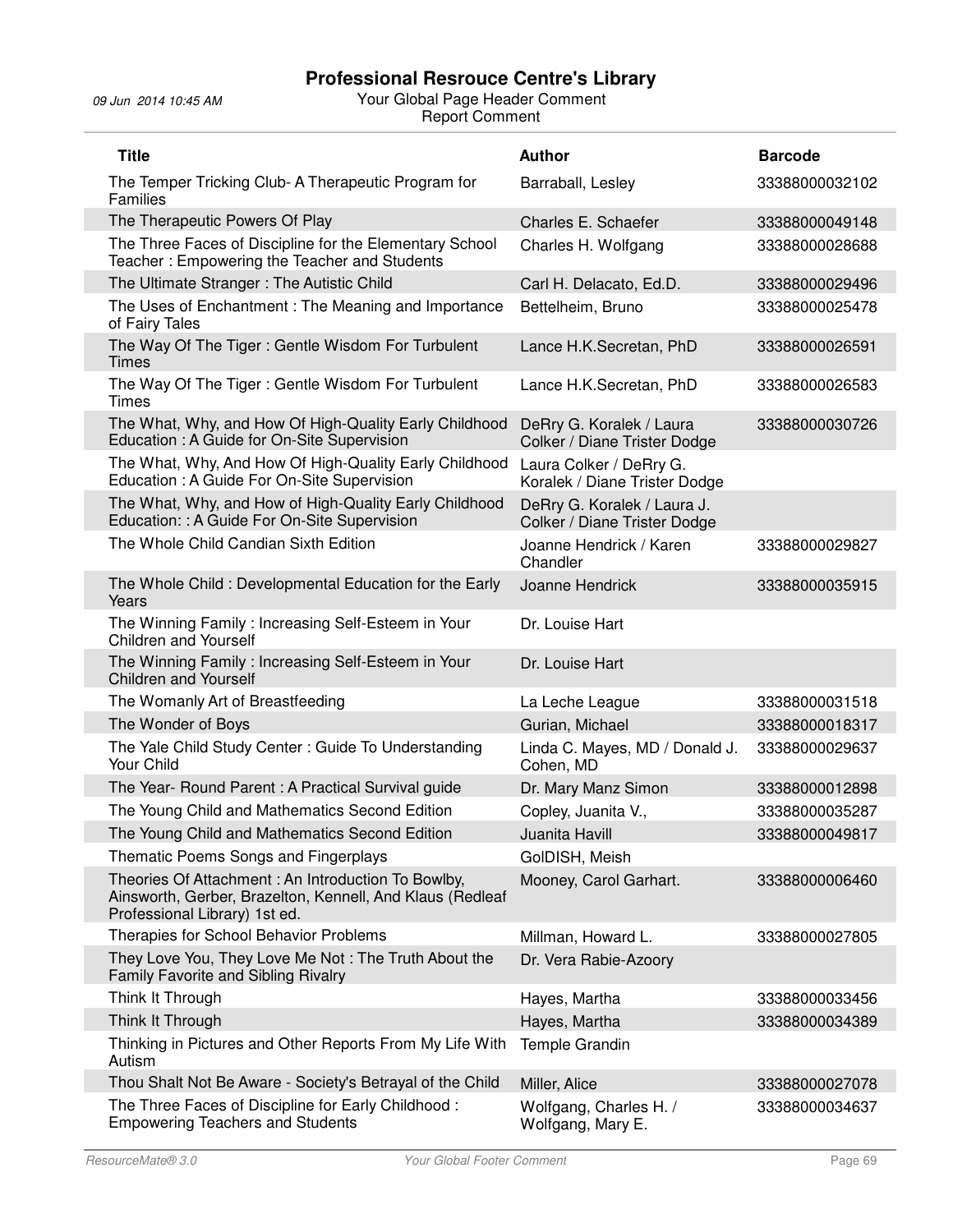| Title | Author | Barcode |
| --- | --- | --- |
| The Temper Tricking Club- A Therapeutic Program for Families | Barraball, Lesley | 33388000032102 |
| The Therapeutic Powers Of Play | Charles E. Schaefer | 33388000049148 |
| The Three Faces of Discipline for the Elementary School Teacher : Empowering the Teacher and Students | Charles H. Wolfgang | 33388000028688 |
| The Ultimate Stranger : The Autistic Child | Carl H. Delacato, Ed.D. | 33388000029496 |
| The Uses of Enchantment : The Meaning and Importance of Fairy Tales | Bettelheim, Bruno | 33388000025478 |
| The Way Of The Tiger : Gentle Wisdom For Turbulent Times | Lance H.K.Secretan, PhD | 33388000026591 |
| The Way Of The Tiger : Gentle Wisdom For Turbulent Times | Lance H.K.Secretan, PhD | 33388000026583 |
| The What, Why, and How Of High-Quality Early Childhood Education : A Guide for On-Site Supervision | DeRry G. Koralek / Laura Colker / Diane Trister Dodge | 33388000030726 |
| The What, Why, And How Of High-Quality Early Childhood Education : A Guide For On-Site Supervision | Laura Colker / DeRry G. Koralek / Diane Trister Dodge | |
| The What, Why, and How of High-Quality Early Childhood Education: : A Guide For On-Site Supervision | DeRry G. Koralek / Laura J. Colker / Diane Trister Dodge | |
| The Whole Child Candian Sixth Edition | Joanne Hendrick / Karen Chandler | 33388000029827 |
| The Whole Child : Developmental Education for the Early Years | Joanne Hendrick | 33388000035915 |
| The Winning Family : Increasing Self-Esteem in Your Children and Yourself | Dr. Louise Hart | |
| The Winning Family : Increasing Self-Esteem in Your Children and Yourself | Dr. Louise Hart | |
| The Womanly Art of Breastfeeding | La Leche League | 33388000031518 |
| The Wonder of Boys | Gurian, Michael | 33388000018317 |
| The Yale Child Study Center : Guide To Understanding Your Child | Linda C. Mayes, MD / Donald J. Cohen, MD | 33388000029637 |
| The Year- Round Parent : A Practical Survival guide | Dr. Mary Manz Simon | 33388000012898 |
| The Young Child and Mathematics Second Edition | Copley, Juanita V., | 33388000035287 |
| The Young Child and Mathematics Second Edition | Juanita Havill | 33388000049817 |
| Thematic Poems Songs and Fingerplays | GolDISH, Meish | |
| Theories Of Attachment : An Introduction To Bowlby, Ainsworth, Gerber, Brazelton, Kennell, And Klaus (Redleaf Professional Library) 1st ed. | Mooney, Carol Garhart. | 33388000006460 |
| Therapies for School Behavior Problems | Millman, Howard L. | 33388000027805 |
| They Love You, They Love Me Not : The Truth About the Family Favorite and Sibling Rivalry | Dr. Vera Rabie-Azoory | |
| Think It Through | Hayes, Martha | 33388000033456 |
| Think It Through | Hayes, Martha | 33388000034389 |
| Thinking in Pictures and Other Reports From My Life With Autism | Temple Grandin | |
| Thou Shalt Not Be Aware - Society's Betrayal of the Child | Miller, Alice | 33388000027078 |
| The Three Faces of Discipline for Early Childhood : Empowering Teachers and Students | Wolfgang, Charles H. / Wolfgang, Mary E. | 33388000034637 |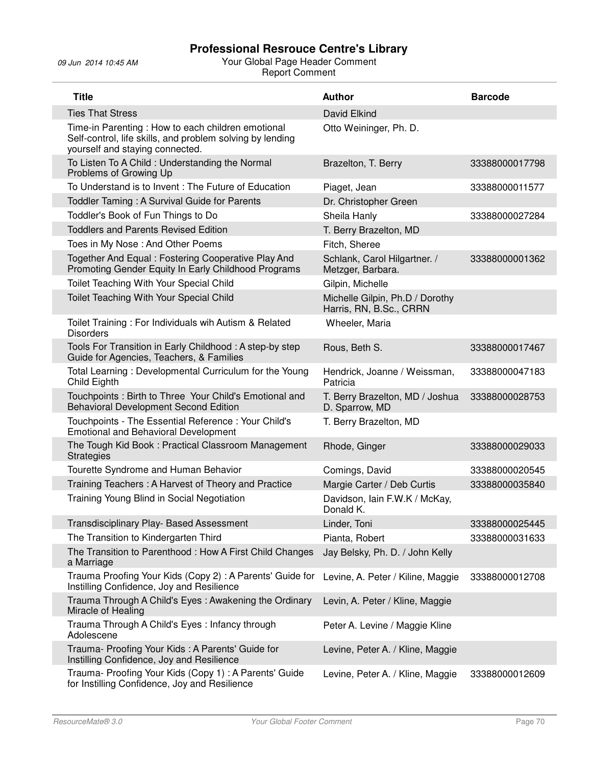| Title | Author | Barcode |
|---|---|---|
| Ties That Stress | David Elkind | |
| Time-in Parenting : How to each children emotional Self-control, life skills, and problem solving by lending yourself and staying connected. | Otto Weininger, Ph. D. | |
| To Listen To A Child : Understanding the Normal Problems of Growing Up | Brazelton, T. Berry | 33388000017798 |
| To Understand is to Invent : The Future of Education | Piaget, Jean | 33388000011577 |
| Toddler Taming : A Survival Guide for Parents | Dr. Christopher Green | |
| Toddler's Book of Fun Things to Do | Sheila Hanly | 33388000027284 |
| Toddlers and Parents Revised Edition | T. Berry Brazelton, MD | |
| Toes in My Nose : And Other Poems | Fitch, Sheree | |
| Together And Equal : Fostering Cooperative Play And Promoting Gender Equity In Early Childhood Programs | Schlank, Carol Hilgartner. / Metzger, Barbara. | 33388000001362 |
| Toilet Teaching With Your Special Child | Gilpin, Michelle | |
| Toilet Teaching With Your Special Child | Michelle Gilpin, Ph.D / Dorothy Harris, RN, B.Sc., CRRN | |
| Toilet Training : For Individuals wih Autism & Related Disorders | Wheeler, Maria | |
| Tools For Transition in Early Childhood : A step-by step Guide for Agencies, Teachers, & Families | Rous, Beth S. | 33388000017467 |
| Total Learning : Developmental Curriculum for the Young Child Eighth | Hendrick, Joanne / Weissman, Patricia | 33388000047183 |
| Touchpoints : Birth to Three Your Child's Emotional and Behavioral Development Second Edition | T. Berry Brazelton, MD / Joshua D. Sparrow, MD | 33388000028753 |
| Touchpoints - The Essential Reference : Your Child's Emotional and Behavioral Development | T. Berry Brazelton, MD | |
| The Tough Kid Book : Practical Classroom Management Strategies | Rhode, Ginger | 33388000029033 |
| Tourette Syndrome and Human Behavior | Comings, David | 33388000020545 |
| Training Teachers : A Harvest of Theory and Practice | Margie Carter / Deb Curtis | 33388000035840 |
| Training Young Blind in Social Negotiation | Davidson, Iain F.W.K / McKay, Donald K. | |
| Transdisciplinary Play- Based Assessment | Linder, Toni | 33388000025445 |
| The Transition to Kindergarten Third | Pianta, Robert | 33388000031633 |
| The Transition to Parenthood : How A First Child Changes a Marriage | Jay Belsky, Ph. D. / John Kelly | |
| Trauma Proofing Your Kids (Copy 2) : A Parents' Guide for Instilling Confidence, Joy and Resilience | Levine, A. Peter / Kiline, Maggie | 33388000012708 |
| Trauma Through A Child's Eyes : Awakening the Ordinary Miracle of Healing | Levin, A. Peter / Kline, Maggie | |
| Trauma Through A Child's Eyes : Infancy through Adolescene | Peter A. Levine / Maggie Kline | |
| Trauma- Proofing Your Kids : A Parents' Guide for Instilling Confidence, Joy and Resilience | Levine, Peter A. / Kline, Maggie | |
| Trauma- Proofing Your Kids (Copy 1) : A Parents' Guide for Instilling Confidence, Joy and Resilience | Levine, Peter A. / Kline, Maggie | 33388000012609 |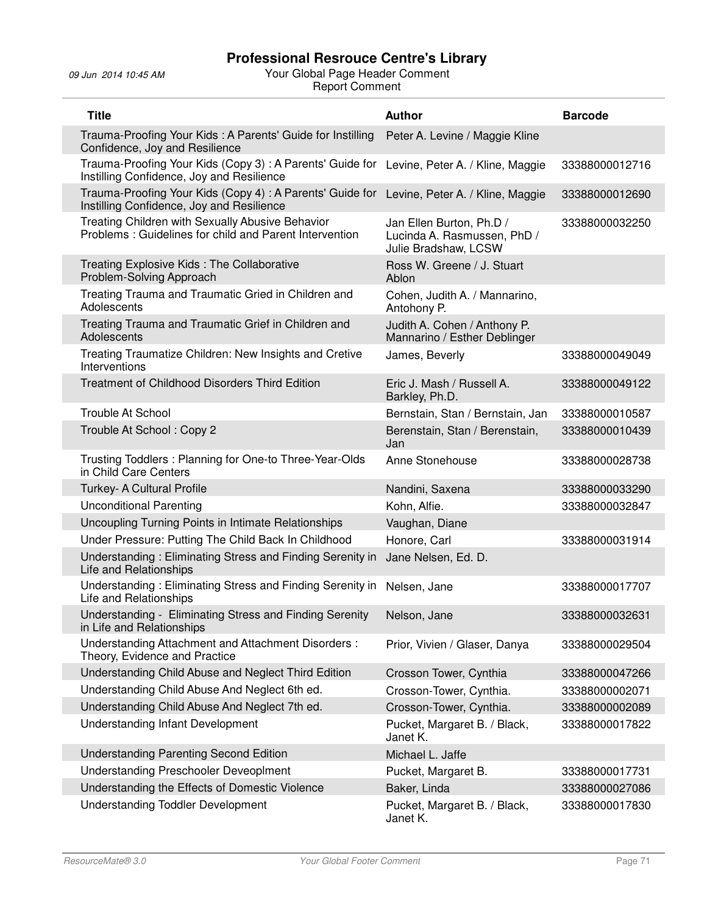| Title | Author | Barcode |
|---|---|---|
| Trauma-Proofing Your Kids : A Parents' Guide for Instilling Confidence, Joy and Resilience | Peter A. Levine / Maggie Kline | |
| Trauma-Proofing Your Kids (Copy 3) : A Parents' Guide for Instilling Confidence, Joy and Resilience | Levine, Peter A. / Kline, Maggie | 33388000012716 |
| Trauma-Proofing Your Kids (Copy 4) : A Parents' Guide for Instilling Confidence, Joy and Resilience | Levine, Peter A. / Kline, Maggie | 33388000012690 |
| Treating Children with Sexually Abusive Behavior Problems : Guidelines for child and Parent Intervention | Jan Ellen Burton, Ph.D / Lucinda A. Rasmussen, PhD / Julie Bradshaw, LCSW | 33388000032250 |
| Treating Explosive Kids : The Collaborative Problem-Solving Approach | Ross W. Greene / J. Stuart Ablon | |
| Treating Trauma and Traumatic Gried in Children and Adolescents | Cohen, Judith A. / Mannarino, Antohony P. | |
| Treating Trauma and Traumatic Grief in Children and Adolescents | Judith A. Cohen / Anthony P. Mannarino / Esther Deblinger | |
| Treating Traumatize Children: New Insights and Cretive Interventions | James, Beverly | 33388000049049 |
| Treatment of Childhood Disorders Third Edition | Eric J. Mash / Russell A. Barkley, Ph.D. | 33388000049122 |
| Trouble At School | Bernstain, Stan / Bernstain, Jan | 33388000010587 |
| Trouble At School : Copy 2 | Berenstain, Stan / Berenstain, Jan | 33388000010439 |
| Trusting Toddlers : Planning for One-to Three-Year-Olds in Child Care Centers | Anne Stonehouse | 33388000028738 |
| Turkey- A Cultural Profile | Nandini, Saxena | 33388000033290 |
| Unconditional Parenting | Kohn, Alfie. | 33388000032847 |
| Uncoupling Turning Points in Intimate Relationships | Vaughan, Diane | |
| Under Pressure: Putting The Child Back In Childhood | Honore, Carl | 33388000031914 |
| Understanding : Eliminating Stress and Finding Serenity in Life and Relationships | Jane Nelsen, Ed. D. | |
| Understanding : Eliminating Stress and Finding Serenity in Life and Relationships | Nelsen, Jane | 33388000017707 |
| Understanding - Eliminating Stress and Finding Serenity in Life and Relationships | Nelson, Jane | 33388000032631 |
| Understanding Attachment and Attachment Disorders : Theory, Evidence and Practice | Prior, Vivien / Glaser, Danya | 33388000029504 |
| Understanding Child Abuse and Neglect Third Edition | Crosson Tower, Cynthia | 33388000047266 |
| Understanding Child Abuse And Neglect 6th ed. | Crosson-Tower, Cynthia. | 33388000002071 |
| Understanding Child Abuse And Neglect 7th ed. | Crosson-Tower, Cynthia. | 33388000002089 |
| Understanding Infant Development | Pucket, Margaret B. / Black, Janet K. | 33388000017822 |
| Understanding Parenting Second Edition | Michael L. Jaffe | |
| Understanding Preschooler Deveoplment | Pucket, Margaret B. | 33388000017731 |
| Understanding the Effects of Domestic Violence | Baker, Linda | 33388000027086 |
| Understanding Toddler Development | Pucket, Margaret B. / Black, Janet K. | 33388000017830 |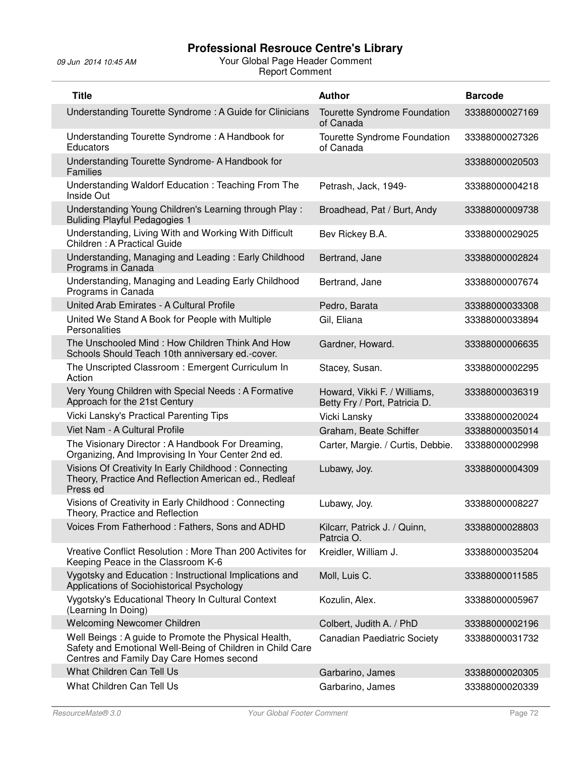# Professional Resrouce Centre's Library

09 Jun 2014 10:45 AM

Your Global Page Header Comment

Report Comment

| Title | Author | Barcode |
|---|---|---|
| Understanding Tourette Syndrome : A Guide for Clinicians | Tourette Syndrome Foundation of Canada | 33388000027169 |
| Understanding Tourette Syndrome : A Handbook for Educators | Tourette Syndrome Foundation of Canada | 33388000027326 |
| Understanding Tourette Syndrome- A Handbook for Families | | 33388000020503 |
| Understanding Waldorf Education : Teaching From The Inside Out | Petrash, Jack, 1949- | 33388000004218 |
| Understanding Young Children's Learning through Play : Buliding Playful Pedagogies 1 | Broadhead, Pat / Burt, Andy | 33388000009738 |
| Understanding, Living With and Working With Difficult Children : A Practical Guide | Bev Rickey B.A. | 33388000029025 |
| Understanding, Managing and Leading : Early Childhood Programs in Canada | Bertrand, Jane | 33388000002824 |
| Understanding, Managing and Leading Early Childhood Programs in Canada | Bertrand, Jane | 33388000007674 |
| United Arab Emirates - A Cultural Profile | Pedro, Barata | 33388000033308 |
| United We Stand A Book for People with Multiple Personalities | Gil, Eliana | 33388000033894 |
| The Unschooled Mind : How Children Think And How Schools Should Teach 10th anniversary ed.-cover. | Gardner, Howard. | 33388000006635 |
| The Unscripted Classroom : Emergent Curriculum In Action | Stacey, Susan. | 33388000002295 |
| Very Young Children with Special Needs : A Formative Approach for the 21st Century | Howard, Vikki F. / Williams, Betty Fry / Port, Patricia D. | 33388000036319 |
| Vicki Lansky's Practical Parenting Tips | Vicki Lansky | 33388000020024 |
| Viet Nam - A Cultural Profile | Graham, Beate Schiffer | 33388000035014 |
| The Visionary Director : A Handbook For Dreaming, Organizing, And Improvising In Your Center 2nd ed. | Carter, Margie. / Curtis, Debbie. | 33388000002998 |
| Visions Of Creativity In Early Childhood : Connecting Theory, Practice And Reflection American ed., Redleaf Press ed | Lubawy, Joy. | 33388000004309 |
| Visions of Creativity in Early Childhood : Connecting Theory, Practice and Reflection | Lubawy, Joy. | 33388000008227 |
| Voices From Fatherhood : Fathers, Sons and ADHD | Kilcarr, Patrick J. / Quinn, Patrcia O. | 33388000028803 |
| Vreative Conflict Resolution : More Than 200 Activites for Keeping Peace in the Classroom K-6 | Kreidler, William J. | 33388000035204 |
| Vygotsky and Education : Instructional Implications and Applications of Sociohistorical Psychology | Moll, Luis C. | 33388000011585 |
| Vygotsky's Educational Theory In Cultural Context (Learning In Doing) | Kozulin, Alex. | 33388000005967 |
| Welcoming Newcomer Children | Colbert, Judith A. / PhD | 33388000002196 |
| Well Beings : A guide to Promote the Physical Health, Safety and Emotional Well-Being of Children in Child Care Centres and Family Day Care Homes second | Canadian Paediatric Society | 33388000031732 |
| What Children Can Tell Us | Garbarino, James | 33388000020305 |
| What Children Can Tell Us | Garbarino, James | 33388000020339 |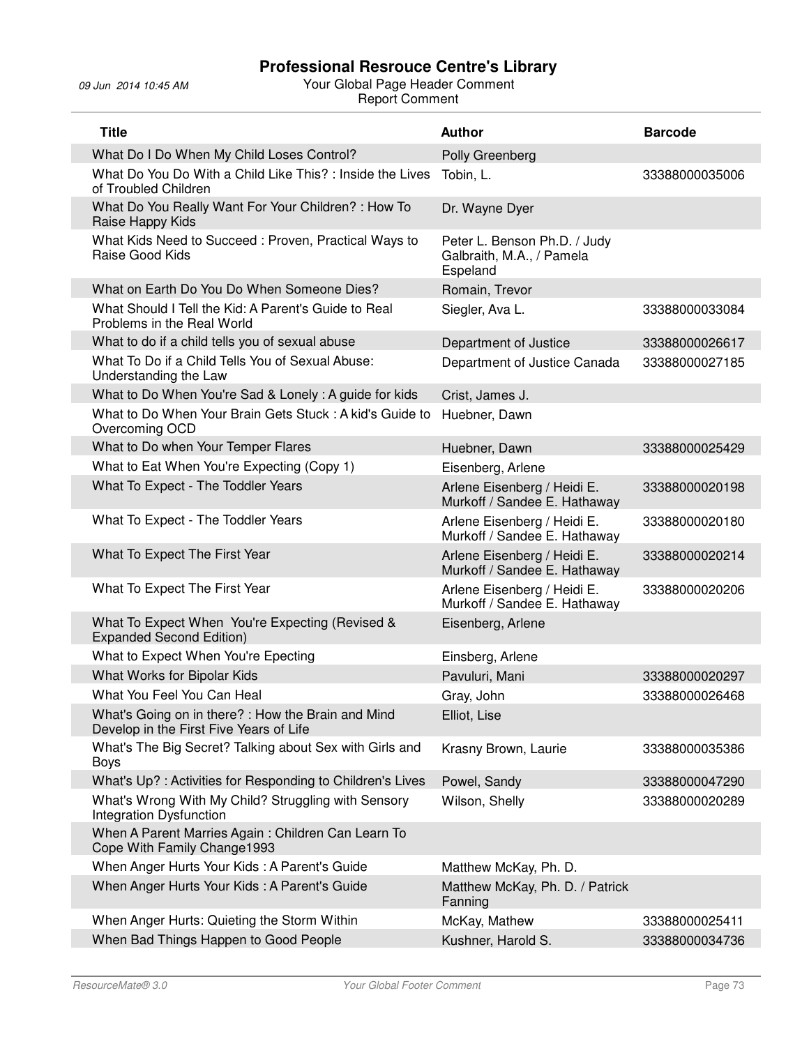| Title | Author | Barcode |
|---|---|---|
| What Do I Do When My Child Loses Control? | Polly Greenberg | |
| What Do You Do With a Child Like This? : Inside the Lives of Troubled Children | Tobin, L. | 33388000035006 |
| What Do You Really Want For Your Children? : How To Raise Happy Kids | Dr. Wayne Dyer | |
| What Kids Need to Succeed : Proven, Practical Ways to Raise Good Kids | Peter L. Benson Ph.D. / Judy Galbraith, M.A., / Pamela Espeland | |
| What on Earth Do You Do When Someone Dies? | Romain, Trevor | |
| What Should I Tell the Kid: A Parent's Guide to Real Problems in the Real World | Siegler, Ava L. | 33388000033084 |
| What to do if a child tells you of sexual abuse | Department of Justice | 33388000026617 |
| What To Do if a Child Tells You of Sexual Abuse: Understanding the Law | Department of Justice Canada | 33388000027185 |
| What to Do When You're Sad & Lonely : A guide for kids | Crist, James J. | |
| What to Do When Your Brain Gets Stuck : A kid's Guide to Overcoming OCD | Huebner, Dawn | |
| What to Do when Your Temper Flares | Huebner, Dawn | 33388000025429 |
| What to Eat When You're Expecting (Copy 1) | Eisenberg, Arlene | |
| What To Expect - The Toddler Years | Arlene Eisenberg / Heidi E. Murkoff / Sandee E. Hathaway | 33388000020198 |
| What To Expect - The Toddler Years | Arlene Eisenberg / Heidi E. Murkoff / Sandee E. Hathaway | 33388000020180 |
| What To Expect The First Year | Arlene Eisenberg / Heidi E. Murkoff / Sandee E. Hathaway | 33388000020214 |
| What To Expect The First Year | Arlene Eisenberg / Heidi E. Murkoff / Sandee E. Hathaway | 33388000020206 |
| What To Expect When You're Expecting (Revised & Expanded Second Edition) | Eisenberg, Arlene | |
| What to Expect When You're Epecting | Einsberg, Arlene | |
| What Works for Bipolar Kids | Pavuluri, Mani | 33388000020297 |
| What You Feel You Can Heal | Gray, John | 33388000026468 |
| What's Going on in there? : How the Brain and Mind Develop in the First Five Years of Life | Elliot, Lise | |
| What's The Big Secret? Talking about Sex with Girls and Boys | Krasny Brown, Laurie | 33388000035386 |
| What's Up? : Activities for Responding to Children's Lives | Powel, Sandy | 33388000047290 |
| What's Wrong With My Child? Struggling with Sensory Integration Dysfunction | Wilson, Shelly | 33388000020289 |
| When A Parent Marries Again : Children Can Learn To Cope With Family Change1993 | | |
| When Anger Hurts Your Kids : A Parent's Guide | Matthew McKay, Ph. D. | |
| When Anger Hurts Your Kids : A Parent's Guide | Matthew McKay, Ph. D. / Patrick Fanning | |
| When Anger Hurts: Quieting the Storm Within | McKay, Mathew | 33388000025411 |
| When Bad Things Happen to Good People | Kushner, Harold S. | 33388000034736 |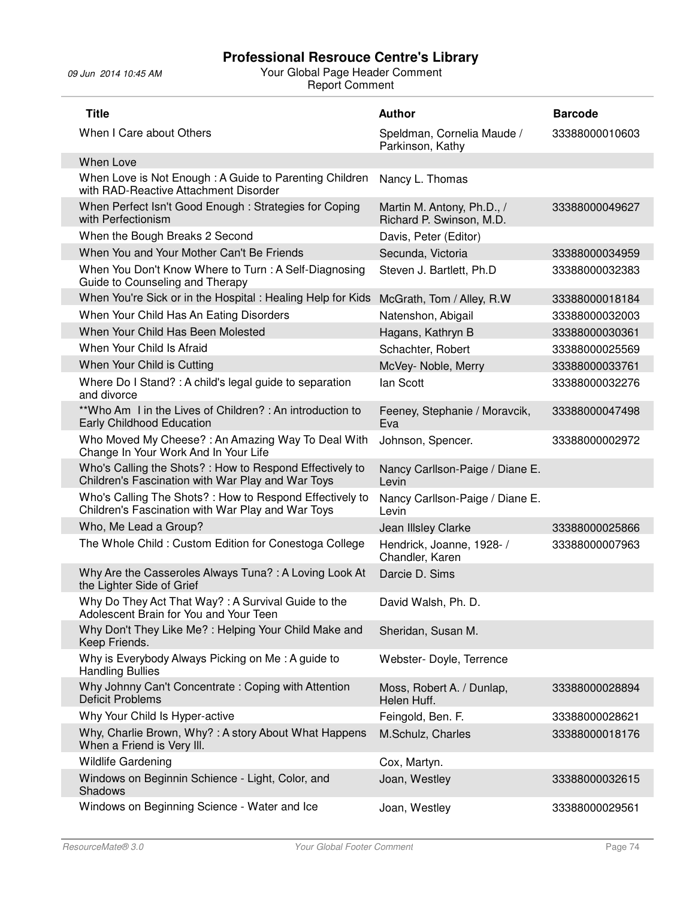| Title | Author | Barcode |
| --- | --- | --- |
| When I Care about Others | Speldman, Cornelia Maude / Parkinson, Kathy | 33388000010603 |
| When Love | | |
| When Love is Not Enough : A Guide to Parenting Children with RAD-Reactive Attachment Disorder | Nancy L. Thomas | |
| When Perfect Isn't Good Enough : Strategies for Coping with Perfectionism | Martin M. Antony, Ph.D., / Richard P. Swinson, M.D. | 33388000049627 |
| When the Bough Breaks 2 Second | Davis, Peter (Editor) | |
| When You and Your Mother Can't Be Friends | Secunda, Victoria | 33388000034959 |
| When You Don't Know Where to Turn : A Self-Diagnosing Guide to Counseling and Therapy | Steven J. Bartlett, Ph.D | 33388000032383 |
| When You're Sick or in the Hospital : Healing Help for Kids | McGrath, Tom / Alley, R.W | 33388000018184 |
| When Your Child Has An Eating Disorders | Natenshon, Abigail | 33388000032003 |
| When Your Child Has Been Molested | Hagans, Kathryn B | 33388000030361 |
| When Your Child Is Afraid | Schachter, Robert | 33388000025569 |
| When Your Child is Cutting | McVey- Noble, Merry | 33388000033761 |
| Where Do I Stand? : A child's legal guide to separation and divorce | Ian Scott | 33388000032276 |
| **Who Am I in the Lives of Children? : An introduction to Early Childhood Education | Feeney, Stephanie / Moravcik, Eva | 33388000047498 |
| Who Moved My Cheese? : An Amazing Way To Deal With Change In Your Work And In Your Life | Johnson, Spencer. | 33388000002972 |
| Who's Calling the Shots? : How to Respond Effectively to Children's Fascination with War Play and War Toys | Nancy Carllson-Paige / Diane E. Levin | |
| Who's Calling The Shots? : How to Respond Effectively to Children's Fascination with War Play and War Toys | Nancy Carllson-Paige / Diane E. Levin | |
| Who, Me Lead a Group? | Jean Illsley Clarke | 33388000025866 |
| The Whole Child : Custom Edition for Conestoga College | Hendrick, Joanne, 1928- / Chandler, Karen | 33388000007963 |
| Why Are the Casseroles Always Tuna? : A Loving Look At the Lighter Side of Grief | Darcie D. Sims | |
| Why Do They Act That Way? : A Survival Guide to the Adolescent Brain for You and Your Teen | David Walsh, Ph. D. | |
| Why Don't They Like Me? : Helping Your Child Make and Keep Friends. | Sheridan, Susan M. | |
| Why is Everybody Always Picking on Me : A guide to Handling Bullies | Webster- Doyle, Terrence | |
| Why Johnny Can't Concentrate : Coping with Attention Deficit Problems | Moss, Robert A. / Dunlap, Helen Huff. | 33388000028894 |
| Why Your Child Is Hyper-active | Feingold, Ben. F. | 33388000028621 |
| Why, Charlie Brown, Why? : A story About What Happens When a Friend is Very Ill. | M.Schulz, Charles | 33388000018176 |
| Wildlife Gardening | Cox, Martyn. | |
| Windows on Beginnin Schience - Light, Color, and Shadows | Joan, Westley | 33388000032615 |
| Windows on Beginning Science - Water and Ice | Joan, Westley | 33388000029561 |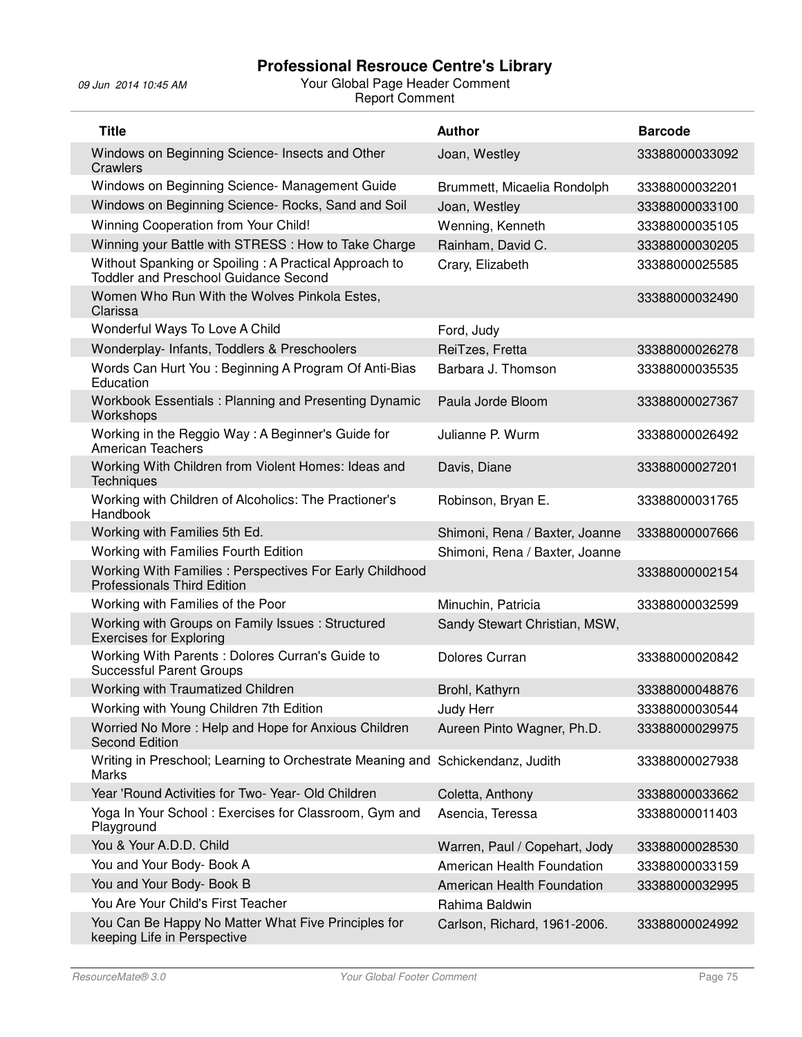# Professional Resrouce Centre's Library

09 Jun 2014 10:45 AM

Your Global Page Header Comment
Report Comment

| Title | Author | Barcode |
|---|---|---|
| Windows on Beginning Science- Insects and Other Crawlers | Joan, Westley | 33388000033092 |
| Windows on Beginning Science- Management Guide | Brummett, Micaelia Rondolph | 33388000032201 |
| Windows on Beginning Science- Rocks, Sand and Soil | Joan, Westley | 33388000033100 |
| Winning Cooperation from Your Child! | Wenning, Kenneth | 33388000035105 |
| Winning your Battle with STRESS : How to Take Charge | Rainham, David C. | 33388000030205 |
| Without Spanking or Spoiling : A Practical Approach to Toddler and Preschool Guidance Second | Crary, Elizabeth | 33388000025585 |
| Women Who Run With the Wolves Pinkola Estes, Clarissa | | 33388000032490 |
| Wonderful Ways To Love A Child | Ford, Judy | |
| Wonderplay- Infants, Toddlers & Preschoolers | ReiTzes, Fretta | 33388000026278 |
| Words Can Hurt You : Beginning A Program Of Anti-Bias Education | Barbara J. Thomson | 33388000035535 |
| Workbook Essentials : Planning and Presenting Dynamic Workshops | Paula Jorde Bloom | 33388000027367 |
| Working in the Reggio Way : A Beginner's Guide for American Teachers | Julianne P. Wurm | 33388000026492 |
| Working With Children from Violent Homes: Ideas and Techniques | Davis, Diane | 33388000027201 |
| Working with Children of Alcoholics: The Practioner's Handbook | Robinson, Bryan E. | 33388000031765 |
| Working with Families 5th Ed. | Shimoni, Rena / Baxter, Joanne | 33388000007666 |
| Working with Families Fourth Edition | Shimoni, Rena / Baxter, Joanne | |
| Working With Families : Perspectives For Early Childhood Professionals Third Edition | | 33388000002154 |
| Working with Families of the Poor | Minuchin, Patricia | 33388000032599 |
| Working with Groups on Family Issues : Structured Exercises for Exploring | Sandy Stewart Christian, MSW, | |
| Working With Parents : Dolores Curran's Guide to Successful Parent Groups | Dolores Curran | 33388000020842 |
| Working with Traumatized Children | Brohl, Kathyrn | 33388000048876 |
| Working with Young Children 7th Edition | Judy Herr | 33388000030544 |
| Worried No More : Help and Hope for Anxious Children Second Edition | Aureen Pinto Wagner, Ph.D. | 33388000029975 |
| Writing in Preschool; Learning to Orchestrate Meaning and Marks | Schickendanz, Judith | 33388000027938 |
| Year 'Round Activities for Two- Year- Old Children | Coletta, Anthony | 33388000033662 |
| Yoga In Your School : Exercises for Classroom, Gym and Playground | Asencia, Teressa | 33388000011403 |
| You & Your A.D.D. Child | Warren, Paul / Copehart, Jody | 33388000028530 |
| You and Your Body- Book A | American Health Foundation | 33388000033159 |
| You and Your Body- Book B | American Health Foundation | 33388000032995 |
| You Are Your Child's First Teacher | Rahima Baldwin | |
| You Can Be Happy No Matter What Five Principles for keeping Life in Perspective | Carlson, Richard, 1961-2006. | 33388000024992 |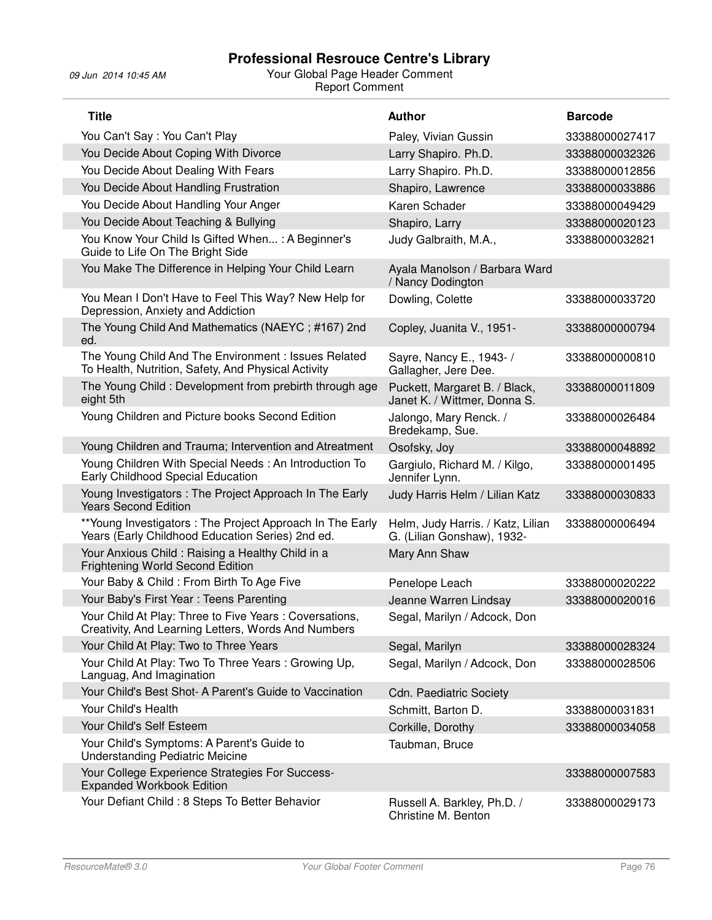# Professional Resrouce Centre's Library

09 Jun 2014 10:45 AM

Your Global Page Header Comment
Report Comment

| Title | Author | Barcode |
|---|---|---|
| You Can't Say : You Can't Play | Paley, Vivian Gussin | 33388000027417 |
| You Decide About Coping With Divorce | Larry Shapiro. Ph.D. | 33388000032326 |
| You Decide About Dealing With Fears | Larry Shapiro. Ph.D. | 33388000012856 |
| You Decide About Handling Frustration | Shapiro, Lawrence | 33388000033886 |
| You Decide About Handling Your Anger | Karen Schader | 33388000049429 |
| You Decide About Teaching & Bullying | Shapiro, Larry | 33388000020123 |
| You Know Your Child Is Gifted When... : A Beginner's Guide to Life On The Bright Side | Judy Galbraith, M.A., | 33388000032821 |
| You Make The Difference in Helping Your Child Learn | Ayala Manolson / Barbara Ward / Nancy Dodington | |
| You Mean I Don't Have to Feel This Way? New Help for Depression, Anxiety and Addiction | Dowling, Colette | 33388000033720 |
| The Young Child And Mathematics (NAEYC ; #167) 2nd ed. | Copley, Juanita V., 1951- | 33388000000794 |
| The Young Child And The Environment : Issues Related To Health, Nutrition, Safety, And Physical Activity | Sayre, Nancy E., 1943- / Gallagher, Jere Dee. | 33388000000810 |
| The Young Child : Development from prebirth through age eight 5th | Puckett, Margaret B. / Black, Janet K. / Wittmer, Donna S. | 33388000011809 |
| Young Children and Picture books Second Edition | Jalongo, Mary Renck. / Bredekamp, Sue. | 33388000026484 |
| Young Children and Trauma; Intervention and Atreatment | Osofsky, Joy | 33388000048892 |
| Young Children With Special Needs : An Introduction To Early Childhood Special Education | Gargiulo, Richard M. / Kilgo, Jennifer Lynn. | 33388000001495 |
| Young Investigators : The Project Approach In The Early Years Second Edition | Judy Harris Helm / Lilian Katz | 33388000030833 |
| **Young Investigators : The Project Approach In The Early Years (Early Childhood Education Series) 2nd ed. | Helm, Judy Harris. / Katz, Lilian G. (Lilian Gonshaw), 1932- | 33388000006494 |
| Your Anxious Child : Raising a Healthy Child in a Frightening World Second Edition | Mary Ann Shaw | |
| Your Baby & Child : From Birth To Age Five | Penelope Leach | 33388000020222 |
| Your Baby's First Year : Teens Parenting | Jeanne Warren Lindsay | 33388000020016 |
| Your Child At Play: Three to Five Years : Coversations, Creativity, And Learning Letters, Words And Numbers | Segal, Marilyn / Adcock, Don | |
| Your Child At Play: Two to Three Years | Segal, Marilyn | 33388000028324 |
| Your Child At Play: Two To Three Years : Growing Up, Languag, And Imagination | Segal, Marilyn / Adcock, Don | 33388000028506 |
| Your Child's Best Shot- A Parent's Guide to Vaccination | Cdn. Paediatric Society | |
| Your Child's Health | Schmitt, Barton D. | 33388000031831 |
| Your Child's Self Esteem | Corkille, Dorothy | 33388000034058 |
| Your Child's Symptoms: A Parent's Guide to Understanding Pediatric Meicine | Taubman, Bruce | |
| Your College Experience Strategies For Success- Expanded Workbook Edition | | 33388000007583 |
| Your Defiant Child : 8 Steps To Better Behavior | Russell A. Barkley, Ph.D. / Christine M. Benton | 33388000029173 |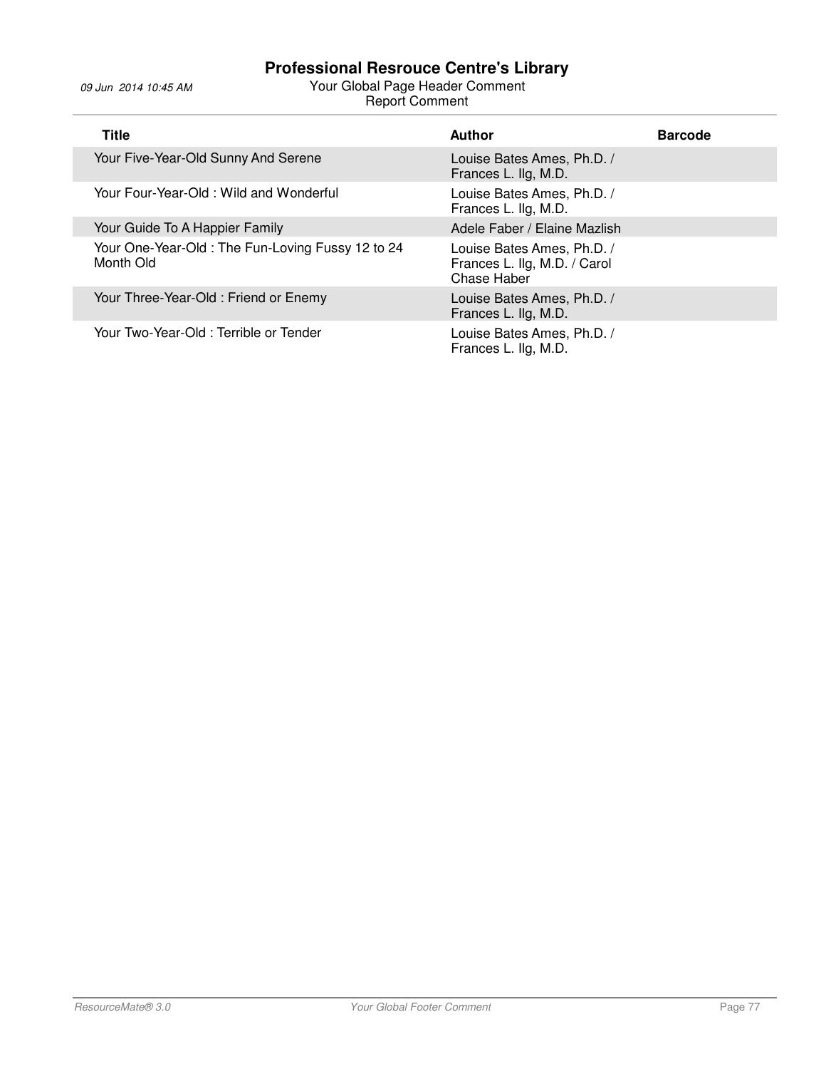# Professional Resrouce Centre's Library

09 Jun 2014 10:45 AM

Your Global Page Header Comment

Report Comment

| Title | Author | Barcode |
|---|---|---|
| Your Five-Year-Old Sunny And Serene | Louise Bates Ames, Ph.D. / Frances L. Ilg, M.D. | |
| Your Four-Year-Old : Wild and Wonderful | Louise Bates Ames, Ph.D. / Frances L. Ilg, M.D. | |
| Your Guide To A Happier Family | Adele Faber / Elaine Mazlish | |
| Your One-Year-Old : The Fun-Loving Fussy 12 to 24 Month Old | Louise Bates Ames, Ph.D. / Frances L. Ilg, M.D. / Carol Chase Haber | |
| Your Three-Year-Old : Friend or Enemy | Louise Bates Ames, Ph.D. / Frances L. Ilg, M.D. | |
| Your Two-Year-Old : Terrible or Tender | Louise Bates Ames, Ph.D. / Frances L. Ilg, M.D. | |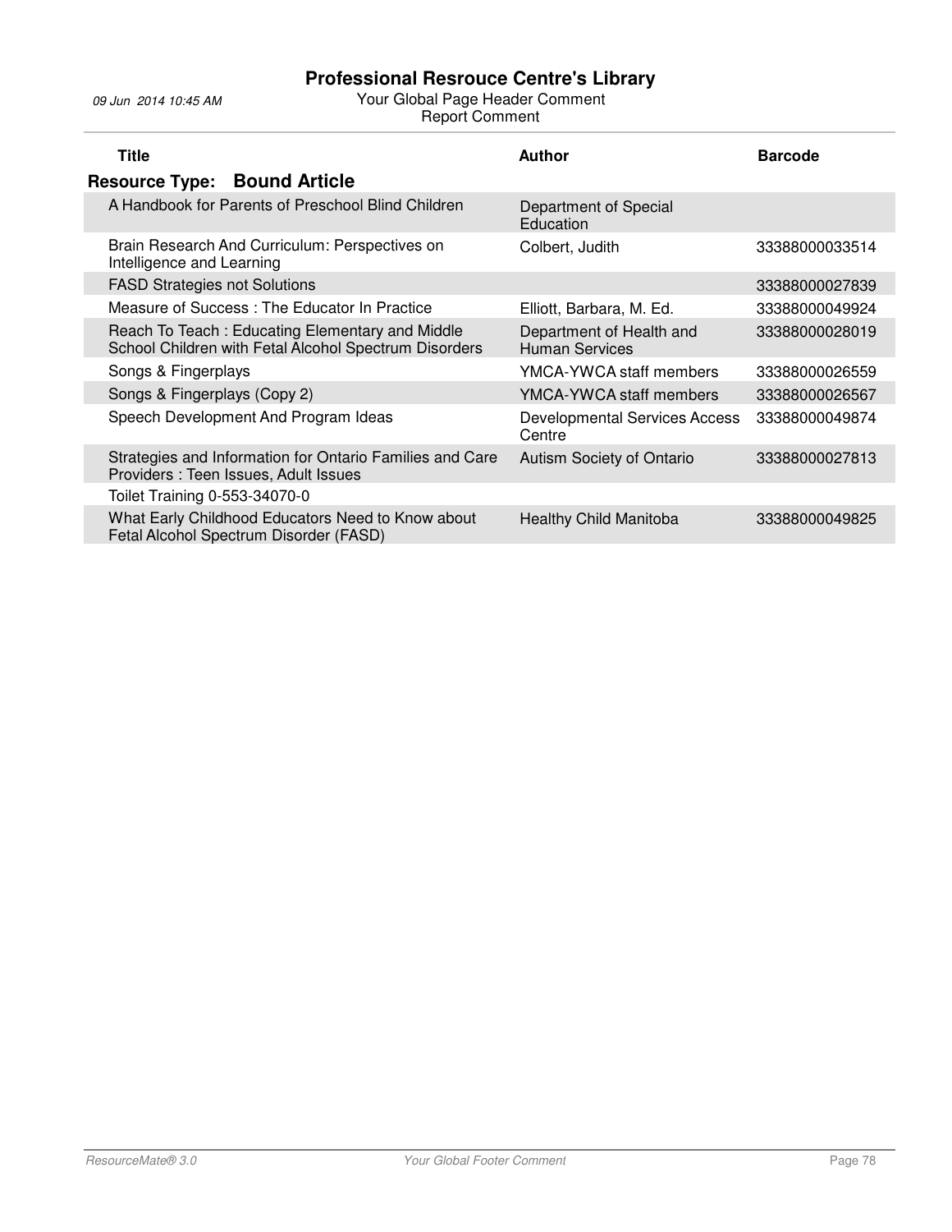# Professional Resrouce Centre's Library

09 Jun 2014 10:45 AM

Your Global Page Header Comment
Report Comment

## Resource Type: Bound Article

| Title | Author | Barcode |
|---|---|---|
| A Handbook for Parents of Preschool Blind Children | Department of Special Education | |
| Brain Research And Curriculum: Perspectives on Intelligence and Learning | Colbert, Judith | 33388000033514 |
| FASD Strategies not Solutions | | 33388000027839 |
| Measure of Success : The Educator In Practice | Elliott, Barbara, M. Ed. | 33388000049924 |
| Reach To Teach : Educating Elementary and Middle School Children with Fetal Alcohol Spectrum Disorders | Department of Health and Human Services | 33388000028019 |
| Songs & Fingerplays | YMCA-YWCA staff members | 33388000026559 |
| Songs & Fingerplays (Copy 2) | YMCA-YWCA staff members | 33388000026567 |
| Speech Development And Program Ideas | Developmental Services Access Centre | 33388000049874 |
| Strategies and Information for Ontario Families and Care Providers : Teen Issues, Adult Issues | Autism Society of Ontario | 33388000027813 |
| Toilet Training 0-553-34070-0 | | |
| What Early Childhood Educators Need to Know about Fetal Alcohol Spectrum Disorder (FASD) | Healthy Child Manitoba | 33388000049825 |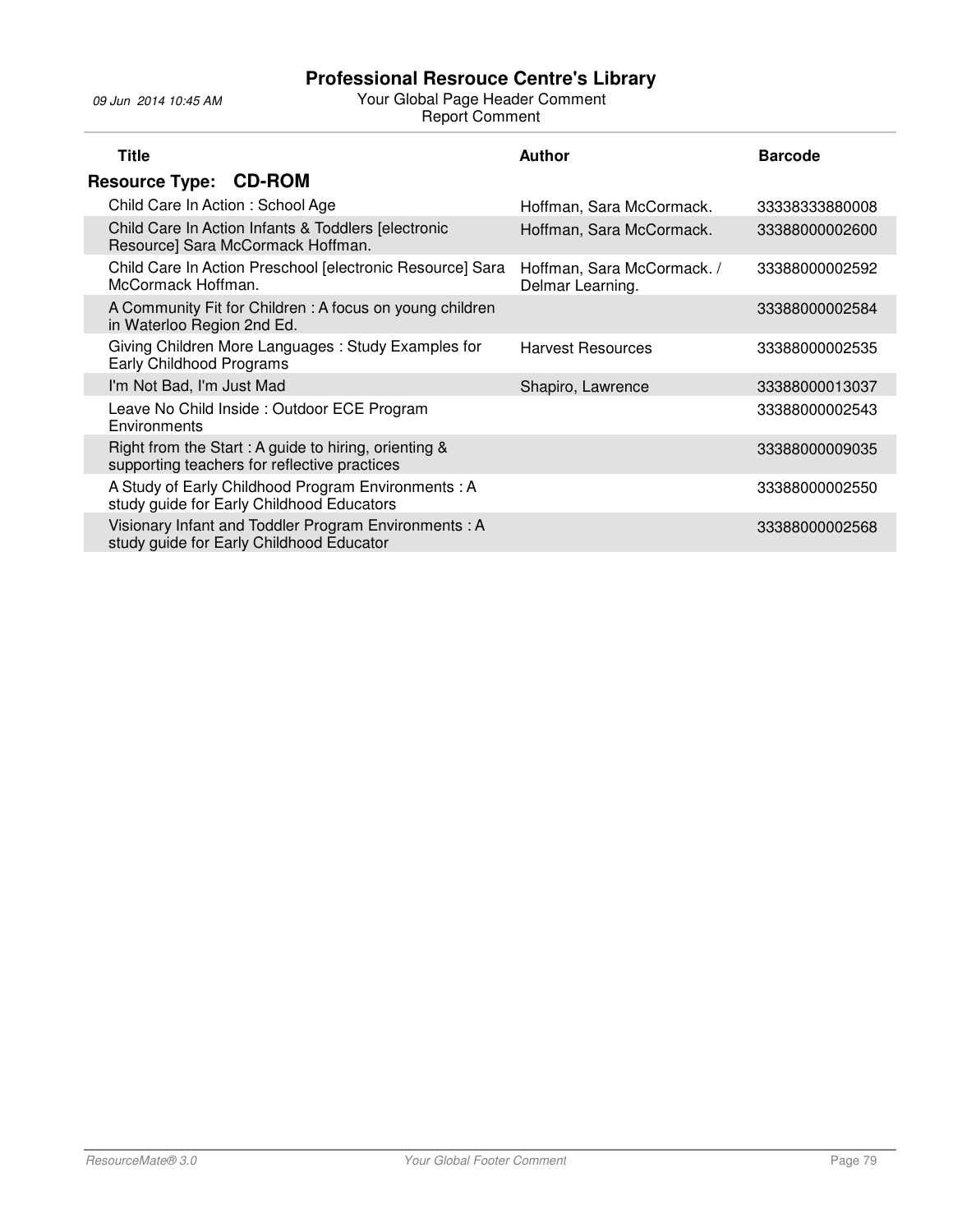# Professional Resrouce Centre's Library

09 Jun 2014 10:45 AM

Your Global Page Header Comment

Report Comment

| Title | Author | Barcode |
|---|---|---|
| **Resource Type: CD-ROM** | | |
| Child Care In Action : School Age | Hoffman, Sara McCormack. | 33338333880008 |
| Child Care In Action Infants & Toddlers [electronic Resource] Sara McCormack Hoffman. | Hoffman, Sara McCormack. | 33388000002600 |
| Child Care In Action Preschool [electronic Resource] Sara McCormack Hoffman. | Hoffman, Sara McCormack. / Delmar Learning. | 33388000002592 |
| A Community Fit for Children : A focus on young children in Waterloo Region 2nd Ed. | | 33388000002584 |
| Giving Children More Languages : Study Examples for Early Childhood Programs | Harvest Resources | 33388000002535 |
| I'm Not Bad, I'm Just Mad | Shapiro, Lawrence | 33388000013037 |
| Leave No Child Inside : Outdoor ECE Program Environments | | 33388000002543 |
| Right from the Start : A guide to hiring, orienting & supporting teachers for reflective practices | | 33388000009035 |
| A Study of Early Childhood Program Environments : A study guide for Early Childhood Educators | | 33388000002550 |
| Visionary Infant and Toddler Program Environments : A study guide for Early Childhood Educator | | 33388000002568 |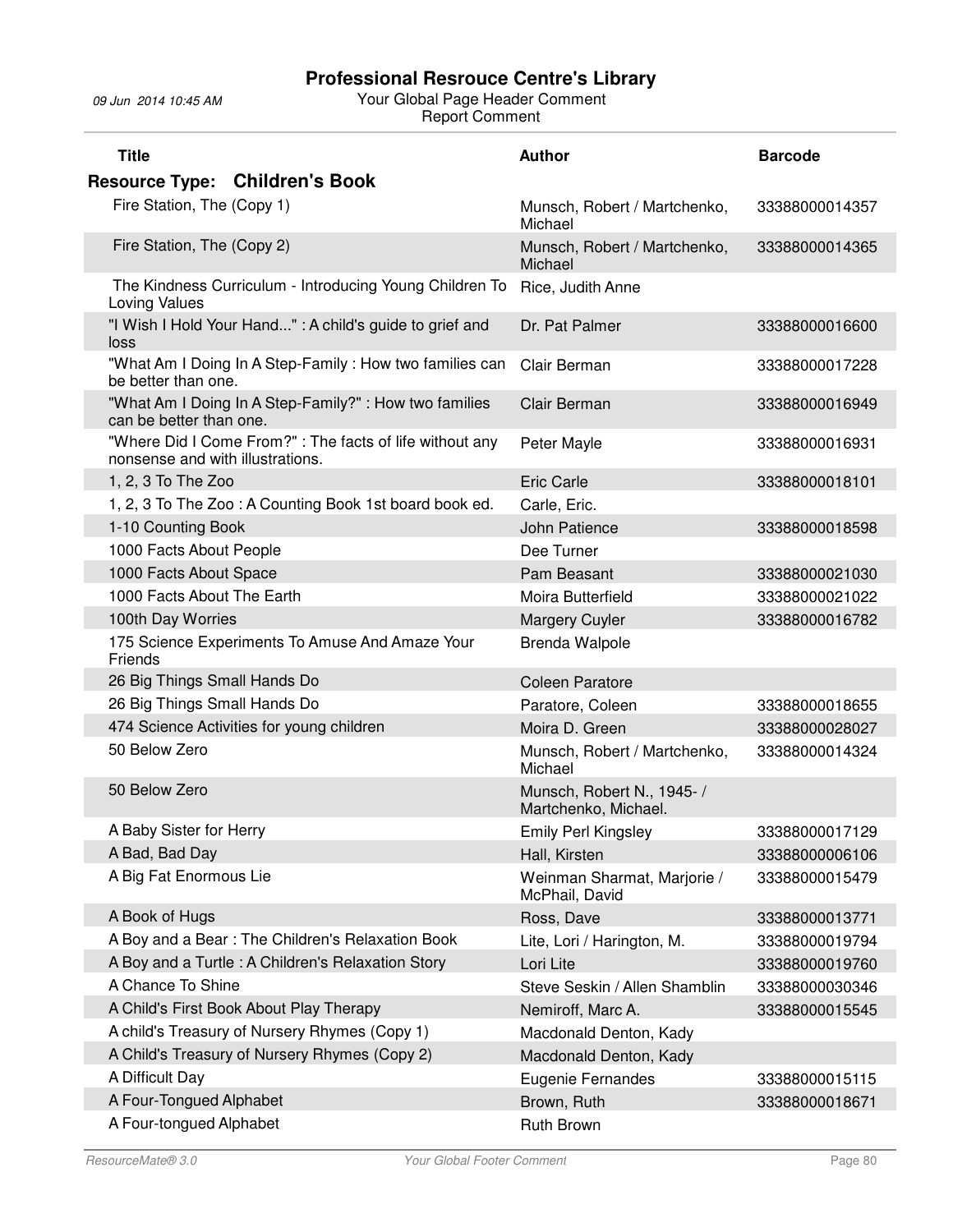# Professional Resrouce Centre's Library

09 Jun 2014 10:45 AM

Your Global Page Header Comment

Report Comment

| Title | Author | Barcode |
| --- | --- | --- |
| **Resource Type: Children's Book** | | |
| Fire Station, The (Copy 1) | Munsch, Robert / Martchenko, Michael | 33388000014357 |
| Fire Station, The (Copy 2) | Munsch, Robert / Martchenko, Michael | 33388000014365 |
| The Kindness Curriculum - Introducing Young Children To Loving Values | Rice, Judith Anne | |
| "I Wish I Hold Your Hand..." : A child's guide to grief and loss | Dr. Pat Palmer | 33388000016600 |
| "What Am I Doing In A Step-Family : How two families can be better than one. | Clair Berman | 33388000017228 |
| "What Am I Doing In A Step-Family?" : How two families can be better than one. | Clair Berman | 33388000016949 |
| "Where Did I Come From?" : The facts of life without any nonsense and with illustrations. | Peter Mayle | 33388000016931 |
| 1, 2, 3 To The Zoo | Eric Carle | 33388000018101 |
| 1, 2, 3 To The Zoo : A Counting Book 1st board book ed. | Carle, Eric. | |
| 1-10 Counting Book | John Patience | 33388000018598 |
| 1000 Facts About People | Dee Turner | |
| 1000 Facts About Space | Pam Beasant | 33388000021030 |
| 1000 Facts About The Earth | Moira Butterfield | 33388000021022 |
| 100th Day Worries | Margery Cuyler | 33388000016782 |
| 175 Science Experiments To Amuse And Amaze Your Friends | Brenda Walpole | |
| 26 Big Things Small Hands Do | Coleen Paratore | |
| 26 Big Things Small Hands Do | Paratore, Coleen | 33388000018655 |
| 474 Science Activities for young children | Moira D. Green | 33388000028027 |
| 50 Below Zero | Munsch, Robert / Martchenko, Michael | 33388000014324 |
| 50 Below Zero | Munsch, Robert N., 1945- / Martchenko, Michael. | |
| A Baby Sister for Herry | Emily Perl Kingsley | 33388000017129 |
| A Bad, Bad Day | Hall, Kirsten | 33388000006106 |
| A Big Fat Enormous Lie | Weinman Sharmat, Marjorie / McPhail, David | 33388000015479 |
| A Book of Hugs | Ross, Dave | 33388000013771 |
| A Boy and a Bear : The Children's Relaxation Book | Lite, Lori / Harington, M. | 33388000019794 |
| A Boy and a Turtle : A Children's Relaxation Story | Lori Lite | 33388000019760 |
| A Chance To Shine | Steve Seskin / Allen Shamblin | 33388000030346 |
| A Child's First Book About Play Therapy | Nemiroff, Marc A. | 33388000015545 |
| A child's Treasury of Nursery Rhymes (Copy 1) | Macdonald Denton, Kady | |
| A Child's Treasury of Nursery Rhymes (Copy 2) | Macdonald Denton, Kady | |
| A Difficult Day | Eugenie Fernandes | 33388000015115 |
| A Four-Tongued Alphabet | Brown, Ruth | 33388000018671 |
| A Four-tongued Alphabet | Ruth Brown | |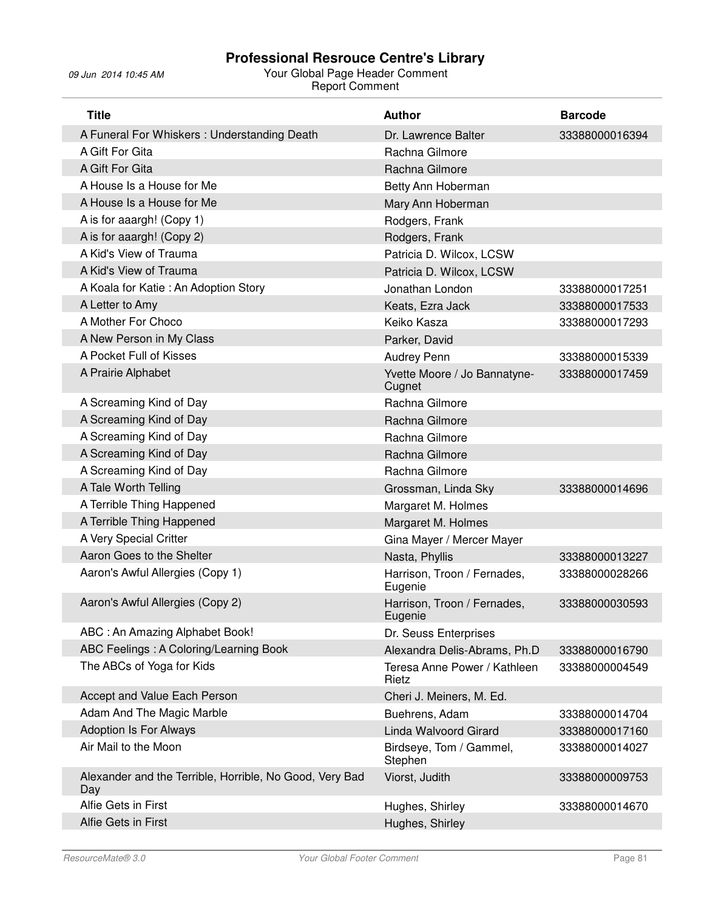# Professional Resrouce Centre's Library

09 Jun 2014 10:45 AM

Your Global Page Header Comment
Report Comment

| Title | Author | Barcode |
| --- | --- | --- |
| A Funeral For Whiskers : Understanding Death | Dr. Lawrence Balter | 33388000016394 |
| A Gift For Gita | Rachna Gilmore | |
| A Gift For Gita | Rachna Gilmore | |
| A House Is a House for Me | Betty Ann Hoberman | |
| A House Is a House for Me | Mary Ann Hoberman | |
| A is for aaargh! (Copy 1) | Rodgers, Frank | |
| A is for aaargh! (Copy 2) | Rodgers, Frank | |
| A Kid's View of Trauma | Patricia D. Wilcox, LCSW | |
| A Kid's View of Trauma | Patricia D. Wilcox, LCSW | |
| A Koala for Katie : An Adoption Story | Jonathan London | 33388000017251 |
| A Letter to Amy | Keats, Ezra Jack | 33388000017533 |
| A Mother For Choco | Keiko Kasza | 33388000017293 |
| A New Person in My Class | Parker, David | |
| A Pocket Full of Kisses | Audrey Penn | 33388000015339 |
| A Prairie Alphabet | Yvette Moore / Jo Bannatyne-Cugnet | 33388000017459 |
| A Screaming Kind of Day | Rachna Gilmore | |
| A Screaming Kind of Day | Rachna Gilmore | |
| A Screaming Kind of Day | Rachna Gilmore | |
| A Screaming Kind of Day | Rachna Gilmore | |
| A Screaming Kind of Day | Rachna Gilmore | |
| A Tale Worth Telling | Grossman, Linda Sky | 33388000014696 |
| A Terrible Thing Happened | Margaret M. Holmes | |
| A Terrible Thing Happened | Margaret M. Holmes | |
| A Very Special Critter | Gina Mayer / Mercer Mayer | |
| Aaron Goes to the Shelter | Nasta, Phyllis | 33388000013227 |
| Aaron's Awful Allergies (Copy 1) | Harrison, Troon / Fernades, Eugenie | 33388000028266 |
| Aaron's Awful Allergies (Copy 2) | Harrison, Troon / Fernades, Eugenie | 33388000030593 |
| ABC : An Amazing Alphabet Book! | Dr. Seuss Enterprises | |
| ABC Feelings : A Coloring/Learning Book | Alexandra Delis-Abrams, Ph.D | 33388000016790 |
| The ABCs of Yoga for Kids | Teresa Anne Power / Kathleen Rietz | 33388000004549 |
| Accept and Value Each Person | Cheri J. Meiners, M. Ed. | |
| Adam And The Magic Marble | Buehrens, Adam | 33388000014704 |
| Adoption Is For Always | Linda Walvoord Girard | 33388000017160 |
| Air Mail to the Moon | Birdseye, Tom / Gammel, Stephen | 33388000014027 |
| Alexander and the Terrible, Horrible, No Good, Very Bad Day | Viorst, Judith | 33388000009753 |
| Alfie Gets in First | Hughes, Shirley | 33388000014670 |
| Alfie Gets in First | Hughes, Shirley | |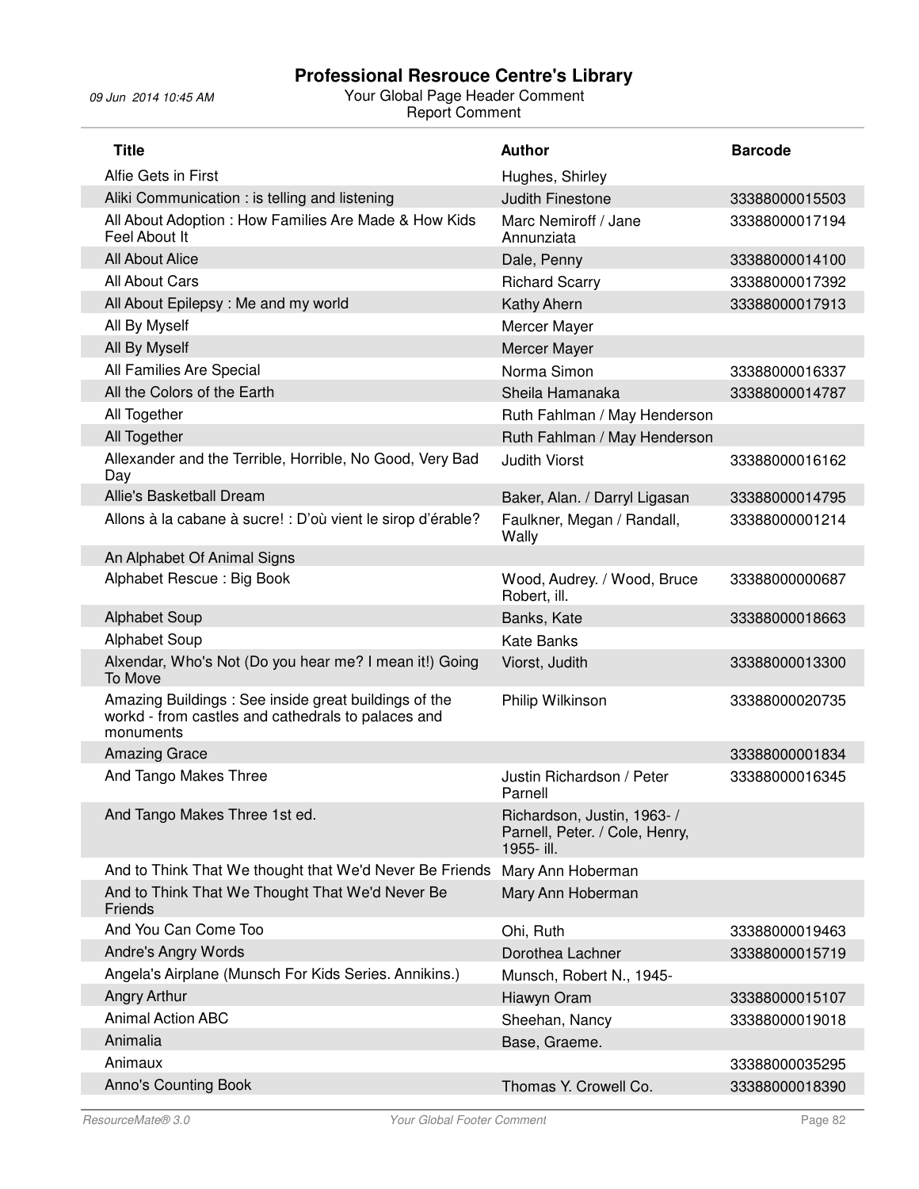# Professional Resrouce Centre's Library

09 Jun 2014 10:45 AM

Your Global Page Header Comment
Report Comment

| Title | Author | Barcode |
|---|---|---|
| Alfie Gets in First | Hughes, Shirley | |
| Aliki Communication : is telling and listening | Judith Finestone | 33388000015503 |
| All About Adoption : How Families Are Made & How Kids Feel About It | Marc Nemiroff / Jane Annunziata | 33388000017194 |
| All About Alice | Dale, Penny | 33388000014100 |
| All About Cars | Richard Scarry | 33388000017392 |
| All About Epilepsy : Me and my world | Kathy Ahern | 33388000017913 |
| All By Myself | Mercer Mayer | |
| All By Myself | Mercer Mayer | |
| All Families Are Special | Norma Simon | 33388000016337 |
| All the Colors of the Earth | Sheila Hamanaka | 33388000014787 |
| All Together | Ruth Fahlman / May Henderson | |
| All Together | Ruth Fahlman / May Henderson | |
| Allexander and the Terrible, Horrible, No Good, Very Bad Day | Judith Viorst | 33388000016162 |
| Allie's Basketball Dream | Baker, Alan. / Darryl Ligasan | 33388000014795 |
| Allons à la cabane à sucre! : D'où vient le sirop d'érable? | Faulkner, Megan / Randall, Wally | 33388000001214 |
| An Alphabet Of Animal Signs | | |
| Alphabet Rescue : Big Book | Wood, Audrey. / Wood, Bruce Robert, ill. | 33388000000687 |
| Alphabet Soup | Banks, Kate | 33388000018663 |
| Alphabet Soup | Kate Banks | |
| Alxendar, Who's Not (Do you hear me? I mean it!) Going To Move | Viorst, Judith | 33388000013300 |
| Amazing Buildings : See inside great buildings of the workd - from castles and cathedrals to palaces and monuments | Philip Wilkinson | 33388000020735 |
| Amazing Grace | | 33388000001834 |
| And Tango Makes Three | Justin Richardson / Peter Parnell | 33388000016345 |
| And Tango Makes Three 1st ed. | Richardson, Justin, 1963- / Parnell, Peter. / Cole, Henry, 1955- ill. | |
| And to Think That We thought that We'd Never Be Friends | Mary Ann Hoberman | |
| And to Think That We Thought That We'd Never Be Friends | Mary Ann Hoberman | |
| And You Can Come Too | Ohi, Ruth | 33388000019463 |
| Andre's Angry Words | Dorothea Lachner | 33388000015719 |
| Angela's Airplane (Munsch For Kids Series. Annikins.) | Munsch, Robert N., 1945- | |
| Angry Arthur | Hiawyn Oram | 33388000015107 |
| Animal Action ABC | Sheehan, Nancy | 33388000019018 |
| Animalia | Base, Graeme. | |
| Animaux | | 33388000035295 |
| Anno's Counting Book | Thomas Y. Crowell Co. | 33388000018390 |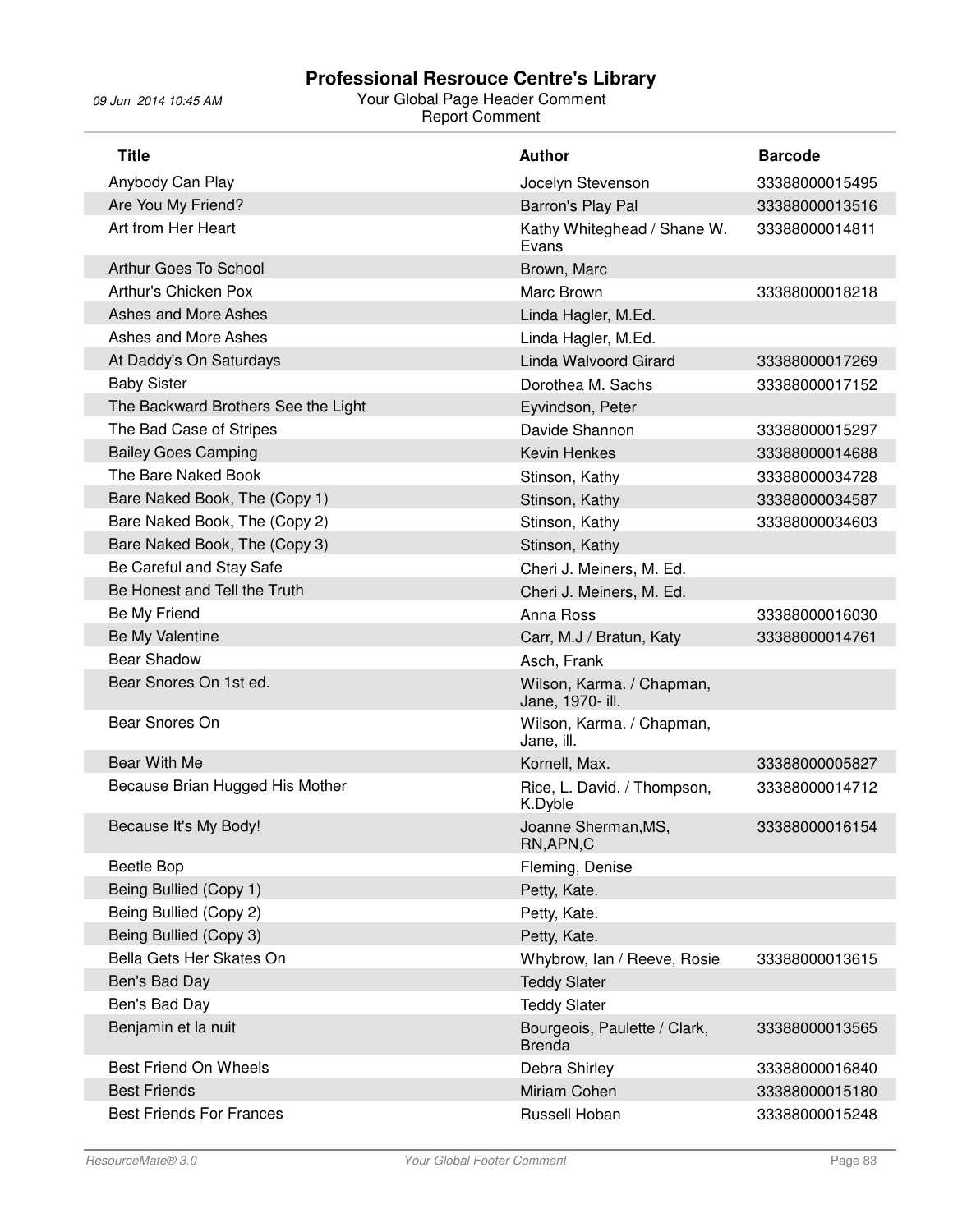# Professional Resrouce Centre's Library

09 Jun 2014 10:45 AM

Your Global Page Header Comment

Report Comment

| Title | Author | Barcode |
|---|---|---|
| Anybody Can Play | Jocelyn Stevenson | 33388000015495 |
| Are You My Friend? | Barron's Play Pal | 33388000013516 |
| Art from Her Heart | Kathy Whiteghead / Shane W. Evans | 33388000014811 |
| Arthur Goes To School | Brown, Marc | |
| Arthur's Chicken Pox | Marc Brown | 33388000018218 |
| Ashes and More Ashes | Linda Hagler, M.Ed. | |
| Ashes and More Ashes | Linda Hagler, M.Ed. | |
| At Daddy's On Saturdays | Linda Walvoord Girard | 33388000017269 |
| Baby Sister | Dorothea M. Sachs | 33388000017152 |
| The Backward Brothers See the Light | Eyvindson, Peter | |
| The Bad Case of Stripes | Davide Shannon | 33388000015297 |
| Bailey Goes Camping | Kevin Henkes | 33388000014688 |
| The Bare Naked Book | Stinson, Kathy | 33388000034728 |
| Bare Naked Book, The (Copy 1) | Stinson, Kathy | 33388000034587 |
| Bare Naked Book, The (Copy 2) | Stinson, Kathy | 33388000034603 |
| Bare Naked Book, The (Copy 3) | Stinson, Kathy | |
| Be Careful and Stay Safe | Cheri J. Meiners, M. Ed. | |
| Be Honest and Tell the Truth | Cheri J. Meiners, M. Ed. | |
| Be My Friend | Anna Ross | 33388000016030 |
| Be My Valentine | Carr, M.J / Bratun, Katy | 33388000014761 |
| Bear Shadow | Asch, Frank | |
| Bear Snores On 1st ed. | Wilson, Karma. / Chapman, Jane, 1970- ill. | |
| Bear Snores On | Wilson, Karma. / Chapman, Jane, ill. | |
| Bear With Me | Kornell, Max. | 33388000005827 |
| Because Brian Hugged His Mother | Rice, L. David. / Thompson, K.Dyble | 33388000014712 |
| Because It's My Body! | Joanne Sherman,MS, RN,APN,C | 33388000016154 |
| Beetle Bop | Fleming, Denise | |
| Being Bullied (Copy 1) | Petty, Kate. | |
| Being Bullied (Copy 2) | Petty, Kate. | |
| Being Bullied (Copy 3) | Petty, Kate. | |
| Bella Gets Her Skates On | Whybrow, Ian / Reeve, Rosie | 33388000013615 |
| Ben's Bad Day | Teddy Slater | |
| Ben's Bad Day | Teddy Slater | |
| Benjamin et la nuit | Bourgeois, Paulette / Clark, Brenda | 33388000013565 |
| Best Friend On Wheels | Debra Shirley | 33388000016840 |
| Best Friends | Miriam Cohen | 33388000015180 |
| Best Friends For Frances | Russell Hoban | 33388000015248 |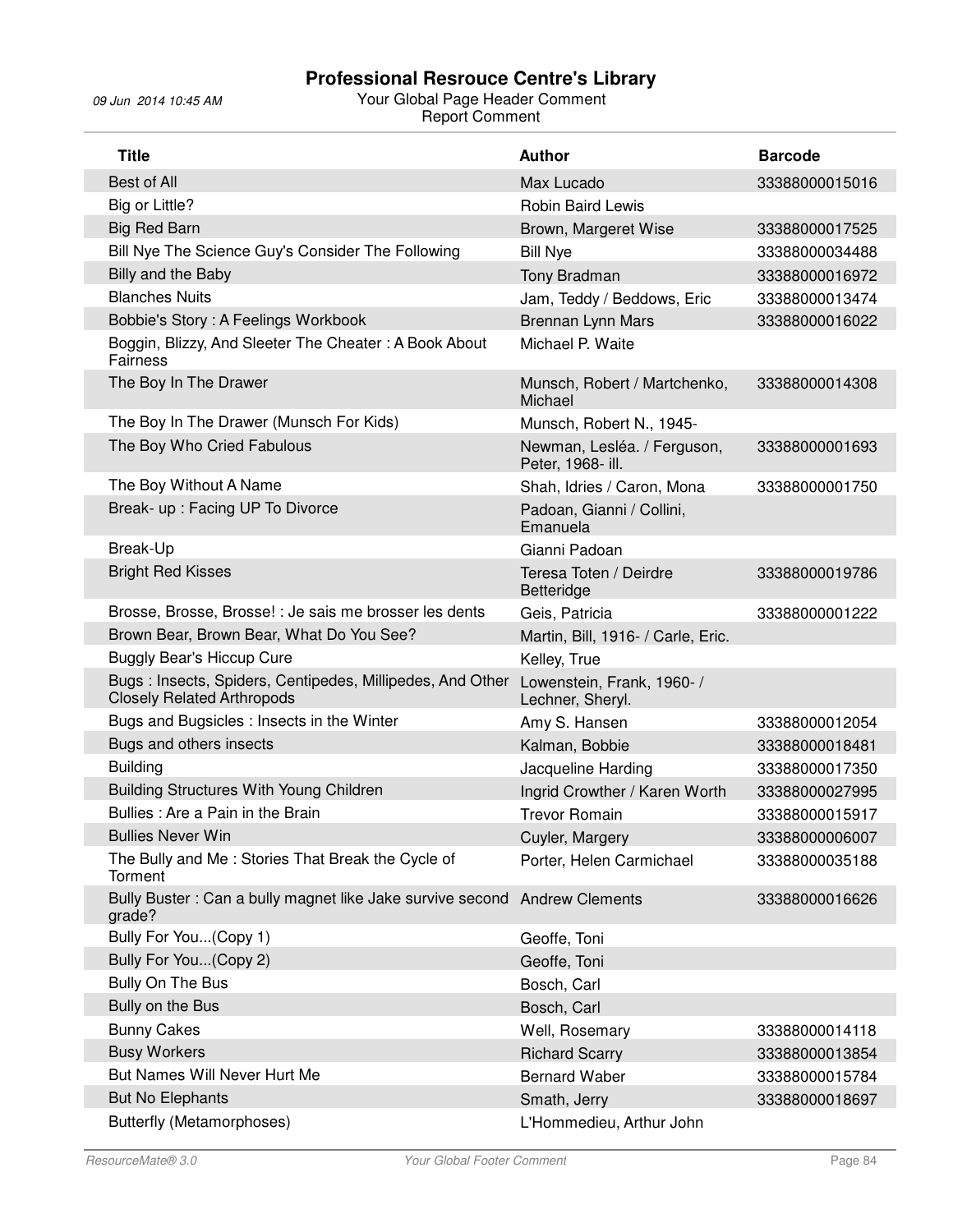| Title | Author | Barcode |
|---|---|---|
| Best of All | Max Lucado | 33388000015016 |
| Big or Little? | Robin Baird Lewis | |
| Big Red Barn | Brown, Margeret Wise | 33388000017525 |
| Bill Nye The Science Guy's Consider The Following | Bill Nye | 33388000034488 |
| Billy and the Baby | Tony Bradman | 33388000016972 |
| Blanches Nuits | Jam, Teddy / Beddows, Eric | 33388000013474 |
| Bobbie's Story : A Feelings Workbook | Brennan Lynn Mars | 33388000016022 |
| Boggin, Blizzy, And Sleeter The Cheater : A Book About Fairness | Michael P. Waite | |
| The Boy In The Drawer | Munsch, Robert / Martchenko, Michael | 33388000014308 |
| The Boy In The Drawer (Munsch For Kids) | Munsch, Robert N., 1945- | |
| The Boy Who Cried Fabulous | Newman, Lesléa. / Ferguson, Peter, 1968- ill. | 33388000001693 |
| The Boy Without A Name | Shah, Idries / Caron, Mona | 33388000001750 |
| Break- up : Facing UP To Divorce | Padoan, Gianni / Collini, Emanuela | |
| Break-Up | Gianni Padoan | |
| Bright Red Kisses | Teresa Toten / Deirdre Betteridge | 33388000019786 |
| Brosse, Brosse, Brosse! : Je sais me brosser les dents | Geis, Patricia | 33388000001222 |
| Brown Bear, Brown Bear, What Do You See? | Martin, Bill, 1916- / Carle, Eric. | |
| Buggly Bear's Hiccup Cure | Kelley, True | |
| Bugs : Insects, Spiders, Centipedes, Millipedes, And Other Closely Related Arthropods | Lowenstein, Frank, 1960- / Lechner, Sheryl. | |
| Bugs and Bugsicles : Insects in the Winter | Amy S. Hansen | 33388000012054 |
| Bugs and others insects | Kalman, Bobbie | 33388000018481 |
| Building | Jacqueline Harding | 33388000017350 |
| Building Structures With Young Children | Ingrid Crowther / Karen Worth | 33388000027995 |
| Bullies : Are a Pain in the Brain | Trevor Romain | 33388000015917 |
| Bullies Never Win | Cuyler, Margery | 33388000006007 |
| The Bully and Me : Stories That Break the Cycle of Torment | Porter, Helen Carmichael | 33388000035188 |
| Bully Buster : Can a bully magnet like Jake survive second grade? | Andrew Clements | 33388000016626 |
| Bully For You...(Copy 1) | Geoffe, Toni | |
| Bully For You...(Copy 2) | Geoffe, Toni | |
| Bully On The Bus | Bosch, Carl | |
| Bully on the Bus | Bosch, Carl | |
| Bunny Cakes | Well, Rosemary | 33388000014118 |
| Busy Workers | Richard Scarry | 33388000013854 |
| But Names Will Never Hurt Me | Bernard Waber | 33388000015784 |
| But No Elephants | Smath, Jerry | 33388000018697 |
| Butterfly (Metamorphoses) | L'Hommedieu, Arthur John | |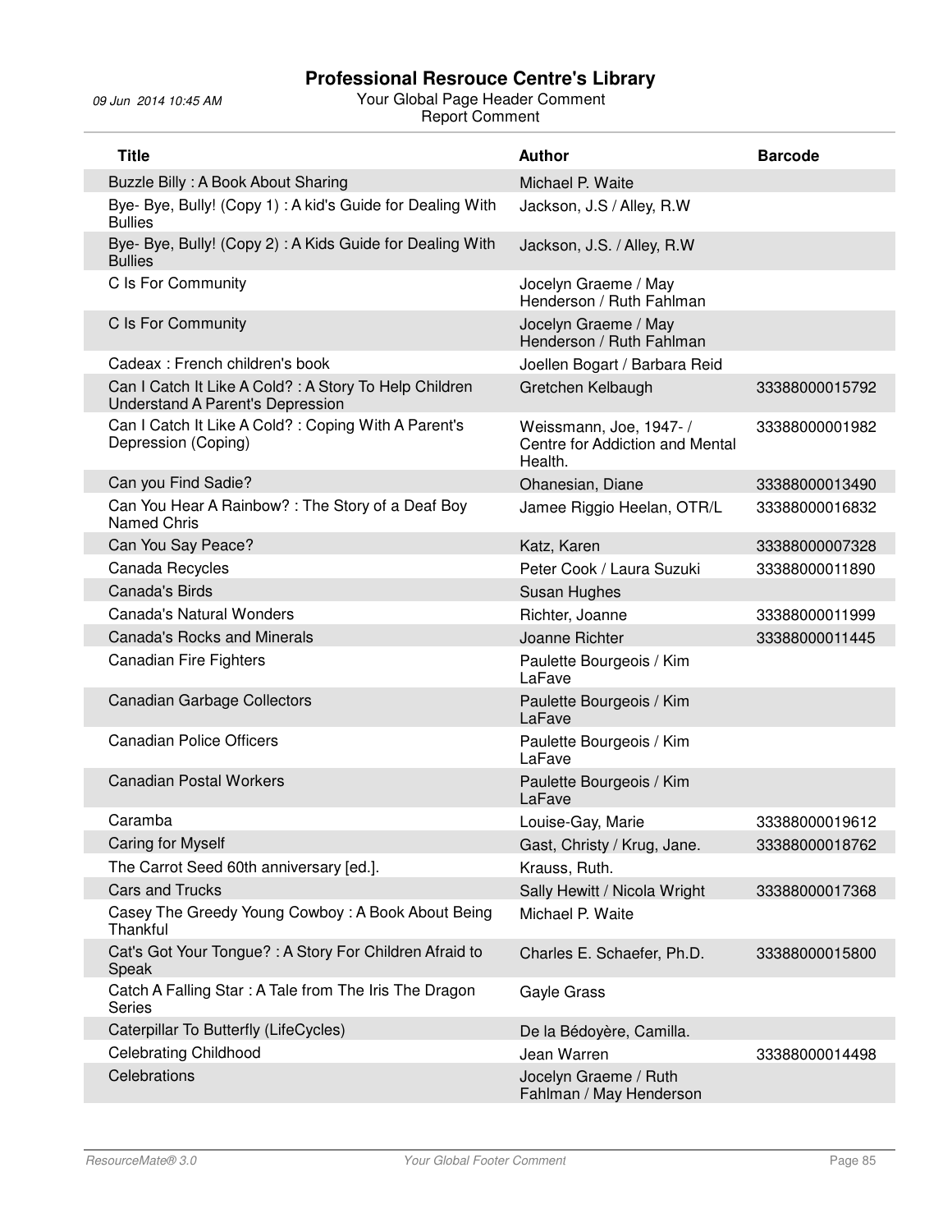# Professional Resrouce Centre's Library

09 Jun 2014 10:45 AM

Your Global Page Header Comment

Report Comment

| Title | Author | Barcode |
|---|---|---|
| Buzzle Billy : A Book About Sharing | Michael P. Waite | |
| Bye- Bye, Bully! (Copy 1) : A kid's Guide for Dealing With Bullies | Jackson, J.S / Alley, R.W | |
| Bye- Bye, Bully! (Copy 2) : A Kids Guide for Dealing With Bullies | Jackson, J.S. / Alley, R.W | |
| C Is For Community | Jocelyn Graeme / May Henderson / Ruth Fahlman | |
| C Is For Community | Jocelyn Graeme / May Henderson / Ruth Fahlman | |
| Cadeax : French children's book | Joellen Bogart / Barbara Reid | |
| Can I Catch It Like A Cold? : A Story To Help Children Understand A Parent's Depression | Gretchen Kelbaugh | 33388000015792 |
| Can I Catch It Like A Cold? : Coping With A Parent's Depression (Coping) | Weissmann, Joe, 1947- / Centre for Addiction and Mental Health. | 33388000001982 |
| Can you Find Sadie? | Ohanesian, Diane | 33388000013490 |
| Can You Hear A Rainbow? : The Story of a Deaf Boy Named Chris | Jamee Riggio Heelan, OTR/L | 33388000016832 |
| Can You Say Peace? | Katz, Karen | 33388000007328 |
| Canada Recycles | Peter Cook / Laura Suzuki | 33388000011890 |
| Canada's Birds | Susan Hughes | |
| Canada's Natural Wonders | Richter, Joanne | 33388000011999 |
| Canada's Rocks and Minerals | Joanne Richter | 33388000011445 |
| Canadian Fire Fighters | Paulette Bourgeois / Kim LaFave | |
| Canadian Garbage Collectors | Paulette Bourgeois / Kim LaFave | |
| Canadian Police Officers | Paulette Bourgeois / Kim LaFave | |
| Canadian Postal Workers | Paulette Bourgeois / Kim LaFave | |
| Caramba | Louise-Gay, Marie | 33388000019612 |
| Caring for Myself | Gast, Christy / Krug, Jane. | 33388000018762 |
| The Carrot Seed 60th anniversary [ed.]. | Krauss, Ruth. | |
| Cars and Trucks | Sally Hewitt / Nicola Wright | 33388000017368 |
| Casey The Greedy Young Cowboy : A Book About Being Thankful | Michael P. Waite | |
| Cat's Got Your Tongue? : A Story For Children Afraid to Speak | Charles E. Schaefer, Ph.D. | 33388000015800 |
| Catch A Falling Star : A Tale from The Iris The Dragon Series | Gayle Grass | |
| Caterpillar To Butterfly (LifeCycles) | De la Bédoyère, Camilla. | |
| Celebrating Childhood | Jean Warren | 33388000014498 |
| Celebrations | Jocelyn Graeme / Ruth Fahlman / May Henderson | |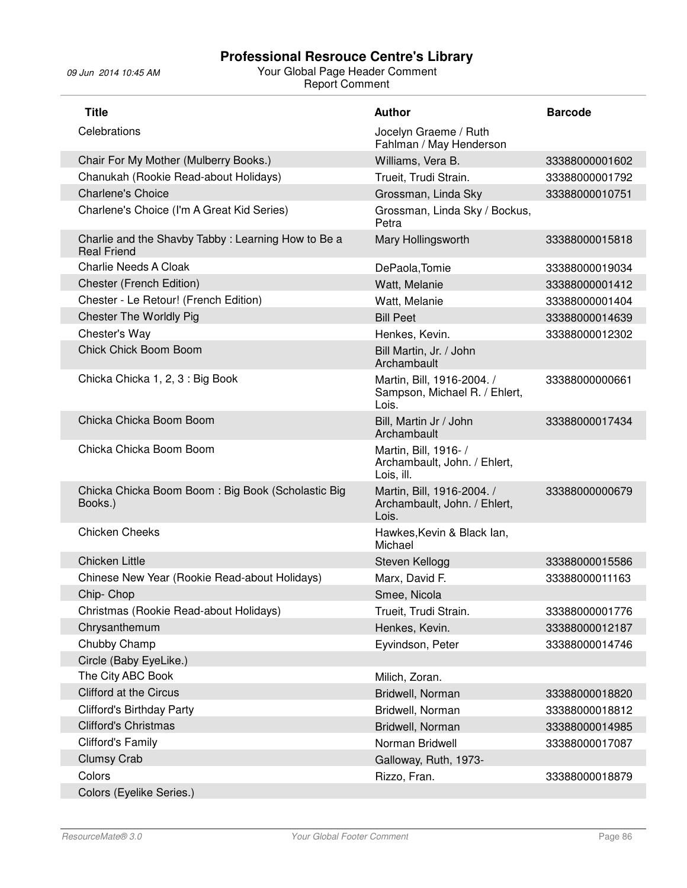| Title | Author | Barcode |
|---|---|---|
| Celebrations | Jocelyn Graeme / Ruth Fahlman / May Henderson | |
| Chair For My Mother (Mulberry Books.) | Williams, Vera B. | 33388000001602 |
| Chanukah (Rookie Read-about Holidays) | Trueit, Trudi Strain. | 33388000001792 |
| Charlene's Choice | Grossman, Linda Sky | 33388000010751 |
| Charlene's Choice (I'm A Great Kid Series) | Grossman, Linda Sky / Bockus, Petra | |
| Charlie and the Shavby Tabby : Learning How to Be a Real Friend | Mary Hollingsworth | 33388000015818 |
| Charlie Needs A Cloak | DePaola,Tomie | 33388000019034 |
| Chester (French Edition) | Watt, Melanie | 33388000001412 |
| Chester - Le Retour! (French Edition) | Watt, Melanie | 33388000001404 |
| Chester The Worldly Pig | Bill Peet | 33388000014639 |
| Chester's Way | Henkes, Kevin. | 33388000012302 |
| Chick Chick Boom Boom | Bill Martin, Jr. / John Archambault | |
| Chicka Chicka 1, 2, 3 : Big Book | Martin, Bill, 1916-2004. / Sampson, Michael R. / Ehlert, Lois. | 33388000000661 |
| Chicka Chicka Boom Boom | Bill, Martin Jr / John Archambault | 33388000017434 |
| Chicka Chicka Boom Boom | Martin, Bill, 1916- / Archambault, John. / Ehlert, Lois, ill. | |
| Chicka Chicka Boom Boom : Big Book (Scholastic Big Books.) | Martin, Bill, 1916-2004. / Archambault, John. / Ehlert, Lois. | 33388000000679 |
| Chicken Cheeks | Hawkes,Kevin & Black Ian, Michael | |
| Chicken Little | Steven Kellogg | 33388000015586 |
| Chinese New Year (Rookie Read-about Holidays) | Marx, David F. | 33388000011163 |
| Chip- Chop | Smee, Nicola | |
| Christmas (Rookie Read-about Holidays) | Trueit, Trudi Strain. | 33388000001776 |
| Chrysanthemum | Henkes, Kevin. | 33388000012187 |
| Chubby Champ | Eyvindson, Peter | 33388000014746 |
| Circle (Baby EyeLike.) | | |
| The City ABC Book | Milich, Zoran. | |
| Clifford at the Circus | Bridwell, Norman | 33388000018820 |
| Clifford's Birthday Party | Bridwell, Norman | 33388000018812 |
| Clifford's Christmas | Bridwell, Norman | 33388000014985 |
| Clifford's Family | Norman Bridwell | 33388000017087 |
| Clumsy Crab | Galloway, Ruth, 1973- | |
| Colors | Rizzo, Fran. | 33388000018879 |
| Colors (Eyelike Series.) | | |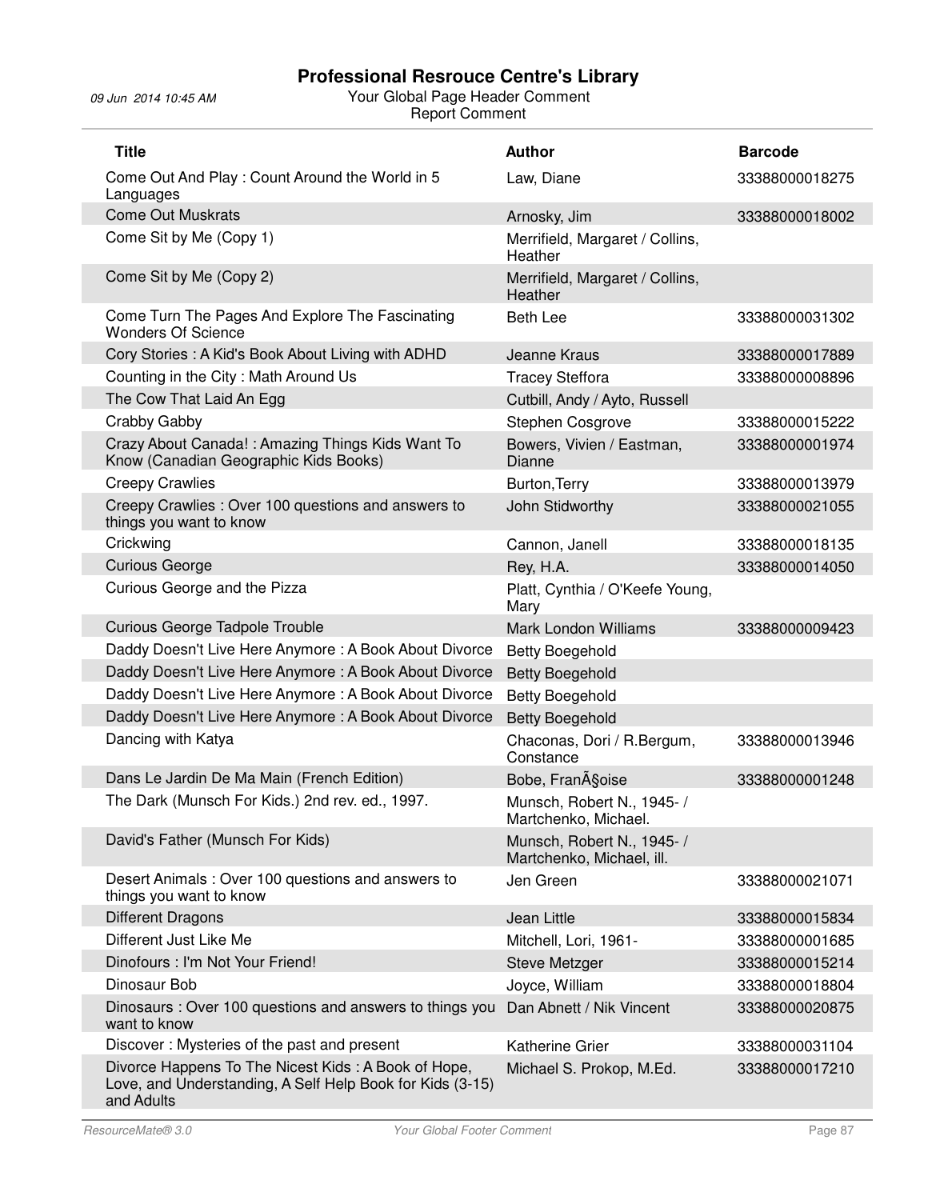# Professional Resrouce Centre's Library

09 Jun 2014 10:45 AM

Your Global Page Header Comment

Report Comment

| Title | Author | Barcode |
| --- | --- | --- |
| Come Out And Play : Count Around the World in 5 Languages | Law, Diane | 33388000018275 |
| Come Out Muskrats | Arnosky, Jim | 33388000018002 |
| Come Sit by Me (Copy 1) | Merrifield, Margaret / Collins, Heather | |
| Come Sit by Me (Copy 2) | Merrifield, Margaret / Collins, Heather | |
| Come Turn The Pages And Explore The Fascinating Wonders Of Science | Beth Lee | 33388000031302 |
| Cory Stories : A Kid's Book About Living with ADHD | Jeanne Kraus | 33388000017889 |
| Counting in the City : Math Around Us | Tracey Steffora | 33388000008896 |
| The Cow That Laid An Egg | Cutbill, Andy / Ayto, Russell | |
| Crabby Gabby | Stephen Cosgrove | 33388000015222 |
| Crazy About Canada! : Amazing Things Kids Want To Know (Canadian Geographic Kids Books) | Bowers, Vivien / Eastman, Dianne | 33388000001974 |
| Creepy Crawlies | Burton,Terry | 33388000013979 |
| Creepy Crawlies : Over 100 questions and answers to things you want to know | John Stidworthy | 33388000021055 |
| Crickwing | Cannon, Janell | 33388000018135 |
| Curious George | Rey, H.A. | 33388000014050 |
| Curious George and the Pizza | Platt, Cynthia / O'Keefe Young, Mary | |
| Curious George Tadpole Trouble | Mark London Williams | 33388000009423 |
| Daddy Doesn't Live Here Anymore : A Book About Divorce | Betty Boegehold | |
| Daddy Doesn't Live Here Anymore : A Book About Divorce | Betty Boegehold | |
| Daddy Doesn't Live Here Anymore : A Book About Divorce | Betty Boegehold | |
| Daddy Doesn't Live Here Anymore : A Book About Divorce | Betty Boegehold | |
| Dancing with Katya | Chaconas, Dori / R.Bergum, Constance | 33388000013946 |
| Dans Le Jardin De Ma Main (French Edition) | Bobe, FranÃ§oise | 33388000001248 |
| The Dark (Munsch For Kids.) 2nd rev. ed., 1997. | Munsch, Robert N., 1945- / Martchenko, Michael. | |
| David's Father (Munsch For Kids) | Munsch, Robert N., 1945- / Martchenko, Michael, ill. | |
| Desert Animals : Over 100 questions and answers to things you want to know | Jen Green | 33388000021071 |
| Different Dragons | Jean Little | 33388000015834 |
| Different Just Like Me | Mitchell, Lori, 1961- | 33388000001685 |
| Dinofours : I'm Not Your Friend! | Steve Metzger | 33388000015214 |
| Dinosaur Bob | Joyce, William | 33388000018804 |
| Dinosaurs : Over 100 questions and answers to things you want to know | Dan Abnett / Nik Vincent | 33388000020875 |
| Discover : Mysteries of the past and present | Katherine Grier | 33388000031104 |
| Divorce Happens To The Nicest Kids : A Book of Hope, Love, and Understanding, A Self Help Book for Kids (3-15) and Adults | Michael S. Prokop, M.Ed. | 33388000017210 |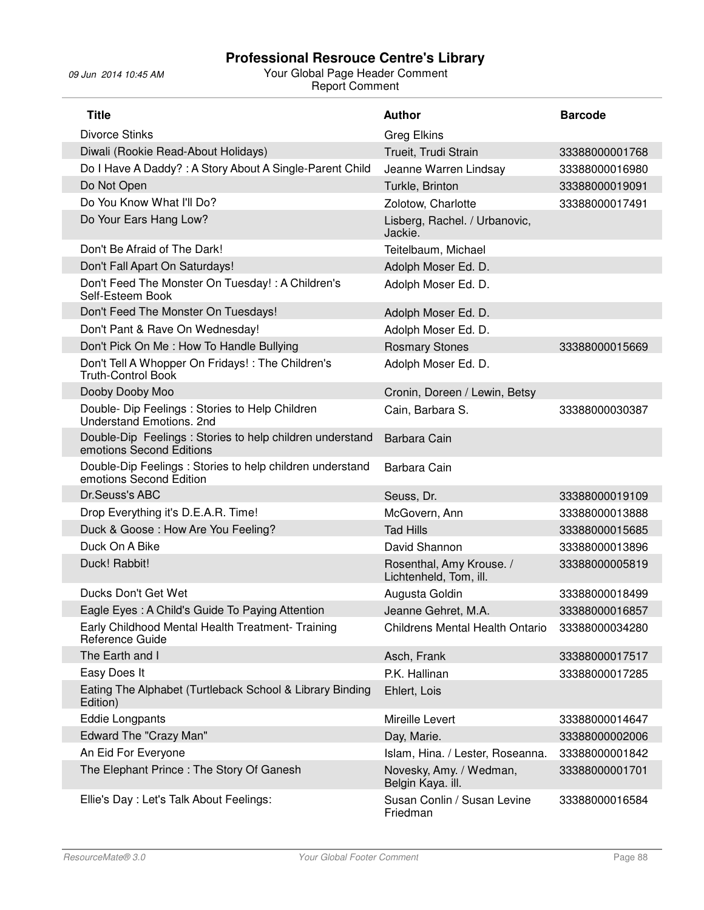# Professional Resrouce Centre's Library

09 Jun 2014 10:45 AM

Your Global Page Header Comment

Report Comment

| Title | Author | Barcode |
|---|---|---|
| Divorce Stinks | Greg Elkins | |
| Diwali (Rookie Read-About Holidays) | Trueit, Trudi Strain | 33388000001768 |
| Do I Have A Daddy? : A Story About A Single-Parent Child | Jeanne Warren Lindsay | 33388000016980 |
| Do Not Open | Turkle, Brinton | 33388000019091 |
| Do You Know What I'll Do? | Zolotow, Charlotte | 33388000017491 |
| Do Your Ears Hang Low? | Lisberg, Rachel. / Urbanovic, Jackie. | |
| Don't Be Afraid of The Dark! | Teitelbaum, Michael | |
| Don't Fall Apart On Saturdays! | Adolph Moser Ed. D. | |
| Don't Feed The Monster On Tuesday! : A Children's Self-Esteem Book | Adolph Moser Ed. D. | |
| Don't Feed The Monster On Tuesdays! | Adolph Moser Ed. D. | |
| Don't Pant & Rave On Wednesday! | Adolph Moser Ed. D. | |
| Don't Pick On Me : How To Handle Bullying | Rosmary Stones | 33388000015669 |
| Don't Tell A Whopper On Fridays! : The Children's Truth-Control Book | Adolph Moser Ed. D. | |
| Dooby Dooby Moo | Cronin, Doreen / Lewin, Betsy | |
| Double- Dip Feelings : Stories to Help Children Understand Emotions. 2nd | Cain, Barbara S. | 33388000030387 |
| Double-Dip  Feelings : Stories to help children understand emotions Second Editions | Barbara Cain | |
| Double-Dip Feelings : Stories to help children understand emotions Second Edition | Barbara Cain | |
| Dr.Seuss's ABC | Seuss, Dr. | 33388000019109 |
| Drop Everything it's D.E.A.R. Time! | McGovern, Ann | 33388000013888 |
| Duck & Goose : How Are You Feeling? | Tad Hills | 33388000015685 |
| Duck On A Bike | David Shannon | 33388000013896 |
| Duck! Rabbit! | Rosenthal, Amy Krouse. / Lichtenheld, Tom, ill. | 33388000005819 |
| Ducks Don't Get Wet | Augusta Goldin | 33388000018499 |
| Eagle Eyes : A Child's Guide To Paying Attention | Jeanne Gehret, M.A. | 33388000016857 |
| Early Childhood Mental Health Treatment- Training Reference Guide | Childrens Mental Health Ontario | 33388000034280 |
| The Earth and I | Asch, Frank | 33388000017517 |
| Easy Does It | P.K. Hallinan | 33388000017285 |
| Eating The Alphabet (Turtleback School & Library Binding Edition) | Ehlert, Lois | |
| Eddie Longpants | Mireille Levert | 33388000014647 |
| Edward The "Crazy Man" | Day, Marie. | 33388000002006 |
| An Eid For Everyone | Islam, Hina. / Lester, Roseanna. | 33388000001842 |
| The Elephant Prince : The Story Of Ganesh | Novesky, Amy. / Wedman, Belgin Kaya. ill. | 33388000001701 |
| Ellie's Day : Let's Talk About Feelings: | Susan Conlin / Susan Levine Friedman | 33388000016584 |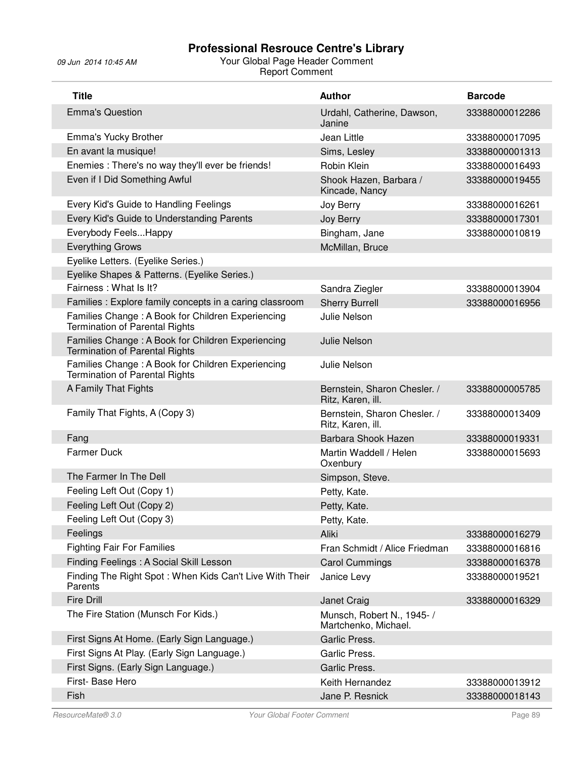# Professional Resrouce Centre's Library

09 Jun 2014 10:45 AM

Your Global Page Header Comment

Report Comment

| Title | Author | Barcode |
|---|---|---|
| Emma's Question | Urdahl, Catherine, Dawson, Janine | 33388000012286 |
| Emma's Yucky Brother | Jean Little | 33388000017095 |
| En avant la musique! | Sims, Lesley | 33388000001313 |
| Enemies : There's no way they'll ever be friends! | Robin Klein | 33388000016493 |
| Even if I Did Something Awful | Shook Hazen, Barbara / Kincade, Nancy | 33388000019455 |
| Every Kid's Guide to Handling Feelings | Joy Berry | 33388000016261 |
| Every Kid's Guide to Understanding Parents | Joy Berry | 33388000017301 |
| Everybody Feels...Happy | Bingham, Jane | 33388000010819 |
| Everything Grows | McMillan, Bruce | |
| Eyelike Letters. (Eyelike Series.) | | |
| Eyelike Shapes & Patterns. (Eyelike Series.) | | |
| Fairness : What Is It? | Sandra Ziegler | 33388000013904 |
| Families : Explore family concepts in a caring classroom | Sherry Burrell | 33388000016956 |
| Families Change : A Book for Children Experiencing Termination of Parental Rights | Julie Nelson | |
| Families Change : A Book for Children Experiencing Termination of Parental Rights | Julie Nelson | |
| Families Change : A Book for Children Experiencing Termination of Parental Rights | Julie Nelson | |
| A Family That Fights | Bernstein, Sharon Chesler. / Ritz, Karen, ill. | 33388000005785 |
| Family That Fights, A (Copy 3) | Bernstein, Sharon Chesler. / Ritz, Karen, ill. | 33388000013409 |
| Fang | Barbara Shook Hazen | 33388000019331 |
| Farmer Duck | Martin Waddell / Helen Oxenbury | 33388000015693 |
| The Farmer In The Dell | Simpson, Steve. | |
| Feeling Left Out (Copy 1) | Petty, Kate. | |
| Feeling Left Out (Copy 2) | Petty, Kate. | |
| Feeling Left Out (Copy 3) | Petty, Kate. | |
| Feelings | Aliki | 33388000016279 |
| Fighting Fair For Families | Fran Schmidt / Alice Friedman | 33388000016816 |
| Finding Feelings : A Social Skill Lesson | Carol Cummings | 33388000016378 |
| Finding The Right Spot : When Kids Can't Live With Their Parents | Janice Levy | 33388000019521 |
| Fire Drill | Janet Craig | 33388000016329 |
| The Fire Station (Munsch For Kids.) | Munsch, Robert N., 1945- / Martchenko, Michael. | |
| First Signs At Home. (Early Sign Language.) | Garlic Press. | |
| First Signs At Play. (Early Sign Language.) | Garlic Press. | |
| First Signs. (Early Sign Language.) | Garlic Press. | |
| First- Base Hero | Keith Hernandez | 33388000013912 |
| Fish | Jane P. Resnick | 33388000018143 |

ResourceMate® 3.0 — Your Global Footer Comment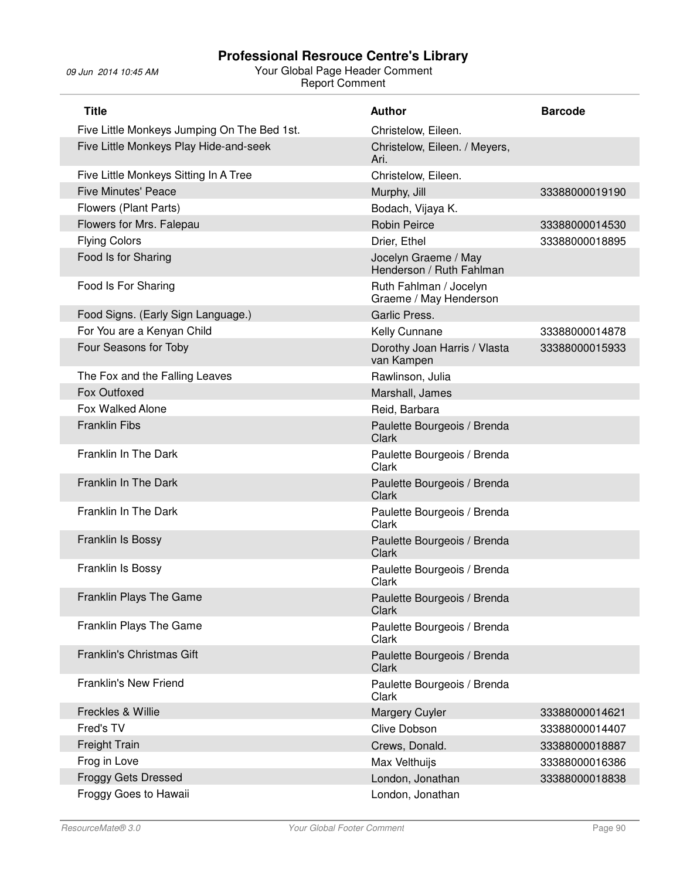| Title | Author | Barcode |
|---|---|---|
| Five Little Monkeys Jumping On The Bed 1st. | Christelow, Eileen. | |
| Five Little Monkeys Play Hide-and-seek | Christelow, Eileen. / Meyers, Ari. | |
| Five Little Monkeys Sitting In A Tree | Christelow, Eileen. | |
| Five Minutes' Peace | Murphy, Jill | 33388000019190 |
| Flowers (Plant Parts) | Bodach, Vijaya K. | |
| Flowers for Mrs. Falepau | Robin Peirce | 33388000014530 |
| Flying Colors | Drier, Ethel | 33388000018895 |
| Food Is for Sharing | Jocelyn Graeme / May Henderson / Ruth Fahlman | |
| Food Is For Sharing | Ruth Fahlman / Jocelyn Graeme / May Henderson | |
| Food Signs. (Early Sign Language.) | Garlic Press. | |
| For You are a Kenyan Child | Kelly Cunnane | 33388000014878 |
| Four Seasons for Toby | Dorothy Joan Harris / Vlasta van Kampen | 33388000015933 |
| The Fox and the Falling Leaves | Rawlinson, Julia | |
| Fox Outfoxed | Marshall, James | |
| Fox Walked Alone | Reid, Barbara | |
| Franklin Fibs | Paulette Bourgeois / Brenda Clark | |
| Franklin In The Dark | Paulette Bourgeois / Brenda Clark | |
| Franklin In The Dark | Paulette Bourgeois / Brenda Clark | |
| Franklin In The Dark | Paulette Bourgeois / Brenda Clark | |
| Franklin Is Bossy | Paulette Bourgeois / Brenda Clark | |
| Franklin Is Bossy | Paulette Bourgeois / Brenda Clark | |
| Franklin Plays The Game | Paulette Bourgeois / Brenda Clark | |
| Franklin Plays The Game | Paulette Bourgeois / Brenda Clark | |
| Franklin's Christmas Gift | Paulette Bourgeois / Brenda Clark | |
| Franklin's New Friend | Paulette Bourgeois / Brenda Clark | |
| Freckles & Willie | Margery Cuyler | 33388000014621 |
| Fred's TV | Clive Dobson | 33388000014407 |
| Freight Train | Crews, Donald. | 33388000018887 |
| Frog in Love | Max Velthuijs | 33388000016386 |
| Froggy Gets Dressed | London, Jonathan | 33388000018838 |
| Froggy Goes to Hawaii | London, Jonathan | |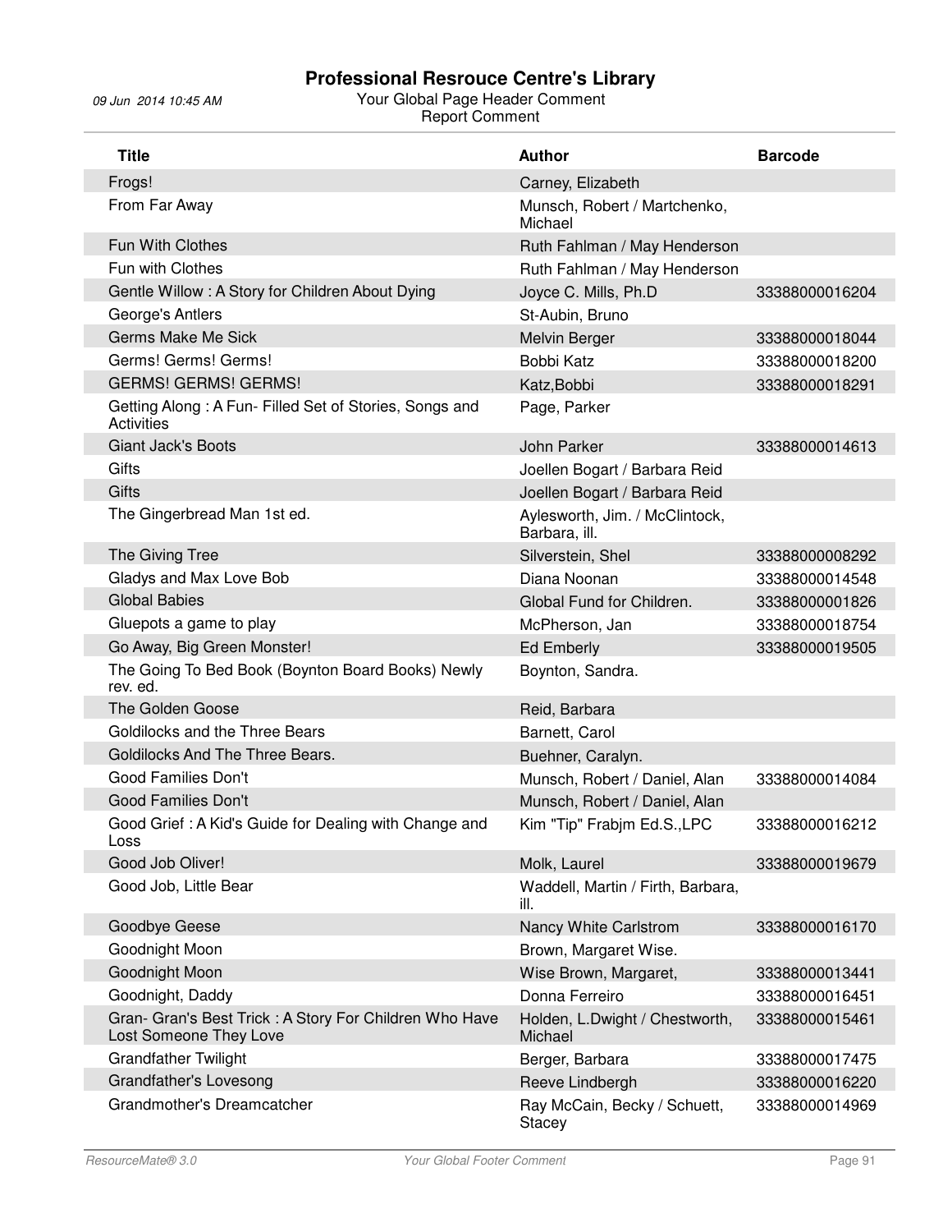# Professional Resrouce Centre's Library

09 Jun 2014 10:45 AM

Your Global Page Header Comment
Report Comment

| Title | Author | Barcode |
|---|---|---|
| Frogs! | Carney, Elizabeth | |
| From Far Away | Munsch, Robert / Martchenko, Michael | |
| Fun With Clothes | Ruth Fahlman / May Henderson | |
| Fun with Clothes | Ruth Fahlman / May Henderson | |
| Gentle Willow : A Story for Children About Dying | Joyce C. Mills, Ph.D | 33388000016204 |
| George's Antlers | St-Aubin, Bruno | |
| Germs Make Me Sick | Melvin Berger | 33388000018044 |
| Germs! Germs! Germs! | Bobbi Katz | 33388000018200 |
| GERMS! GERMS! GERMS! | Katz,Bobbi | 33388000018291 |
| Getting Along : A Fun- Filled Set of Stories, Songs and Activities | Page, Parker | |
| Giant Jack's Boots | John Parker | 33388000014613 |
| Gifts | Joellen Bogart / Barbara Reid | |
| Gifts | Joellen Bogart / Barbara Reid | |
| The Gingerbread Man 1st ed. | Aylesworth, Jim. / McClintock, Barbara, ill. | |
| The Giving Tree | Silverstein, Shel | 33388000008292 |
| Gladys and Max Love Bob | Diana Noonan | 33388000014548 |
| Global Babies | Global Fund for Children. | 33388000001826 |
| Gluepots a game to play | McPherson, Jan | 33388000018754 |
| Go Away, Big Green Monster! | Ed Emberly | 33388000019505 |
| The Going To Bed Book (Boynton Board Books) Newly rev. ed. | Boynton, Sandra. | |
| The Golden Goose | Reid, Barbara | |
| Goldilocks and the Three Bears | Barnett, Carol | |
| Goldilocks And The Three Bears. | Buehner, Caralyn. | |
| Good Families Don't | Munsch, Robert / Daniel, Alan | 33388000014084 |
| Good Families Don't | Munsch, Robert / Daniel, Alan | |
| Good Grief : A Kid's Guide for Dealing with Change and Loss | Kim "Tip" Frabjm Ed.S.,LPC | 33388000016212 |
| Good Job Oliver! | Molk, Laurel | 33388000019679 |
| Good Job, Little Bear | Waddell, Martin / Firth, Barbara, ill. | |
| Goodbye Geese | Nancy White Carlstrom | 33388000016170 |
| Goodnight Moon | Brown, Margaret Wise. | |
| Goodnight Moon | Wise Brown, Margaret, | 33388000013441 |
| Goodnight, Daddy | Donna Ferreiro | 33388000016451 |
| Gran- Gran's Best Trick : A Story For Children Who Have Lost Someone They Love | Holden, L.Dwight / Chestworth, Michael | 33388000015461 |
| Grandfather Twilight | Berger, Barbara | 33388000017475 |
| Grandfather's Lovesong | Reeve Lindbergh | 33388000016220 |
| Grandmother's Dreamcatcher | Ray McCain, Becky / Schuett, Stacey | 33388000014969 |

ResourceMate® 3.0 Your Global Footer Comment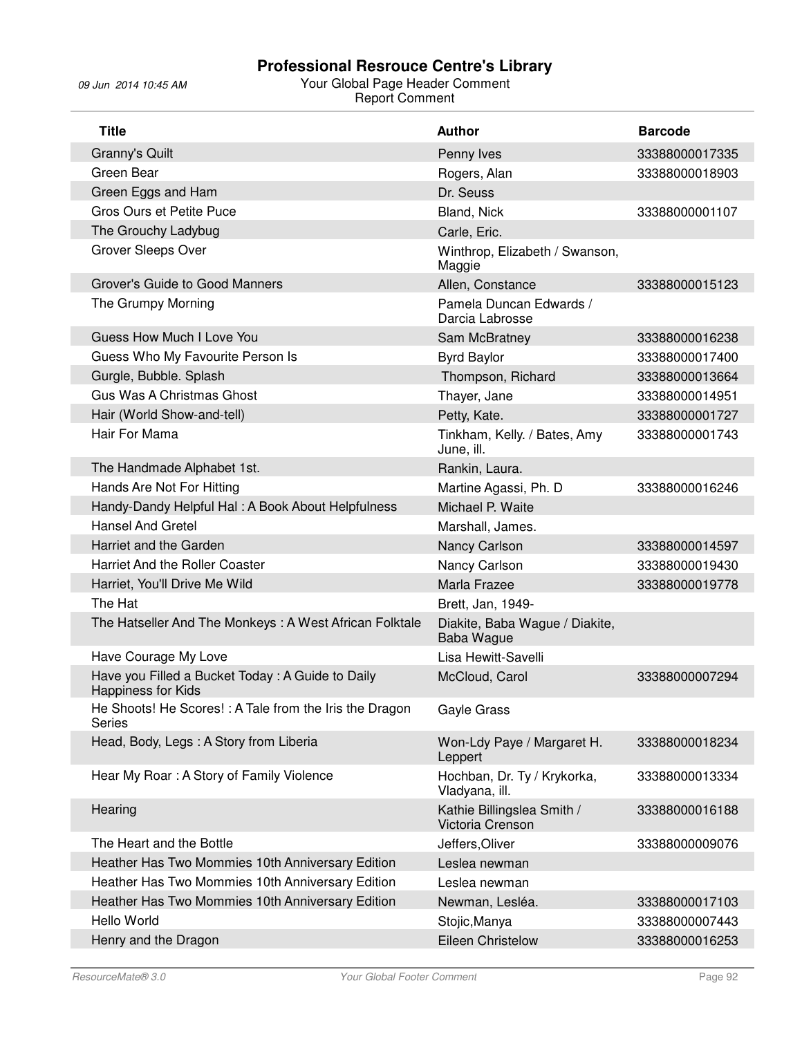# Professional Resrouce Centre's Library

09 Jun 2014 10:45 AM

Your Global Page Header Comment
Report Comment

| Title | Author | Barcode |
|---|---|---|
| Granny's Quilt | Penny Ives | 33388000017335 |
| Green Bear | Rogers, Alan | 33388000018903 |
| Green Eggs and Ham | Dr. Seuss | |
| Gros Ours et Petite Puce | Bland, Nick | 33388000001107 |
| The Grouchy Ladybug | Carle, Eric. | |
| Grover Sleeps Over | Winthrop, Elizabeth / Swanson, Maggie | |
| Grover's Guide to Good Manners | Allen, Constance | 33388000015123 |
| The Grumpy Morning | Pamela Duncan Edwards / Darcia Labrosse | |
| Guess How Much I Love You | Sam McBratney | 33388000016238 |
| Guess Who My Favourite Person Is | Byrd Baylor | 33388000017400 |
| Gurgle, Bubble. Splash | Thompson, Richard | 33388000013664 |
| Gus Was A Christmas Ghost | Thayer, Jane | 33388000014951 |
| Hair (World Show-and-tell) | Petty, Kate. | 33388000001727 |
| Hair For Mama | Tinkham, Kelly. / Bates, Amy June, ill. | 33388000001743 |
| The Handmade Alphabet 1st. | Rankin, Laura. | |
| Hands Are Not For Hitting | Martine Agassi, Ph. D | 33388000016246 |
| Handy-Dandy Helpful Hal : A Book About Helpfulness | Michael P. Waite | |
| Hansel And Gretel | Marshall, James. | |
| Harriet and the Garden | Nancy Carlson | 33388000014597 |
| Harriet And the Roller Coaster | Nancy Carlson | 33388000019430 |
| Harriet, You'll Drive Me Wild | Marla Frazee | 33388000019778 |
| The Hat | Brett, Jan, 1949- | |
| The Hatseller And The Monkeys : A West African Folktale | Diakite, Baba Wague / Diakite, Baba Wague | |
| Have Courage My Love | Lisa Hewitt-Savelli | |
| Have you Filled a Bucket Today : A Guide to Daily Happiness for Kids | McCloud, Carol | 33388000007294 |
| He Shoots! He Scores! : A Tale from the Iris the Dragon Series | Gayle Grass | |
| Head, Body, Legs : A Story from Liberia | Won-Ldy Paye / Margaret H. Leppert | 33388000018234 |
| Hear My Roar : A Story of Family Violence | Hochban, Dr. Ty / Krykorka, Vladyana, ill. | 33388000013334 |
| Hearing | Kathie Billingslea Smith / Victoria Crenson | 33388000016188 |
| The Heart and the Bottle | Jeffers,Oliver | 33388000009076 |
| Heather Has Two Mommies 10th Anniversary Edition | Leslea newman | |
| Heather Has Two Mommies 10th Anniversary Edition | Leslea newman | |
| Heather Has Two Mommies 10th Anniversary Edition | Newman, Lesléa. | 33388000017103 |
| Hello World | Stojic,Manya | 33388000007443 |
| Henry and the Dragon | Eileen Christelow | 33388000016253 |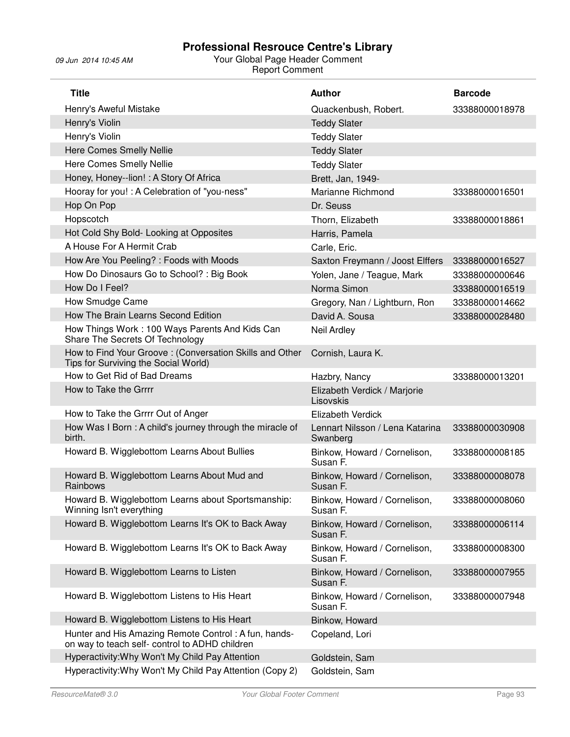# Professional Resrouce Centre's Library

09 Jun 2014 10:45 AM

Your Global Page Header Comment

Report Comment

| Title | Author | Barcode |
|---|---|---|
| Henry's Aweful Mistake | Quackenbush, Robert. | 33388000018978 |
| Henry's Violin | Teddy Slater | |
| Henry's Violin | Teddy Slater | |
| Here Comes Smelly Nellie | Teddy Slater | |
| Here Comes Smelly Nellie | Teddy Slater | |
| Honey, Honey--lion! : A Story Of Africa | Brett, Jan, 1949- | |
| Hooray for you! : A Celebration of "you-ness" | Marianne Richmond | 33388000016501 |
| Hop On Pop | Dr. Seuss | |
| Hopscotch | Thorn, Elizabeth | 33388000018861 |
| Hot Cold Shy Bold- Looking at Opposites | Harris, Pamela | |
| A House For A Hermit Crab | Carle, Eric. | |
| How Are You Peeling? : Foods with Moods | Saxton Freymann / Joost Elffers | 33388000016527 |
| How Do Dinosaurs Go to School? : Big Book | Yolen, Jane / Teague, Mark | 33388000000646 |
| How Do I Feel? | Norma Simon | 33388000016519 |
| How Smudge Came | Gregory, Nan / Lightburn, Ron | 33388000014662 |
| How The Brain Learns Second Edition | David A. Sousa | 33388000028480 |
| How Things Work : 100 Ways Parents And Kids Can Share The Secrets Of Technology | Neil Ardley | |
| How to Find Your Groove : (Conversation Skills and Other Tips for Surviving the Social World) | Cornish, Laura K. | |
| How to Get Rid of Bad Dreams | Hazbry, Nancy | 33388000013201 |
| How to Take the Grrrr | Elizabeth Verdick / Marjorie Lisovskis | |
| How to Take the Grrrr Out of Anger | Elizabeth Verdick | |
| How Was I Born : A child's journey through the miracle of birth. | Lennart Nilsson / Lena Katarina Swanberg | 33388000030908 |
| Howard B. Wigglebottom Learns About Bullies | Binkow, Howard / Cornelison, Susan F. | 33388000008185 |
| Howard B. Wigglebottom Learns About Mud and Rainbows | Binkow, Howard / Cornelison, Susan F. | 33388000008078 |
| Howard B. Wigglebottom Learns about Sportsmanship: Winning Isn't everything | Binkow, Howard / Cornelison, Susan F. | 33388000008060 |
| Howard B. Wigglebottom Learns It's OK to Back Away | Binkow, Howard / Cornelison, Susan F. | 33388000006114 |
| Howard B. Wigglebottom Learns It's OK to Back Away | Binkow, Howard / Cornelison, Susan F. | 33388000008300 |
| Howard B. Wigglebottom Learns to Listen | Binkow, Howard / Cornelison, Susan F. | 33388000007955 |
| Howard B. Wigglebottom Listens to His Heart | Binkow, Howard / Cornelison, Susan F. | 33388000007948 |
| Howard B. Wigglebottom Listens to His Heart | Binkow, Howard | |
| Hunter and His Amazing Remote Control : A fun, hands-on way to teach self- control to ADHD children | Copeland, Lori | |
| Hyperactivity:Why Won't My Child Pay Attention | Goldstein, Sam | |
| Hyperactivity:Why Won't My Child Pay Attention (Copy 2) | Goldstein, Sam | |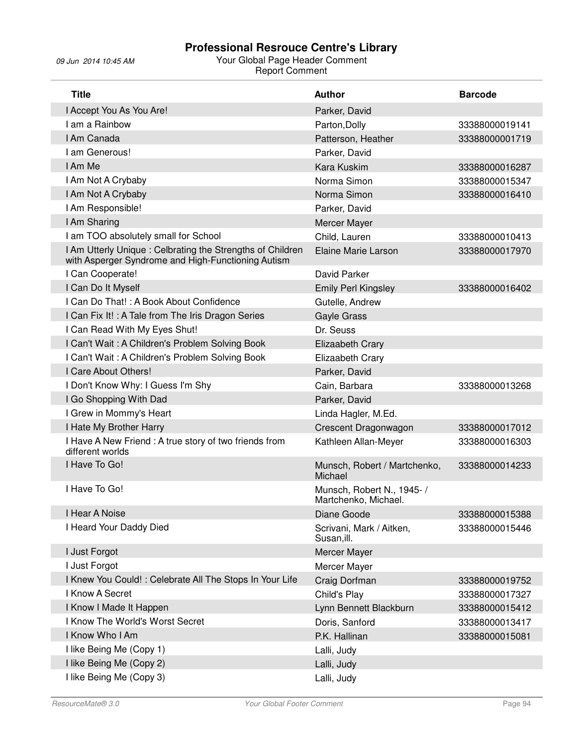# Professional Resrouce Centre's Library

09 Jun 2014 10:45 AM

Your Global Page Header Comment
Report Comment

| Title | Author | Barcode |
|---|---|---|
| I Accept You As You Are! | Parker, David | |
| I am a Rainbow | Parton,Dolly | 33388000019141 |
| I Am Canada | Patterson, Heather | 33388000001719 |
| I am Generous! | Parker, David | |
| I Am Me | Kara Kuskim | 33388000016287 |
| I Am Not A Crybaby | Norma Simon | 33388000015347 |
| I Am Not A Crybaby | Norma Simon | 33388000016410 |
| I Am Responsible! | Parker, David | |
| I Am Sharing | Mercer Mayer | |
| I am TOO absolutely small for School | Child, Lauren | 33388000010413 |
| I Am Utterly Unique : Celbrating the Strengths of Children with Asperger Syndrome and High-Functioning Autism | Elaine Marie Larson | 33388000017970 |
| I Can Cooperate! | David Parker | |
| I Can Do It Myself | Emily Perl Kingsley | 33388000016402 |
| I Can Do That! : A Book About Confidence | Gutelle, Andrew | |
| I Can Fix It! : A Tale from The Iris Dragon Series | Gayle Grass | |
| I Can Read With My Eyes Shut! | Dr. Seuss | |
| I Can't Wait : A Children's Problem Solving Book | Elizaabeth Crary | |
| I Can't Wait : A Children's Problem Solving Book | Elizaabeth Crary | |
| I Care About Others! | Parker, David | |
| I Don't Know Why: I Guess I'm Shy | Cain, Barbara | 33388000013268 |
| I Go Shopping With Dad | Parker, David | |
| I Grew in Mommy's Heart | Linda Hagler, M.Ed. | |
| I Hate My Brother Harry | Crescent Dragonwagon | 33388000017012 |
| I Have A New Friend : A true story of two friends from different worlds | Kathleen Allan-Meyer | 33388000016303 |
| I Have To Go! | Munsch, Robert / Martchenko, Michael | 33388000014233 |
| I Have To Go! | Munsch, Robert N., 1945- / Martchenko, Michael. | |
| I Hear A Noise | Diane Goode | 33388000015388 |
| I Heard Your Daddy Died | Scrivani, Mark / Aitken, Susan,ill. | 33388000015446 |
| I Just Forgot | Mercer Mayer | |
| I Just Forgot | Mercer Mayer | |
| I Knew You Could! : Celebrate All The Stops In Your Life | Craig Dorfman | 33388000019752 |
| I Know A Secret | Child's Play | 33388000017327 |
| I Know I Made It Happen | Lynn Bennett Blackburn | 33388000015412 |
| I Know The World's Worst Secret | Doris, Sanford | 33388000013417 |
| I Know Who I Am | P.K. Hallinan | 33388000015081 |
| I like Being Me (Copy 1) | Lalli, Judy | |
| I like Being Me (Copy 2) | Lalli, Judy | |
| I like Being Me (Copy 3) | Lalli, Judy | |

ResourceMate® 3.0 — Your Global Footer Comment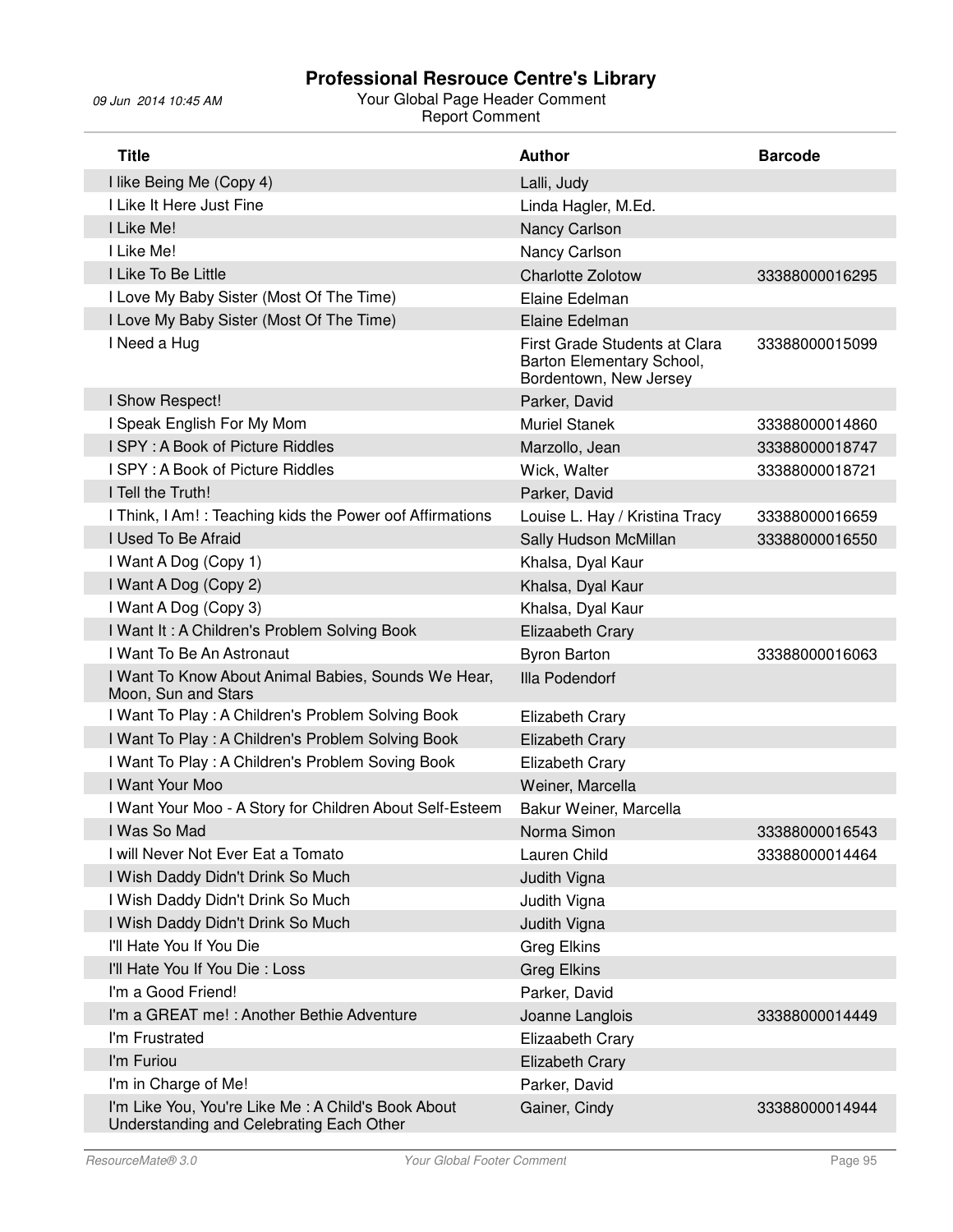# Professional Resrouce Centre's Library

09 Jun 2014 10:45 AM

Your Global Page Header Comment
Report Comment

| Title | Author | Barcode |
|---|---|---|
| I like Being Me (Copy 4) | Lalli, Judy | |
| I Like It Here Just Fine | Linda Hagler, M.Ed. | |
| I Like Me! | Nancy Carlson | |
| I Like Me! | Nancy Carlson | |
| I Like To Be Little | Charlotte Zolotow | 33388000016295 |
| I Love My Baby Sister (Most Of The Time) | Elaine Edelman | |
| I Love My Baby Sister (Most Of The Time) | Elaine Edelman | |
| I Need a Hug | First Grade Students at Clara Barton Elementary School, Bordentown, New Jersey | 33388000015099 |
| I Show Respect! | Parker, David | |
| I Speak English For My Mom | Muriel Stanek | 33388000014860 |
| I SPY : A Book of Picture Riddles | Marzollo, Jean | 33388000018747 |
| I SPY : A Book of Picture Riddles | Wick, Walter | 33388000018721 |
| I Tell the Truth! | Parker, David | |
| I Think, I Am! : Teaching kids the Power oof Affirmations | Louise L. Hay / Kristina Tracy | 33388000016659 |
| I Used To Be Afraid | Sally Hudson McMillan | 33388000016550 |
| I Want A Dog (Copy 1) | Khalsa, Dyal Kaur | |
| I Want A Dog (Copy 2) | Khalsa, Dyal Kaur | |
| I Want A Dog (Copy 3) | Khalsa, Dyal Kaur | |
| I Want It : A Children's Problem Solving Book | Elizaabeth Crary | |
| I Want To Be An Astronaut | Byron Barton | 33388000016063 |
| I Want To Know About Animal Babies, Sounds We Hear, Moon, Sun and Stars | Illa Podendorf | |
| I Want To Play : A Children's Problem Solving Book | Elizabeth Crary | |
| I Want To Play : A Children's Problem Solving Book | Elizabeth Crary | |
| I Want To Play : A Children's Problem Soving Book | Elizabeth Crary | |
| I Want Your Moo | Weiner, Marcella | |
| I Want Your Moo - A Story for Children About Self-Esteem | Bakur Weiner, Marcella | |
| I Was So Mad | Norma Simon | 33388000016543 |
| I will Never Not Ever Eat a Tomato | Lauren Child | 33388000014464 |
| I Wish Daddy Didn't Drink So Much | Judith Vigna | |
| I Wish Daddy Didn't Drink So Much | Judith Vigna | |
| I Wish Daddy Didn't Drink So Much | Judith Vigna | |
| I'll Hate You If You Die | Greg Elkins | |
| I'll Hate You If You Die : Loss | Greg Elkins | |
| I'm a Good Friend! | Parker, David | |
| I'm a GREAT me! : Another Bethie Adventure | Joanne Langlois | 33388000014449 |
| I'm Frustrated | Elizaabeth Crary | |
| I'm Furiou | Elizabeth Crary | |
| I'm in Charge of Me! | Parker, David | |
| I'm Like You, You're Like Me : A Child's Book About Understanding and Celebrating Each Other | Gainer, Cindy | 33388000014944 |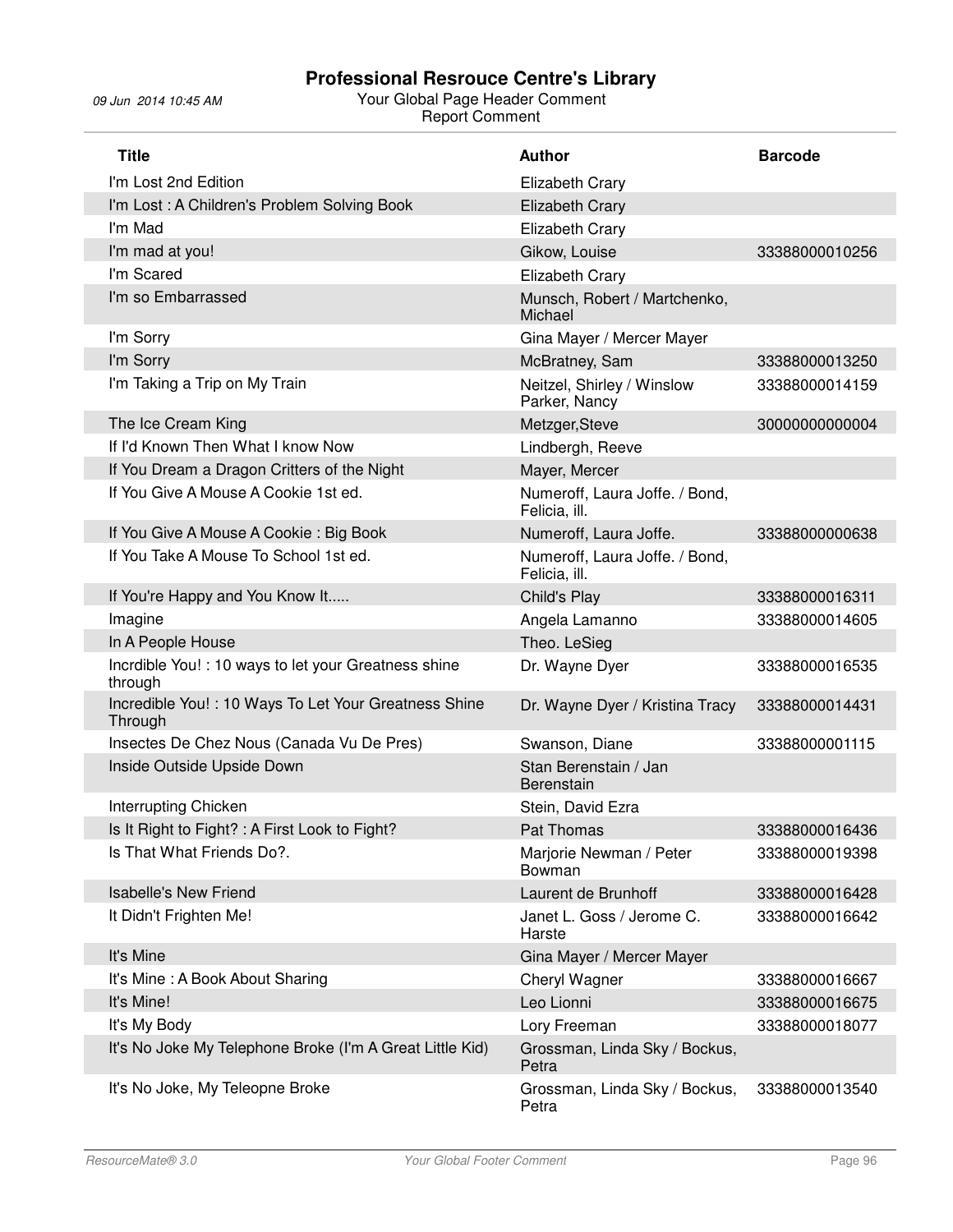# Professional Resrouce Centre's Library

09 Jun 2014 10:45 AM

Your Global Page Header Comment
Report Comment

| Title | Author | Barcode |
|---|---|---|
| I'm Lost 2nd Edition | Elizabeth Crary | |
| I'm Lost : A Children's Problem Solving Book | Elizabeth Crary | |
| I'm Mad | Elizabeth Crary | |
| I'm mad at you! | Gikow, Louise | 33388000010256 |
| I'm Scared | Elizabeth Crary | |
| I'm so Embarrassed | Munsch, Robert / Martchenko, Michael | |
| I'm Sorry | Gina Mayer / Mercer Mayer | |
| I'm Sorry | McBratney, Sam | 33388000013250 |
| I'm Taking a Trip on My Train | Neitzel, Shirley / Winslow Parker, Nancy | 33388000014159 |
| The Ice Cream King | Metzger,Steve | 30000000000004 |
| If I'd Known Then What I know Now | Lindbergh, Reeve | |
| If You Dream a Dragon Critters of the Night | Mayer, Mercer | |
| If You Give A Mouse A Cookie 1st ed. | Numeroff, Laura Joffe. / Bond, Felicia, ill. | |
| If You Give A Mouse A Cookie : Big Book | Numeroff, Laura Joffe. | 33388000000638 |
| If You Take A Mouse To School 1st ed. | Numeroff, Laura Joffe. / Bond, Felicia, ill. | |
| If You're Happy and You Know It..... | Child's Play | 33388000016311 |
| Imagine | Angela Lamanno | 33388000014605 |
| In A People House | Theo. LeSieg | |
| Incrdible You! : 10 ways to let your Greatness shine through | Dr. Wayne Dyer | 33388000016535 |
| Incredible You! : 10 Ways To Let Your Greatness Shine Through | Dr. Wayne Dyer / Kristina Tracy | 33388000014431 |
| Insectes De Chez Nous (Canada Vu De Pres) | Swanson, Diane | 33388000001115 |
| Inside Outside Upside Down | Stan Berenstain / Jan Berenstain | |
| Interrupting Chicken | Stein, David Ezra | |
| Is It Right to Fight? : A First Look to Fight? | Pat Thomas | 33388000016436 |
| Is That What Friends Do?. | Marjorie Newman / Peter Bowman | 33388000019398 |
| Isabelle's New Friend | Laurent de Brunhoff | 33388000016428 |
| It Didn't Frighten Me! | Janet L. Goss / Jerome C. Harste | 33388000016642 |
| It's Mine | Gina Mayer / Mercer Mayer | |
| It's Mine : A Book About Sharing | Cheryl Wagner | 33388000016667 |
| It's Mine! | Leo Lionni | 33388000016675 |
| It's My Body | Lory Freeman | 33388000018077 |
| It's No Joke My Telephone Broke (I'm A Great Little Kid) | Grossman, Linda Sky / Bockus, Petra | |
| It's No Joke, My Teleopne Broke | Grossman, Linda Sky / Bockus, Petra | 33388000013540 |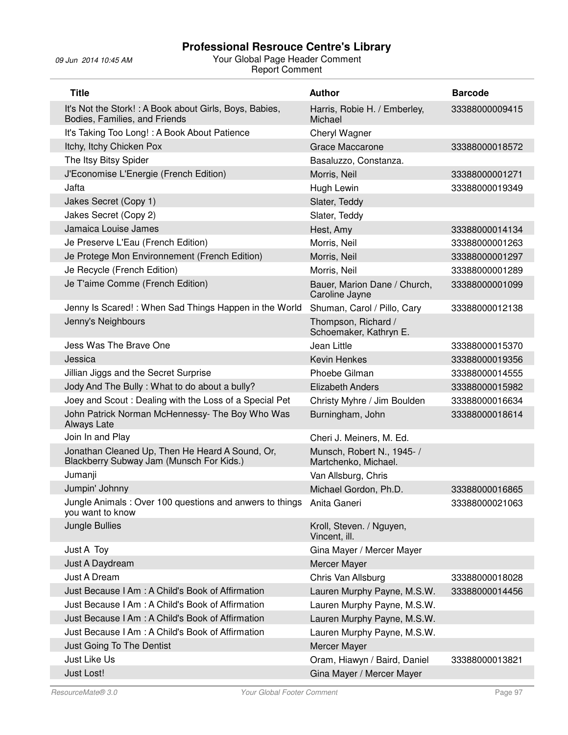# Professional Resrouce Centre's Library

09 Jun 2014 10:45 AM

Your Global Page Header Comment

Report Comment

| Title | Author | Barcode |
|---|---|---|
| It's Not the Stork! : A Book about Girls, Boys, Babies, Bodies, Families, and Friends | Harris, Robie H. / Emberley, Michael | 33388000009415 |
| It's Taking Too Long! : A Book About Patience | Cheryl Wagner | |
| Itchy, Itchy Chicken Pox | Grace Maccarone | 33388000018572 |
| The Itsy Bitsy Spider | Basaluzzo, Constanza. | |
| J'Economise L'Energie (French Edition) | Morris, Neil | 33388000001271 |
| Jafta | Hugh Lewin | 33388000019349 |
| Jakes Secret (Copy 1) | Slater, Teddy | |
| Jakes Secret (Copy 2) | Slater, Teddy | |
| Jamaica Louise James | Hest, Amy | 33388000014134 |
| Je Preserve L'Eau (French Edition) | Morris, Neil | 33388000001263 |
| Je Protege Mon Environnement (French Edition) | Morris, Neil | 33388000001297 |
| Je Recycle (French Edition) | Morris, Neil | 33388000001289 |
| Je T'aime Comme (French Edition) | Bauer, Marion Dane / Church, Caroline Jayne | 33388000001099 |
| Jenny Is Scared! : When Sad Things Happen in the World | Shuman, Carol / Pillo, Cary | 33388000012138 |
| Jenny's Neighbours | Thompson, Richard / Schoemaker, Kathryn E. | |
| Jess Was The Brave One | Jean Little | 33388000015370 |
| Jessica | Kevin Henkes | 33388000019356 |
| Jillian Jiggs and the Secret Surprise | Phoebe Gilman | 33388000014555 |
| Jody And The Bully : What to do about a bully? | Elizabeth Anders | 33388000015982 |
| Joey and Scout : Dealing with the Loss of a Special Pet | Christy Myhre / Jim Boulden | 33388000016634 |
| John Patrick Norman McHennessy- The Boy Who Was Always Late | Burningham, John | 33388000018614 |
| Join In and Play | Cheri J. Meiners, M. Ed. | |
| Jonathan Cleaned Up, Then He Heard A Sound, Or, Blackberry Subway Jam (Munsch For Kids.) | Munsch, Robert N., 1945- / Martchenko, Michael. | |
| Jumanji | Van Allsburg, Chris | |
| Jumpin' Johnny | Michael Gordon, Ph.D. | 33388000016865 |
| Jungle Animals : Over 100 questions and anwers to things you want to know | Anita Ganeri | 33388000021063 |
| Jungle Bullies | Kroll, Steven. / Nguyen, Vincent, ill. | |
| Just A Toy | Gina Mayer / Mercer Mayer | |
| Just A Daydream | Mercer Mayer | |
| Just A Dream | Chris Van Allsburg | 33388000018028 |
| Just Because I Am : A Child's Book of Affirmation | Lauren Murphy Payne, M.S.W. | 33388000014456 |
| Just Because I Am : A Child's Book of Affirmation | Lauren Murphy Payne, M.S.W. | |
| Just Because I Am : A Child's Book of Affirmation | Lauren Murphy Payne, M.S.W. | |
| Just Because I Am : A Child's Book of Affirmation | Lauren Murphy Payne, M.S.W. | |
| Just Going To The Dentist | Mercer Mayer | |
| Just Like Us | Oram, Hiawyn / Baird, Daniel | 33388000013821 |
| Just Lost! | Gina Mayer / Mercer Mayer | |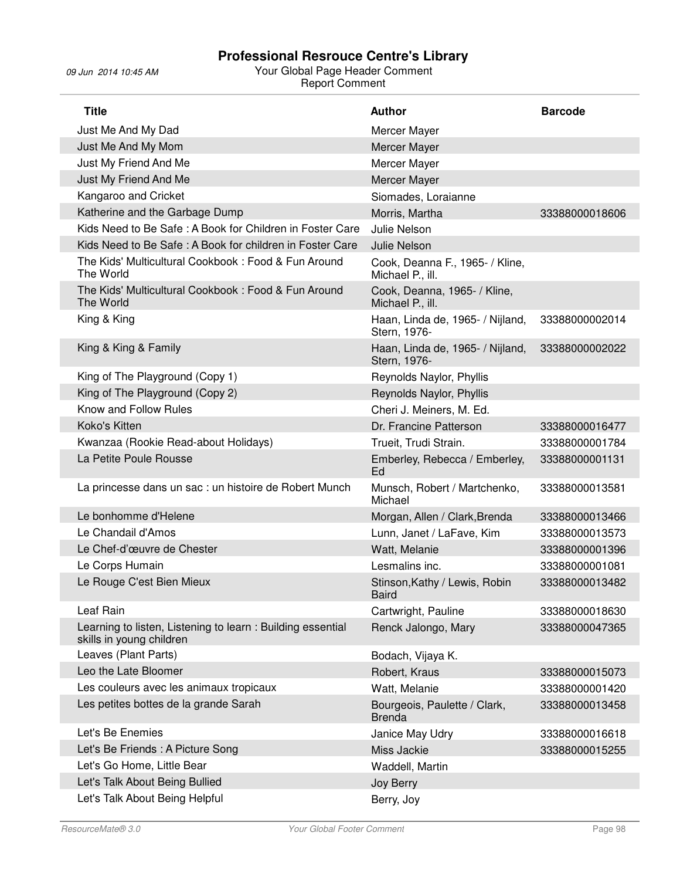# Professional Resrouce Centre's Library

09 Jun 2014 10:45 AM

Your Global Page Header Comment

Report Comment

| Title | Author | Barcode |
|---|---|---|
| Just Me And My Dad | Mercer Mayer | |
| Just Me And My Mom | Mercer Mayer | |
| Just My Friend And Me | Mercer Mayer | |
| Just My Friend And Me | Mercer Mayer | |
| Kangaroo and Cricket | Siomades, Loraianne | |
| Katherine and the Garbage Dump | Morris, Martha | 33388000018606 |
| Kids Need to Be Safe : A Book for Children in Foster Care | Julie Nelson | |
| Kids Need to Be Safe : A Book for children in Foster Care | Julie Nelson | |
| The Kids' Multicultural Cookbook : Food & Fun Around The World | Cook, Deanna F., 1965- / Kline, Michael P., ill. | |
| The Kids' Multicultural Cookbook : Food & Fun Around The World | Cook, Deanna, 1965- / Kline, Michael P., ill. | |
| King & King | Haan, Linda de, 1965- / Nijland, Stern, 1976- | 33388000002014 |
| King & King & Family | Haan, Linda de, 1965- / Nijland, Stern, 1976- | 33388000002022 |
| King of The Playground (Copy 1) | Reynolds Naylor, Phyllis | |
| King of The Playground (Copy 2) | Reynolds Naylor, Phyllis | |
| Know and Follow Rules | Cheri J. Meiners, M. Ed. | |
| Koko's Kitten | Dr. Francine Patterson | 33388000016477 |
| Kwanzaa (Rookie Read-about Holidays) | Trueit, Trudi Strain. | 33388000001784 |
| La Petite Poule Rousse | Emberley, Rebecca / Emberley, Ed | 33388000001131 |
| La princesse dans un sac : un histoire de Robert Munch | Munsch, Robert / Martchenko, Michael | 33388000013581 |
| Le bonhomme d'Helene | Morgan, Allen / Clark,Brenda | 33388000013466 |
| Le Chandail d'Amos | Lunn, Janet / LaFave, Kim | 33388000013573 |
| Le Chef-d'œuvre de Chester | Watt, Melanie | 33388000001396 |
| Le Corps Humain | Lesmalins inc. | 33388000001081 |
| Le Rouge C'est Bien Mieux | Stinson,Kathy / Lewis, Robin Baird | 33388000013482 |
| Leaf Rain | Cartwright, Pauline | 33388000018630 |
| Learning to listen, Listening to learn : Building essential skills in young children | Renck Jalongo, Mary | 33388000047365 |
| Leaves (Plant Parts) | Bodach, Vijaya K. | |
| Leo the Late Bloomer | Robert, Kraus | 33388000015073 |
| Les couleurs avec les animaux tropicaux | Watt, Melanie | 33388000001420 |
| Les petites bottes de la grande Sarah | Bourgeois, Paulette / Clark, Brenda | 33388000013458 |
| Let's Be Enemies | Janice May Udry | 33388000016618 |
| Let's Be Friends : A Picture Song | Miss Jackie | 33388000015255 |
| Let's Go Home, Little Bear | Waddell, Martin | |
| Let's Talk About Being Bullied | Joy Berry | |
| Let's Talk About Being Helpful | Berry, Joy | |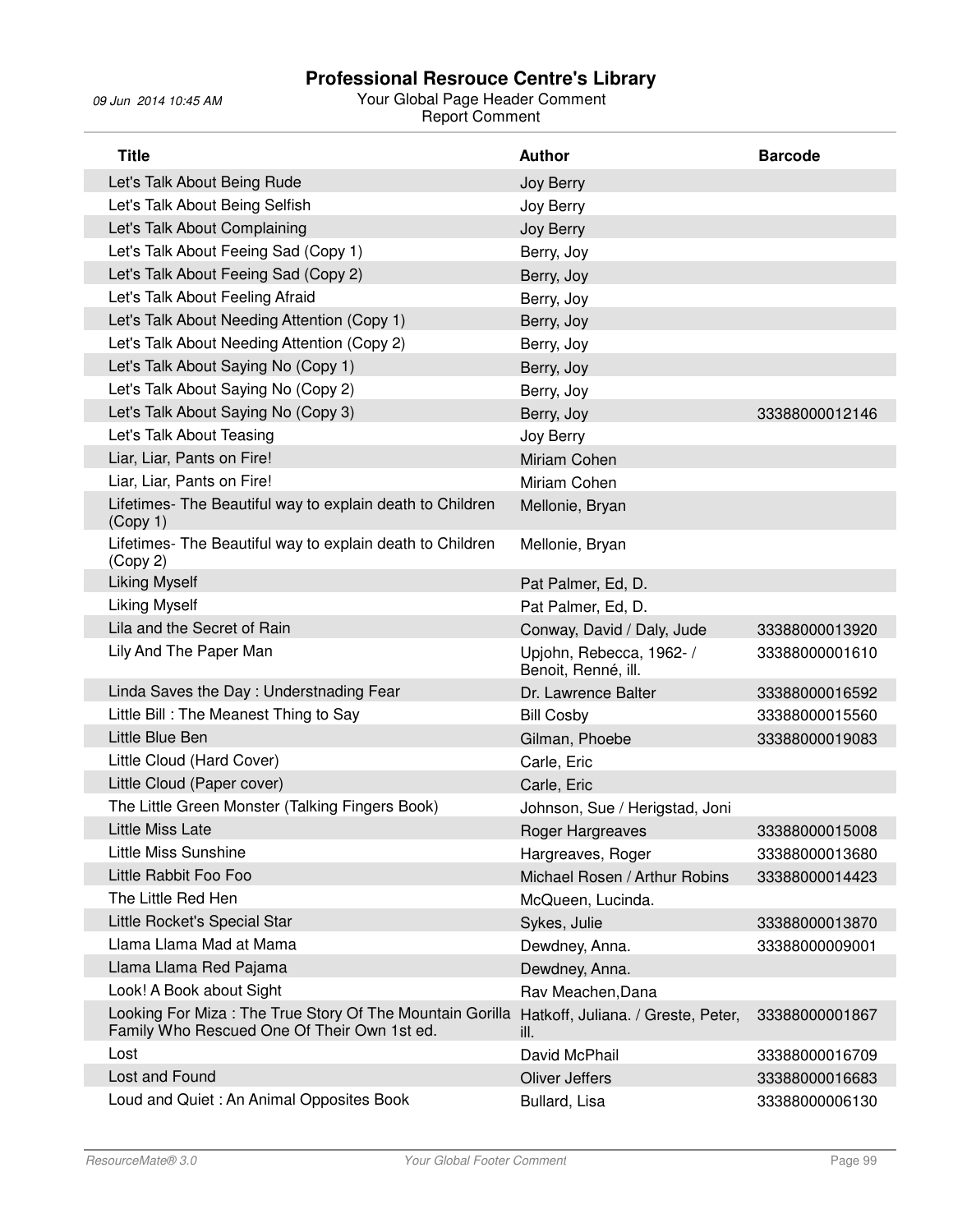# Professional Resrouce Centre's Library

| Title | Author | Barcode |
|---|---|---|
| Let's Talk About Being Rude | Joy Berry | |
| Let's Talk About Being Selfish | Joy Berry | |
| Let's Talk About Complaining | Joy Berry | |
| Let's Talk About Feeing Sad (Copy 1) | Berry, Joy | |
| Let's Talk About Feeing Sad (Copy 2) | Berry, Joy | |
| Let's Talk About Feeling Afraid | Berry, Joy | |
| Let's Talk About Needing Attention (Copy 1) | Berry, Joy | |
| Let's Talk About Needing Attention (Copy 2) | Berry, Joy | |
| Let's Talk About Saying No (Copy 1) | Berry, Joy | |
| Let's Talk About Saying No (Copy 2) | Berry, Joy | |
| Let's Talk About Saying No (Copy 3) | Berry, Joy | 33388000012146 |
| Let's Talk About Teasing | Joy Berry | |
| Liar, Liar, Pants on Fire! | Miriam Cohen | |
| Liar, Liar, Pants on Fire! | Miriam Cohen | |
| Lifetimes- The Beautiful way to explain death to Children (Copy 1) | Mellonie, Bryan | |
| Lifetimes- The Beautiful way to explain death to Children (Copy 2) | Mellonie, Bryan | |
| Liking Myself | Pat Palmer, Ed, D. | |
| Liking Myself | Pat Palmer, Ed, D. | |
| Lila and the Secret of Rain | Conway, David / Daly, Jude | 33388000013920 |
| Lily And The Paper Man | Upjohn, Rebecca, 1962- / Benoit, Renné, ill. | 33388000001610 |
| Linda Saves the Day : Understnading Fear | Dr. Lawrence Balter | 33388000016592 |
| Little Bill : The Meanest Thing to Say | Bill Cosby | 33388000015560 |
| Little Blue Ben | Gilman, Phoebe | 33388000019083 |
| Little Cloud (Hard Cover) | Carle, Eric | |
| Little Cloud (Paper cover) | Carle, Eric | |
| The Little Green Monster (Talking Fingers Book) | Johnson, Sue / Herigstad, Joni | |
| Little Miss Late | Roger Hargreaves | 33388000015008 |
| Little Miss Sunshine | Hargreaves, Roger | 33388000013680 |
| Little Rabbit Foo Foo | Michael Rosen / Arthur Robins | 33388000014423 |
| The Little Red Hen | McQueen, Lucinda. | |
| Little Rocket's Special Star | Sykes, Julie | 33388000013870 |
| Llama Llama Mad at Mama | Dewdney, Anna. | 33388000009001 |
| Llama Llama Red Pajama | Dewdney, Anna. | |
| Look! A Book about Sight | Rav Meachen,Dana | |
| Looking For Miza : The True Story Of The Mountain Gorilla Family Who Rescued One Of Their Own 1st ed. | Hatkoff, Juliana. / Greste, Peter, ill. | 33388000001867 |
| Lost | David McPhail | 33388000016709 |
| Lost and Found | Oliver Jeffers | 33388000016683 |
| Loud and Quiet : An Animal Opposites Book | Bullard, Lisa | 33388000006130 |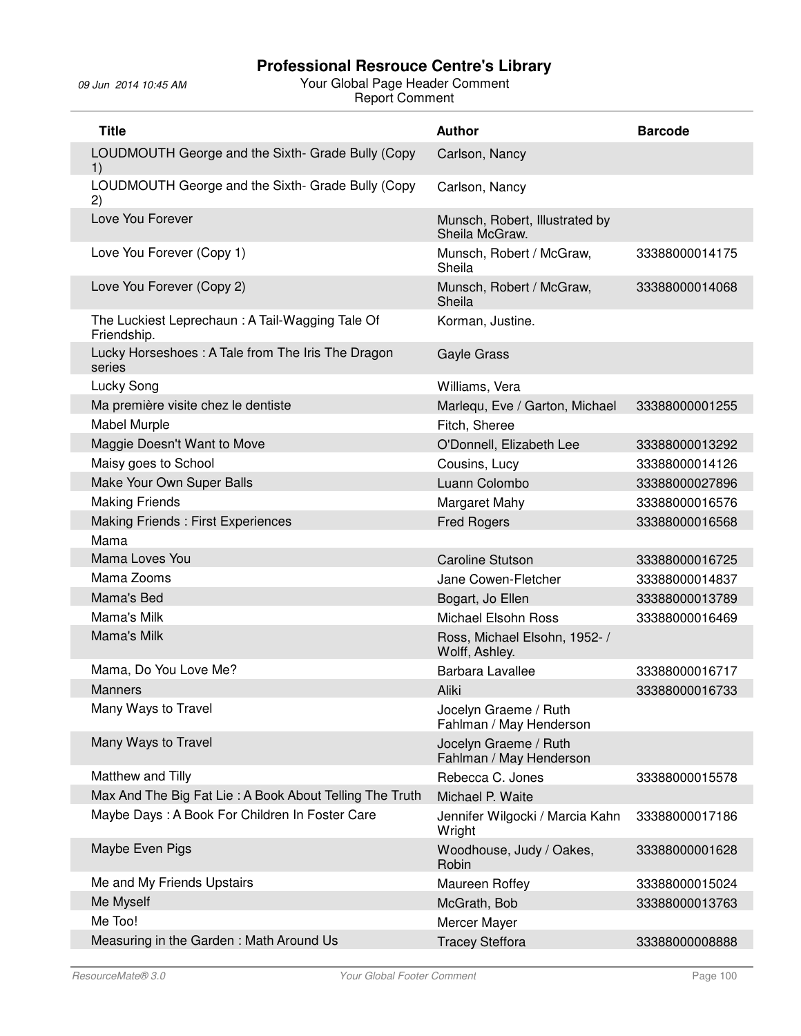# Professional Resrouce Centre's Library

09 Jun 2014 10:45 AM

Your Global Page Header Comment
Report Comment

| Title | Author | Barcode |
|---|---|---|
| LOUDMOUTH George and the Sixth- Grade Bully (Copy 1) | Carlson, Nancy | |
| LOUDMOUTH George and the Sixth- Grade Bully (Copy 2) | Carlson, Nancy | |
| Love You Forever | Munsch, Robert, Illustrated by Sheila McGraw. | |
| Love You Forever (Copy 1) | Munsch, Robert / McGraw, Sheila | 33388000014175 |
| Love You Forever (Copy 2) | Munsch, Robert / McGraw, Sheila | 33388000014068 |
| The Luckiest Leprechaun : A Tail-Wagging Tale Of Friendship. | Korman, Justine. | |
| Lucky Horseshoes : A Tale from The Iris The Dragon series | Gayle Grass | |
| Lucky Song | Williams, Vera | |
| Ma première visite chez le dentiste | Marlequ, Eve / Garton, Michael | 33388000001255 |
| Mabel Murple | Fitch, Sheree | |
| Maggie Doesn't Want to Move | O'Donnell, Elizabeth Lee | 33388000013292 |
| Maisy goes to School | Cousins, Lucy | 33388000014126 |
| Make Your Own Super Balls | Luann Colombo | 33388000027896 |
| Making Friends | Margaret Mahy | 33388000016576 |
| Making Friends : First Experiences | Fred Rogers | 33388000016568 |
| Mama | | |
| Mama Loves You | Caroline Stutson | 33388000016725 |
| Mama Zooms | Jane Cowen-Fletcher | 33388000014837 |
| Mama's Bed | Bogart, Jo Ellen | 33388000013789 |
| Mama's Milk | Michael Elsohn Ross | 33388000016469 |
| Mama's Milk | Ross, Michael Elsohn, 1952- / Wolff, Ashley. | |
| Mama, Do You Love Me? | Barbara Lavallee | 33388000016717 |
| Manners | Aliki | 33388000016733 |
| Many Ways to Travel | Jocelyn Graeme / Ruth Fahlman / May Henderson | |
| Many Ways to Travel | Jocelyn Graeme / Ruth Fahlman / May Henderson | |
| Matthew and Tilly | Rebecca C. Jones | 33388000015578 |
| Max And The Big Fat Lie : A Book About Telling The Truth | Michael P. Waite | |
| Maybe Days : A Book For Children In Foster Care | Jennifer Wilgocki / Marcia Kahn Wright | 33388000017186 |
| Maybe Even Pigs | Woodhouse, Judy / Oakes, Robin | 33388000001628 |
| Me and My Friends Upstairs | Maureen Roffey | 33388000015024 |
| Me Myself | McGrath, Bob | 33388000013763 |
| Me Too! | Mercer Mayer | |
| Measuring in the Garden : Math Around Us | Tracey Steffora | 33388000008888 |

ResourceMate® 3.0 — Your Global Footer Comment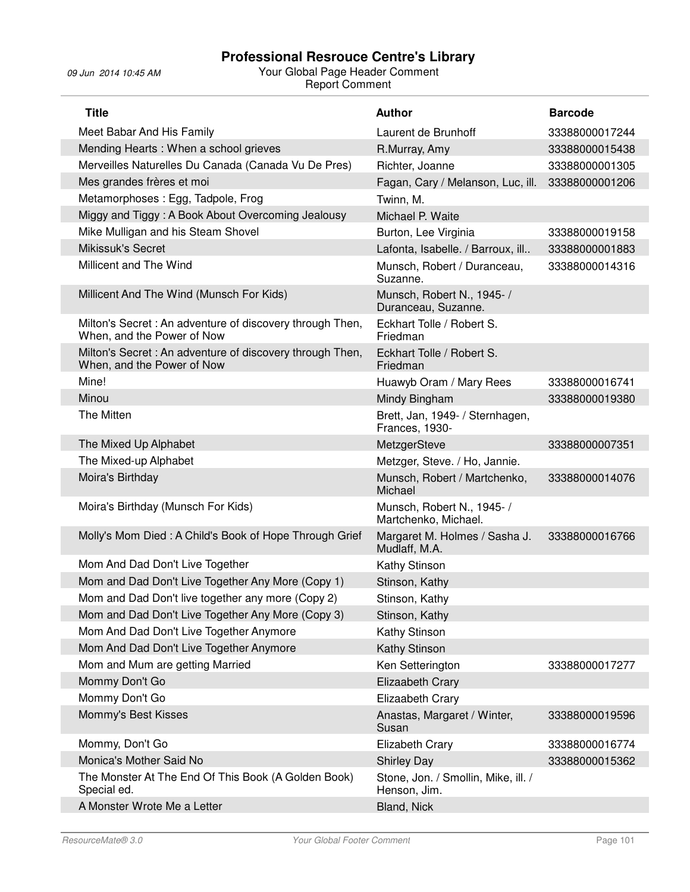# Professional Resrouce Centre's Library

09 Jun 2014 10:45 AM

Your Global Page Header Comment

Report Comment

| Title | Author | Barcode |
|---|---|---|
| Meet Babar And His Family | Laurent de Brunhoff | 33388000017244 |
| Mending Hearts : When a school grieves | R.Murray, Amy | 33388000015438 |
| Merveilles Naturelles Du Canada (Canada Vu De Pres) | Richter, Joanne | 33388000001305 |
| Mes grandes frères et moi | Fagan, Cary / Melanson, Luc, ill. | 33388000001206 |
| Metamorphoses : Egg, Tadpole, Frog | Twinn, M. | |
| Miggy and Tiggy : A Book About Overcoming Jealousy | Michael P. Waite | |
| Mike Mulligan and his Steam Shovel | Burton, Lee Virginia | 33388000019158 |
| Mikissuk's Secret | Lafonta, Isabelle. / Barroux, ill.. | 33388000001883 |
| Millicent and The Wind | Munsch, Robert / Duranceau, Suzanne. | 33388000014316 |
| Millicent And The Wind (Munsch For Kids) | Munsch, Robert N., 1945- / Duranceau, Suzanne. | |
| Milton's Secret : An adventure of discovery through Then, When, and the Power of Now | Eckhart Tolle / Robert S. Friedman | |
| Milton's Secret : An adventure of discovery through Then, When, and the Power of Now | Eckhart Tolle / Robert S. Friedman | |
| Mine! | Huawyb Oram / Mary Rees | 33388000016741 |
| Minou | Mindy Bingham | 33388000019380 |
| The Mitten | Brett, Jan, 1949- / Sternhagen, Frances, 1930- | |
| The Mixed Up Alphabet | MetzgerSteve | 33388000007351 |
| The Mixed-up Alphabet | Metzger, Steve. / Ho, Jannie. | |
| Moira's Birthday | Munsch, Robert / Martchenko, Michael | 33388000014076 |
| Moira's Birthday (Munsch For Kids) | Munsch, Robert N., 1945- / Martchenko, Michael. | |
| Molly's Mom Died : A Child's Book of Hope Through Grief | Margaret M. Holmes / Sasha J. Mudlaff, M.A. | 33388000016766 |
| Mom And Dad Don't Live Together | Kathy Stinson | |
| Mom and Dad Don't Live Together Any More (Copy 1) | Stinson, Kathy | |
| Mom and Dad Don't live together any more (Copy 2) | Stinson, Kathy | |
| Mom and Dad Don't Live Together Any More (Copy 3) | Stinson, Kathy | |
| Mom And Dad Don't Live Together Anymore | Kathy Stinson | |
| Mom And Dad Don't Live Together Anymore | Kathy Stinson | |
| Mom and Mum are getting Married | Ken Setterington | 33388000017277 |
| Mommy Don't Go | Elizaabeth Crary | |
| Mommy Don't Go | Elizaabeth Crary | |
| Mommy's Best Kisses | Anastas, Margaret / Winter, Susan | 33388000019596 |
| Mommy, Don't Go | Elizabeth Crary | 33388000016774 |
| Monica's Mother Said No | Shirley Day | 33388000015362 |
| The Monster At The End Of This Book (A Golden Book) Special ed. | Stone, Jon. / Smollin, Mike, ill. / Henson, Jim. | |
| A Monster Wrote Me a Letter | Bland, Nick | |

ResourceMate® 3.0 Your Global Footer Comment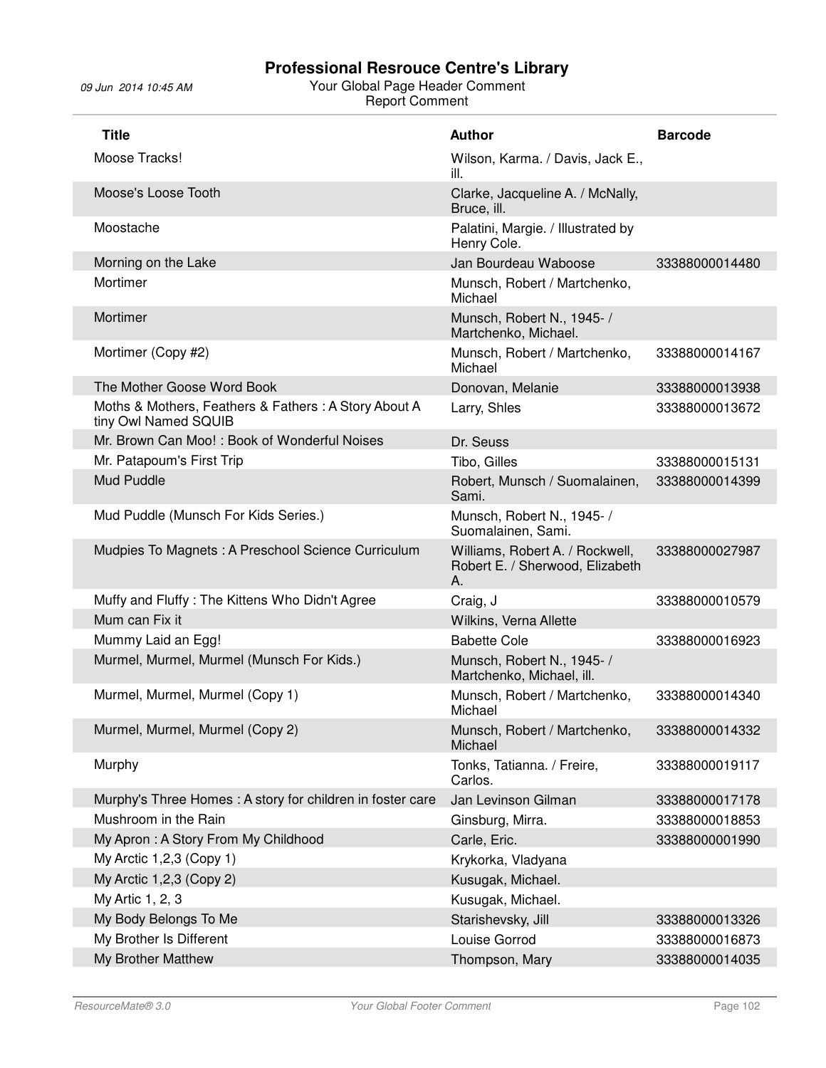# Professional Resrouce Centre's Library

09 Jun 2014 10:45 AM

Your Global Page Header Comment
Report Comment

| Title | Author | Barcode |
|---|---|---|
| Moose Tracks! | Wilson, Karma. / Davis, Jack E., ill. | |
| Moose's Loose Tooth | Clarke, Jacqueline A. / McNally, Bruce, ill. | |
| Moostache | Palatini, Margie. / Illustrated by Henry Cole. | |
| Morning on the Lake | Jan Bourdeau Waboose | 33388000014480 |
| Mortimer | Munsch, Robert / Martchenko, Michael | |
| Mortimer | Munsch, Robert N., 1945- / Martchenko, Michael. | |
| Mortimer (Copy #2) | Munsch, Robert / Martchenko, Michael | 33388000014167 |
| The Mother Goose Word Book | Donovan, Melanie | 33388000013938 |
| Moths & Mothers, Feathers & Fathers : A Story About A tiny Owl Named SQUIB | Larry, Shles | 33388000013672 |
| Mr. Brown Can Moo! : Book of Wonderful Noises | Dr. Seuss | |
| Mr. Patapoum's First Trip | Tibo, Gilles | 33388000015131 |
| Mud Puddle | Robert, Munsch / Suomalainen, Sami. | 33388000014399 |
| Mud Puddle (Munsch For Kids Series.) | Munsch, Robert N., 1945- / Suomalainen, Sami. | |
| Mudpies To Magnets : A Preschool Science Curriculum | Williams, Robert A. / Rockwell, Robert E. / Sherwood, Elizabeth A. | 33388000027987 |
| Muffy and Fluffy : The Kittens Who Didn't Agree | Craig, J | 33388000010579 |
| Mum can Fix it | Wilkins, Verna Allette | |
| Mummy Laid an Egg! | Babette Cole | 33388000016923 |
| Murmel, Murmel, Murmel (Munsch For Kids.) | Munsch, Robert N., 1945- / Martchenko, Michael, ill. | |
| Murmel, Murmel, Murmel (Copy 1) | Munsch, Robert / Martchenko, Michael | 33388000014340 |
| Murmel, Murmel, Murmel (Copy 2) | Munsch, Robert / Martchenko, Michael | 33388000014332 |
| Murphy | Tonks, Tatianna. / Freire, Carlos. | 33388000019117 |
| Murphy's Three Homes : A story for children in foster care | Jan Levinson Gilman | 33388000017178 |
| Mushroom in the Rain | Ginsburg, Mirra. | 33388000018853 |
| My Apron : A Story From My Childhood | Carle, Eric. | 33388000001990 |
| My Arctic 1,2,3 (Copy 1) | Krykorka, Vladyana | |
| My Arctic 1,2,3 (Copy 2) | Kusugak, Michael. | |
| My Artic 1, 2, 3 | Kusugak, Michael. | |
| My Body Belongs To Me | Starishevsky, Jill | 33388000013326 |
| My Brother Is Different | Louise Gorrod | 33388000016873 |
| My Brother Matthew | Thompson, Mary | 33388000014035 |

ResourceMate® 3.0 — Your Global Footer Comment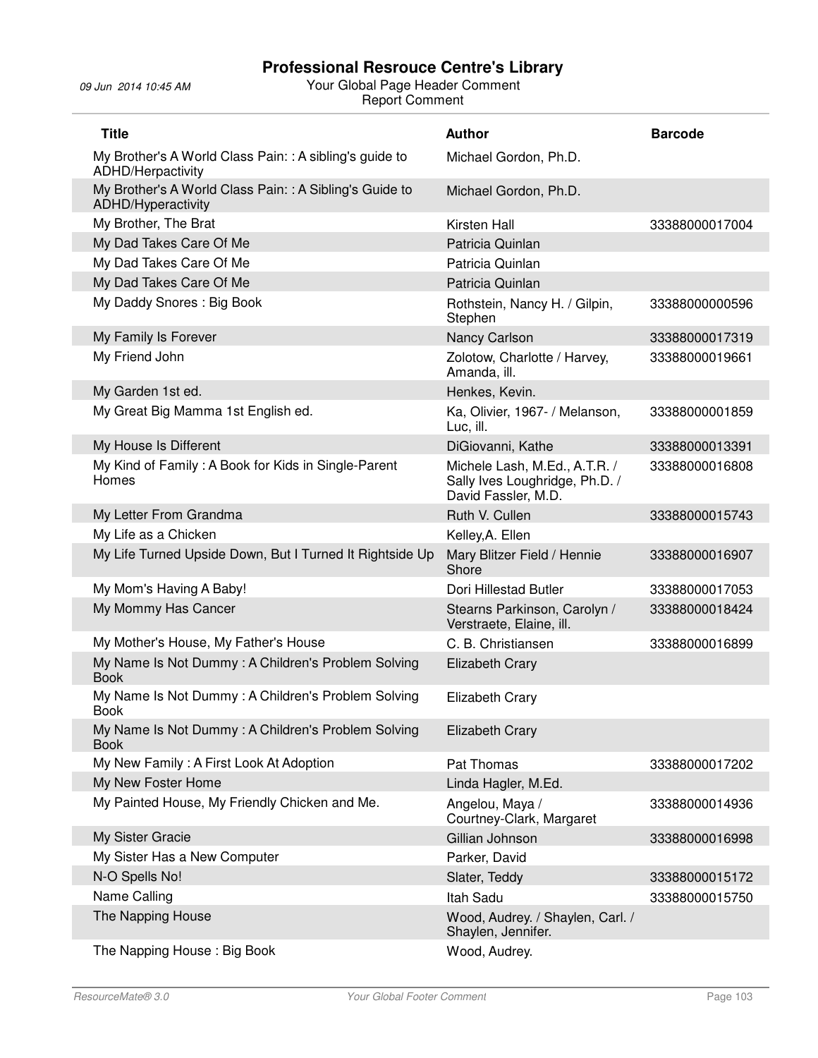# Professional Resrouce Centre's Library

09 Jun 2014 10:45 AM

Your Global Page Header Comment

Report Comment

| Title | Author | Barcode |
| --- | --- | --- |
| My Brother's A World Class Pain: : A sibling's guide to ADHD/Herpactivity | Michael Gordon, Ph.D. | |
| My Brother's A World Class Pain: : A Sibling's Guide to ADHD/Hyperactivity | Michael Gordon, Ph.D. | |
| My Brother, The Brat | Kirsten Hall | 33388000017004 |
| My Dad Takes Care Of Me | Patricia Quinlan | |
| My Dad Takes Care Of Me | Patricia Quinlan | |
| My Dad Takes Care Of Me | Patricia Quinlan | |
| My Daddy Snores : Big Book | Rothstein, Nancy H. / Gilpin, Stephen | 33388000000596 |
| My Family Is Forever | Nancy Carlson | 33388000017319 |
| My Friend John | Zolotow, Charlotte / Harvey, Amanda, ill. | 33388000019661 |
| My Garden 1st ed. | Henkes, Kevin. | |
| My Great Big Mamma 1st English ed. | Ka, Olivier, 1967- / Melanson, Luc, ill. | 33388000001859 |
| My House Is Different | DiGiovanni, Kathe | 33388000013391 |
| My Kind of Family : A Book for Kids in Single-Parent Homes | Michele Lash, M.Ed., A.T.R. / Sally Ives Loughridge, Ph.D. / David Fassler, M.D. | 33388000016808 |
| My Letter From Grandma | Ruth V. Cullen | 33388000015743 |
| My Life as a Chicken | Kelley,A. Ellen | |
| My Life Turned Upside Down, But I Turned It Rightside Up | Mary Blitzer Field / Hennie Shore | 33388000016907 |
| My Mom's Having A Baby! | Dori Hillestad Butler | 33388000017053 |
| My Mommy Has Cancer | Stearns Parkinson, Carolyn / Verstraete, Elaine, ill. | 33388000018424 |
| My Mother's House, My Father's House | C. B. Christiansen | 33388000016899 |
| My Name Is Not Dummy : A Children's Problem Solving Book | Elizabeth Crary | |
| My Name Is Not Dummy : A Children's Problem Solving Book | Elizabeth Crary | |
| My Name Is Not Dummy : A Children's Problem Solving Book | Elizabeth Crary | |
| My New Family : A First Look At Adoption | Pat Thomas | 33388000017202 |
| My New Foster Home | Linda Hagler, M.Ed. | |
| My Painted House, My Friendly Chicken and Me. | Angelou, Maya / Courtney-Clark, Margaret | 33388000014936 |
| My Sister Gracie | Gillian Johnson | 33388000016998 |
| My Sister Has a New Computer | Parker, David | |
| N-O Spells No! | Slater, Teddy | 33388000015172 |
| Name Calling | Itah Sadu | 33388000015750 |
| The Napping House | Wood, Audrey. / Shaylen, Carl. / Shaylen, Jennifer. | |
| The Napping House : Big Book | Wood, Audrey. | |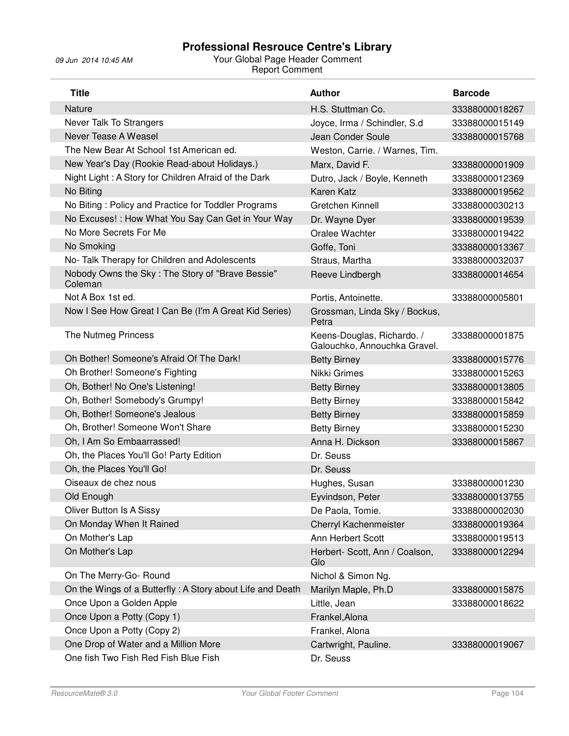# Professional Resrouce Centre's Library

09 Jun 2014 10:45 AM

Your Global Page Header Comment

Report Comment

| Title | Author | Barcode |
|---|---|---|
| Nature | H.S. Stuttman Co. | 33388000018267 |
| Never Talk To Strangers | Joyce, Irma / Schindler, S.d | 33388000015149 |
| Never Tease A Weasel | Jean Conder Soule | 33388000015768 |
| The New Bear At School 1st American ed. | Weston, Carrie. / Warnes, Tim. | |
| New Year's Day (Rookie Read-about Holidays.) | Marx, David F. | 33388000001909 |
| Night Light : A Story for Children Afraid of the Dark | Dutro, Jack / Boyle, Kenneth | 33388000012369 |
| No Biting | Karen Katz | 33388000019562 |
| No Biting : Policy and Practice for Toddler Programs | Gretchen Kinnell | 33388000030213 |
| No Excuses! : How What You Say Can Get in Your Way | Dr. Wayne Dyer | 33388000019539 |
| No More Secrets For Me | Oralee Wachter | 33388000019422 |
| No Smoking | Goffe, Toni | 33388000013367 |
| No- Talk Therapy for Children and Adolescents | Straus, Martha | 33388000032037 |
| Nobody Owns the Sky : The Story of "Brave Bessie" Coleman | Reeve Lindbergh | 33388000014654 |
| Not A Box 1st ed. | Portis, Antoinette. | 33388000005801 |
| Now I See How Great I Can Be (I'm A Great Kid Series) | Grossman, Linda Sky / Bockus, Petra | |
| The Nutmeg Princess | Keens-Douglas, Richardo. / Galouchko, Annouchka Gravel. | 33388000001875 |
| Oh Bother! Someone's Afraid Of The Dark! | Betty Birney | 33388000015776 |
| Oh Brother! Someone's Fighting | Nikki Grimes | 33388000015263 |
| Oh, Bother! No One's Listening! | Betty Birney | 33388000013805 |
| Oh, Bother! Somebody's Grumpy! | Betty Birney | 33388000015842 |
| Oh, Bother! Someone's Jealous | Betty Birney | 33388000015859 |
| Oh, Brother! Someone Won't Share | Betty Birney | 33388000015230 |
| Oh, I Am So Embaarrassed! | Anna H. Dickson | 33388000015867 |
| Oh, the Places You'll Go! Party Edition | Dr. Seuss | |
| Oh, the Places You'll Go! | Dr. Seuss | |
| Oiseaux de chez nous | Hughes, Susan | 33388000001230 |
| Old Enough | Eyvindson, Peter | 33388000013755 |
| Oliver Button Is A Sissy | De Paola, Tomie. | 33388000002030 |
| On Monday When It Rained | Cherryl Kachenmeister | 33388000019364 |
| On Mother's Lap | Ann Herbert Scott | 33388000019513 |
| On Mother's Lap | Herbert- Scott, Ann / Coalson, Glo | 33388000012294 |
| On The Merry-Go- Round | Nichol & Simon Ng. | |
| On the Wings of a Butterfly : A Story about Life and Death | Marilyn Maple, Ph.D | 33388000015875 |
| Once Upon a Golden Apple | Little, Jean | 33388000018622 |
| Once Upon a Potty (Copy 1) | Frankel,Alona | |
| Once Upon a Potty (Copy 2) | Frankel, Alona | |
| One Drop of Water and a Million More | Cartwright, Pauline. | 33388000019067 |
| One fish Two Fish Red Fish Blue Fish | Dr. Seuss | |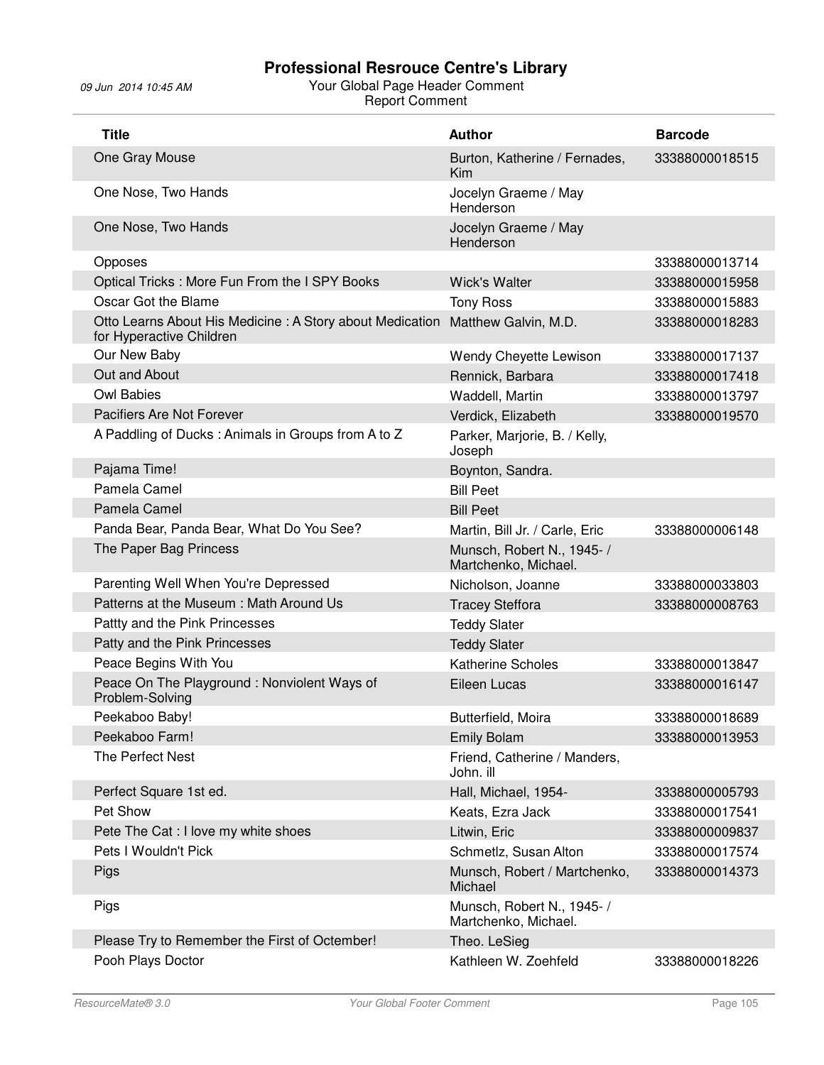# Professional Resrouce Centre's Library

09 Jun 2014 10:45 AM

Your Global Page Header Comment
Report Comment

| Title | Author | Barcode |
|---|---|---|
| One Gray Mouse | Burton, Katherine / Fernades, Kim | 33388000018515 |
| One Nose, Two Hands | Jocelyn Graeme / May Henderson | |
| One Nose, Two Hands | Jocelyn Graeme / May Henderson | |
| Opposes | | 33388000013714 |
| Optical Tricks : More Fun From the I SPY Books | Wick's Walter | 33388000015958 |
| Oscar Got the Blame | Tony Ross | 33388000015883 |
| Otto Learns About His Medicine : A Story about Medication for Hyperactive Children | Matthew Galvin, M.D. | 33388000018283 |
| Our New Baby | Wendy Cheyette Lewison | 33388000017137 |
| Out and About | Rennick, Barbara | 33388000017418 |
| Owl Babies | Waddell, Martin | 33388000013797 |
| Pacifiers Are Not Forever | Verdick, Elizabeth | 33388000019570 |
| A Paddling of Ducks : Animals in Groups from A to Z | Parker, Marjorie, B. / Kelly, Joseph | |
| Pajama Time! | Boynton, Sandra. | |
| Pamela Camel | Bill Peet | |
| Pamela Camel | Bill Peet | |
| Panda Bear, Panda Bear, What Do You See? | Martin, Bill Jr. / Carle, Eric | 33388000006148 |
| The Paper Bag Princess | Munsch, Robert N., 1945- / Martchenko, Michael. | |
| Parenting Well When You're Depressed | Nicholson, Joanne | 33388000033803 |
| Patterns at the Museum : Math Around Us | Tracey Steffora | 33388000008763 |
| Pattty and the Pink Princesses | Teddy Slater | |
| Patty and the Pink Princesses | Teddy Slater | |
| Peace Begins With You | Katherine Scholes | 33388000013847 |
| Peace On The Playground : Nonviolent Ways of Problem-Solving | Eileen Lucas | 33388000016147 |
| Peekaboo Baby! | Butterfield, Moira | 33388000018689 |
| Peekaboo Farm! | Emily Bolam | 33388000013953 |
| The Perfect Nest | Friend, Catherine / Manders, John. ill | |
| Perfect Square 1st ed. | Hall, Michael, 1954- | 33388000005793 |
| Pet Show | Keats, Ezra Jack | 33388000017541 |
| Pete The Cat : I love my white shoes | Litwin, Eric | 33388000009837 |
| Pets I Wouldn't Pick | Schmetlz, Susan Alton | 33388000017574 |
| Pigs | Munsch, Robert / Martchenko, Michael | 33388000014373 |
| Pigs | Munsch, Robert N., 1945- / Martchenko, Michael. | |
| Please Try to Remember the First of Octember! | Theo. LeSieg | |
| Pooh Plays Doctor | Kathleen W. Zoehfeld | 33388000018226 |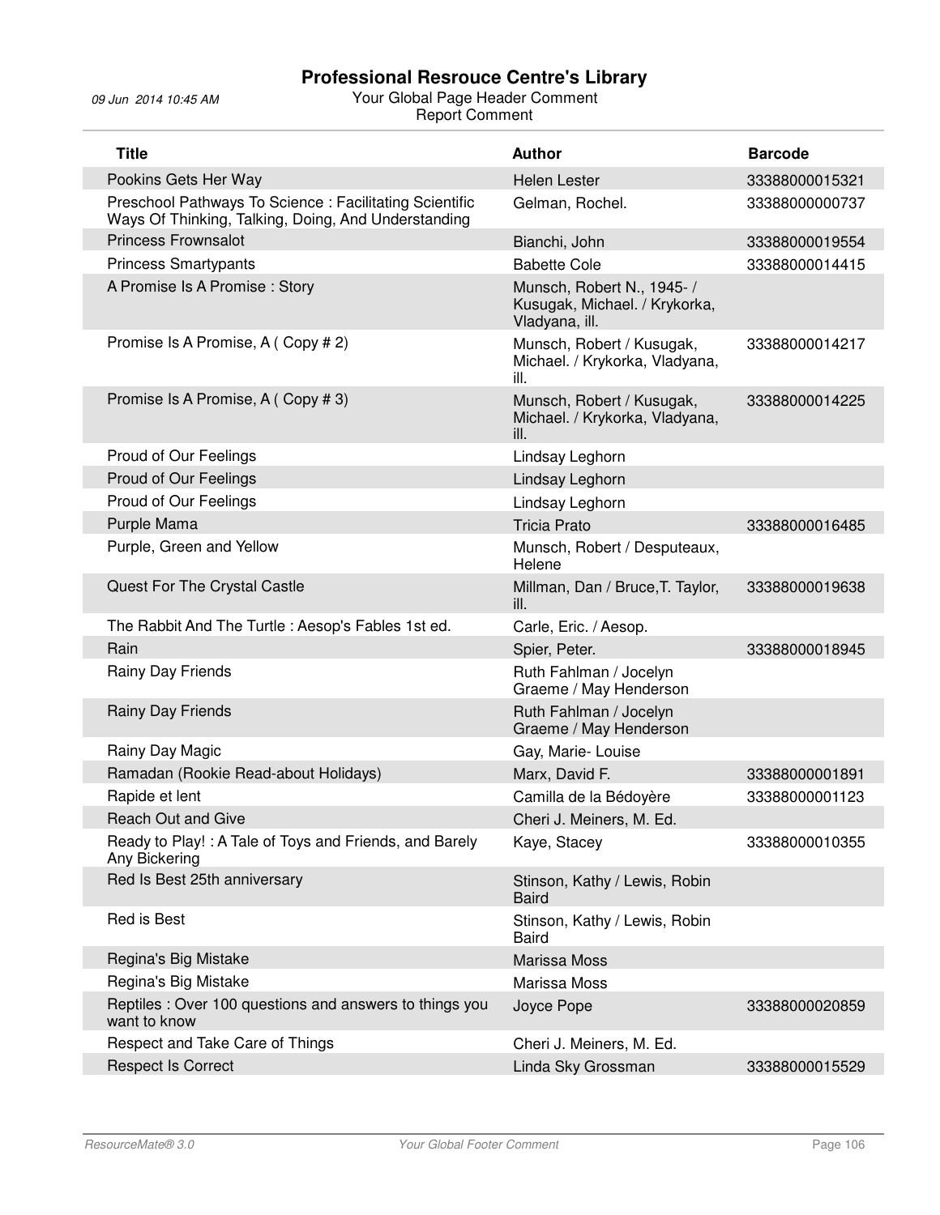| Title | Author | Barcode |
|---|---|---|
| Pookins Gets Her Way | Helen Lester | 33388000015321 |
| Preschool Pathways To Science : Facilitating Scientific Ways Of Thinking, Talking, Doing, And Understanding | Gelman, Rochel. | 33388000000737 |
| Princess Frownsalot | Bianchi, John | 33388000019554 |
| Princess Smartypants | Babette Cole | 33388000014415 |
| A Promise Is A Promise : Story | Munsch, Robert N., 1945- / Kusugak, Michael. / Krykorka, Vladyana, ill. | |
| Promise Is A Promise, A ( Copy # 2) | Munsch, Robert / Kusugak, Michael. / Krykorka, Vladyana, ill. | 33388000014217 |
| Promise Is A Promise, A ( Copy # 3) | Munsch, Robert / Kusugak, Michael. / Krykorka, Vladyana, ill. | 33388000014225 |
| Proud of Our Feelings | Lindsay Leghorn | |
| Proud of Our Feelings | Lindsay Leghorn | |
| Proud of Our Feelings | Lindsay Leghorn | |
| Purple Mama | Tricia Prato | 33388000016485 |
| Purple, Green and Yellow | Munsch, Robert / Desputeaux, Helene | |
| Quest For The Crystal Castle | Millman, Dan / Bruce,T. Taylor, ill. | 33388000019638 |
| The Rabbit And The Turtle : Aesop's Fables 1st ed. | Carle, Eric. / Aesop. | |
| Rain | Spier, Peter. | 33388000018945 |
| Rainy Day Friends | Ruth Fahlman / Jocelyn Graeme / May Henderson | |
| Rainy Day Friends | Ruth Fahlman / Jocelyn Graeme / May Henderson | |
| Rainy Day Magic | Gay, Marie- Louise | |
| Ramadan (Rookie Read-about Holidays) | Marx, David F. | 33388000001891 |
| Rapide et lent | Camilla de la Bédoyère | 33388000001123 |
| Reach Out and Give | Cheri J. Meiners, M. Ed. | |
| Ready to Play! : A Tale of Toys and Friends, and Barely Any Bickering | Kaye, Stacey | 33388000010355 |
| Red Is Best 25th anniversary | Stinson, Kathy / Lewis, Robin Baird | |
| Red is Best | Stinson, Kathy / Lewis, Robin Baird | |
| Regina's Big Mistake | Marissa Moss | |
| Regina's Big Mistake | Marissa Moss | |
| Reptiles : Over 100 questions and answers to things you want to know | Joyce Pope | 33388000020859 |
| Respect and Take Care of Things | Cheri J. Meiners, M. Ed. | |
| Respect Is Correct | Linda Sky Grossman | 33388000015529 |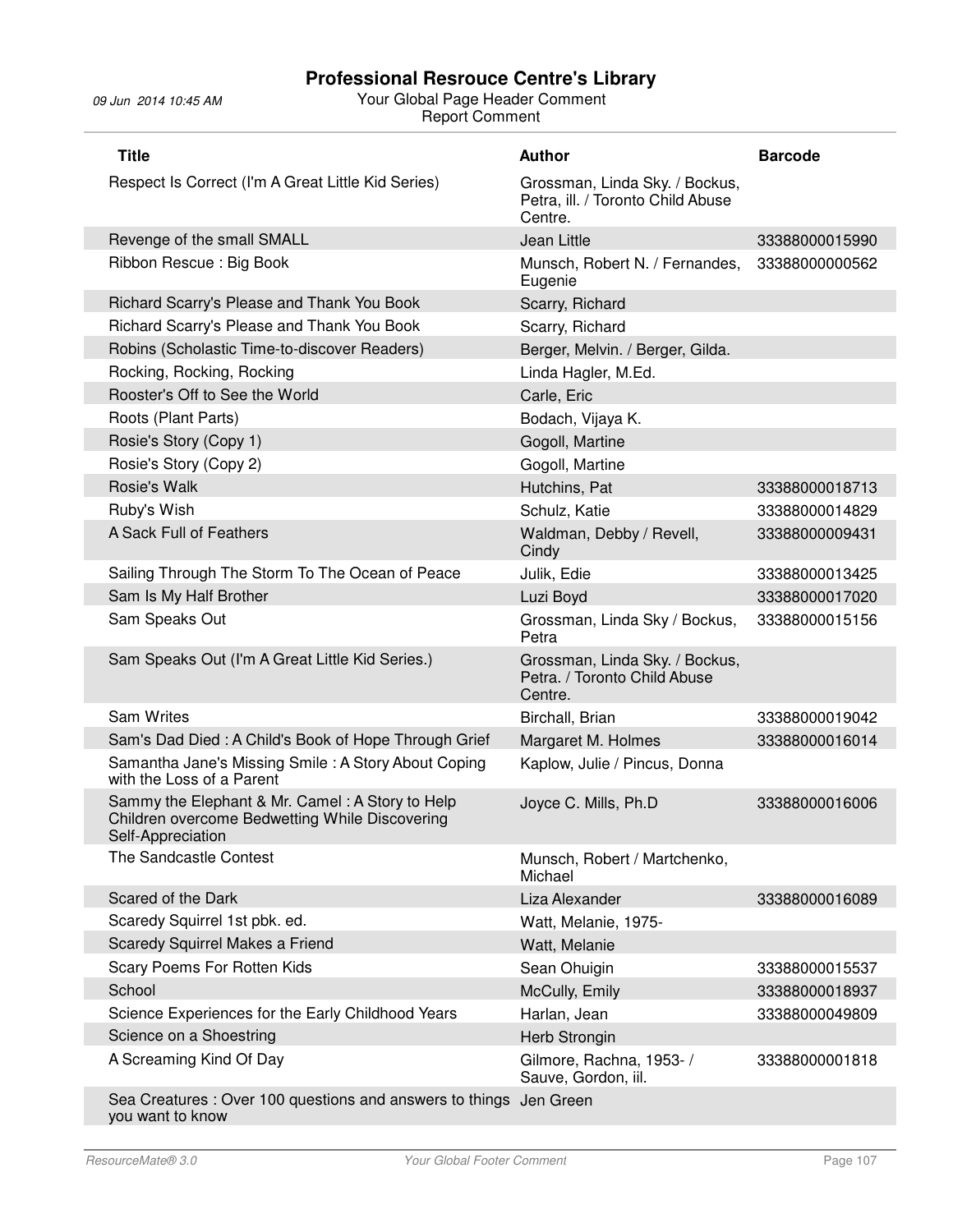| Title | Author | Barcode |
|---|---|---|
| Respect Is Correct (I'm A Great Little Kid Series) | Grossman, Linda Sky. / Bockus, Petra, ill. / Toronto Child Abuse Centre. | |
| Revenge of the small SMALL | Jean Little | 33388000015990 |
| Ribbon Rescue : Big Book | Munsch, Robert N. / Fernandes, Eugenie | 33388000000562 |
| Richard Scarry's Please and Thank You Book | Scarry, Richard | |
| Richard Scarry's Please and Thank You Book | Scarry, Richard | |
| Robins (Scholastic Time-to-discover Readers) | Berger, Melvin. / Berger, Gilda. | |
| Rocking, Rocking, Rocking | Linda Hagler, M.Ed. | |
| Rooster's Off to See the World | Carle, Eric | |
| Roots (Plant Parts) | Bodach, Vijaya K. | |
| Rosie's Story (Copy 1) | Gogoll, Martine | |
| Rosie's Story (Copy 2) | Gogoll, Martine | |
| Rosie's Walk | Hutchins, Pat | 33388000018713 |
| Ruby's Wish | Schulz, Katie | 33388000014829 |
| A Sack Full of Feathers | Waldman, Debby / Revell, Cindy | 33388000009431 |
| Sailing Through The Storm To The Ocean of Peace | Julik, Edie | 33388000013425 |
| Sam Is My Half Brother | Luzi Boyd | 33388000017020 |
| Sam Speaks Out | Grossman, Linda Sky / Bockus, Petra | 33388000015156 |
| Sam Speaks Out (I'm A Great Little Kid Series.) | Grossman, Linda Sky. / Bockus, Petra. / Toronto Child Abuse Centre. | |
| Sam Writes | Birchall, Brian | 33388000019042 |
| Sam's Dad Died : A Child's Book of Hope Through Grief | Margaret M. Holmes | 33388000016014 |
| Samantha Jane's Missing Smile : A Story About Coping with the Loss of a Parent | Kaplow, Julie / Pincus, Donna | |
| Sammy the Elephant & Mr. Camel : A Story to Help Children overcome Bedwetting While Discovering Self-Appreciation | Joyce C. Mills, Ph.D | 33388000016006 |
| The Sandcastle Contest | Munsch, Robert / Martchenko, Michael | |
| Scared of the Dark | Liza Alexander | 33388000016089 |
| Scaredy Squirrel 1st pbk. ed. | Watt, Melanie, 1975- | |
| Scaredy Squirrel Makes a Friend | Watt, Melanie | |
| Scary Poems For Rotten Kids | Sean Ohuigin | 33388000015537 |
| School | McCully, Emily | 33388000018937 |
| Science Experiences for the Early Childhood Years | Harlan, Jean | 33388000049809 |
| Science on a Shoestring | Herb Strongin | |
| A Screaming Kind Of Day | Gilmore, Rachna, 1953- / Sauve, Gordon, iil. | 33388000001818 |
| Sea Creatures : Over 100 questions and answers to things you want to know | Jen Green | |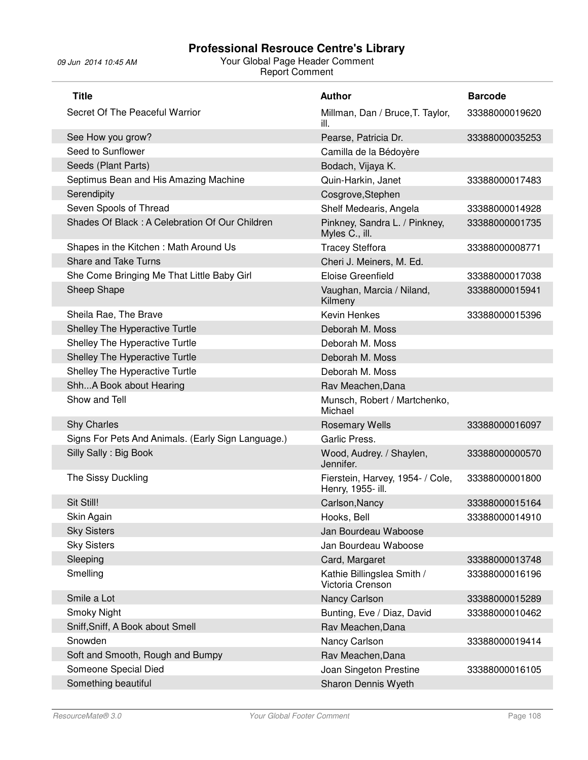# Professional Resrouce Centre's Library

09 Jun 2014 10:45 AM

Your Global Page Header Comment
Report Comment

| Title | Author | Barcode |
|---|---|---|
| Secret Of The Peaceful Warrior | Millman, Dan / Bruce,T. Taylor, ill. | 33388000019620 |
| See How you grow? | Pearse, Patricia Dr. | 33388000035253 |
| Seed to Sunflower | Camilla de la Bédoyère | |
| Seeds (Plant Parts) | Bodach, Vijaya K. | |
| Septimus Bean and His Amazing Machine | Quin-Harkin, Janet | 33388000017483 |
| Serendipity | Cosgrove,Stephen | |
| Seven Spools of Thread | Shelf Medearis, Angela | 33388000014928 |
| Shades Of Black : A Celebration Of Our Children | Pinkney, Sandra L. / Pinkney, Myles C., ill. | 33388000001735 |
| Shapes in the Kitchen : Math Around Us | Tracey Steffora | 33388000008771 |
| Share and Take Turns | Cheri J. Meiners, M. Ed. | |
| She Come Bringing Me That Little Baby Girl | Eloise Greenfield | 33388000017038 |
| Sheep Shape | Vaughan, Marcia / Niland, Kilmeny | 33388000015941 |
| Sheila Rae, The Brave | Kevin Henkes | 33388000015396 |
| Shelley The Hyperactive Turtle | Deborah M. Moss | |
| Shelley The Hyperactive Turtle | Deborah M. Moss | |
| Shelley The Hyperactive Turtle | Deborah M. Moss | |
| Shelley The Hyperactive Turtle | Deborah M. Moss | |
| Shh...A Book about Hearing | Rav Meachen,Dana | |
| Show and Tell | Munsch, Robert / Martchenko, Michael | |
| Shy Charles | Rosemary Wells | 33388000016097 |
| Signs For Pets And Animals. (Early Sign Language.) | Garlic Press. | |
| Silly Sally : Big Book | Wood, Audrey. / Shaylen, Jennifer. | 33388000000570 |
| The Sissy Duckling | Fierstein, Harvey, 1954- / Cole, Henry, 1955- ill. | 33388000001800 |
| Sit Still! | Carlson,Nancy | 33388000015164 |
| Skin Again | Hooks, Bell | 33388000014910 |
| Sky Sisters | Jan Bourdeau Waboose | |
| Sky Sisters | Jan Bourdeau Waboose | |
| Sleeping | Card, Margaret | 33388000013748 |
| Smelling | Kathie Billingslea Smith / Victoria Crenson | 33388000016196 |
| Smile a Lot | Nancy Carlson | 33388000015289 |
| Smoky Night | Bunting, Eve / Diaz, David | 33388000010462 |
| Sniff,Sniff, A Book about Smell | Rav Meachen,Dana | |
| Snowden | Nancy Carlson | 33388000019414 |
| Soft and Smooth, Rough and Bumpy | Rav Meachen,Dana | |
| Someone Special Died | Joan Singeton Prestine | 33388000016105 |
| Something beautiful | Sharon Dennis Wyeth | |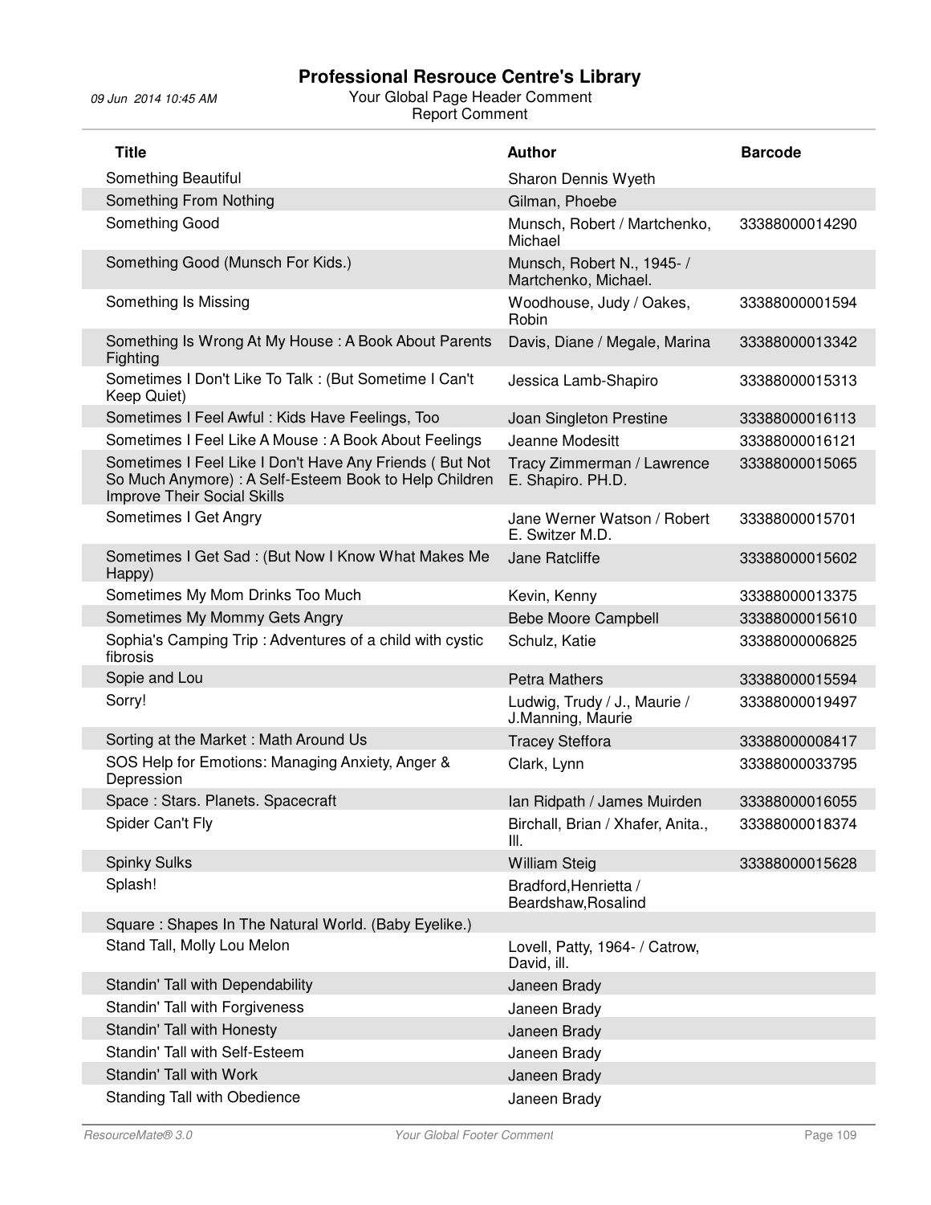# Professional Resrouce Centre's Library

09 Jun 2014 10:45 AM

Your Global Page Header Comment

Report Comment

| Title | Author | Barcode |
|---|---|---|
| Something Beautiful | Sharon Dennis Wyeth | |
| Something From Nothing | Gilman, Phoebe | |
| Something Good | Munsch, Robert / Martchenko, Michael | 33388000014290 |
| Something Good (Munsch For Kids.) | Munsch, Robert N., 1945- / Martchenko, Michael. | |
| Something Is Missing | Woodhouse, Judy / Oakes, Robin | 33388000001594 |
| Something Is Wrong At My House : A Book About Parents Fighting | Davis, Diane / Megale, Marina | 33388000013342 |
| Sometimes I Don't Like To Talk : (But Sometime I Can't Keep Quiet) | Jessica Lamb-Shapiro | 33388000015313 |
| Sometimes I Feel Awful : Kids Have Feelings, Too | Joan Singleton Prestine | 33388000016113 |
| Sometimes I Feel Like A Mouse : A Book About Feelings | Jeanne Modesitt | 33388000016121 |
| Sometimes I Feel Like I Don't Have Any Friends ( But Not So Much Anymore) : A Self-Esteem Book to Help Children Improve Their Social Skills | Tracy Zimmerman / Lawrence E. Shapiro. PH.D. | 33388000015065 |
| Sometimes I Get Angry | Jane Werner Watson / Robert E. Switzer M.D. | 33388000015701 |
| Sometimes I Get Sad : (But Now I Know What Makes Me Happy) | Jane Ratcliffe | 33388000015602 |
| Sometimes My Mom Drinks Too Much | Kevin, Kenny | 33388000013375 |
| Sometimes My Mommy Gets Angry | Bebe Moore Campbell | 33388000015610 |
| Sophia's Camping Trip : Adventures of a child with cystic fibrosis | Schulz, Katie | 33388000006825 |
| Sopie and Lou | Petra Mathers | 33388000015594 |
| Sorry! | Ludwig, Trudy / J., Maurie / J.Manning, Maurie | 33388000019497 |
| Sorting at the Market : Math Around Us | Tracey Steffora | 33388000008417 |
| SOS Help for Emotions: Managing Anxiety, Anger & Depression | Clark, Lynn | 33388000033795 |
| Space : Stars. Planets. Spacecraft | Ian Ridpath / James Muirden | 33388000016055 |
| Spider Can't Fly | Birchall, Brian / Xhafer, Anita., Ill. | 33388000018374 |
| Spinky Sulks | William Steig | 33388000015628 |
| Splash! | Bradford,Henrietta / Beardshaw,Rosalind | |
| Square : Shapes In The Natural World. (Baby Eyelike.) | | |
| Stand Tall, Molly Lou Melon | Lovell, Patty, 1964- / Catrow, David, ill. | |
| Standin' Tall with Dependability | Janeen Brady | |
| Standin' Tall with Forgiveness | Janeen Brady | |
| Standin' Tall with Honesty | Janeen Brady | |
| Standin' Tall with Self-Esteem | Janeen Brady | |
| Standin' Tall with Work | Janeen Brady | |
| Standing Tall with Obedience | Janeen Brady | |

ResourceMate® 3.0 — Your Global Footer Comment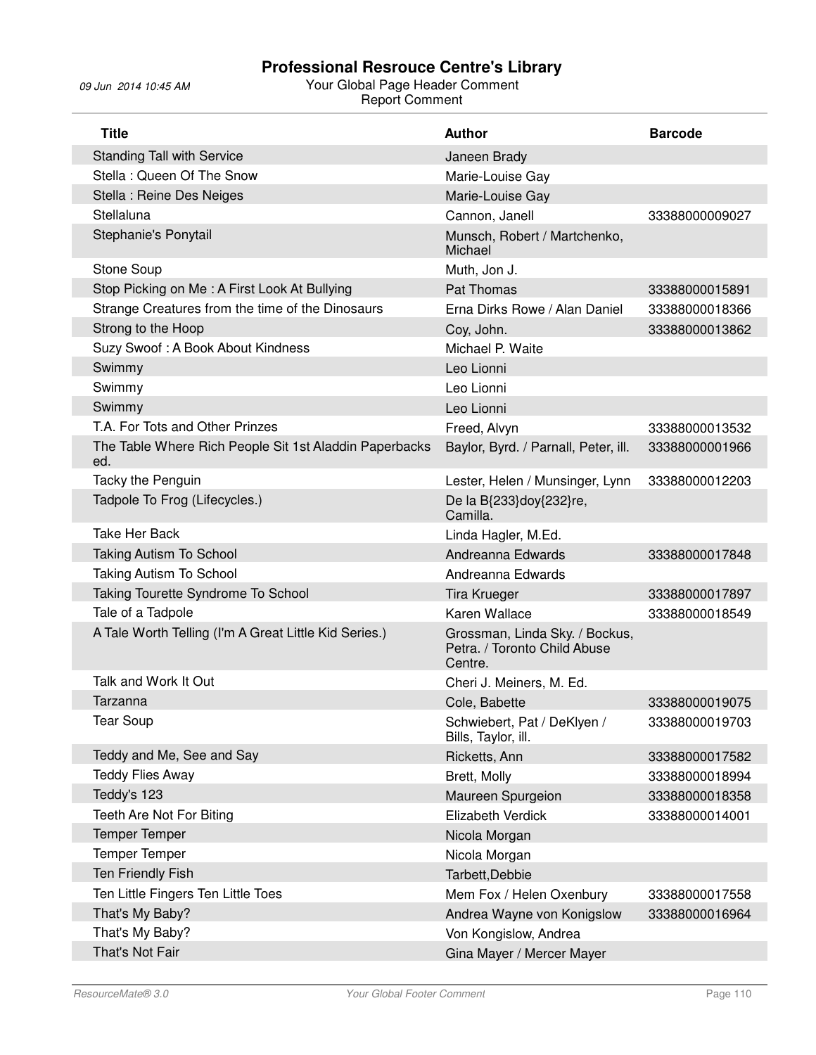# Professional Resrouce Centre's Library

09 Jun 2014 10:45 AM

Your Global Page Header Comment

Report Comment

| Title | Author | Barcode |
|---|---|---|
| Standing Tall with Service | Janeen Brady | |
| Stella : Queen Of The Snow | Marie-Louise Gay | |
| Stella : Reine Des Neiges | Marie-Louise Gay | |
| Stellaluna | Cannon, Janell | 33388000009027 |
| Stephanie's Ponytail | Munsch, Robert / Martchenko, Michael | |
| Stone Soup | Muth, Jon J. | |
| Stop Picking on Me : A First Look At Bullying | Pat Thomas | 33388000015891 |
| Strange Creatures from the time of the Dinosaurs | Erna Dirks Rowe / Alan Daniel | 33388000018366 |
| Strong to the Hoop | Coy, John. | 33388000013862 |
| Suzy Swoof : A Book About Kindness | Michael P. Waite | |
| Swimmy | Leo Lionni | |
| Swimmy | Leo Lionni | |
| Swimmy | Leo Lionni | |
| T.A. For Tots and Other Prinzes | Freed, Alvyn | 33388000013532 |
| The Table Where Rich People Sit 1st Aladdin Paperbacks ed. | Baylor, Byrd. / Parnall, Peter, ill. | 33388000001966 |
| Tacky the Penguin | Lester, Helen / Munsinger, Lynn | 33388000012203 |
| Tadpole To Frog (Lifecycles.) | De la B{233}doy{232}re, Camilla. | |
| Take Her Back | Linda Hagler, M.Ed. | |
| Taking Autism To School | Andreanna Edwards | 33388000017848 |
| Taking Autism To School | Andreanna Edwards | |
| Taking Tourette Syndrome To School | Tira Krueger | 33388000017897 |
| Tale of a Tadpole | Karen Wallace | 33388000018549 |
| A Tale Worth Telling (I'm A Great Little Kid Series.) | Grossman, Linda Sky. / Bockus, Petra. / Toronto Child Abuse Centre. | |
| Talk and Work It Out | Cheri J. Meiners, M. Ed. | |
| Tarzanna | Cole, Babette | 33388000019075 |
| Tear Soup | Schwiebert, Pat / DeKlyen / Bills, Taylor, ill. | 33388000019703 |
| Teddy and Me, See and Say | Ricketts, Ann | 33388000017582 |
| Teddy Flies Away | Brett, Molly | 33388000018994 |
| Teddy's 123 | Maureen Spurgeion | 33388000018358 |
| Teeth Are Not For Biting | Elizabeth Verdick | 33388000014001 |
| Temper Temper | Nicola Morgan | |
| Temper Temper | Nicola Morgan | |
| Ten Friendly Fish | Tarbett,Debbie | |
| Ten Little Fingers Ten Little Toes | Mem Fox / Helen Oxenbury | 33388000017558 |
| That's My Baby? | Andrea Wayne von Konigslow | 33388000016964 |
| That's My Baby? | Von Kongislow, Andrea | |
| That's Not Fair | Gina Mayer / Mercer Mayer | |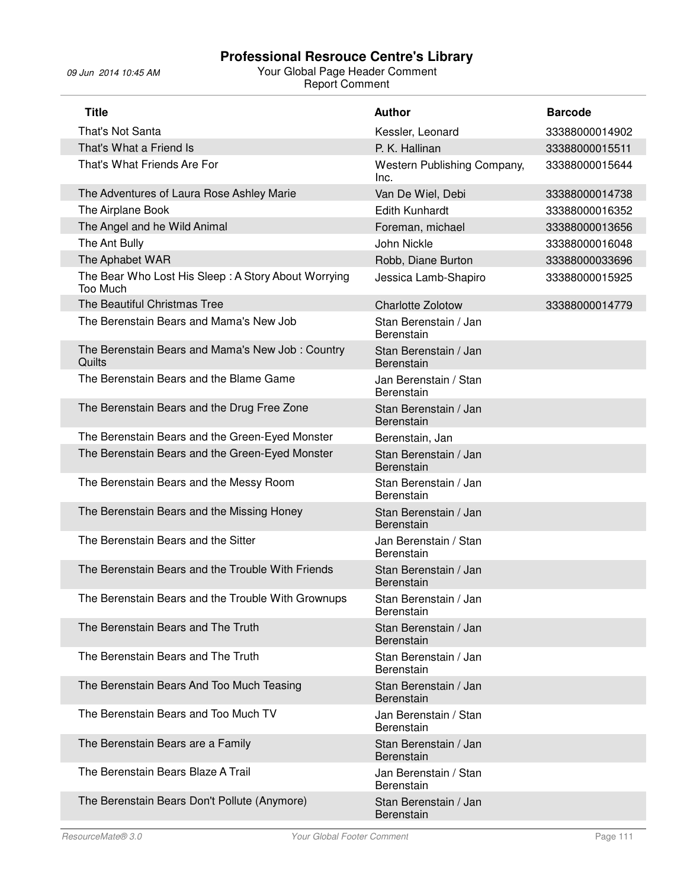# Professional Resrouce Centre's Library

09 Jun 2014 10:45 AM

Your Global Page Header Comment
Report Comment

| Title | Author | Barcode |
|---|---|---|
| That's Not Santa | Kessler, Leonard | 33388000014902 |
| That's What a Friend Is | P. K. Hallinan | 33388000015511 |
| That's What Friends Are For | Western Publishing Company, Inc. | 33388000015644 |
| The Adventures of Laura Rose Ashley Marie | Van De Wiel, Debi | 33388000014738 |
| The Airplane Book | Edith Kunhardt | 33388000016352 |
| The Angel and he Wild Animal | Foreman, michael | 33388000013656 |
| The Ant Bully | John Nickle | 33388000016048 |
| The Aphabet WAR | Robb, Diane Burton | 33388000033696 |
| The Bear Who Lost His Sleep : A Story About Worrying Too Much | Jessica Lamb-Shapiro | 33388000015925 |
| The Beautiful Christmas Tree | Charlotte Zolotow | 33388000014779 |
| The Berenstain Bears and Mama's New Job | Stan Berenstain / Jan Berenstain | |
| The Berenstain Bears and Mama's New Job : Country Quilts | Stan Berenstain / Jan Berenstain | |
| The Berenstain Bears and the Blame Game | Jan Berenstain / Stan Berenstain | |
| The Berenstain Bears and the Drug Free Zone | Stan Berenstain / Jan Berenstain | |
| The Berenstain Bears and the Green-Eyed Monster | Berenstain, Jan | |
| The Berenstain Bears and the Green-Eyed Monster | Stan Berenstain / Jan Berenstain | |
| The Berenstain Bears and the Messy Room | Stan Berenstain / Jan Berenstain | |
| The Berenstain Bears and the Missing Honey | Stan Berenstain / Jan Berenstain | |
| The Berenstain Bears and the Sitter | Jan Berenstain / Stan Berenstain | |
| The Berenstain Bears and the Trouble With Friends | Stan Berenstain / Jan Berenstain | |
| The Berenstain Bears and the Trouble With Grownups | Stan Berenstain / Jan Berenstain | |
| The Berenstain Bears and The Truth | Stan Berenstain / Jan Berenstain | |
| The Berenstain Bears and The Truth | Stan Berenstain / Jan Berenstain | |
| The Berenstain Bears And Too Much Teasing | Stan Berenstain / Jan Berenstain | |
| The Berenstain Bears and Too Much TV | Jan Berenstain / Stan Berenstain | |
| The Berenstain Bears are a Family | Stan Berenstain / Jan Berenstain | |
| The Berenstain Bears Blaze A Trail | Jan Berenstain / Stan Berenstain | |
| The Berenstain Bears Don't Pollute (Anymore) | Stan Berenstain / Jan Berenstain | |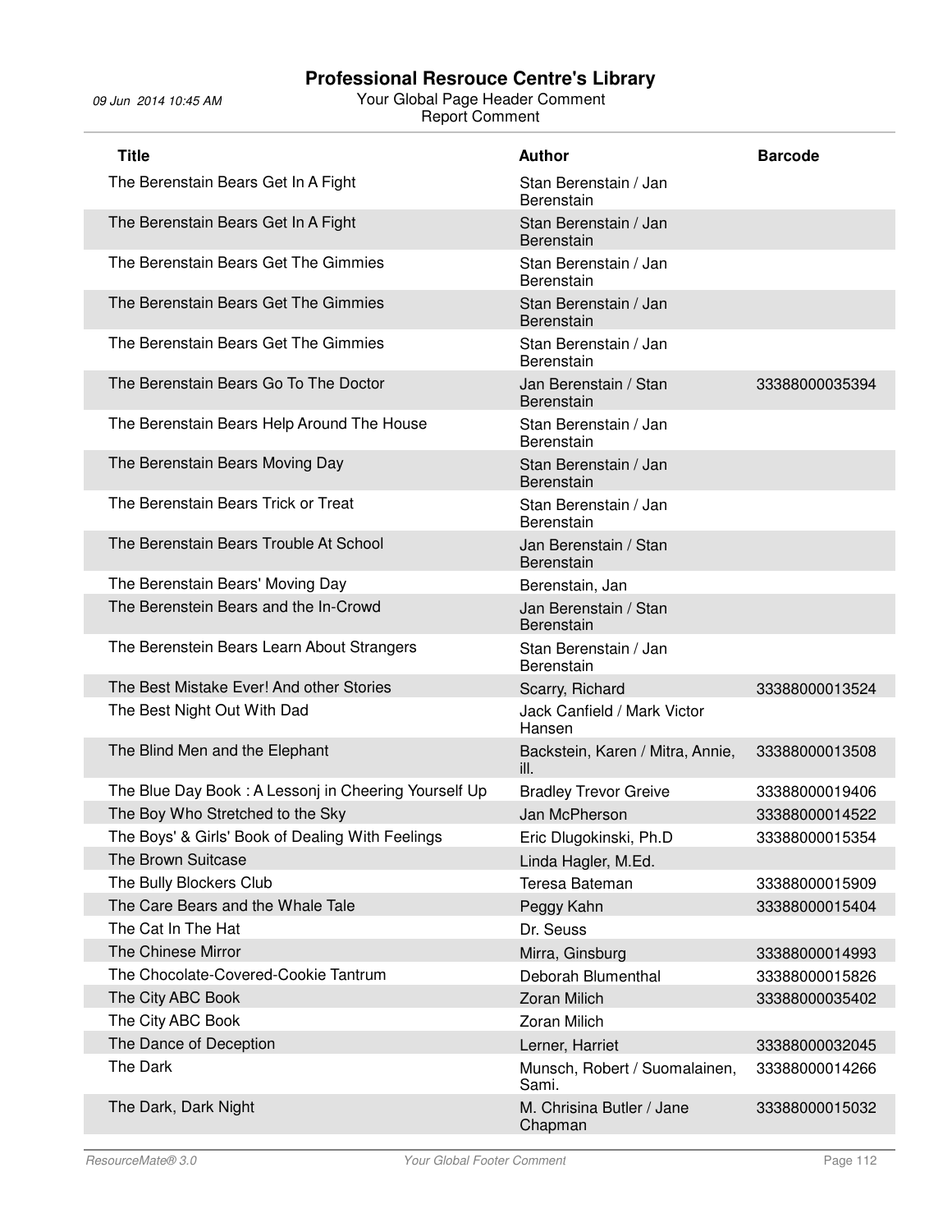# Professional Resrouce Centre's Library

09 Jun 2014 10:45 AM

Your Global Page Header Comment

Report Comment

| Title | Author | Barcode |
|---|---|---|
| The Berenstain Bears Get In A Fight | Stan Berenstain / Jan Berenstain | |
| The Berenstain Bears Get In A Fight | Stan Berenstain / Jan Berenstain | |
| The Berenstain Bears Get The Gimmies | Stan Berenstain / Jan Berenstain | |
| The Berenstain Bears Get The Gimmies | Stan Berenstain / Jan Berenstain | |
| The Berenstain Bears Get The Gimmies | Stan Berenstain / Jan Berenstain | |
| The Berenstain Bears Go To The Doctor | Jan Berenstain / Stan Berenstain | 33388000035394 |
| The Berenstain Bears Help Around The House | Stan Berenstain / Jan Berenstain | |
| The Berenstain Bears Moving Day | Stan Berenstain / Jan Berenstain | |
| The Berenstain Bears Trick or Treat | Stan Berenstain / Jan Berenstain | |
| The Berenstain Bears Trouble At School | Jan Berenstain / Stan Berenstain | |
| The Berenstain Bears' Moving Day | Berenstain, Jan | |
| The Berenstein Bears and the In-Crowd | Jan Berenstain / Stan Berenstain | |
| The Berenstein Bears Learn About Strangers | Stan Berenstain / Jan Berenstain | |
| The Best Mistake Ever! And other Stories | Scarry, Richard | 33388000013524 |
| The Best Night Out With Dad | Jack Canfield / Mark Victor Hansen | |
| The Blind Men and the Elephant | Backstein, Karen / Mitra, Annie, ill. | 33388000013508 |
| The Blue Day Book : A Lessonj in Cheering Yourself Up | Bradley Trevor Greive | 33388000019406 |
| The Boy Who Stretched to the Sky | Jan McPherson | 33388000014522 |
| The Boys' & Girls' Book of Dealing With Feelings | Eric Dlugokinski, Ph.D | 33388000015354 |
| The Brown Suitcase | Linda Hagler, M.Ed. | |
| The Bully Blockers Club | Teresa Bateman | 33388000015909 |
| The Care Bears and the Whale Tale | Peggy Kahn | 33388000015404 |
| The Cat In The Hat | Dr. Seuss | |
| The Chinese Mirror | Mirra, Ginsburg | 33388000014993 |
| The Chocolate-Covered-Cookie Tantrum | Deborah Blumenthal | 33388000015826 |
| The City ABC Book | Zoran Milich | 33388000035402 |
| The City ABC Book | Zoran Milich | |
| The Dance of Deception | Lerner, Harriet | 33388000032045 |
| The Dark | Munsch, Robert / Suomalainen, Sami. | 33388000014266 |
| The Dark, Dark Night | M. Chrisina Butler / Jane Chapman | 33388000015032 |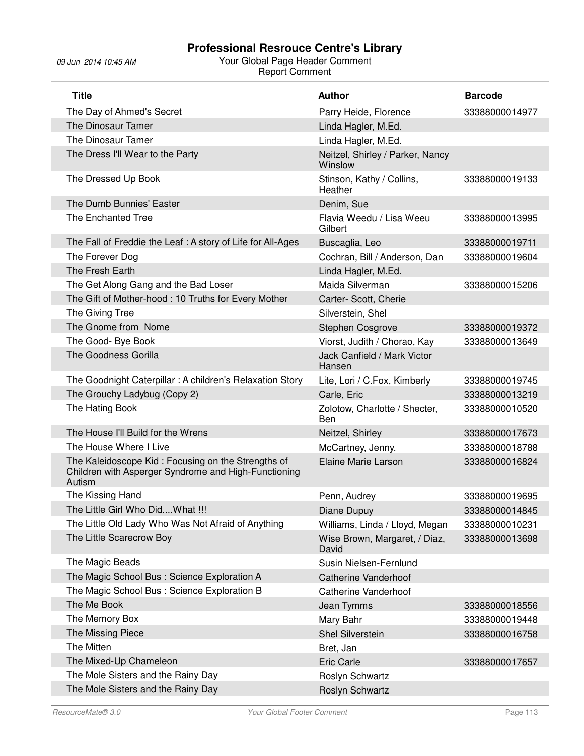# Professional Resrouce Centre's Library

09 Jun 2014 10:45 AM

Your Global Page Header Comment
Report Comment

| Title | Author | Barcode |
|---|---|---|
| The Day of Ahmed's Secret | Parry Heide, Florence | 33388000014977 |
| The Dinosaur Tamer | Linda Hagler, M.Ed. | |
| The Dinosaur Tamer | Linda Hagler, M.Ed. | |
| The Dress I'll Wear to the Party | Neitzel, Shirley / Parker, Nancy Winslow | |
| The Dressed Up Book | Stinson, Kathy / Collins, Heather | 33388000019133 |
| The Dumb Bunnies' Easter | Denim, Sue | |
| The Enchanted Tree | Flavia Weedu / Lisa Weeu Gilbert | 33388000013995 |
| The Fall of Freddie the Leaf : A story of Life for All-Ages | Buscaglia, Leo | 33388000019711 |
| The Forever Dog | Cochran, Bill / Anderson, Dan | 33388000019604 |
| The Fresh Earth | Linda Hagler, M.Ed. | |
| The Get Along Gang and the Bad Loser | Maida Silverman | 33388000015206 |
| The Gift of Mother-hood : 10 Truths for Every Mother | Carter- Scott, Cherie | |
| The Giving Tree | Silverstein, Shel | |
| The Gnome from Nome | Stephen Cosgrove | 33388000019372 |
| The Good- Bye Book | Viorst, Judith / Chorao, Kay | 33388000013649 |
| The Goodness Gorilla | Jack Canfield / Mark Victor Hansen | |
| The Goodnight Caterpillar : A children's Relaxation Story | Lite, Lori / C.Fox, Kimberly | 33388000019745 |
| The Grouchy Ladybug (Copy 2) | Carle, Eric | 33388000013219 |
| The Hating Book | Zolotow, Charlotte / Shecter, Ben | 33388000010520 |
| The House I'll Build for the Wrens | Neitzel, Shirley | 33388000017673 |
| The House Where I Live | McCartney, Jenny. | 33388000018788 |
| The Kaleidoscope Kid : Focusing on the Strengths of Children with Asperger Syndrome and High-Functioning Autism | Elaine Marie Larson | 33388000016824 |
| The Kissing Hand | Penn, Audrey | 33388000019695 |
| The Little Girl Who Did....What !!! | Diane Dupuy | 33388000014845 |
| The Little Old Lady Who Was Not Afraid of Anything | Williams, Linda / Lloyd, Megan | 33388000010231 |
| The Little Scarecrow Boy | Wise Brown, Margaret, / Diaz, David | 33388000013698 |
| The Magic Beads | Susin Nielsen-Fernlund | |
| The Magic School Bus : Science Exploration A | Catherine Vanderhoof | |
| The Magic School Bus : Science Exploration B | Catherine Vanderhoof | |
| The Me Book | Jean Tymms | 33388000018556 |
| The Memory Box | Mary Bahr | 33388000019448 |
| The Missing Piece | Shel Silverstein | 33388000016758 |
| The Mitten | Bret, Jan | |
| The Mixed-Up Chameleon | Eric Carle | 33388000017657 |
| The Mole Sisters and the Rainy Day | Roslyn Schwartz | |
| The Mole Sisters and the Rainy Day | Roslyn Schwartz | |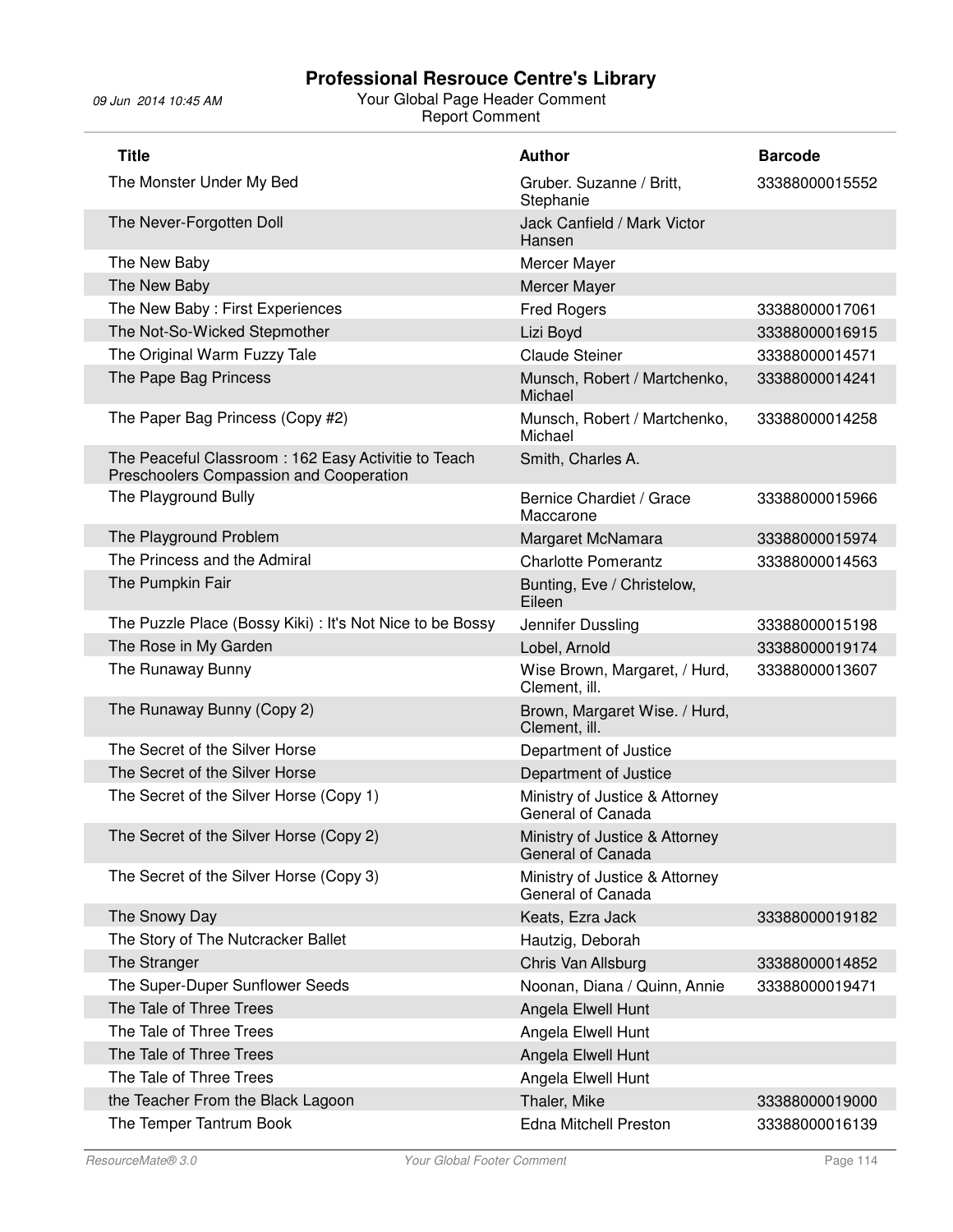# Professional Resrouce Centre's Library

09 Jun 2014 10:45 AM

Your Global Page Header Comment

Report Comment

| Title | Author | Barcode |
|---|---|---|
| The Monster Under My Bed | Gruber. Suzanne / Britt, Stephanie | 33388000015552 |
| The Never-Forgotten Doll | Jack Canfield / Mark Victor Hansen | |
| The New Baby | Mercer Mayer | |
| The New Baby | Mercer Mayer | |
| The New Baby : First Experiences | Fred Rogers | 33388000017061 |
| The Not-So-Wicked Stepmother | Lizi Boyd | 33388000016915 |
| The Original Warm Fuzzy Tale | Claude Steiner | 33388000014571 |
| The Pape Bag Princess | Munsch, Robert / Martchenko, Michael | 33388000014241 |
| The Paper Bag Princess (Copy #2) | Munsch, Robert / Martchenko, Michael | 33388000014258 |
| The Peaceful Classroom : 162 Easy Activitie to Teach Preschoolers Compassion and Cooperation | Smith, Charles A. | |
| The Playground Bully | Bernice Chardiet / Grace Maccarone | 33388000015966 |
| The Playground Problem | Margaret McNamara | 33388000015974 |
| The Princess and the Admiral | Charlotte Pomerantz | 33388000014563 |
| The Pumpkin Fair | Bunting, Eve / Christelow, Eileen | |
| The Puzzle Place (Bossy Kiki) : It's Not Nice to be Bossy | Jennifer Dussling | 33388000015198 |
| The Rose in My Garden | Lobel, Arnold | 33388000019174 |
| The Runaway Bunny | Wise Brown, Margaret, / Hurd, Clement, ill. | 33388000013607 |
| The Runaway Bunny (Copy 2) | Brown, Margaret Wise. / Hurd, Clement, ill. | |
| The Secret of the Silver Horse | Department of Justice | |
| The Secret of the Silver Horse | Department of Justice | |
| The Secret of the Silver Horse (Copy 1) | Ministry of Justice & Attorney General of Canada | |
| The Secret of the Silver Horse (Copy 2) | Ministry of Justice & Attorney General of Canada | |
| The Secret of the Silver Horse (Copy 3) | Ministry of Justice & Attorney General of Canada | |
| The Snowy Day | Keats, Ezra Jack | 33388000019182 |
| The Story of The Nutcracker Ballet | Hautzig, Deborah | |
| The Stranger | Chris Van Allsburg | 33388000014852 |
| The Super-Duper Sunflower Seeds | Noonan, Diana / Quinn, Annie | 33388000019471 |
| The Tale of Three Trees | Angela Elwell Hunt | |
| The Tale of Three Trees | Angela Elwell Hunt | |
| The Tale of Three Trees | Angela Elwell Hunt | |
| The Tale of Three Trees | Angela Elwell Hunt | |
| the Teacher From the Black Lagoon | Thaler, Mike | 33388000019000 |
| The Temper Tantrum Book | Edna Mitchell Preston | 33388000016139 |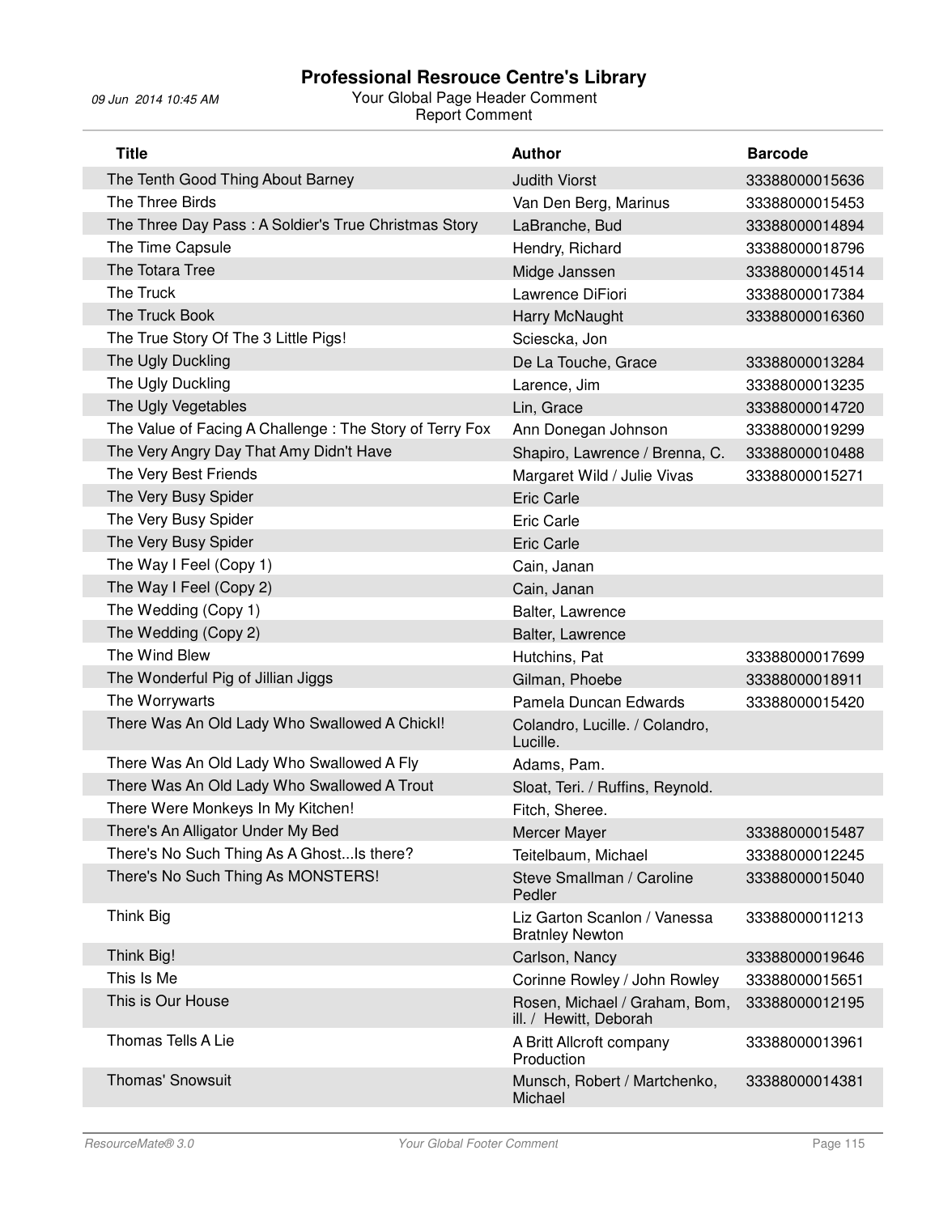# Professional Resrouce Centre's Library

09 Jun 2014 10:45 AM

Your Global Page Header Comment

Report Comment

| Title | Author | Barcode |
|---|---|---|
| The Tenth Good Thing About Barney | Judith Viorst | 33388000015636 |
| The Three Birds | Van Den Berg, Marinus | 33388000015453 |
| The Three Day Pass : A Soldier's True Christmas Story | LaBranche, Bud | 33388000014894 |
| The Time Capsule | Hendry, Richard | 33388000018796 |
| The Totara Tree | Midge Janssen | 33388000014514 |
| The Truck | Lawrence DiFiori | 33388000017384 |
| The Truck Book | Harry McNaught | 33388000016360 |
| The True Story Of The 3 Little Pigs! | Sciescka, Jon | |
| The Ugly Duckling | De La Touche, Grace | 33388000013284 |
| The Ugly Duckling | Larence, Jim | 33388000013235 |
| The Ugly Vegetables | Lin, Grace | 33388000014720 |
| The Value of Facing A Challenge : The Story of Terry Fox | Ann Donegan Johnson | 33388000019299 |
| The Very Angry Day That Amy Didn't Have | Shapiro, Lawrence / Brenna, C. | 33388000010488 |
| The Very Best Friends | Margaret Wild / Julie Vivas | 33388000015271 |
| The Very Busy Spider | Eric Carle | |
| The Very Busy Spider | Eric Carle | |
| The Very Busy Spider | Eric Carle | |
| The Way I Feel (Copy 1) | Cain, Janan | |
| The Way I Feel (Copy 2) | Cain, Janan | |
| The Wedding (Copy 1) | Balter, Lawrence | |
| The Wedding (Copy 2) | Balter, Lawrence | |
| The Wind Blew | Hutchins, Pat | 33388000017699 |
| The Wonderful Pig of Jillian Jiggs | Gilman, Phoebe | 33388000018911 |
| The Worrywarts | Pamela Duncan Edwards | 33388000015420 |
| There Was An Old Lady Who Swallowed A Chickl! | Colandro, Lucille. / Colandro, Lucille. | |
| There Was An Old Lady Who Swallowed A Fly | Adams, Pam. | |
| There Was An Old Lady Who Swallowed A Trout | Sloat, Teri. / Ruffins, Reynold. | |
| There Were Monkeys In My Kitchen! | Fitch, Sheree. | |
| There's An Alligator Under My Bed | Mercer Mayer | 33388000015487 |
| There's No Such Thing As A Ghost...Is there? | Teitelbaum, Michael | 33388000012245 |
| There's No Such Thing As MONSTERS! | Steve Smallman / Caroline Pedler | 33388000015040 |
| Think Big | Liz Garton Scanlon / Vanessa Bratnley Newton | 33388000011213 |
| Think Big! | Carlson, Nancy | 33388000019646 |
| This Is Me | Corinne Rowley / John Rowley | 33388000015651 |
| This is Our House | Rosen, Michael / Graham, Bom, ill. / Hewitt, Deborah | 33388000012195 |
| Thomas Tells A Lie | A Britt Allcroft company Production | 33388000013961 |
| Thomas' Snowsuit | Munsch, Robert / Martchenko, Michael | 33388000014381 |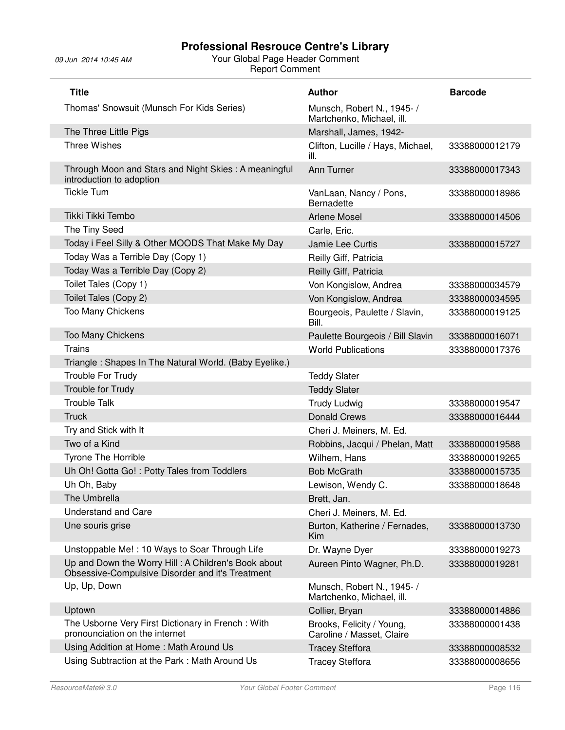| Title | Author | Barcode |
| --- | --- | --- |
| Thomas' Snowsuit (Munsch For Kids Series) | Munsch, Robert N., 1945- / Martchenko, Michael, ill. | |
| The Three Little Pigs | Marshall, James, 1942- | |
| Three Wishes | Clifton, Lucille / Hays, Michael, ill. | 33388000012179 |
| Through Moon and Stars and Night Skies : A meaningful introduction to adoption | Ann Turner | 33388000017343 |
| Tickle Tum | VanLaan, Nancy / Pons, Bernadette | 33388000018986 |
| Tikki Tikki Tembo | Arlene Mosel | 33388000014506 |
| The Tiny Seed | Carle, Eric. | |
| Today i Feel Silly & Other MOODS That Make My Day | Jamie Lee Curtis | 33388000015727 |
| Today Was a Terrible Day (Copy 1) | Reilly Giff, Patricia | |
| Today Was a Terrible Day (Copy 2) | Reilly Giff, Patricia | |
| Toilet Tales (Copy 1) | Von Kongislow, Andrea | 33388000034579 |
| Toilet Tales (Copy 2) | Von Kongislow, Andrea | 33388000034595 |
| Too Many Chickens | Bourgeois, Paulette / Slavin, Bill. | 33388000019125 |
| Too Many Chickens | Paulette Bourgeois / Bill Slavin | 33388000016071 |
| Trains | World Publications | 33388000017376 |
| Triangle : Shapes In The Natural World. (Baby Eyelike.) | | |
| Trouble For Trudy | Teddy Slater | |
| Trouble for Trudy | Teddy Slater | |
| Trouble Talk | Trudy Ludwig | 33388000019547 |
| Truck | Donald Crews | 33388000016444 |
| Try and Stick with It | Cheri J. Meiners, M. Ed. | |
| Two of a Kind | Robbins, Jacqui / Phelan, Matt | 33388000019588 |
| Tyrone The Horrible | Wilhem, Hans | 33388000019265 |
| Uh Oh! Gotta Go! : Potty Tales from Toddlers | Bob McGrath | 33388000015735 |
| Uh Oh, Baby | Lewison, Wendy C. | 33388000018648 |
| The Umbrella | Brett, Jan. | |
| Understand and Care | Cheri J. Meiners, M. Ed. | |
| Une souris grise | Burton, Katherine / Fernades, Kim | 33388000013730 |
| Unstoppable Me! : 10 Ways to Soar Through Life | Dr. Wayne Dyer | 33388000019273 |
| Up and Down the Worry Hill : A Children's Book about Obsessive-Compulsive Disorder and it's Treatment | Aureen Pinto Wagner, Ph.D. | 33388000019281 |
| Up, Up, Down | Munsch, Robert N., 1945- / Martchenko, Michael, ill. | |
| Uptown | Collier, Bryan | 33388000014886 |
| The Usborne Very First Dictionary in French : With pronounciation on the internet | Brooks, Felicity / Young, Caroline / Masset, Claire | 33388000001438 |
| Using Addition at Home : Math Around Us | Tracey Steffora | 33388000008532 |
| Using Subtraction at the Park : Math Around Us | Tracey Steffora | 33388000008656 |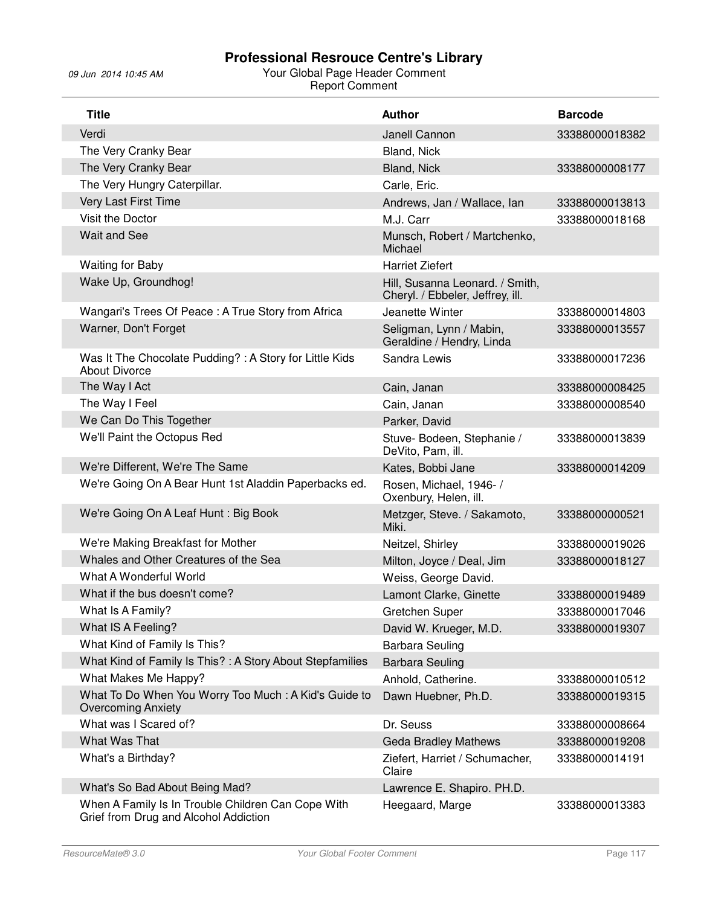# Professional Resrouce Centre's Library

09 Jun 2014 10:45 AM

Your Global Page Header Comment
Report Comment

| Title | Author | Barcode |
|---|---|---|
| Verdi | Janell Cannon | 33388000018382 |
| The Very Cranky Bear | Bland, Nick | |
| The Very Cranky Bear | Bland, Nick | 33388000008177 |
| The Very Hungry Caterpillar. | Carle, Eric. | |
| Very Last First Time | Andrews, Jan / Wallace, Ian | 33388000013813 |
| Visit the Doctor | M.J. Carr | 33388000018168 |
| Wait and See | Munsch, Robert / Martchenko, Michael | |
| Waiting for Baby | Harriet Ziefert | |
| Wake Up, Groundhog! | Hill, Susanna Leonard. / Smith, Cheryl. / Ebbeler, Jeffrey, ill. | |
| Wangari's Trees Of Peace : A True Story from Africa | Jeanette Winter | 33388000014803 |
| Warner, Don't Forget | Seligman, Lynn / Mabin, Geraldine / Hendry, Linda | 33388000013557 |
| Was It The Chocolate Pudding? : A Story for Little Kids About Divorce | Sandra Lewis | 33388000017236 |
| The Way I Act | Cain, Janan | 33388000008425 |
| The Way I Feel | Cain, Janan | 33388000008540 |
| We Can Do This Together | Parker, David | |
| We'll Paint the Octopus Red | Stuve- Bodeen, Stephanie / DeVito, Pam, ill. | 33388000013839 |
| We're Different, We're The Same | Kates, Bobbi Jane | 33388000014209 |
| We're Going On A Bear Hunt 1st Aladdin Paperbacks ed. | Rosen, Michael, 1946- / Oxenbury, Helen, ill. | |
| We're Going On A Leaf Hunt : Big Book | Metzger, Steve. / Sakamoto, Miki. | 33388000000521 |
| We're Making Breakfast for Mother | Neitzel, Shirley | 33388000019026 |
| Whales and Other Creatures of the Sea | Milton, Joyce / Deal, Jim | 33388000018127 |
| What A Wonderful World | Weiss, George David. | |
| What if the bus doesn't come? | Lamont Clarke, Ginette | 33388000019489 |
| What Is A Family? | Gretchen Super | 33388000017046 |
| What IS A Feeling? | David W. Krueger, M.D. | 33388000019307 |
| What Kind of Family Is This? | Barbara Seuling | |
| What Kind of Family Is This? : A Story About Stepfamilies | Barbara Seuling | |
| What Makes Me Happy? | Anhold, Catherine. | 33388000010512 |
| What To Do When You Worry Too Much : A Kid's Guide to Overcoming Anxiety | Dawn Huebner, Ph.D. | 33388000019315 |
| What was I Scared of? | Dr. Seuss | 33388000008664 |
| What Was That | Geda Bradley Mathews | 33388000019208 |
| What's a Birthday? | Ziefert, Harriet / Schumacher, Claire | 33388000014191 |
| What's So Bad About Being Mad? | Lawrence E. Shapiro. PH.D. | |
| When A Family Is In Trouble Children Can Cope With Grief from Drug and Alcohol Addiction | Heegaard, Marge | 33388000013383 |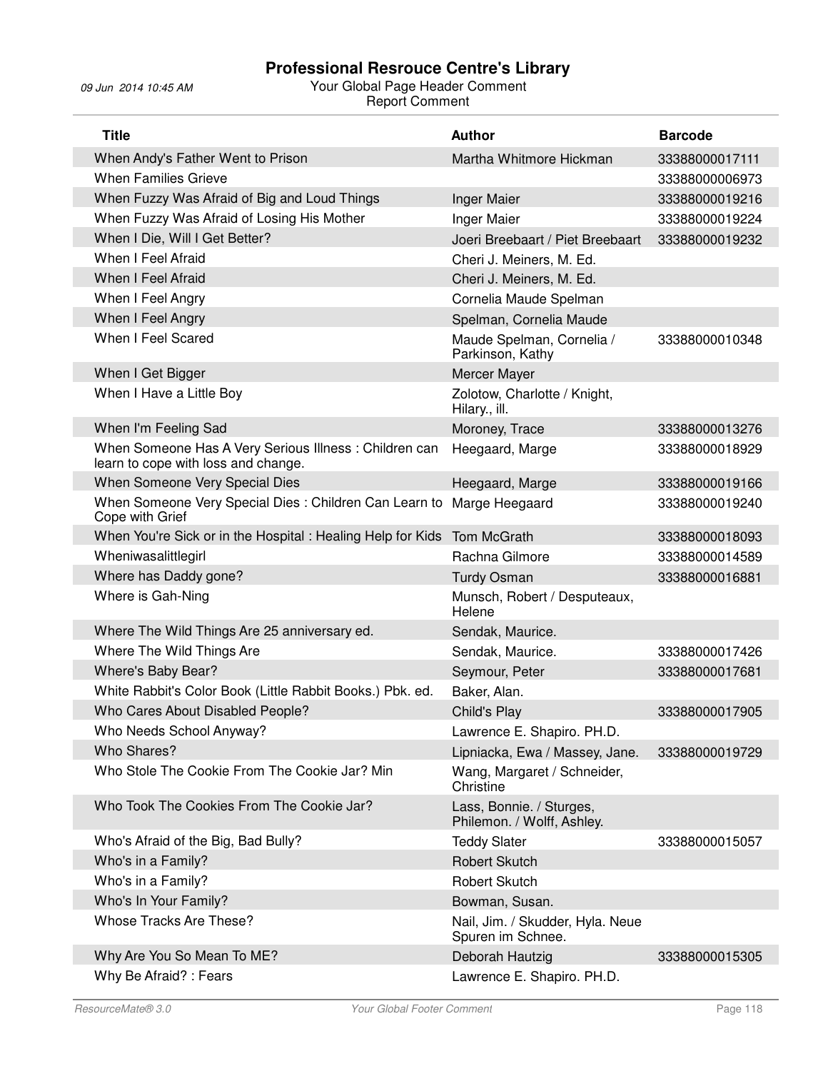# Professional Resrouce Centre's Library

Your Global Page Header Comment
Report Comment

| Title | Author | Barcode |
|---|---|---|
| When Andy's Father Went to Prison | Martha Whitmore Hickman | 33388000017111 |
| When Families Grieve | | 33388000006973 |
| When Fuzzy Was Afraid of Big and Loud Things | Inger Maier | 33388000019216 |
| When Fuzzy Was Afraid of Losing His Mother | Inger Maier | 33388000019224 |
| When I Die, Will I Get Better? | Joeri Breebaart / Piet Breebaart | 33388000019232 |
| When I Feel Afraid | Cheri J. Meiners, M. Ed. | |
| When I Feel Afraid | Cheri J. Meiners, M. Ed. | |
| When I Feel Angry | Cornelia Maude Spelman | |
| When I Feel Angry | Spelman, Cornelia Maude | |
| When I Feel Scared | Maude Spelman, Cornelia / Parkinson, Kathy | 33388000010348 |
| When I Get Bigger | Mercer Mayer | |
| When I Have a Little Boy | Zolotow, Charlotte / Knight, Hilary., ill. | |
| When I'm Feeling Sad | Moroney, Trace | 33388000013276 |
| When Someone Has A Very Serious Illness : Children can learn to cope with loss and change. | Heegaard, Marge | 33388000018929 |
| When Someone Very Special Dies | Heegaard, Marge | 33388000019166 |
| When Someone Very Special Dies : Children Can Learn to Cope with Grief | Marge Heegaard | 33388000019240 |
| When You're Sick or in the Hospital : Healing Help for Kids | Tom McGrath | 33388000018093 |
| Wheniwasalittlegirl | Rachna Gilmore | 33388000014589 |
| Where has Daddy gone? | Turdy Osman | 33388000016881 |
| Where is Gah-Ning | Munsch, Robert / Desputeaux, Helene | |
| Where The Wild Things Are 25 anniversary ed. | Sendak, Maurice. | |
| Where The Wild Things Are | Sendak, Maurice. | 33388000017426 |
| Where's Baby Bear? | Seymour, Peter | 33388000017681 |
| White Rabbit's Color Book (Little Rabbit Books.) Pbk. ed. | Baker, Alan. | |
| Who Cares About Disabled People? | Child's Play | 33388000017905 |
| Who Needs School Anyway? | Lawrence E. Shapiro. PH.D. | |
| Who Shares? | Lipniacka, Ewa / Massey, Jane. | 33388000019729 |
| Who Stole The Cookie From The Cookie Jar? Min | Wang, Margaret / Schneider, Christine | |
| Who Took The Cookies From The Cookie Jar? | Lass, Bonnie. / Sturges, Philemon. / Wolff, Ashley. | |
| Who's Afraid of the Big, Bad Bully? | Teddy Slater | 33388000015057 |
| Who's in a Family? | Robert Skutch | |
| Who's in a Family? | Robert Skutch | |
| Who's In Your Family? | Bowman, Susan. | |
| Whose Tracks Are These? | Nail, Jim. / Skudder, Hyla. Neue Spuren im Schnee. | |
| Why Are You So Mean To ME? | Deborah Hautzig | 33388000015305 |
| Why Be Afraid? : Fears | Lawrence E. Shapiro. PH.D. | |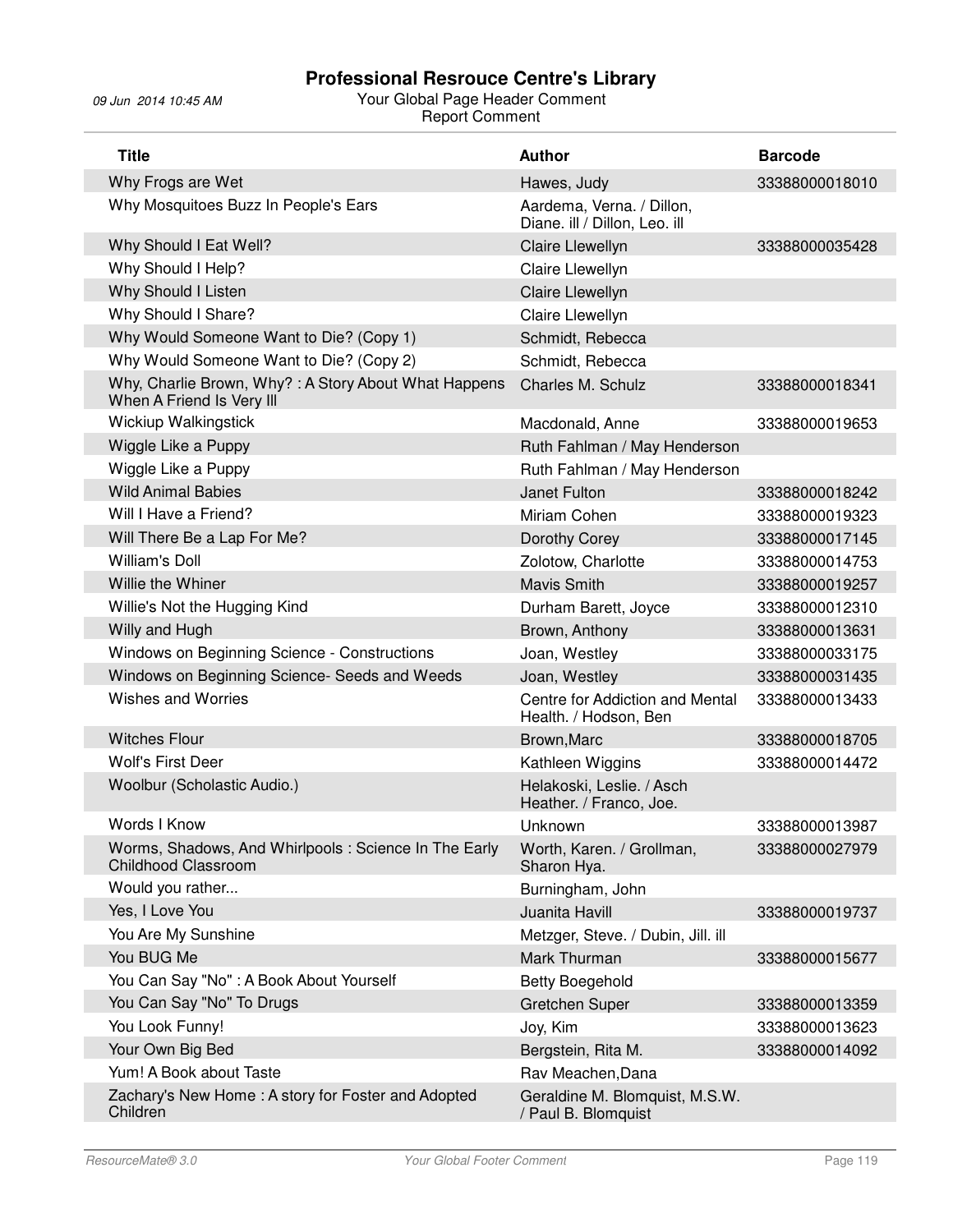# Professional Resrouce Centre's Library

09 Jun 2014 10:45 AM

Your Global Page Header Comment
Report Comment

| Title | Author | Barcode |
|---|---|---|
| Why Frogs are Wet | Hawes, Judy | 33388000018010 |
| Why Mosquitoes Buzz In People's Ears | Aardema, Verna. / Dillon, Diane. ill / Dillon, Leo. ill | |
| Why Should I Eat Well? | Claire Llewellyn | 33388000035428 |
| Why Should I Help? | Claire Llewellyn | |
| Why Should I Listen | Claire Llewellyn | |
| Why Should I Share? | Claire Llewellyn | |
| Why Would Someone Want to Die? (Copy 1) | Schmidt, Rebecca | |
| Why Would Someone Want to Die? (Copy 2) | Schmidt, Rebecca | |
| Why, Charlie Brown, Why? : A Story About What Happens When A Friend Is Very Ill | Charles M. Schulz | 33388000018341 |
| Wickiup Walkingstick | Macdonald, Anne | 33388000019653 |
| Wiggle Like a Puppy | Ruth Fahlman / May Henderson | |
| Wiggle Like a Puppy | Ruth Fahlman / May Henderson | |
| Wild Animal Babies | Janet Fulton | 33388000018242 |
| Will I Have a Friend? | Miriam Cohen | 33388000019323 |
| Will There Be a Lap For Me? | Dorothy Corey | 33388000017145 |
| William's Doll | Zolotow, Charlotte | 33388000014753 |
| Willie the Whiner | Mavis Smith | 33388000019257 |
| Willie's Not the Hugging Kind | Durham Barett, Joyce | 33388000012310 |
| Willy and Hugh | Brown, Anthony | 33388000013631 |
| Windows on Beginning Science - Constructions | Joan, Westley | 33388000033175 |
| Windows on Beginning Science- Seeds and Weeds | Joan, Westley | 33388000031435 |
| Wishes and Worries | Centre for Addiction and Mental Health. / Hodson, Ben | 33388000013433 |
| Witches Flour | Brown,Marc | 33388000018705 |
| Wolf's First Deer | Kathleen Wiggins | 33388000014472 |
| Woolbur (Scholastic Audio.) | Helakoski, Leslie. / Asch Heather. / Franco, Joe. | |
| Words I Know | Unknown | 33388000013987 |
| Worms, Shadows, And Whirlpools : Science In The Early Childhood Classroom | Worth, Karen. / Grollman, Sharon Hya. | 33388000027979 |
| Would you rather... | Burningham, John | |
| Yes, I Love You | Juanita Havill | 33388000019737 |
| You Are My Sunshine | Metzger, Steve. / Dubin, Jill. ill | |
| You BUG Me | Mark Thurman | 33388000015677 |
| You Can Say "No" : A Book About Yourself | Betty Boegehold | |
| You Can Say "No" To Drugs | Gretchen Super | 33388000013359 |
| You Look Funny! | Joy, Kim | 33388000013623 |
| Your Own Big Bed | Bergstein, Rita M. | 33388000014092 |
| Yum! A Book about Taste | Rav Meachen,Dana | |
| Zachary's New Home : A story for Foster and Adopted Children | Geraldine M. Blomquist, M.S.W. / Paul B. Blomquist | |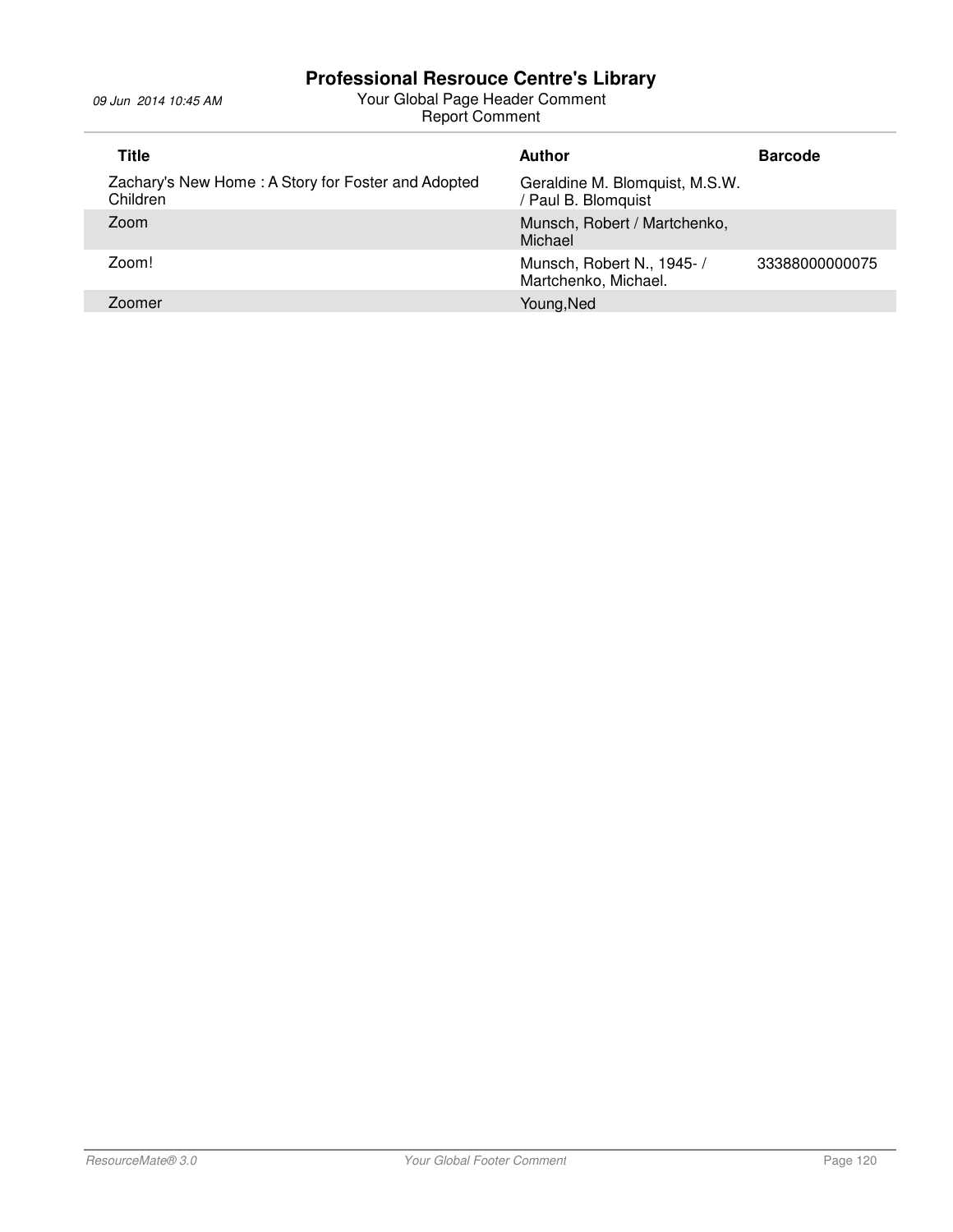| Title | Author | Barcode |
|---|---|---|
| Zachary's New Home : A Story for Foster and Adopted Children | Geraldine M. Blomquist, M.S.W. / Paul B. Blomquist | |
| Zoom | Munsch, Robert / Martchenko, Michael | |
| Zoom! | Munsch, Robert N., 1945- / Martchenko, Michael. | 33388000000075 |
| Zoomer | Young,Ned | |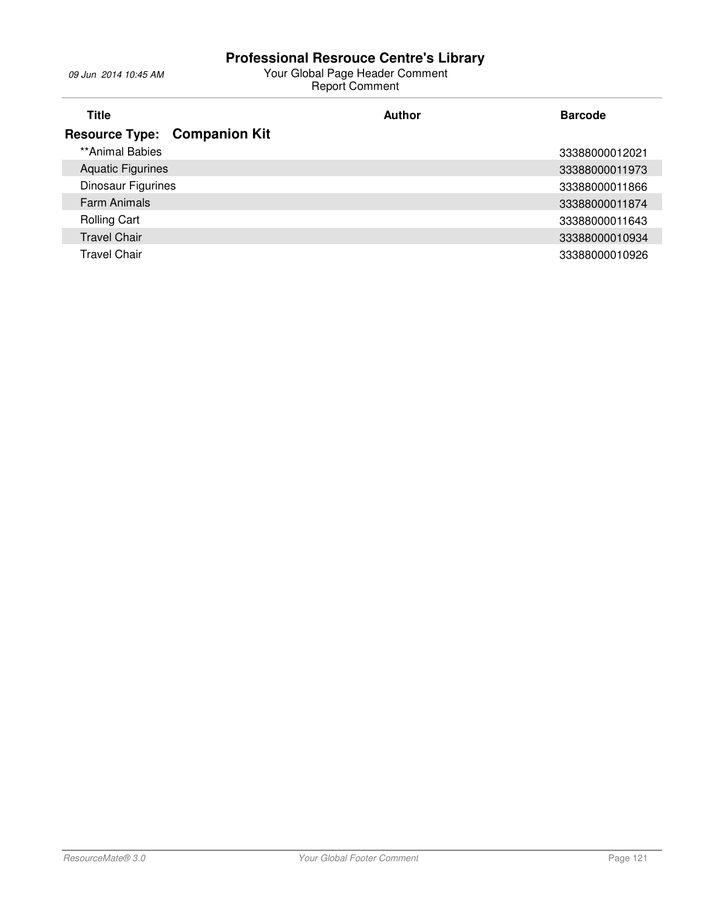# Professional Resrouce Centre's Library

09 Jun 2014 10:45 AM

Your Global Page Header Comment

Report Comment

| Title | Author | Barcode |
|---|---|---|
| **Resource Type: Companion Kit** | | |
| **Animal Babies | | 33388000012021 |
| Aquatic Figurines | | 33388000011973 |
| Dinosaur Figurines | | 33388000011866 |
| Farm Animals | | 33388000011874 |
| Rolling Cart | | 33388000011643 |
| Travel Chair | | 33388000010934 |
| Travel Chair | | 33388000010926 |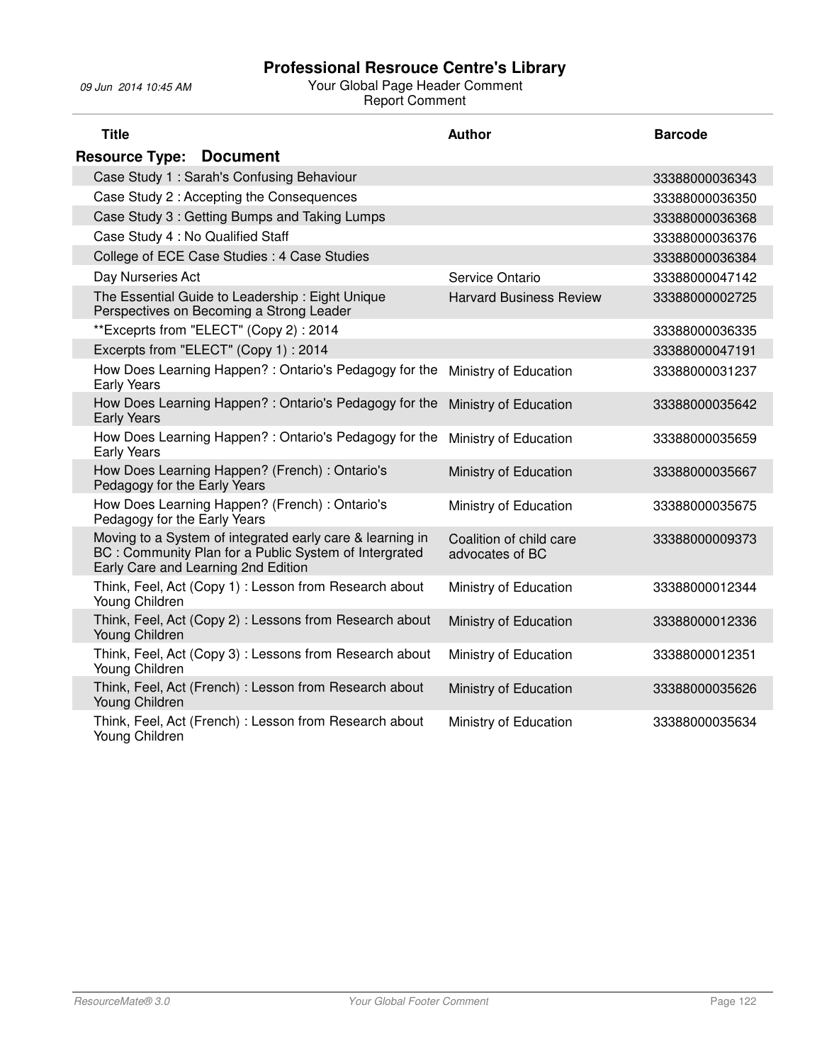# Professional Resrouce Centre's Library

09 Jun 2014 10:45 AM

Your Global Page Header Comment

Report Comment

| Title | Author | Barcode |
|---|---|---|
| **Resource Type: Document** | | |
| Case Study 1 : Sarah's Confusing Behaviour | | 33388000036343 |
| Case Study 2 : Accepting the Consequences | | 33388000036350 |
| Case Study 3 : Getting Bumps and Taking Lumps | | 33388000036368 |
| Case Study 4 : No Qualified Staff | | 33388000036376 |
| College of ECE Case Studies : 4 Case Studies | | 33388000036384 |
| Day Nurseries Act | Service Ontario | 33388000047142 |
| The Essential Guide to Leadership : Eight Unique Perspectives on Becoming a Strong Leader | Harvard Business Review | 33388000002725 |
| **Exceprts from "ELECT" (Copy 2) : 2014 | | 33388000036335 |
| Excerpts from "ELECT" (Copy 1) : 2014 | | 33388000047191 |
| How Does Learning Happen? : Ontario's Pedagogy for the Early Years | Ministry of Education | 33388000031237 |
| How Does Learning Happen? : Ontario's Pedagogy for the Early Years | Ministry of Education | 33388000035642 |
| How Does Learning Happen? : Ontario's Pedagogy for the Early Years | Ministry of Education | 33388000035659 |
| How Does Learning Happen? (French) : Ontario's Pedagogy for the Early Years | Ministry of Education | 33388000035667 |
| How Does Learning Happen? (French) : Ontario's Pedagogy for the Early Years | Ministry of Education | 33388000035675 |
| Moving to a System of integrated early care & learning in BC : Community Plan for a Public System of Intergrated Early Care and Learning 2nd Edition | Coalition of child care advocates of BC | 33388000009373 |
| Think, Feel, Act (Copy 1) : Lesson from Research about Young Children | Ministry of Education | 33388000012344 |
| Think, Feel, Act (Copy 2) : Lessons from Research about Young Children | Ministry of Education | 33388000012336 |
| Think, Feel, Act (Copy 3) : Lessons from Research about Young Children | Ministry of Education | 33388000012351 |
| Think, Feel, Act (French) : Lesson from Research about Young Children | Ministry of Education | 33388000035626 |
| Think, Feel, Act (French) : Lesson from Research about Young Children | Ministry of Education | 33388000035634 |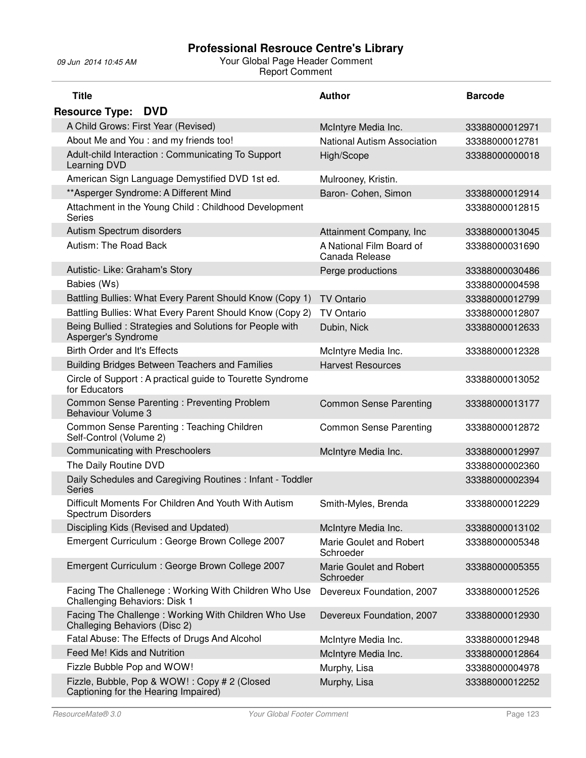# Professional Resrouce Centre's Library

09 Jun 2014 10:45 AM

Your Global Page Header Comment

Report Comment

**Resource Type: DVD**

| Title | Author | Barcode |
|---|---|---|
| A Child Grows: First Year (Revised) | McIntyre Media Inc. | 33388000012971 |
| About Me and You : and my friends too! | National Autism Association | 33388000012781 |
| Adult-child Interaction : Communicating To Support Learning DVD | High/Scope | 33388000000018 |
| American Sign Language Demystified DVD 1st ed. | Mulrooney, Kristin. | |
| **Asperger Syndrome: A Different Mind | Baron- Cohen, Simon | 33388000012914 |
| Attachment in the Young Child : Childhood Development Series | | 33388000012815 |
| Autism Spectrum disorders | Attainment Company, Inc | 33388000013045 |
| Autism: The Road Back | A National Film Board of Canada Release | 33388000031690 |
| Autistic- Like: Graham's Story | Perge productions | 33388000030486 |
| Babies (Ws) | | 33388000004598 |
| Battling Bullies: What Every Parent Should Know (Copy 1) | TV Ontario | 33388000012799 |
| Battling Bullies: What Every Parent Should Know (Copy 2) | TV Ontario | 33388000012807 |
| Being Bullied : Strategies and Solutions for People with Asperger's Syndrome | Dubin, Nick | 33388000012633 |
| Birth Order and It's Effects | McIntyre Media Inc. | 33388000012328 |
| Building Bridges Between Teachers and Families | Harvest Resources | |
| Circle of Support : A practical guide to Tourette Syndrome for Educators | | 33388000013052 |
| Common Sense Parenting : Preventing Problem Behaviour Volume 3 | Common Sense Parenting | 33388000013177 |
| Common Sense Parenting : Teaching Children Self-Control (Volume 2) | Common Sense Parenting | 33388000012872 |
| Communicating with Preschoolers | McIntyre Media Inc. | 33388000012997 |
| The Daily Routine DVD | | 33388000002360 |
| Daily Schedules and Caregiving Routines : Infant - Toddler Series | | 33388000002394 |
| Difficult Moments For Children And Youth With Autism Spectrum Disorders | Smith-Myles, Brenda | 33388000012229 |
| Discipling Kids (Revised and Updated) | McIntyre Media Inc. | 33388000013102 |
| Emergent Curriculum : George Brown College 2007 | Marie Goulet and Robert Schroeder | 33388000005348 |
| Emergent Curriculum : George Brown College 2007 | Marie Goulet and Robert Schroeder | 33388000005355 |
| Facing The Challenege : Working With Children Who Use Challenging Behaviors: Disk 1 | Devereux Foundation, 2007 | 33388000012526 |
| Facing The Challenge : Working With Children Who Use Challeging Behaviors (Disc 2) | Devereux Foundation, 2007 | 33388000012930 |
| Fatal Abuse: The Effects of Drugs And Alcohol | McIntyre Media Inc. | 33388000012948 |
| Feed Me! Kids and Nutrition | McIntyre Media Inc. | 33388000012864 |
| Fizzle Bubble Pop and WOW! | Murphy, Lisa | 33388000004978 |
| Fizzle, Bubble, Pop & WOW! : Copy # 2 (Closed Captioning for the Hearing Impaired) | Murphy, Lisa | 33388000012252 |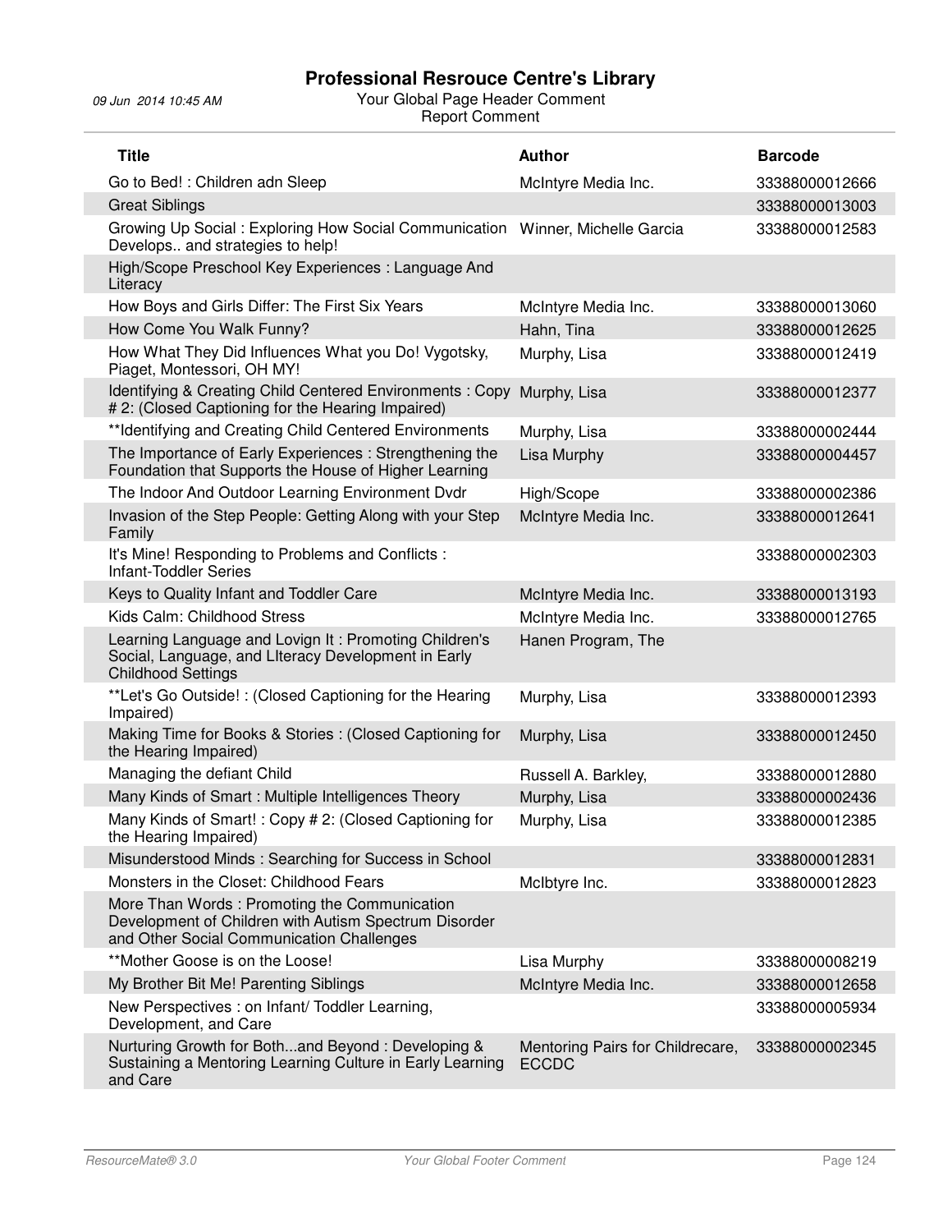| Title | Author | Barcode |
|---|---|---|
| Go to Bed! : Children adn Sleep | McIntyre Media Inc. | 33388000012666 |
| Great Siblings | | 33388000013003 |
| Growing Up Social : Exploring How Social Communication Develops.. and strategies to help! | Winner, Michelle Garcia | 33388000012583 |
| High/Scope Preschool Key Experiences : Language And Literacy | | |
| How Boys and Girls Differ: The First Six Years | McIntyre Media Inc. | 33388000013060 |
| How Come You Walk Funny? | Hahn, Tina | 33388000012625 |
| How What They Did Influences What you Do! Vygotsky, Piaget, Montessori, OH MY! | Murphy, Lisa | 33388000012419 |
| Identifying & Creating Child Centered Environments : Copy # 2: (Closed Captioning for the Hearing Impaired) | Murphy, Lisa | 33388000012377 |
| **Identifying and Creating Child Centered Environments | Murphy, Lisa | 33388000002444 |
| The Importance of Early Experiences : Strengthening the Foundation that Supports the House of Higher Learning | Lisa Murphy | 33388000004457 |
| The Indoor And Outdoor Learning Environment Dvdr | High/Scope | 33388000002386 |
| Invasion of the Step People: Getting Along with your Step Family | McIntyre Media Inc. | 33388000012641 |
| It's Mine! Responding to Problems and Conflicts : Infant-Toddler Series | | 33388000002303 |
| Keys to Quality Infant and Toddler Care | McIntyre Media Inc. | 33388000013193 |
| Kids Calm: Childhood Stress | McIntyre Media Inc. | 33388000012765 |
| Learning Language and Lovign It : Promoting Children's Social, Language, and LIteracy Development in Early Childhood Settings | Hanen Program, The | |
| **Let's Go Outside! : (Closed Captioning for the Hearing Impaired) | Murphy, Lisa | 33388000012393 |
| Making Time for Books & Stories : (Closed Captioning for the Hearing Impaired) | Murphy, Lisa | 33388000012450 |
| Managing the defiant Child | Russell A. Barkley, | 33388000012880 |
| Many Kinds of Smart : Multiple Intelligences Theory | Murphy, Lisa | 33388000002436 |
| Many Kinds of Smart! : Copy # 2: (Closed Captioning for the Hearing Impaired) | Murphy, Lisa | 33388000012385 |
| Misunderstood Minds : Searching for Success in School | | 33388000012831 |
| Monsters in the Closet: Childhood Fears | McIbtyre Inc. | 33388000012823 |
| More Than Words : Promoting the Communication Development of Children with Autism Spectrum Disorder and Other Social Communication Challenges | | |
| **Mother Goose is on the Loose! | Lisa Murphy | 33388000008219 |
| My Brother Bit Me! Parenting Siblings | McIntyre Media Inc. | 33388000012658 |
| New Perspectives : on Infant/ Toddler Learning, Development, and Care | | 33388000005934 |
| Nurturing Growth for Both...and Beyond : Developing & Sustaining a Mentoring Learning Culture in Early Learning and Care | Mentoring Pairs for Childrecare, ECCDC | 33388000002345 |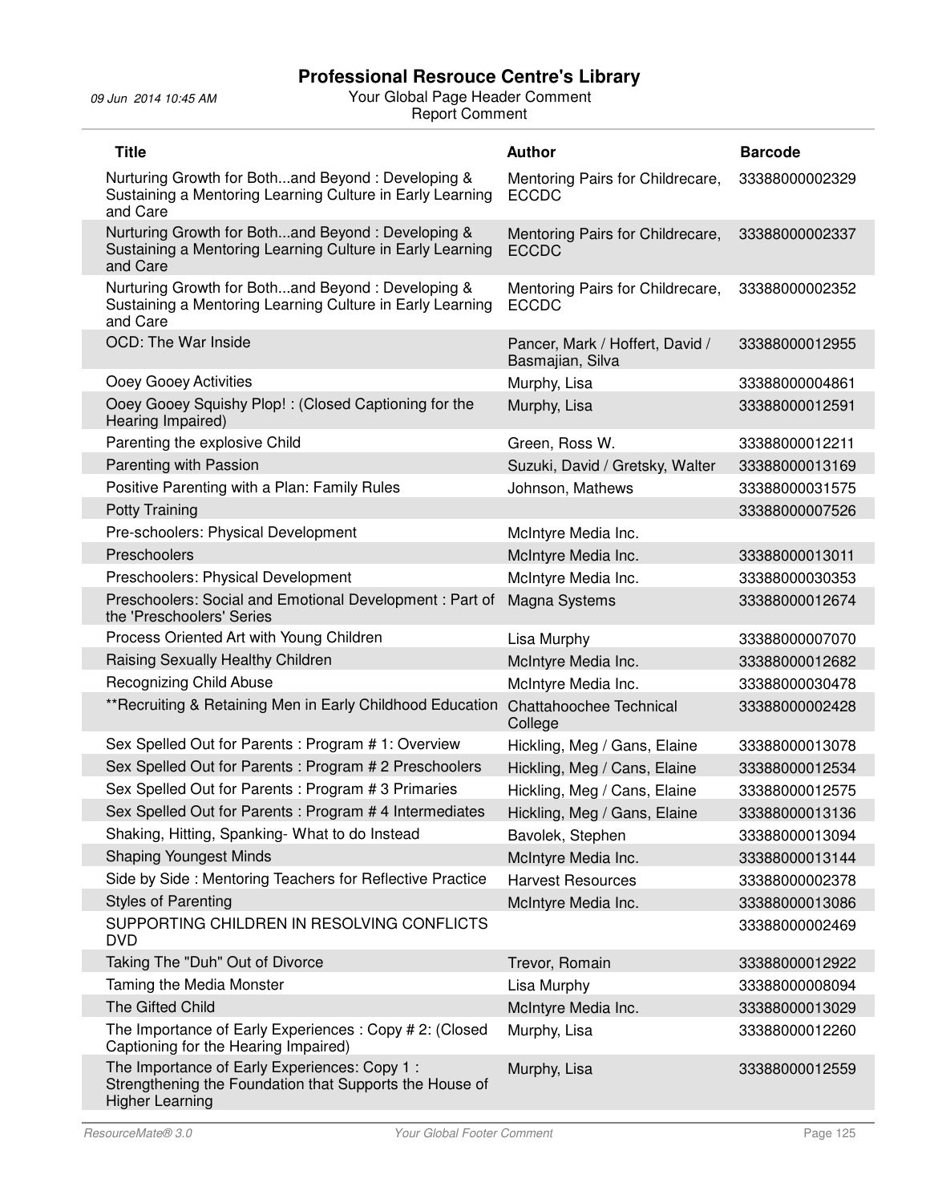| Title | Author | Barcode |
|---|---|---|
| Nurturing Growth for Both...and Beyond : Developing & Sustaining a Mentoring Learning Culture in Early Learning and Care | Mentoring Pairs for Childrecare, ECCDC | 33388000002329 |
| Nurturing Growth for Both...and Beyond : Developing & Sustaining a Mentoring Learning Culture in Early Learning and Care | Mentoring Pairs for Childrecare, ECCDC | 33388000002337 |
| Nurturing Growth for Both...and Beyond : Developing & Sustaining a Mentoring Learning Culture in Early Learning and Care | Mentoring Pairs for Childrecare, ECCDC | 33388000002352 |
| OCD: The War Inside | Pancer, Mark / Hoffert, David / Basmajian, Silva | 33388000012955 |
| Ooey Gooey Activities | Murphy, Lisa | 33388000004861 |
| Ooey Gooey Squishy Plop! : (Closed Captioning for the Hearing Impaired) | Murphy, Lisa | 33388000012591 |
| Parenting the explosive Child | Green, Ross W. | 33388000012211 |
| Parenting with Passion | Suzuki, David / Gretsky, Walter | 33388000013169 |
| Positive Parenting with a Plan: Family Rules | Johnson, Mathews | 33388000031575 |
| Potty Training | | 33388000007526 |
| Pre-schoolers: Physical Development | McIntyre Media Inc. | |
| Preschoolers | McIntyre Media Inc. | 33388000013011 |
| Preschoolers: Physical Development | McIntyre Media Inc. | 33388000030353 |
| Preschoolers: Social and Emotional Development : Part of the 'Preschoolers' Series | Magna Systems | 33388000012674 |
| Process Oriented Art with Young Children | Lisa Murphy | 33388000007070 |
| Raising Sexually Healthy Children | McIntyre Media Inc. | 33388000012682 |
| Recognizing Child Abuse | McIntyre Media Inc. | 33388000030478 |
| **Recruiting & Retaining Men in Early Childhood Education | Chattahoochee Technical College | 33388000002428 |
| Sex Spelled Out for Parents : Program # 1: Overview | Hickling, Meg / Gans, Elaine | 33388000013078 |
| Sex Spelled Out for Parents : Program # 2 Preschoolers | Hickling, Meg / Cans, Elaine | 33388000012534 |
| Sex Spelled Out for Parents : Program # 3 Primaries | Hickling, Meg / Cans, Elaine | 33388000012575 |
| Sex Spelled Out for Parents : Program # 4 Intermediates | Hickling, Meg / Gans, Elaine | 33388000013136 |
| Shaking, Hitting, Spanking- What to do Instead | Bavolek, Stephen | 33388000013094 |
| Shaping Youngest Minds | McIntyre Media Inc. | 33388000013144 |
| Side by Side : Mentoring Teachers for Reflective Practice | Harvest Resources | 33388000002378 |
| Styles of Parenting | McIntyre Media Inc. | 33388000013086 |
| SUPPORTING CHILDREN IN RESOLVING CONFLICTS DVD | | 33388000002469 |
| Taking The "Duh" Out of Divorce | Trevor, Romain | 33388000012922 |
| Taming the Media Monster | Lisa Murphy | 33388000008094 |
| The Gifted Child | McIntyre Media Inc. | 33388000013029 |
| The Importance of Early Experiences : Copy # 2: (Closed Captioning for the Hearing Impaired) | Murphy, Lisa | 33388000012260 |
| The Importance of Early Experiences: Copy 1 : Strengthening the Foundation that Supports the House of Higher Learning | Murphy, Lisa | 33388000012559 |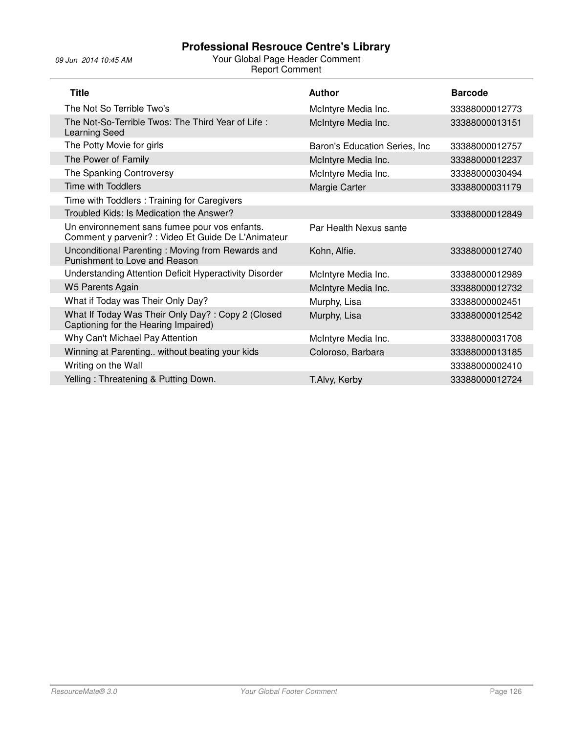| Title | Author | Barcode |
| --- | --- | --- |
| The Not So Terrible Two's | McIntyre Media Inc. | 33388000012773 |
| The Not-So-Terrible Twos: The Third Year of Life : Learning Seed | McIntyre Media Inc. | 33388000013151 |
| The Potty Movie for girls | Baron's Education Series, Inc | 33388000012757 |
| The Power of Family | McIntyre Media Inc. | 33388000012237 |
| The Spanking Controversy | McIntyre Media Inc. | 33388000030494 |
| Time with Toddlers | Margie Carter | 33388000031179 |
| Time with Toddlers : Training for Caregivers | | |
| Troubled Kids: Is Medication the Answer? | | 33388000012849 |
| Un environnement sans fumee pour vos enfants. Comment y parvenir? : Video Et Guide De L'Animateur | Par Health Nexus sante | |
| Unconditional Parenting : Moving from Rewards and Punishment to Love and Reason | Kohn, Alfie. | 33388000012740 |
| Understanding Attention Deficit Hyperactivity Disorder | McIntyre Media Inc. | 33388000012989 |
| W5 Parents Again | McIntyre Media Inc. | 33388000012732 |
| What if Today was Their Only Day? | Murphy, Lisa | 33388000002451 |
| What If Today Was Their Only Day? : Copy 2 (Closed Captioning for the Hearing Impaired) | Murphy, Lisa | 33388000012542 |
| Why Can't Michael Pay Attention | McIntyre Media Inc. | 33388000031708 |
| Winning at Parenting.. without beating your kids | Coloroso, Barbara | 33388000013185 |
| Writing on the Wall | | 33388000002410 |
| Yelling : Threatening & Putting Down. | T.Alvy, Kerby | 33388000012724 |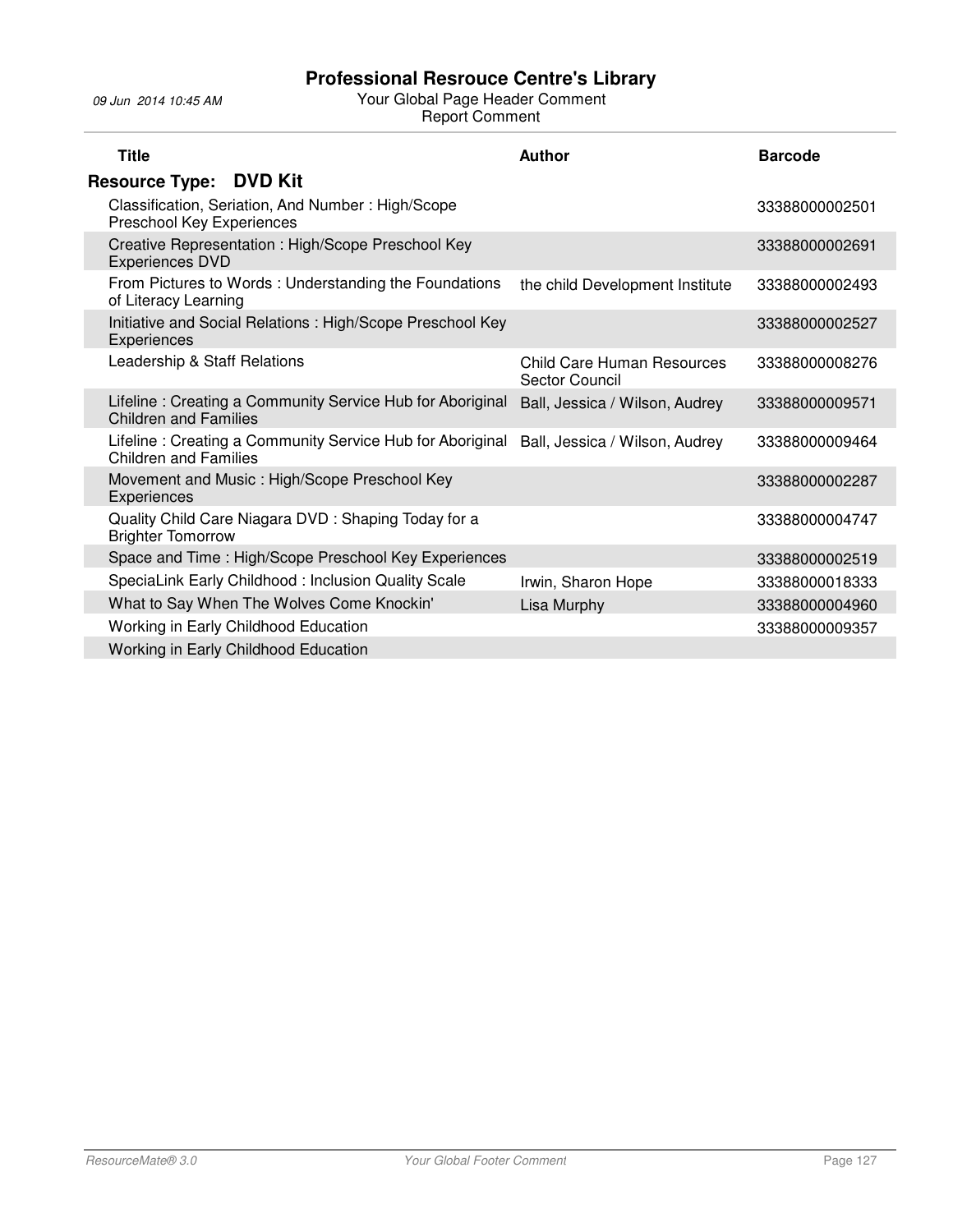# Professional Resrouce Centre's Library

09 Jun 2014 10:45 AM

Your Global Page Header Comment

Report Comment

| Title | Author | Barcode |
|---|---|---|
| **Resource Type: DVD Kit** | | |
| Classification, Seriation, And Number : High/Scope Preschool Key Experiences | | 33388000002501 |
| Creative Representation : High/Scope Preschool Key Experiences DVD | | 33388000002691 |
| From Pictures to Words : Understanding the Foundations of Literacy Learning | the child Development Institute | 33388000002493 |
| Initiative and Social Relations : High/Scope Preschool Key Experiences | | 33388000002527 |
| Leadership & Staff Relations | Child Care Human Resources Sector Council | 33388000008276 |
| Lifeline : Creating a Community Service Hub for Aboriginal Children and Families | Ball, Jessica / Wilson, Audrey | 33388000009571 |
| Lifeline : Creating a Community Service Hub for Aboriginal Children and Families | Ball, Jessica / Wilson, Audrey | 33388000009464 |
| Movement and Music : High/Scope Preschool Key Experiences | | 33388000002287 |
| Quality Child Care Niagara DVD : Shaping Today for a Brighter Tomorrow | | 33388000004747 |
| Space and Time : High/Scope Preschool Key Experiences | | 33388000002519 |
| SpeciaLink Early Childhood : Inclusion Quality Scale | Irwin, Sharon Hope | 33388000018333 |
| What to Say When The Wolves Come Knockin' | Lisa Murphy | 33388000004960 |
| Working in Early Childhood Education | | 33388000009357 |
| Working in Early Childhood Education | | |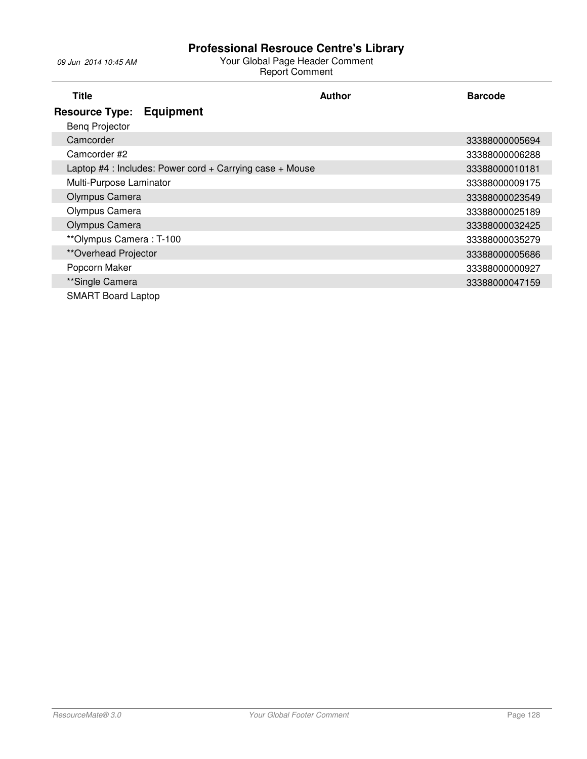# Professional Resrouce Centre's Library

09 Jun 2014 10:45 AM

Your Global Page Header Comment

Report Comment

| Title | Author | Barcode |
|---|---|---|
| **Resource Type: Equipment** | | |
| Benq Projector | | |
| Camcorder | | 33388000005694 |
| Camcorder #2 | | 33388000006288 |
| Laptop #4 : Includes: Power cord + Carrying case + Mouse | | 33388000010181 |
| Multi-Purpose Laminator | | 33388000009175 |
| Olympus Camera | | 33388000023549 |
| Olympus Camera | | 33388000025189 |
| Olympus Camera | | 33388000032425 |
| **Olympus Camera : T-100 | | 33388000035279 |
| **Overhead Projector | | 33388000005686 |
| Popcorn Maker | | 33388000000927 |
| **Single Camera | | 33388000047159 |
| SMART Board Laptop | | |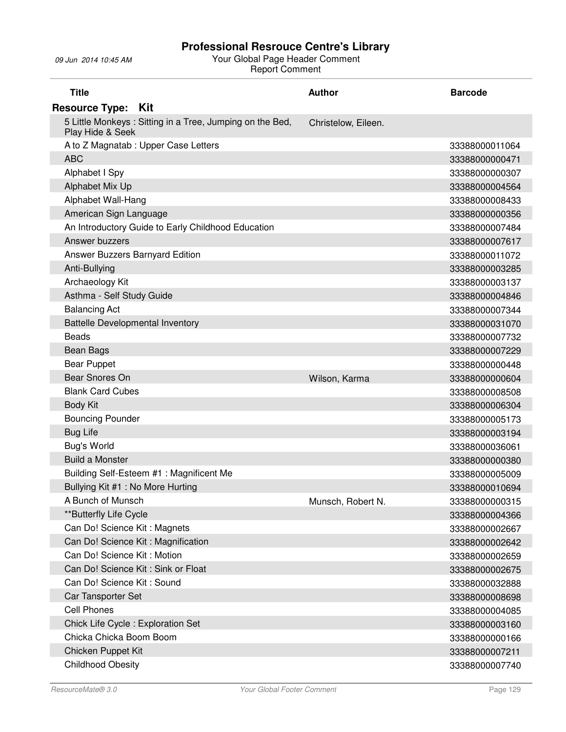# Professional Resrouce Centre's Library

09 Jun 2014 10:45 AM

Your Global Page Header Comment

Report Comment

| Title | Author | Barcode |
|---|---|---|
| **Resource Type: Kit** | | |
| 5 Little Monkeys : Sitting in a Tree, Jumping on the Bed, Play Hide & Seek | Christelow, Eileen. | |
| A to Z Magnatab : Upper Case Letters | | 33388000011064 |
| ABC | | 33388000000471 |
| Alphabet I Spy | | 33388000000307 |
| Alphabet Mix Up | | 33388000004564 |
| Alphabet Wall-Hang | | 33388000008433 |
| American Sign Language | | 33388000000356 |
| An Introductory Guide to Early Childhood Education | | 33388000007484 |
| Answer buzzers | | 33388000007617 |
| Answer Buzzers Barnyard Edition | | 33388000011072 |
| Anti-Bullying | | 33388000003285 |
| Archaeology Kit | | 33388000003137 |
| Asthma - Self Study Guide | | 33388000004846 |
| Balancing Act | | 33388000007344 |
| Battelle Developmental Inventory | | 33388000031070 |
| Beads | | 33388000007732 |
| Bean Bags | | 33388000007229 |
| Bear Puppet | | 33388000000448 |
| Bear Snores On | Wilson, Karma | 33388000000604 |
| Blank Card Cubes | | 33388000008508 |
| Body Kit | | 33388000006304 |
| Bouncing Pounder | | 33388000005173 |
| Bug Life | | 33388000003194 |
| Bug's World | | 33388000036061 |
| Build a Monster | | 33388000000380 |
| Building Self-Esteem #1 : Magnificent Me | | 33388000005009 |
| Bullying Kit #1 : No More Hurting | | 33388000010694 |
| A Bunch of Munsch | Munsch, Robert N. | 33388000000315 |
| **Butterfly Life Cycle | | 33388000004366 |
| Can Do! Science Kit : Magnets | | 33388000002667 |
| Can Do! Science Kit : Magnification | | 33388000002642 |
| Can Do! Science Kit : Motion | | 33388000002659 |
| Can Do! Science Kit : Sink or Float | | 33388000002675 |
| Can Do! Science Kit : Sound | | 33388000032888 |
| Car Tansporter Set | | 33388000008698 |
| Cell Phones | | 33388000004085 |
| Chick Life Cycle : Exploration Set | | 33388000003160 |
| Chicka Chicka Boom Boom | | 33388000000166 |
| Chicken Puppet Kit | | 33388000007211 |
| Childhood Obesity | | 33388000007740 |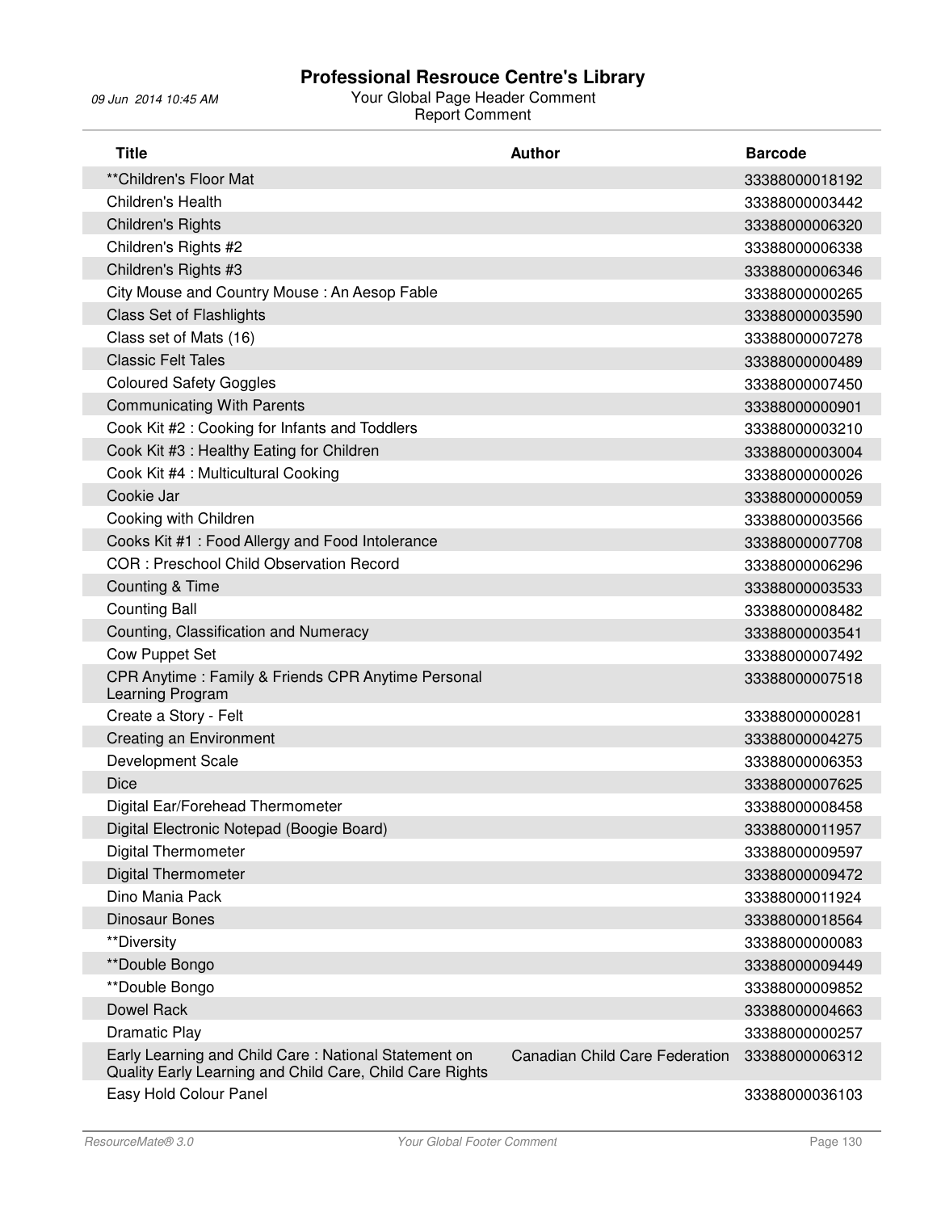# Professional Resrouce Centre's Library

09 Jun 2014 10:45 AM

Your Global Page Header Comment

Report Comment

| Title | Author | Barcode |
|---|---|---|
| **Children's Floor Mat | | 33388000018192 |
| Children's Health | | 33388000003442 |
| Children's Rights | | 33388000006320 |
| Children's Rights #2 | | 33388000006338 |
| Children's Rights #3 | | 33388000006346 |
| City Mouse and Country Mouse : An Aesop Fable | | 33388000000265 |
| Class Set of Flashlights | | 33388000003590 |
| Class set of Mats (16) | | 33388000007278 |
| Classic Felt Tales | | 33388000000489 |
| Coloured Safety Goggles | | 33388000007450 |
| Communicating With Parents | | 33388000000901 |
| Cook Kit #2 : Cooking for Infants and Toddlers | | 33388000003210 |
| Cook Kit #3 : Healthy Eating for Children | | 33388000003004 |
| Cook Kit #4 : Multicultural Cooking | | 33388000000026 |
| Cookie Jar | | 33388000000059 |
| Cooking with Children | | 33388000003566 |
| Cooks Kit #1 : Food Allergy and Food Intolerance | | 33388000007708 |
| COR : Preschool Child Observation Record | | 33388000006296 |
| Counting & Time | | 33388000003533 |
| Counting Ball | | 33388000008482 |
| Counting, Classification and Numeracy | | 33388000003541 |
| Cow Puppet Set | | 33388000007492 |
| CPR Anytime : Family & Friends CPR Anytime Personal Learning Program | | 33388000007518 |
| Create a Story - Felt | | 33388000000281 |
| Creating an Environment | | 33388000004275 |
| Development Scale | | 33388000006353 |
| Dice | | 33388000007625 |
| Digital Ear/Forehead Thermometer | | 33388000008458 |
| Digital Electronic Notepad (Boogie Board) | | 33388000011957 |
| Digital Thermometer | | 33388000009597 |
| Digital Thermometer | | 33388000009472 |
| Dino Mania Pack | | 33388000011924 |
| Dinosaur Bones | | 33388000018564 |
| **Diversity | | 33388000000083 |
| **Double Bongo | | 33388000009449 |
| **Double Bongo | | 33388000009852 |
| Dowel Rack | | 33388000004663 |
| Dramatic Play | | 33388000000257 |
| Early Learning and Child Care : National Statement on Quality Early Learning and Child Care, Child Care Rights | Canadian Child Care Federation | 33388000006312 |
| Easy Hold Colour Panel | | 33388000036103 |

ResourceMate® 3.0 — Your Global Footer Comment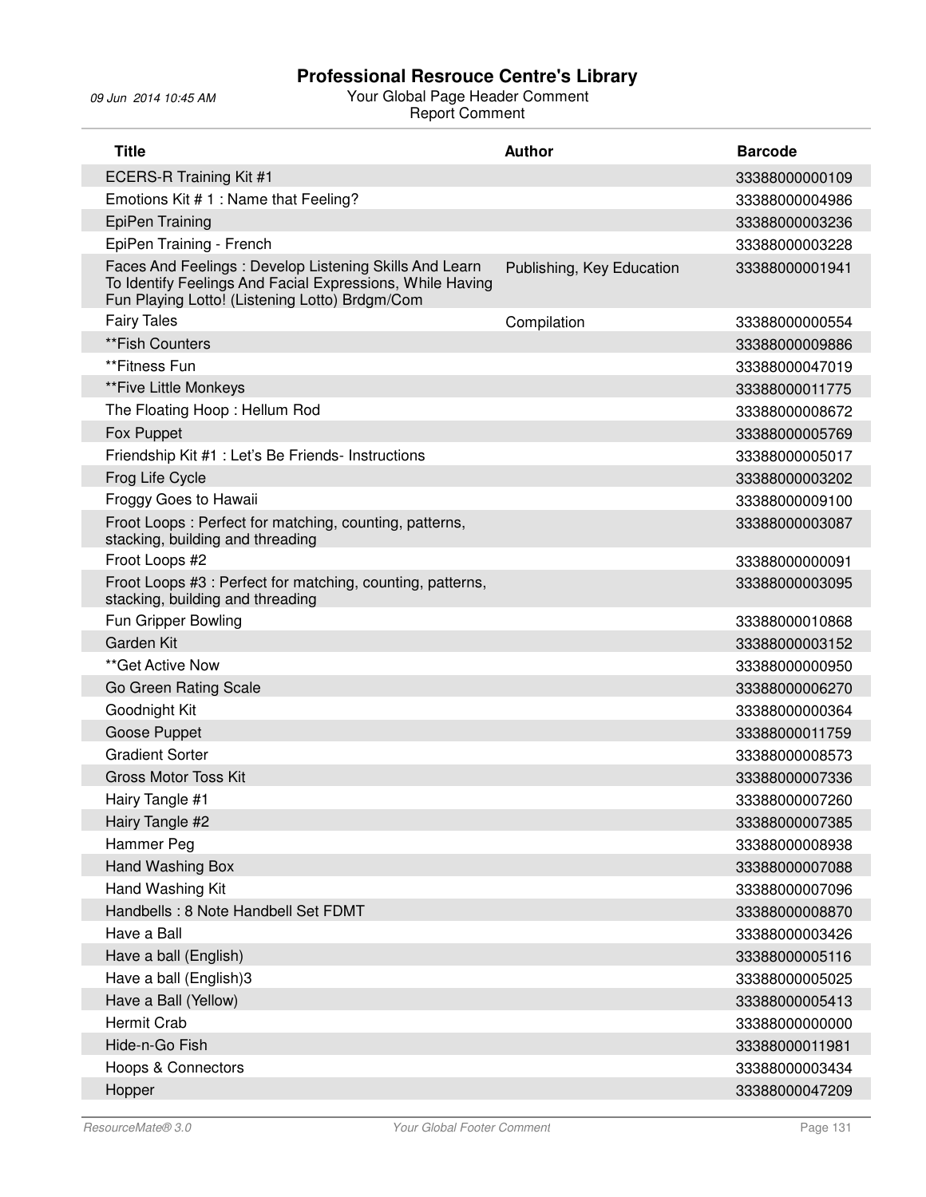# Professional Resrouce Centre's Library

09 Jun 2014 10:45 AM

Your Global Page Header Comment
Report Comment

| Title | Author | Barcode |
|---|---|---|
| ECERS-R Training Kit #1 | | 33388000000109 |
| Emotions Kit # 1 : Name that Feeling? | | 33388000004986 |
| EpiPen Training | | 33388000003236 |
| EpiPen Training - French | | 33388000003228 |
| Faces And Feelings : Develop Listening Skills And Learn To Identify Feelings And Facial Expressions, While Having Fun Playing Lotto! (Listening Lotto) Brdgm/Com | Publishing, Key Education | 33388000001941 |
| Fairy Tales | Compilation | 33388000000554 |
| **Fish Counters | | 33388000009886 |
| **Fitness Fun | | 33388000047019 |
| **Five Little Monkeys | | 33388000011775 |
| The Floating Hoop : Hellum Rod | | 33388000008672 |
| Fox Puppet | | 33388000005769 |
| Friendship Kit #1 : Let's Be Friends- Instructions | | 33388000005017 |
| Frog Life Cycle | | 33388000003202 |
| Froggy Goes to Hawaii | | 33388000009100 |
| Froot Loops : Perfect for matching, counting, patterns, stacking, building and threading | | 33388000003087 |
| Froot Loops #2 | | 33388000000091 |
| Froot Loops #3 : Perfect for matching, counting, patterns, stacking, building and threading | | 33388000003095 |
| Fun Gripper Bowling | | 33388000010868 |
| Garden Kit | | 33388000003152 |
| **Get Active Now | | 33388000000950 |
| Go Green Rating Scale | | 33388000006270 |
| Goodnight Kit | | 33388000000364 |
| Goose Puppet | | 33388000011759 |
| Gradient Sorter | | 33388000008573 |
| Gross Motor Toss Kit | | 33388000007336 |
| Hairy Tangle #1 | | 33388000007260 |
| Hairy Tangle #2 | | 33388000007385 |
| Hammer Peg | | 33388000008938 |
| Hand Washing Box | | 33388000007088 |
| Hand Washing Kit | | 33388000007096 |
| Handbells : 8 Note Handbell Set FDMT | | 33388000008870 |
| Have a Ball | | 33388000003426 |
| Have a ball (English) | | 33388000005116 |
| Have a ball (English)3 | | 33388000005025 |
| Have a Ball (Yellow) | | 33388000005413 |
| Hermit Crab | | 33388000000000 |
| Hide-n-Go Fish | | 33388000011981 |
| Hoops & Connectors | | 33388000003434 |
| Hopper | | 33388000047209 |

ResourceMate® 3.0 | Your Global Footer Comment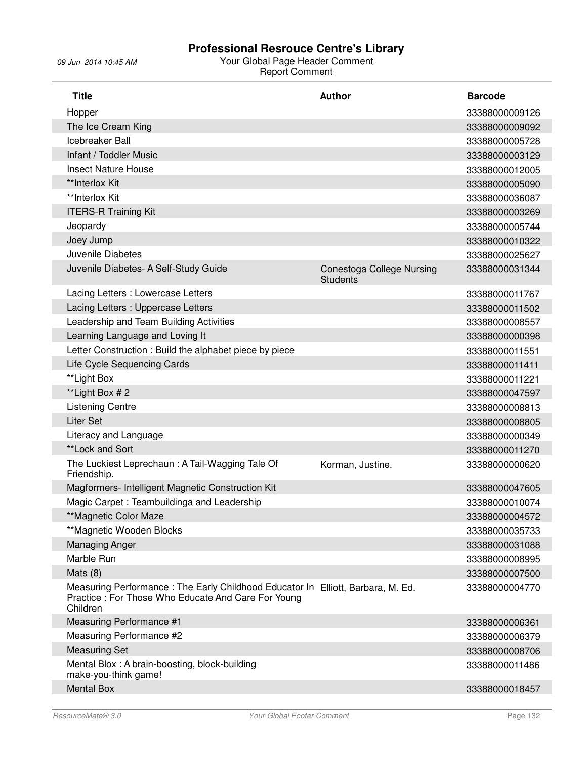# Professional Resrouce Centre's Library

09 Jun 2014 10:45 AM

Your Global Page Header Comment

Report Comment

| Title | Author | Barcode |
|---|---|---|
| Hopper | | 33388000009126 |
| The Ice Cream King | | 33388000009092 |
| Icebreaker Ball | | 33388000005728 |
| Infant / Toddler Music | | 33388000003129 |
| Insect Nature House | | 33388000012005 |
| **Interlox Kit | | 33388000005090 |
| **Interlox Kit | | 33388000036087 |
| ITERS-R Training Kit | | 33388000003269 |
| Jeopardy | | 33388000005744 |
| Joey Jump | | 33388000010322 |
| Juvenile Diabetes | | 33388000025627 |
| Juvenile Diabetes- A Self-Study Guide | Conestoga College Nursing Students | 33388000031344 |
| Lacing Letters : Lowercase Letters | | 33388000011767 |
| Lacing Letters : Uppercase Letters | | 33388000011502 |
| Leadership and Team Building Activities | | 33388000008557 |
| Learning Language and Loving It | | 33388000000398 |
| Letter Construction : Build the alphabet piece by piece | | 33388000011551 |
| Life Cycle Sequencing Cards | | 33388000011411 |
| **Light Box | | 33388000011221 |
| **Light Box # 2 | | 33388000047597 |
| Listening Centre | | 33388000008813 |
| Liter Set | | 33388000008805 |
| Literacy and Language | | 33388000000349 |
| **Lock and Sort | | 33388000011270 |
| The Luckiest Leprechaun : A Tail-Wagging Tale Of Friendship. | Korman, Justine. | 33388000000620 |
| Magformers- Intelligent Magnetic Construction Kit | | 33388000047605 |
| Magic Carpet : Teambuildinga and Leadership | | 33388000010074 |
| **Magnetic Color Maze | | 33388000004572 |
| **Magnetic Wooden Blocks | | 33388000035733 |
| Managing Anger | | 33388000031088 |
| Marble Run | | 33388000008995 |
| Mats (8) | | 33388000007500 |
| Measuring Performance : The Early Childhood Educator In Practice : For Those Who Educate And Care For Young Children | Elliott, Barbara, M. Ed. | 33388000004770 |
| Measuring Performance #1 | | 33388000006361 |
| Measuring Performance #2 | | 33388000006379 |
| Measuring Set | | 33388000008706 |
| Mental Blox : A brain-boosting, block-building make-you-think game! | | 33388000011486 |
| Mental Box | | 33388000018457 |

ResourceMate® 3.0 Your Global Footer Comment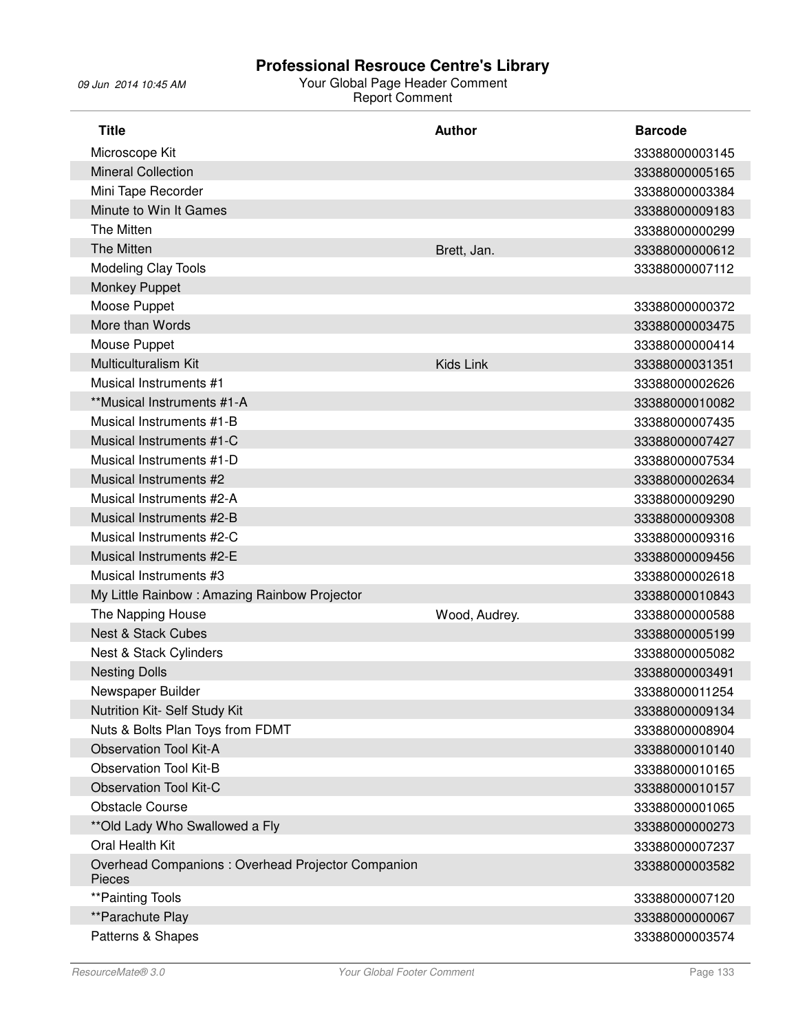# Professional Resrouce Centre's Library

09 Jun 2014 10:45 AM

Your Global Page Header Comment
Report Comment

| Title | Author | Barcode |
|---|---|---|
| Microscope Kit | | 33388000003145 |
| Mineral Collection | | 33388000005165 |
| Mini Tape Recorder | | 33388000003384 |
| Minute to Win It Games | | 33388000009183 |
| The Mitten | | 33388000000299 |
| The Mitten | Brett, Jan. | 33388000000612 |
| Modeling Clay Tools | | 33388000007112 |
| Monkey Puppet | | |
| Moose Puppet | | 33388000000372 |
| More than Words | | 33388000003475 |
| Mouse Puppet | | 33388000000414 |
| Multiculturalism Kit | Kids Link | 33388000031351 |
| Musical Instruments #1 | | 33388000002626 |
| **Musical Instruments #1-A | | 33388000010082 |
| Musical Instruments #1-B | | 33388000007435 |
| Musical Instruments #1-C | | 33388000007427 |
| Musical Instruments #1-D | | 33388000007534 |
| Musical Instruments #2 | | 33388000002634 |
| Musical Instruments #2-A | | 33388000009290 |
| Musical Instruments #2-B | | 33388000009308 |
| Musical Instruments #2-C | | 33388000009316 |
| Musical Instruments #2-E | | 33388000009456 |
| Musical Instruments #3 | | 33388000002618 |
| My Little Rainbow : Amazing Rainbow Projector | | 33388000010843 |
| The Napping House | Wood, Audrey. | 33388000000588 |
| Nest & Stack Cubes | | 33388000005199 |
| Nest & Stack Cylinders | | 33388000005082 |
| Nesting Dolls | | 33388000003491 |
| Newspaper Builder | | 33388000011254 |
| Nutrition Kit- Self Study Kit | | 33388000009134 |
| Nuts & Bolts Plan Toys from FDMT | | 33388000008904 |
| Observation Tool Kit-A | | 33388000010140 |
| Observation Tool Kit-B | | 33388000010165 |
| Observation Tool Kit-C | | 33388000010157 |
| Obstacle Course | | 33388000001065 |
| **Old Lady Who Swallowed a Fly | | 33388000000273 |
| Oral Health Kit | | 33388000007237 |
| Overhead Companions : Overhead Projector Companion Pieces | | 33388000003582 |
| **Painting Tools | | 33388000007120 |
| **Parachute Play | | 33388000000067 |
| Patterns & Shapes | | 33388000003574 |

ResourceMate® 3.0 | Your Global Footer Comment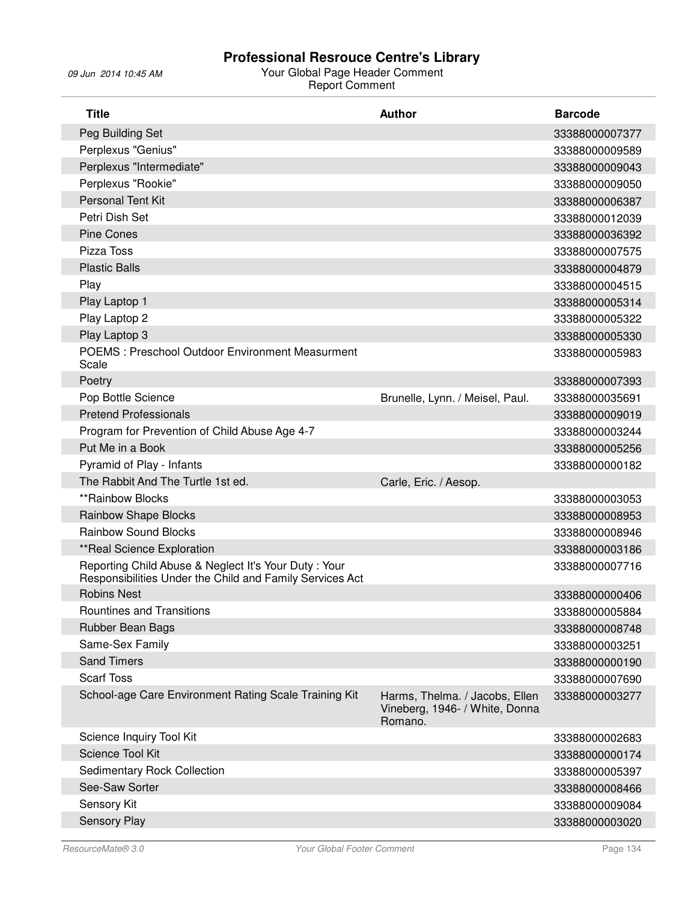# Professional Resrouce Centre's Library

09 Jun 2014 10:45 AM

Your Global Page Header Comment
Report Comment

| Title | Author | Barcode |
|---|---|---|
| Peg Building Set | | 33388000007377 |
| Perplexus "Genius" | | 33388000009589 |
| Perplexus "Intermediate" | | 33388000009043 |
| Perplexus "Rookie" | | 33388000009050 |
| Personal Tent Kit | | 33388000006387 |
| Petri Dish Set | | 33388000012039 |
| Pine Cones | | 33388000036392 |
| Pizza Toss | | 33388000007575 |
| Plastic Balls | | 33388000004879 |
| Play | | 33388000004515 |
| Play Laptop 1 | | 33388000005314 |
| Play Laptop 2 | | 33388000005322 |
| Play Laptop 3 | | 33388000005330 |
| POEMS : Preschool Outdoor Environment Measurment Scale | | 33388000005983 |
| Poetry | | 33388000007393 |
| Pop Bottle Science | Brunelle, Lynn. / Meisel, Paul. | 33388000035691 |
| Pretend Professionals | | 33388000009019 |
| Program for Prevention of Child Abuse Age 4-7 | | 33388000003244 |
| Put Me in a Book | | 33388000005256 |
| Pyramid of Play - Infants | | 33388000000182 |
| The Rabbit And The Turtle 1st ed. | Carle, Eric. / Aesop. | |
| **Rainbow Blocks | | 33388000003053 |
| Rainbow Shape Blocks | | 33388000008953 |
| Rainbow Sound Blocks | | 33388000008946 |
| **Real Science Exploration | | 33388000003186 |
| Reporting Child Abuse & Neglect It's Your Duty : Your Responsibilities Under the Child and Family Services Act | | 33388000007716 |
| Robins Nest | | 33388000000406 |
| Rountines and Transitions | | 33388000005884 |
| Rubber Bean Bags | | 33388000008748 |
| Same-Sex Family | | 33388000003251 |
| Sand Timers | | 33388000000190 |
| Scarf Toss | | 33388000007690 |
| School-age Care Environment Rating Scale Training Kit | Harms, Thelma. / Jacobs, Ellen Vineberg, 1946- / White, Donna Romano. | 33388000003277 |
| Science Inquiry Tool Kit | | 33388000002683 |
| Science Tool Kit | | 33388000000174 |
| Sedimentary Rock Collection | | 33388000005397 |
| See-Saw Sorter | | 33388000008466 |
| Sensory Kit | | 33388000009084 |
| Sensory Play | | 33388000003020 |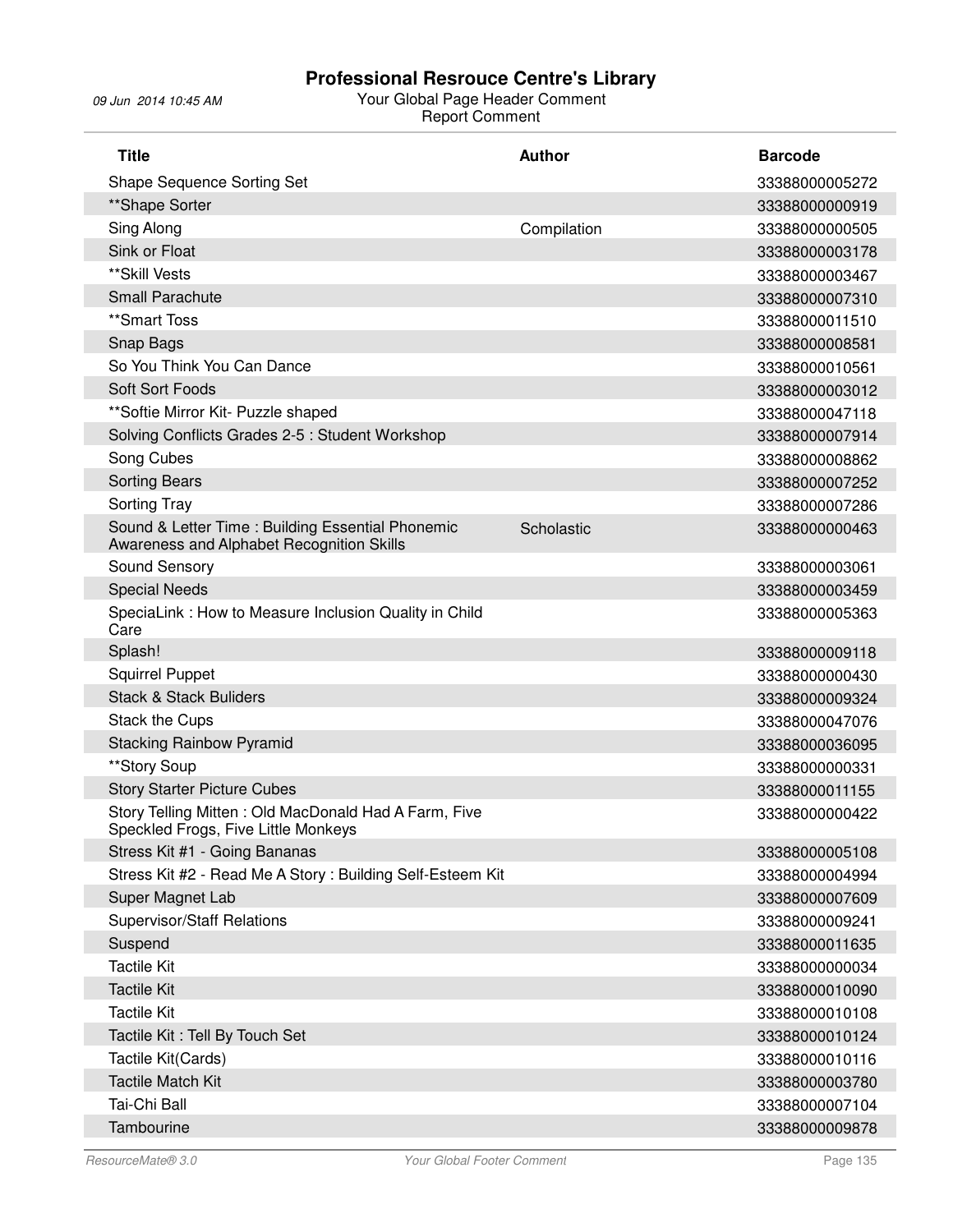# Professional Resrouce Centre's Library

09 Jun 2014 10:45 AM

Your Global Page Header Comment

Report Comment

| Title | Author | Barcode |
|---|---|---|
| Shape Sequence Sorting Set | | 33388000005272 |
| **Shape Sorter | | 33388000000919 |
| Sing Along | Compilation | 33388000000505 |
| Sink or Float | | 33388000003178 |
| **Skill Vests | | 33388000003467 |
| Small Parachute | | 33388000007310 |
| **Smart Toss | | 33388000011510 |
| Snap Bags | | 33388000008581 |
| So You Think You Can Dance | | 33388000010561 |
| Soft Sort Foods | | 33388000003012 |
| **Softie Mirror Kit- Puzzle shaped | | 33388000047118 |
| Solving Conflicts Grades 2-5 : Student Workshop | | 33388000007914 |
| Song Cubes | | 33388000008862 |
| Sorting Bears | | 33388000007252 |
| Sorting Tray | | 33388000007286 |
| Sound & Letter Time : Building Essential Phonemic Awareness and Alphabet Recognition Skills | Scholastic | 33388000000463 |
| Sound Sensory | | 33388000003061 |
| Special Needs | | 33388000003459 |
| SpeciaLink : How to Measure Inclusion Quality in Child Care | | 33388000005363 |
| Splash! | | 33388000009118 |
| Squirrel Puppet | | 33388000000430 |
| Stack & Stack Buliders | | 33388000009324 |
| Stack the Cups | | 33388000047076 |
| Stacking Rainbow Pyramid | | 33388000036095 |
| **Story Soup | | 33388000000331 |
| Story Starter Picture Cubes | | 33388000011155 |
| Story Telling Mitten : Old MacDonald Had A Farm, Five Speckled Frogs, Five Little Monkeys | | 33388000000422 |
| Stress Kit #1 - Going Bananas | | 33388000005108 |
| Stress Kit #2 - Read Me A Story : Building Self-Esteem Kit | | 33388000004994 |
| Super Magnet Lab | | 33388000007609 |
| Supervisor/Staff Relations | | 33388000009241 |
| Suspend | | 33388000011635 |
| Tactile Kit | | 33388000000034 |
| Tactile Kit | | 33388000010090 |
| Tactile Kit | | 33388000010108 |
| Tactile Kit : Tell By Touch Set | | 33388000010124 |
| Tactile Kit(Cards) | | 33388000010116 |
| Tactile Match Kit | | 33388000003780 |
| Tai-Chi Ball | | 33388000007104 |
| Tambourine | | 33388000009878 |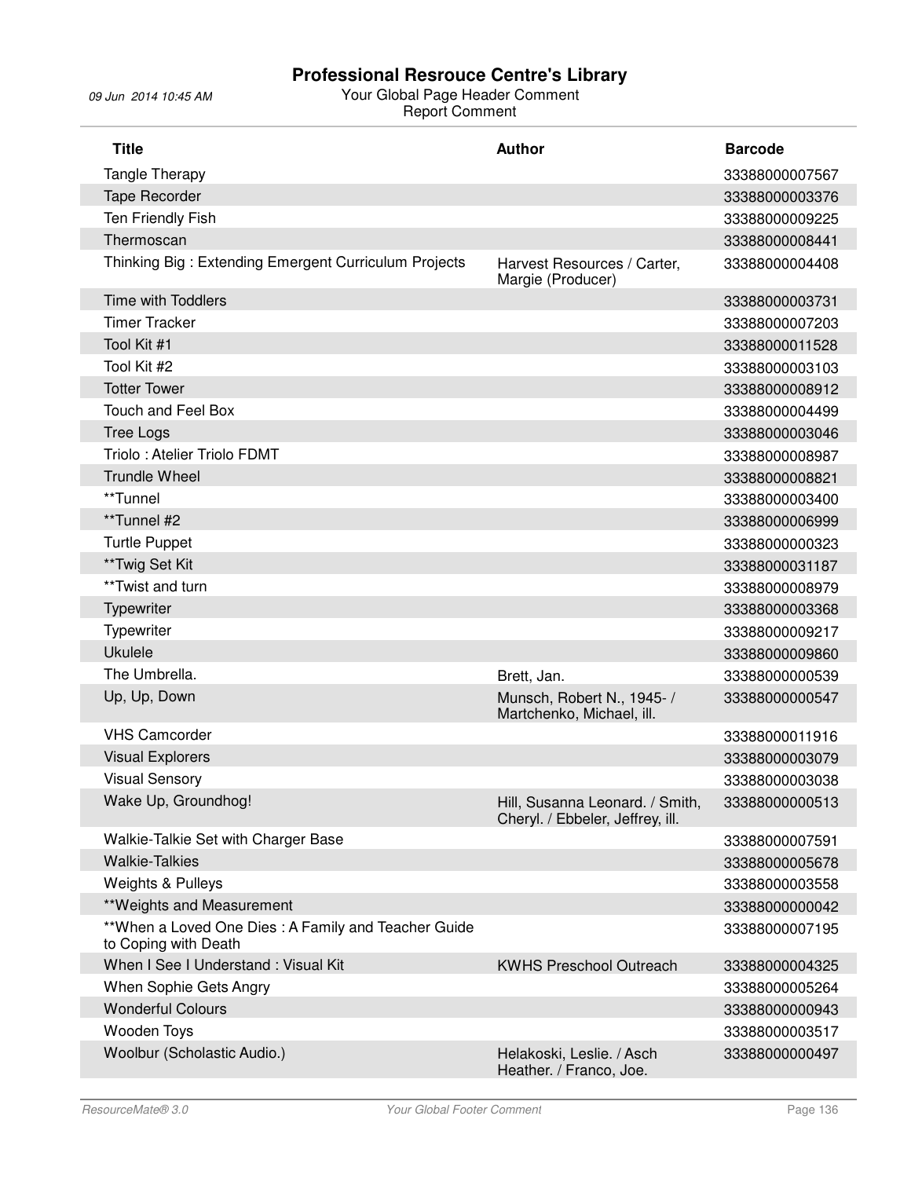# Professional Resrouce Centre's Library

09 Jun 2014 10:45 AM

Your Global Page Header Comment

Report Comment

| Title | Author | Barcode |
|---|---|---|
| Tangle Therapy | | 33388000007567 |
| Tape Recorder | | 33388000003376 |
| Ten Friendly Fish | | 33388000009225 |
| Thermoscan | | 33388000008441 |
| Thinking Big : Extending Emergent Curriculum Projects | Harvest Resources / Carter, Margie (Producer) | 33388000004408 |
| Time with Toddlers | | 33388000003731 |
| Timer Tracker | | 33388000007203 |
| Tool Kit #1 | | 33388000011528 |
| Tool Kit #2 | | 33388000003103 |
| Totter Tower | | 33388000008912 |
| Touch and Feel Box | | 33388000004499 |
| Tree Logs | | 33388000003046 |
| Triolo : Atelier Triolo FDMT | | 33388000008987 |
| Trundle Wheel | | 33388000008821 |
| **Tunnel | | 33388000003400 |
| **Tunnel #2 | | 33388000006999 |
| Turtle Puppet | | 33388000000323 |
| **Twig Set Kit | | 33388000031187 |
| **Twist and turn | | 33388000008979 |
| Typewriter | | 33388000003368 |
| Typewriter | | 33388000009217 |
| Ukulele | | 33388000009860 |
| The Umbrella. | Brett, Jan. | 33388000000539 |
| Up, Up, Down | Munsch, Robert N., 1945- / Martchenko, Michael, ill. | 33388000000547 |
| VHS Camcorder | | 33388000011916 |
| Visual Explorers | | 33388000003079 |
| Visual Sensory | | 33388000003038 |
| Wake Up, Groundhog! | Hill, Susanna Leonard. / Smith, Cheryl. / Ebbeler, Jeffrey, ill. | 33388000000513 |
| Walkie-Talkie Set with Charger Base | | 33388000007591 |
| Walkie-Talkies | | 33388000005678 |
| Weights & Pulleys | | 33388000003558 |
| **Weights and Measurement | | 33388000000042 |
| **When a Loved One Dies : A Family and Teacher Guide to Coping with Death | | 33388000007195 |
| When I See I Understand : Visual Kit | KWHS Preschool Outreach | 33388000004325 |
| When Sophie Gets Angry | | 33388000005264 |
| Wonderful Colours | | 33388000000943 |
| Wooden Toys | | 33388000003517 |
| Woolbur (Scholastic Audio.) | Helakoski, Leslie. / Asch Heather. / Franco, Joe. | 33388000000497 |

ResourceMate® 3.0 — Your Global Footer Comment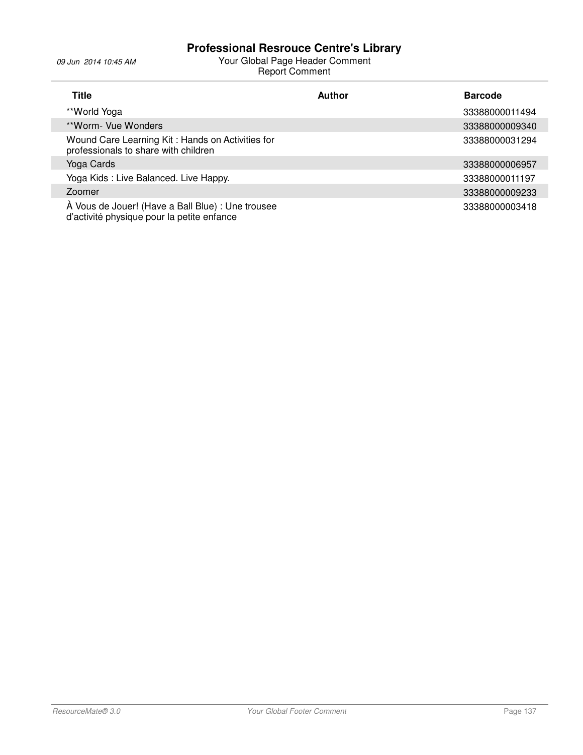| Title | Author | Barcode |
|---|---|---|
| **World Yoga | | 33388000011494 |
| **Worm- Vue Wonders | | 33388000009340 |
| Wound Care Learning Kit : Hands on Activities for professionals to share with children | | 33388000031294 |
| Yoga Cards | | 33388000006957 |
| Yoga Kids : Live Balanced. Live Happy. | | 33388000011197 |
| Zoomer | | 33388000009233 |
| À Vous de Jouer! (Have a Ball Blue) : Une trousee d’activité physique pour la petite enfance | | 33388000003418 |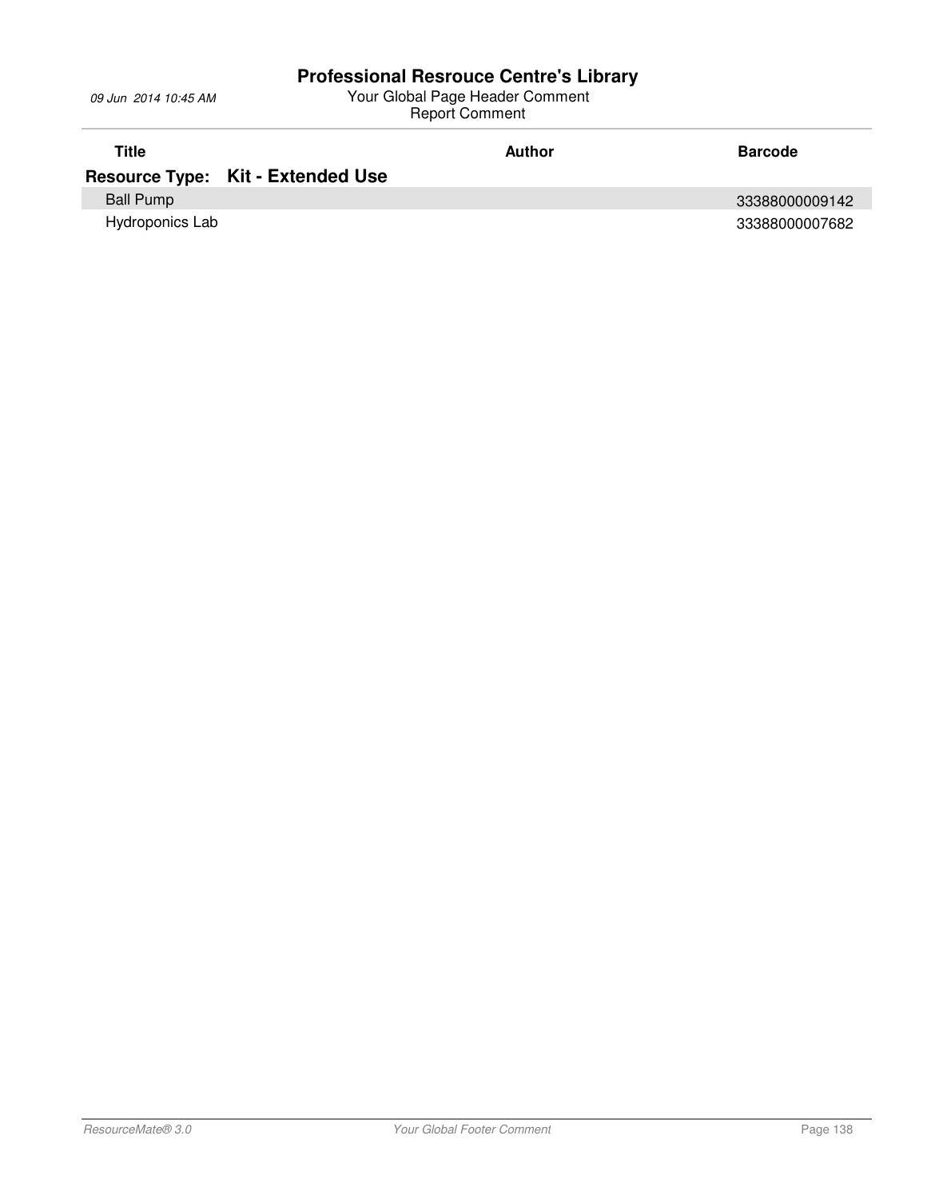# Professional Resrouce Centre's Library

09 Jun 2014 10:45 AM

Your Global Page Header Comment
Report Comment

| Title | Author | Barcode |
|---|---|---|
| **Resource Type: Kit - Extended Use** | | |
| Ball Pump | | 33388000009142 |
| Hydroponics Lab | | 33388000007682 |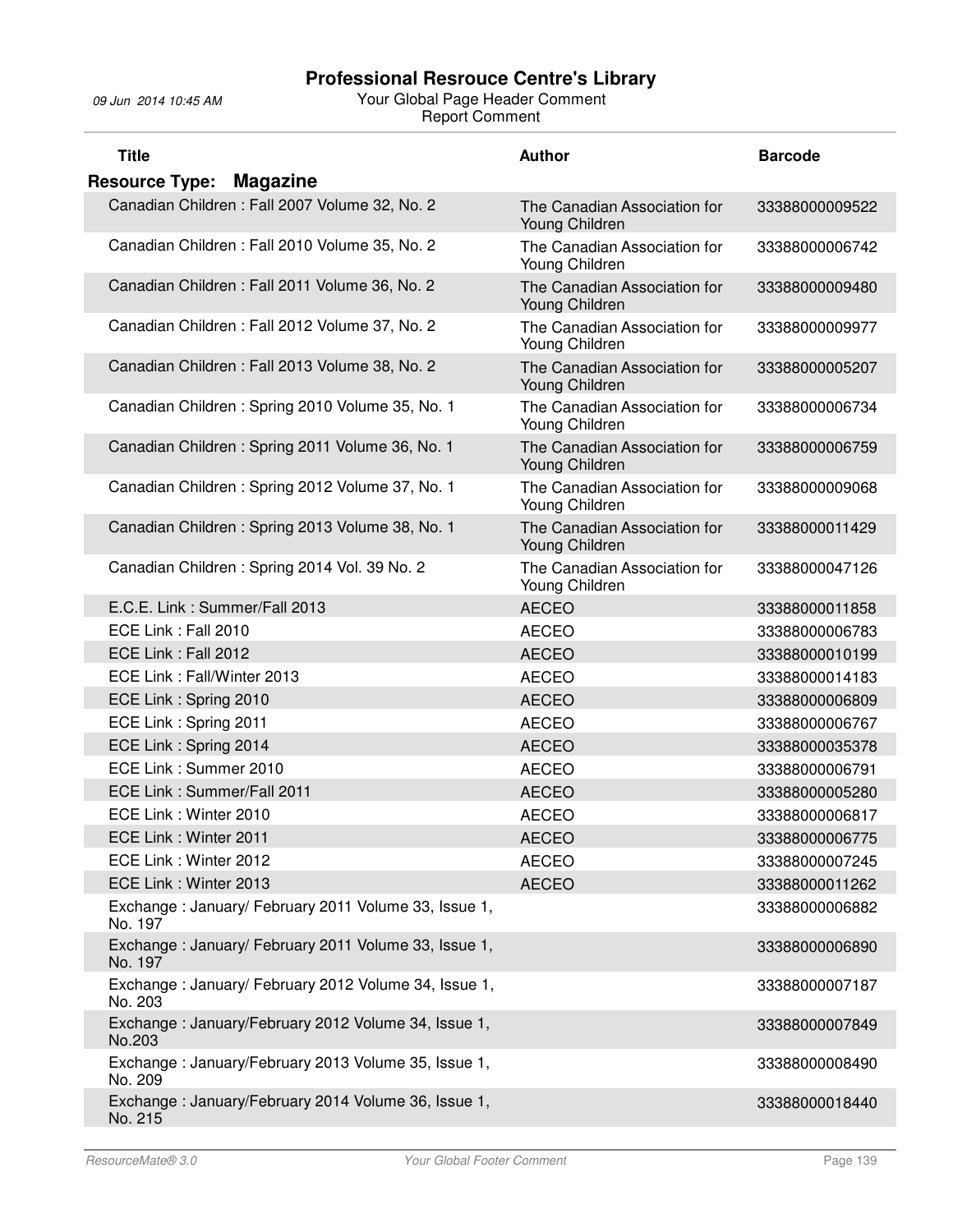# Professional Resrouce Centre's Library

09 Jun 2014 10:45 AM

Your Global Page Header Comment

Report Comment

| Title | Author | Barcode |
|---|---|---|
| **Resource Type: Magazine** | | |
| Canadian Children : Fall 2007 Volume 32, No. 2 | The Canadian Association for Young Children | 33388000009522 |
| Canadian Children : Fall 2010 Volume 35, No. 2 | The Canadian Association for Young Children | 33388000006742 |
| Canadian Children : Fall 2011 Volume 36, No. 2 | The Canadian Association for Young Children | 33388000009480 |
| Canadian Children : Fall 2012 Volume 37, No. 2 | The Canadian Association for Young Children | 33388000009977 |
| Canadian Children : Fall 2013 Volume 38, No. 2 | The Canadian Association for Young Children | 33388000005207 |
| Canadian Children : Spring 2010 Volume 35, No. 1 | The Canadian Association for Young Children | 33388000006734 |
| Canadian Children : Spring 2011 Volume 36, No. 1 | The Canadian Association for Young Children | 33388000006759 |
| Canadian Children : Spring 2012 Volume 37, No. 1 | The Canadian Association for Young Children | 33388000009068 |
| Canadian Children : Spring 2013 Volume 38, No. 1 | The Canadian Association for Young Children | 33388000011429 |
| Canadian Children : Spring 2014 Vol. 39 No. 2 | The Canadian Association for Young Children | 33388000047126 |
| E.C.E. Link : Summer/Fall 2013 | AECEO | 33388000011858 |
| ECE Link : Fall 2010 | AECEO | 33388000006783 |
| ECE Link : Fall 2012 | AECEO | 33388000010199 |
| ECE Link : Fall/Winter 2013 | AECEO | 33388000014183 |
| ECE Link : Spring 2010 | AECEO | 33388000006809 |
| ECE Link : Spring 2011 | AECEO | 33388000006767 |
| ECE Link : Spring 2014 | AECEO | 33388000035378 |
| ECE Link : Summer 2010 | AECEO | 33388000006791 |
| ECE Link : Summer/Fall 2011 | AECEO | 33388000005280 |
| ECE Link : Winter 2010 | AECEO | 33388000006817 |
| ECE Link : Winter 2011 | AECEO | 33388000006775 |
| ECE Link : Winter 2012 | AECEO | 33388000007245 |
| ECE Link : Winter 2013 | AECEO | 33388000011262 |
| Exchange : January/ February 2011 Volume 33, Issue 1, No. 197 | | 33388000006882 |
| Exchange : January/ February 2011 Volume 33, Issue 1, No. 197 | | 33388000006890 |
| Exchange : January/ February 2012 Volume 34, Issue 1, No. 203 | | 33388000007187 |
| Exchange : January/February 2012 Volume 34, Issue 1, No.203 | | 33388000007849 |
| Exchange : January/February 2013 Volume 35, Issue 1, No. 209 | | 33388000008490 |
| Exchange : January/February 2014 Volume 36, Issue 1, No. 215 | | 33388000018440 |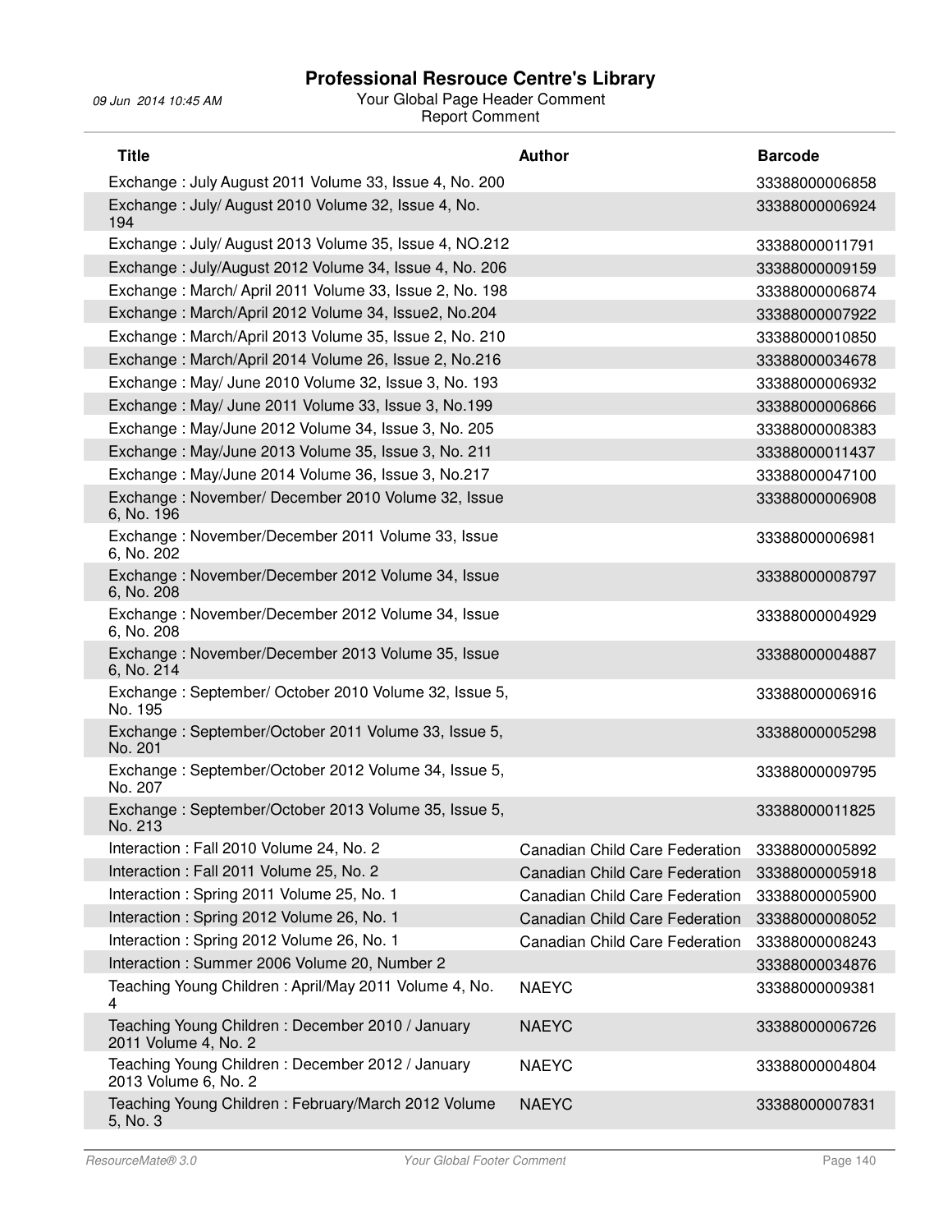| Title | Author | Barcode |
| --- | --- | --- |
| Exchange : July August 2011 Volume 33, Issue 4, No. 200 | | 33388000006858 |
| Exchange : July/ August 2010 Volume 32, Issue 4, No. 194 | | 33388000006924 |
| Exchange : July/ August 2013 Volume 35, Issue 4, NO.212 | | 33388000011791 |
| Exchange : July/August 2012 Volume 34, Issue 4, No. 206 | | 33388000009159 |
| Exchange : March/ April 2011 Volume 33, Issue 2, No. 198 | | 33388000006874 |
| Exchange : March/April 2012 Volume 34, Issue2, No.204 | | 33388000007922 |
| Exchange : March/April 2013 Volume 35, Issue 2, No. 210 | | 33388000010850 |
| Exchange : March/April 2014 Volume 26, Issue 2, No.216 | | 33388000034678 |
| Exchange : May/ June 2010 Volume 32, Issue 3, No. 193 | | 33388000006932 |
| Exchange : May/ June 2011 Volume 33, Issue 3, No.199 | | 33388000006866 |
| Exchange : May/June 2012 Volume 34, Issue 3, No. 205 | | 33388000008383 |
| Exchange : May/June 2013 Volume 35, Issue 3, No. 211 | | 33388000011437 |
| Exchange : May/June 2014 Volume 36, Issue 3, No.217 | | 33388000047100 |
| Exchange : November/ December 2010 Volume 32, Issue 6, No. 196 | | 33388000006908 |
| Exchange : November/December 2011 Volume 33, Issue 6, No. 202 | | 33388000006981 |
| Exchange : November/December 2012 Volume 34, Issue 6, No. 208 | | 33388000008797 |
| Exchange : November/December 2012 Volume 34, Issue 6, No. 208 | | 33388000004929 |
| Exchange : November/December 2013 Volume 35, Issue 6, No. 214 | | 33388000004887 |
| Exchange : September/ October 2010 Volume 32, Issue 5, No. 195 | | 33388000006916 |
| Exchange : September/October 2011 Volume 33, Issue 5, No. 201 | | 33388000005298 |
| Exchange : September/October 2012 Volume 34, Issue 5, No. 207 | | 33388000009795 |
| Exchange : September/October 2013 Volume 35, Issue 5, No. 213 | | 33388000011825 |
| Interaction : Fall 2010 Volume 24, No. 2 | Canadian Child Care Federation | 33388000005892 |
| Interaction : Fall 2011 Volume 25, No. 2 | Canadian Child Care Federation | 33388000005918 |
| Interaction : Spring 2011 Volume 25, No. 1 | Canadian Child Care Federation | 33388000005900 |
| Interaction : Spring 2012 Volume 26, No. 1 | Canadian Child Care Federation | 33388000008052 |
| Interaction : Spring 2012 Volume 26, No. 1 | Canadian Child Care Federation | 33388000008243 |
| Interaction : Summer 2006 Volume 20, Number 2 | | 33388000034876 |
| Teaching Young Children : April/May 2011 Volume 4, No. 4 | NAEYC | 33388000009381 |
| Teaching Young Children : December 2010 / January 2011 Volume 4, No. 2 | NAEYC | 33388000006726 |
| Teaching Young Children : December 2012 / January 2013 Volume 6, No. 2 | NAEYC | 33388000004804 |
| Teaching Young Children : February/March 2012 Volume 5, No. 3 | NAEYC | 33388000007831 |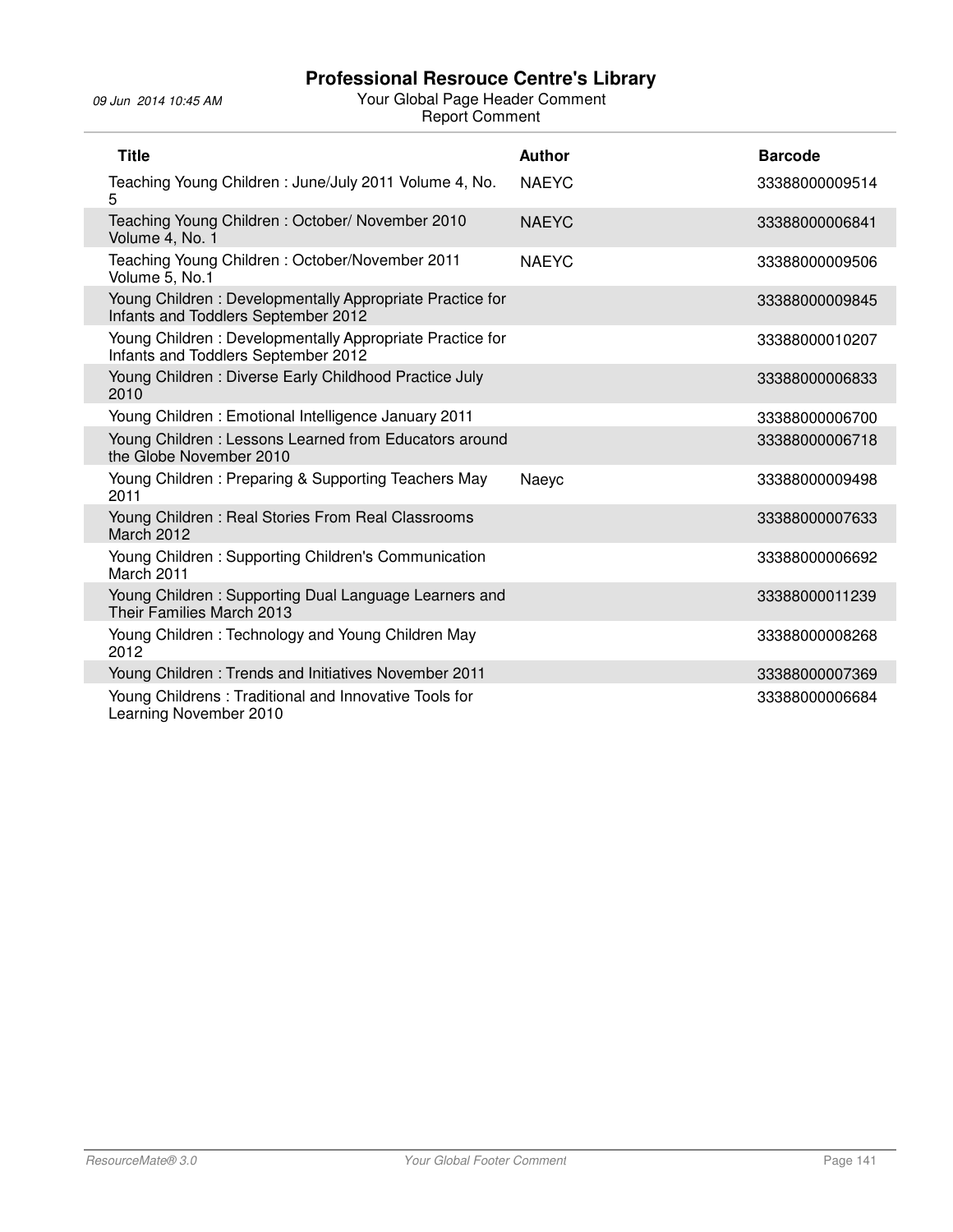| Title | Author | Barcode |
|---|---|---|
| Teaching Young Children : June/July 2011 Volume 4, No. 5 | NAEYC | 33388000009514 |
| Teaching Young Children : October/ November 2010 Volume 4, No. 1 | NAEYC | 33388000006841 |
| Teaching Young Children : October/November 2011 Volume 5, No.1 | NAEYC | 33388000009506 |
| Young Children : Developmentally Appropriate Practice for Infants and Toddlers September 2012 | | 33388000009845 |
| Young Children : Developmentally Appropriate Practice for Infants and Toddlers September 2012 | | 33388000010207 |
| Young Children : Diverse Early Childhood Practice July 2010 | | 33388000006833 |
| Young Children : Emotional Intelligence January 2011 | | 33388000006700 |
| Young Children : Lessons Learned from Educators around the Globe November 2010 | | 33388000006718 |
| Young Children : Preparing & Supporting Teachers May 2011 | Naeyc | 33388000009498 |
| Young Children : Real Stories From Real Classrooms March 2012 | | 33388000007633 |
| Young Children : Supporting Children's Communication March 2011 | | 33388000006692 |
| Young Children : Supporting Dual Language Learners and Their Families March 2013 | | 33388000011239 |
| Young Children : Technology and Young Children May 2012 | | 33388000008268 |
| Young Children : Trends and Initiatives November 2011 | | 33388000007369 |
| Young Childrens : Traditional and Innovative Tools for Learning November 2010 | | 33388000006684 |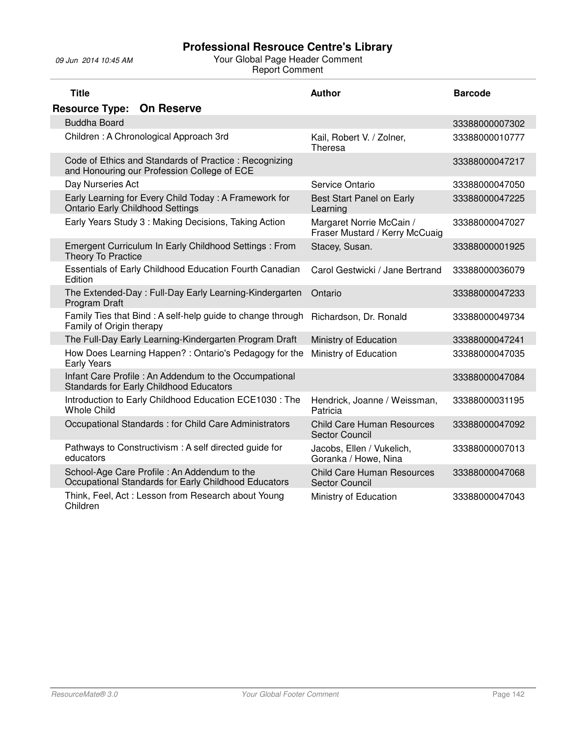# Professional Resrouce Centre's Library

09 Jun 2014 10:45 AM

Your Global Page Header Comment

Report Comment

| Title | Author | Barcode |
|---|---|---|
| **Resource Type: On Reserve** | | |
| Buddha Board | | 33388000007302 |
| Children : A Chronological Approach 3rd | Kail, Robert V. / Zolner, Theresa | 33388000010777 |
| Code of Ethics and Standards of Practice : Recognizing and Honouring our Profession College of ECE | | 33388000047217 |
| Day Nurseries Act | Service Ontario | 33388000047050 |
| Early Learning for Every Child Today : A Framework for Ontario Early Childhood Settings | Best Start Panel on Early Learning | 33388000047225 |
| Early Years Study 3 : Making Decisions, Taking Action | Margaret Norrie McCain / Fraser Mustard / Kerry McCuaig | 33388000047027 |
| Emergent Curriculum In Early Childhood Settings : From Theory To Practice | Stacey, Susan. | 33388000001925 |
| Essentials of Early Childhood Education Fourth Canadian Edition | Carol Gestwicki / Jane Bertrand | 33388000036079 |
| The Extended-Day : Full-Day Early Learning-Kindergarten Program Draft | Ontario | 33388000047233 |
| Family Ties that Bind : A self-help guide to change through Family of Origin therapy | Richardson, Dr. Ronald | 33388000049734 |
| The Full-Day Early Learning-Kindergarten Program Draft | Ministry of Education | 33388000047241 |
| How Does Learning Happen? : Ontario's Pedagogy for the Early Years | Ministry of Education | 33388000047035 |
| Infant Care Profile : An Addendum to the Occupational Standards for Early Childhood Educators | | 33388000047084 |
| Introduction to Early Childhood Education ECE1030 : The Whole Child | Hendrick, Joanne / Weissman, Patricia | 33388000031195 |
| Occupational Standards : for Child Care Administrators | Child Care Human Resources Sector Council | 33388000047092 |
| Pathways to Constructivism : A self directed guide for educators | Jacobs, Ellen / Vukelich, Goranka / Howe, Nina | 33388000007013 |
| School-Age Care Profile : An Addendum to the Occupational Standards for Early Childhood Educators | Child Care Human Resources Sector Council | 33388000047068 |
| Think, Feel, Act : Lesson from Research about Young Children | Ministry of Education | 33388000047043 |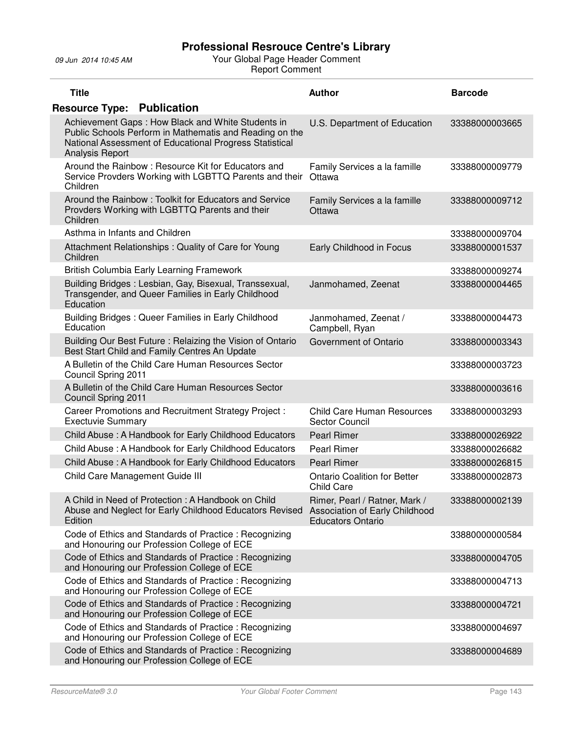# Professional Resrouce Centre's Library

09 Jun 2014 10:45 AM

Your Global Page Header Comment

Report Comment

| Title | Author | Barcode |
|---|---|---|
| **Resource Type: Publication** | | |
| Achievement Gaps : How Black and White Students in Public Schools Perform in Mathematis and Reading on the National Assessment of Educational Progress Statistical Analysis Report | U.S. Department of Education | 33388000003665 |
| Around the Rainbow : Resource Kit for Educators and Service Provders Working with LGBTTQ Parents and their Children | Family Services a la famille Ottawa | 33388000009779 |
| Around the Rainbow : Toolkit for Educators and Service Provders Working with LGBTTQ Parents and their Children | Family Services a la famille Ottawa | 33388000009712 |
| Asthma in Infants and Children | | 33388000009704 |
| Attachment Relationships : Quality of Care for Young Children | Early Childhood in Focus | 33388000001537 |
| British Columbia Early Learning Framework | | 33388000009274 |
| Building Bridges : Lesbian, Gay, Bisexual, Transsexual, Transgender, and Queer Families in Early Childhood Education | Janmohamed, Zeenat | 33388000004465 |
| Building Bridges : Queer Families in Early Childhood Education | Janmohamed, Zeenat / Campbell, Ryan | 33388000004473 |
| Building Our Best Future : Relaizing the Vision of Ontario Best Start Child and Family Centres An Update | Government of Ontario | 33388000003343 |
| A Bulletin of the Child Care Human Resources Sector Council Spring 2011 | | 33388000003723 |
| A Bulletin of the Child Care Human Resources Sector Council Spring 2011 | | 33388000003616 |
| Career Promotions and Recruitment Strategy Project : Exectuvie Summary | Child Care Human Resources Sector Council | 33388000003293 |
| Child Abuse : A Handbook for Early Childhood Educators | Pearl Rimer | 33388000026922 |
| Child Abuse : A Handbook for Early Childhood Educators | Pearl Rimer | 33388000026682 |
| Child Abuse : A Handbook for Early Childhood Educators | Pearl Rimer | 33388000026815 |
| Child Care Management Guide III | Ontario Coalition for Better Child Care | 33388000002873 |
| A Child in Need of Protection : A Handbook on Child Abuse and Neglect for Early Childhood Educators Revised Edition | Rimer, Pearl / Ratner, Mark / Association of Early Childhood Educators Ontario | 33388000002139 |
| Code of Ethics and Standards of Practice : Recognizing and Honouring our Profession College of ECE | | 33880000000584 |
| Code of Ethics and Standards of Practice : Recognizing and Honouring our Profession College of ECE | | 33388000004705 |
| Code of Ethics and Standards of Practice : Recognizing and Honouring our Profession College of ECE | | 33388000004713 |
| Code of Ethics and Standards of Practice : Recognizing and Honouring our Profession College of ECE | | 33388000004721 |
| Code of Ethics and Standards of Practice : Recognizing and Honouring our Profession College of ECE | | 33388000004697 |
| Code of Ethics and Standards of Practice : Recognizing and Honouring our Profession College of ECE | | 33388000004689 |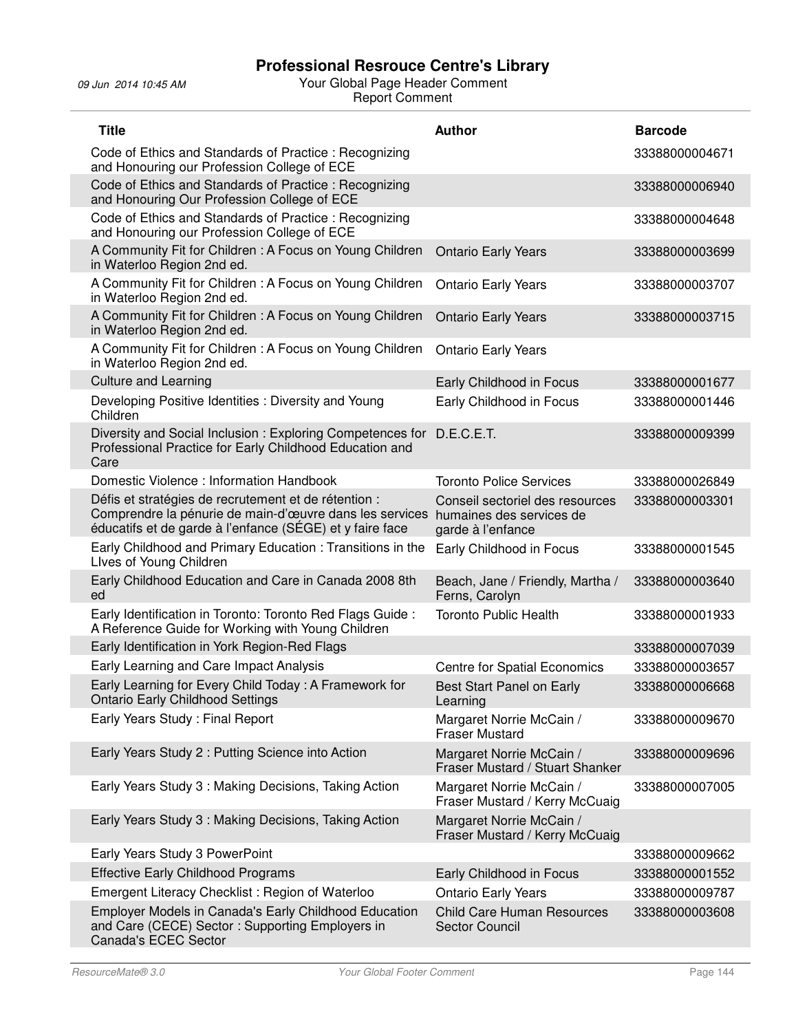| Title | Author | Barcode |
|---|---|---|
| Code of Ethics and Standards of Practice : Recognizing and Honouring our Profession College of ECE | | 33388000004671 |
| Code of Ethics and Standards of Practice : Recognizing and Honouring Our Profession College of ECE | | 33388000006940 |
| Code of Ethics and Standards of Practice : Recognizing and Honouring our Profession College of ECE | | 33388000004648 |
| A Community Fit for Children : A Focus on Young Children in Waterloo Region 2nd ed. | Ontario Early Years | 33388000003699 |
| A Community Fit for Children : A Focus on Young Children in Waterloo Region 2nd ed. | Ontario Early Years | 33388000003707 |
| A Community Fit for Children : A Focus on Young Children in Waterloo Region 2nd ed. | Ontario Early Years | 33388000003715 |
| A Community Fit for Children : A Focus on Young Children in Waterloo Region 2nd ed. | Ontario Early Years | |
| Culture and Learning | Early Childhood in Focus | 33388000001677 |
| Developing Positive Identities : Diversity and Young Children | Early Childhood in Focus | 33388000001446 |
| Diversity and Social Inclusion : Exploring Competences for Professional Practice for Early Childhood Education and Care | D.E.C.E.T. | 33388000009399 |
| Domestic Violence : Information Handbook | Toronto Police Services | 33388000026849 |
| Défis et stratégies de recrutement et de rétention : Comprendre la pénurie de main-d'œuvre dans les services éducatifs et de garde à l'enfance (SÉGE) et y faire face | Conseil sectoriel des resources humaines des services de garde à l'enfance | 33388000003301 |
| Early Childhood and Primary Education : Transitions in the LIves of Young Children | Early Childhood in Focus | 33388000001545 |
| Early Childhood Education and Care in Canada 2008 8th ed | Beach, Jane / Friendly, Martha / Ferns, Carolyn | 33388000003640 |
| Early Identification in Toronto: Toronto Red Flags Guide : A Reference Guide for Working with Young Children | Toronto Public Health | 33388000001933 |
| Early Identification in York Region-Red Flags | | 33388000007039 |
| Early Learning and Care Impact Analysis | Centre for Spatial Economics | 33388000003657 |
| Early Learning for Every Child Today : A Framework for Ontario Early Childhood Settings | Best Start Panel on Early Learning | 33388000006668 |
| Early Years Study : Final Report | Margaret Norrie McCain / Fraser Mustard | 33388000009670 |
| Early Years Study 2 : Putting Science into Action | Margaret Norrie McCain / Fraser Mustard / Stuart Shanker | 33388000009696 |
| Early Years Study 3 : Making Decisions, Taking Action | Margaret Norrie McCain / Fraser Mustard / Kerry McCuaig | 33388000007005 |
| Early Years Study 3 : Making Decisions, Taking Action | Margaret Norrie McCain / Fraser Mustard / Kerry McCuaig | |
| Early Years Study 3 PowerPoint | | 33388000009662 |
| Effective Early Childhood Programs | Early Childhood in Focus | 33388000001552 |
| Emergent Literacy Checklist : Region of Waterloo | Ontario Early Years | 33388000009787 |
| Employer Models in Canada's Early Childhood Education and Care (CECE) Sector : Supporting Employers in Canada's ECEC Sector | Child Care Human Resources Sector Council | 33388000003608 |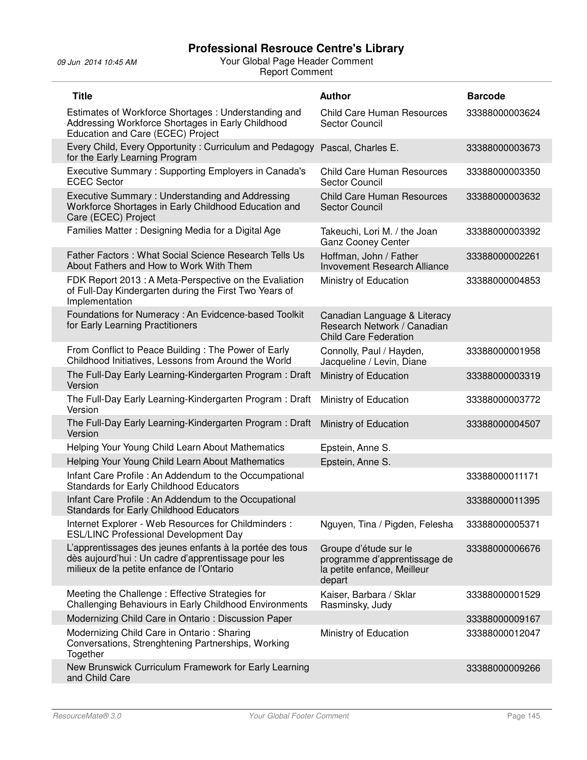# Professional Resrouce Centre's Library

09 Jun 2014 10:45 AM

Your Global Page Header Comment

Report Comment

| Title | Author | Barcode |
|---|---|---|
| Estimates of Workforce Shortages : Understanding and Addressing Workforce Shortages in Early Childhood Education and Care (ECEC) Project | Child Care Human Resources Sector Council | 33388000003624 |
| Every Child, Every Opportunity : Curriculum and Pedagogy for the Early Learning Program | Pascal, Charles E. | 33388000003673 |
| Executive Summary : Supporting Employers in Canada's ECEC Sector | Child Care Human Resources Sector Council | 33388000003350 |
| Executive Summary : Understanding and Addressing Workforce Shortages in Early Childhood Education and Care (ECEC) Project | Child Care Human Resources Sector Council | 33388000003632 |
| Families Matter : Designing Media for a Digital Age | Takeuchi, Lori M. / the Joan Ganz Cooney Center | 33388000003392 |
| Father Factors : What Social Science Research Tells Us About Fathers and How to Work With Them | Hoffman, John / Father Invovement Research Alliance | 33388000002261 |
| FDK Report 2013 : A Meta-Perspective on the Evaliation of Full-Day Kindergarten during the First Two Years of Implementation | Ministry of Education | 33388000004853 |
| Foundations for Numeracy : An Evidcence-based Toolkit for Early Learning Practitioners | Canadian Language & Literacy Research Network / Canadian Child Care Federation | |
| From Conflict to Peace Building : The Power of Early Childhood Initiatives, Lessons from Around the World | Connolly, Paul / Hayden, Jacqueline / Levin, Diane | 33388000001958 |
| The Full-Day Early Learning-Kindergarten Program : Draft Version | Ministry of Education | 33388000003319 |
| The Full-Day Early Learning-Kindergarten Program : Draft Version | Ministry of Education | 33388000003772 |
| The Full-Day Early Learning-Kindergarten Program : Draft Version | Ministry of Education | 33388000004507 |
| Helping Your Young Child Learn About Mathematics | Epstein, Anne S. | |
| Helping Your Young Child Learn About Mathematics | Epstein, Anne S. | |
| Infant Care Profile : An Addendum to the Occupational Standards for Early Childhood Educators | | 33388000011171 |
| Infant Care Profile : An Addendum to the Occupational Standards for Early Childhood Educators | | 33388000011395 |
| Internet Explorer - Web Resources for Childminders : ESL/LINC Professional Development Day | Nguyen, Tina / Pigden, Felesha | 33388000005371 |
| L'apprentissages des jeunes enfants à la portée des tous dès aujourd'hui : Un cadre d'apprentissage pour les milieux de la petite enfance de l'Ontario | Groupe d'étude sur le programme d'apprentissage de la petite enfance, Meilleur depart | 33388000006676 |
| Meeting the Challenge : Effective Strategies for Challenging Behaviours in Early Childhood Environments | Kaiser, Barbara / Sklar Rasminsky, Judy | 33388000001529 |
| Modernizing Child Care in Ontario : Discussion Paper | | 33388000009167 |
| Modernizing Child Care in Ontario : Sharing Conversations, Strenghtening Partnerships, Working Together | Ministry of Education | 33388000012047 |
| New Brunswick Curriculum Framework for Early Learning and Child Care | | 33388000009266 |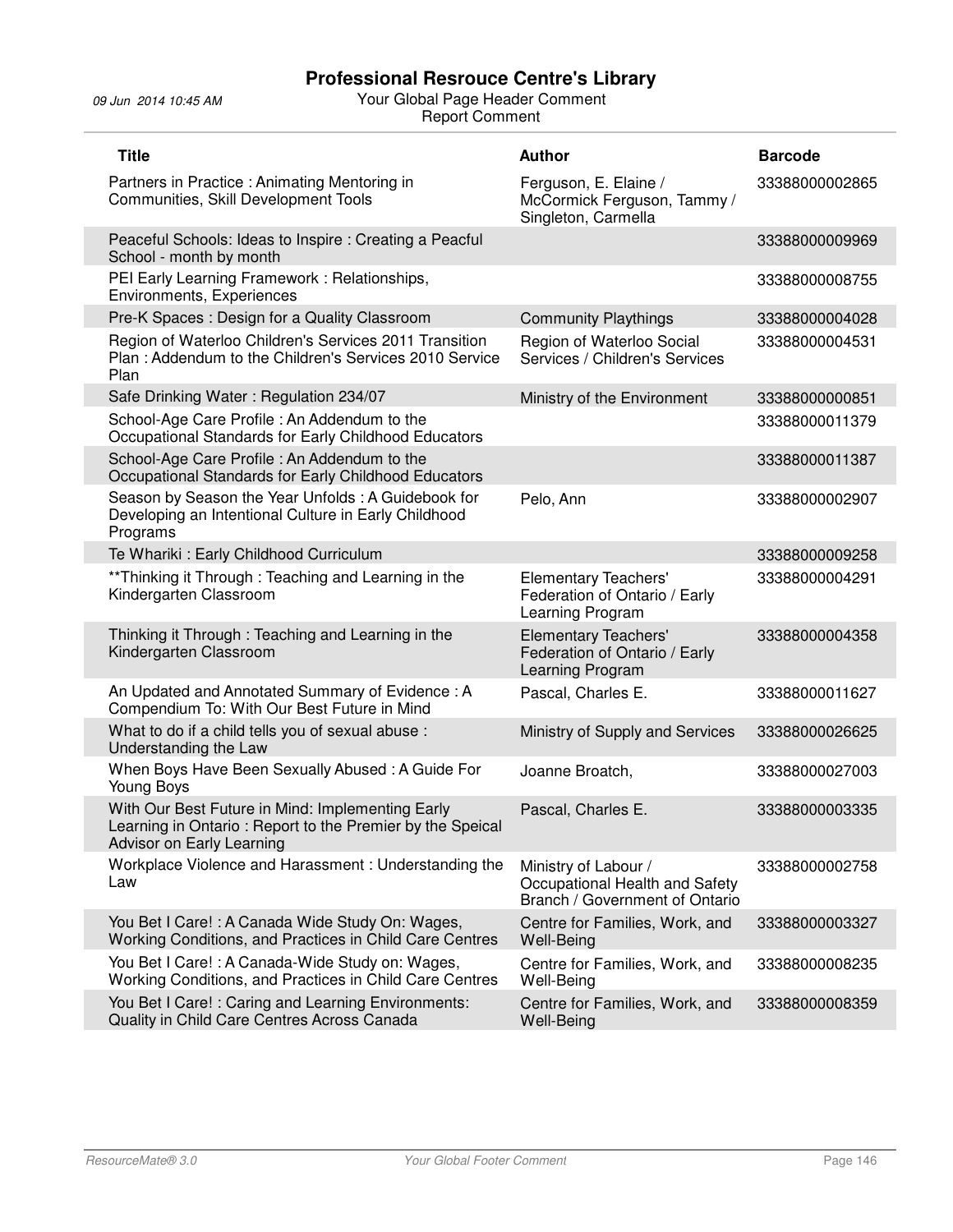# Professional Resrouce Centre's Library

09 Jun 2014 10:45 AM

Your Global Page Header Comment
Report Comment

| Title | Author | Barcode |
|---|---|---|
| Partners in Practice : Animating Mentoring in Communities, Skill Development Tools | Ferguson, E. Elaine / McCormick Ferguson, Tammy / Singleton, Carmella | 33388000002865 |
| Peaceful Schools: Ideas to Inspire : Creating a Peacful School - month by month | | 33388000009969 |
| PEI Early Learning Framework : Relationships, Environments, Experiences | | 33388000008755 |
| Pre-K Spaces : Design for a Quality Classroom | Community Playthings | 33388000004028 |
| Region of Waterloo Children's Services 2011 Transition Plan : Addendum to the Children's Services 2010 Service Plan | Region of Waterloo Social Services / Children's Services | 33388000004531 |
| Safe Drinking Water : Regulation 234/07 | Ministry of the Environment | 33388000000851 |
| School-Age Care Profile : An Addendum to the Occupational Standards for Early Childhood Educators | | 33388000011379 |
| School-Age Care Profile : An Addendum to the Occupational Standards for Early Childhood Educators | | 33388000011387 |
| Season by Season the Year Unfolds : A Guidebook for Developing an Intentional Culture in Early Childhood Programs | Pelo, Ann | 33388000002907 |
| Te Whariki : Early Childhood Curriculum | | 33388000009258 |
| **Thinking it Through : Teaching and Learning in the Kindergarten Classroom | Elementary Teachers' Federation of Ontario / Early Learning Program | 33388000004291 |
| Thinking it Through : Teaching and Learning in the Kindergarten Classroom | Elementary Teachers' Federation of Ontario / Early Learning Program | 33388000004358 |
| An Updated and Annotated Summary of Evidence : A Compendium To: With Our Best Future in Mind | Pascal, Charles E. | 33388000011627 |
| What to do if a child tells you of sexual abuse : Understanding the Law | Ministry of Supply and Services | 33388000026625 |
| When Boys Have Been Sexually Abused : A Guide For Young Boys | Joanne Broatch, | 33388000027003 |
| With Our Best Future in Mind: Implementing Early Learning in Ontario : Report to the Premier by the Speical Advisor on Early Learning | Pascal, Charles E. | 33388000003335 |
| Workplace Violence and Harassment : Understanding the Law | Ministry of Labour / Occupational Health and Safety Branch / Government of Ontario | 33388000002758 |
| You Bet I Care! : A Canada Wide Study On: Wages, Working Conditions, and Practices in Child Care Centres | Centre for Families, Work, and Well-Being | 33388000003327 |
| You Bet I Care! : A Canada-Wide Study on: Wages, Working Conditions, and Practices in Child Care Centres | Centre for Families, Work, and Well-Being | 33388000008235 |
| You Bet I Care! : Caring and Learning Environments: Quality in Child Care Centres Across Canada | Centre for Families, Work, and Well-Being | 33388000008359 |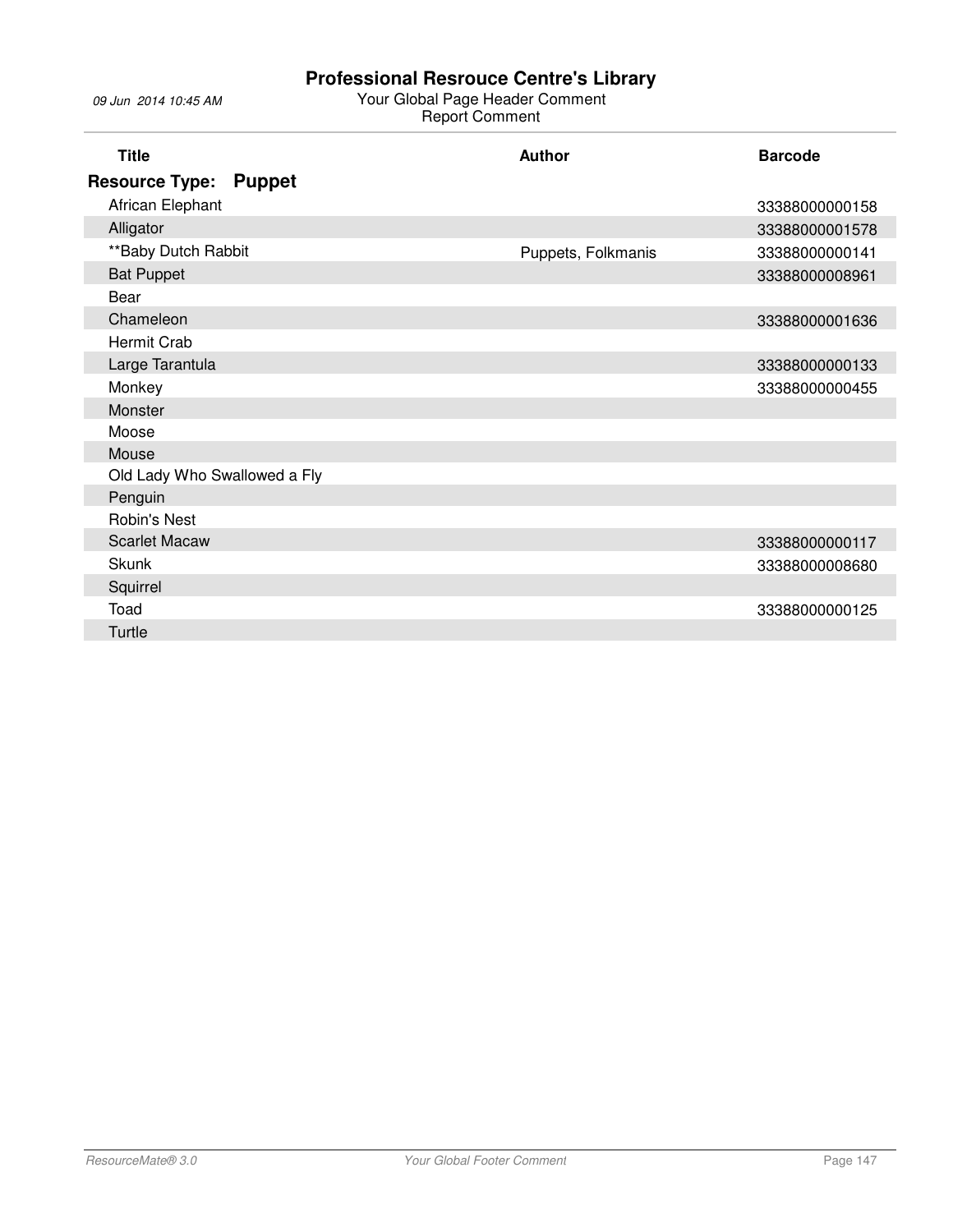# Professional Resrouce Centre's Library

09 Jun 2014 10:45 AM

Your Global Page Header Comment

Report Comment

| Title | Author | Barcode |
|---|---|---|
| **Resource Type: Puppet** | | |
| African Elephant | | 33388000000158 |
| Alligator | | 33388000001578 |
| **Baby Dutch Rabbit | Puppets, Folkmanis | 33388000000141 |
| Bat Puppet | | 33388000008961 |
| Bear | | |
| Chameleon | | 33388000001636 |
| Hermit Crab | | |
| Large Tarantula | | 33388000000133 |
| Monkey | | 33388000000455 |
| Monster | | |
| Moose | | |
| Mouse | | |
| Old Lady Who Swallowed a Fly | | |
| Penguin | | |
| Robin's Nest | | |
| Scarlet Macaw | | 33388000000117 |
| Skunk | | 33388000008680 |
| Squirrel | | |
| Toad | | 33388000000125 |
| Turtle | | |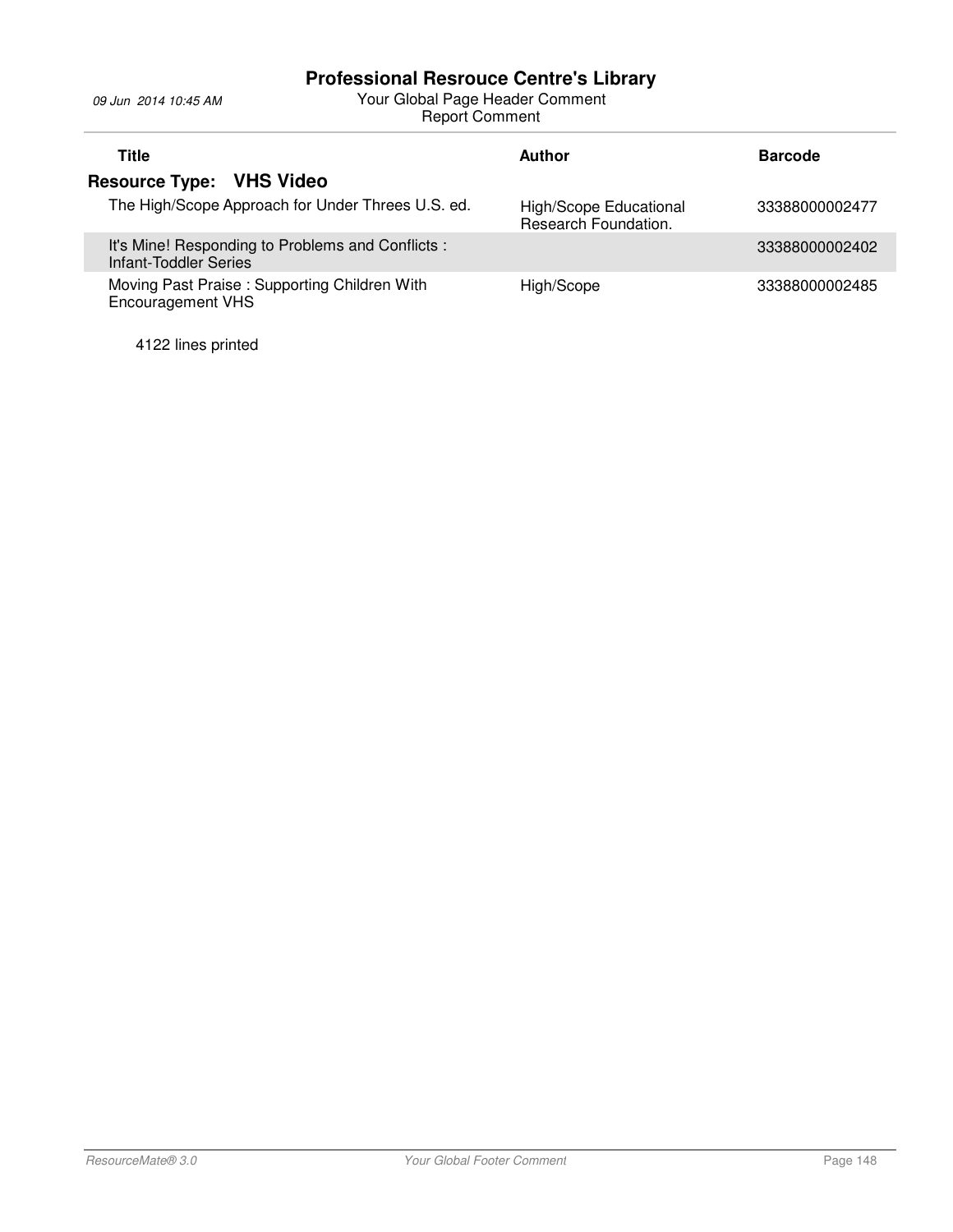| Title | Author | Barcode |
|---|---|---|
| **Resource Type: VHS Video** | | |
| The High/Scope Approach for Under Threes U.S. ed. | High/Scope Educational Research Foundation. | 33388000002477 |
| It's Mine! Responding to Problems and Conflicts : Infant-Toddler Series | | 33388000002402 |
| Moving Past Praise : Supporting Children With Encouragement VHS | High/Scope | 33388000002485 |

4122 lines printed